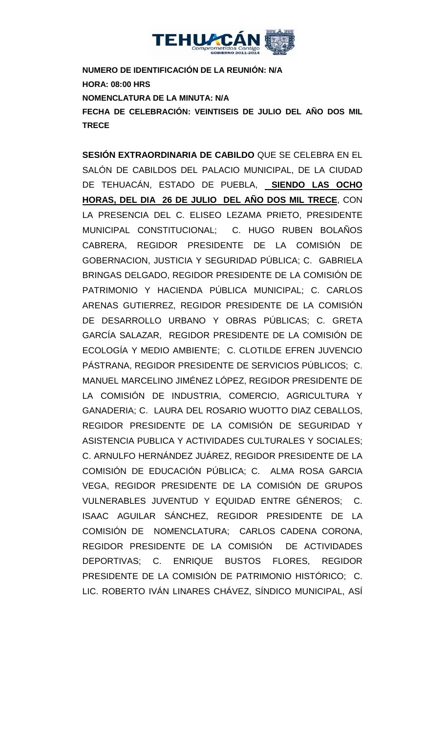**NUMERO DE IDENTIFICACIÓN DE LA REUNIÓN: N/A**

**HORA: 08:00 HRS**

**NOMENCLATURA DE LA MINUTA: N/A**

**FECHA DE CELEBRACIÓN: VEINTISEIS DE JULIO DEL AÑO DOS MIL TRECE**

**SESIÓN EXTRAORDINARIA DE CABILDO** QUE SE CELEBRA EN EL SALÓN DE CABILDOS DEL PALACIO MUNICIPAL, DE LA CIUDAD DE TEHUACÁN, ESTADO DE PUEBLA, **SIENDO LAS OCHO HORAS, DEL DIA 26 DE JULIO DEL AÑO DOS MIL TRECE**, CON LA PRESENCIA DEL C. ELISEO LEZAMA PRIETO, PRESIDENTE MUNICIPAL CONSTITUCIONAL; C. HUGO RUBEN BOLAÑOS CABRERA, REGIDOR PRESIDENTE DE LA COMISIÓN DE GOBERNACION, JUSTICIA Y SEGURIDAD PÚBLICA; C. GABRIELA BRINGAS DELGADO, REGIDOR PRESIDENTE DE LA COMISIÓN DE PATRIMONIO Y HACIENDA PÚBLICA MUNICIPAL; C. CARLOS ARENAS GUTIERREZ, REGIDOR PRESIDENTE DE LA COMISIÓN DE DESARROLLO URBANO Y OBRAS PÚBLICAS; C. GRETA GARCÍA SALAZAR, REGIDOR PRESIDENTE DE LA COMISIÓN DE ECOLOGÍA Y MEDIO AMBIENTE; C. CLOTILDE EFREN JUVENCIO PÁSTRANA, REGIDOR PRESIDENTE DE SERVICIOS PÚBLICOS; C. MANUEL MARCELINO JIMÉNEZ LÓPEZ, REGIDOR PRESIDENTE DE LA COMISIÓN DE INDUSTRIA, COMERCIO, AGRICULTURA Y GANADERIA; C. LAURA DEL ROSARIO WUOTTO DIAZ CEBALLOS, REGIDOR PRESIDENTE DE LA COMISIÓN DE SEGURIDAD Y ASISTENCIA PUBLICA Y ACTIVIDADES CULTURALES Y SOCIALES; C. ARNULFO HERNÁNDEZ JUÁREZ, REGIDOR PRESIDENTE DE LA COMISIÓN DE EDUCACIÓN PÚBLICA; C. ALMA ROSA GARCIA VEGA, REGIDOR PRESIDENTE DE LA COMISIÓN DE GRUPOS VULNERABLES JUVENTUD Y EQUIDAD ENTRE GÉNEROS; C. ISAAC AGUILAR SÁNCHEZ, REGIDOR PRESIDENTE DE LA COMISIÓN DE NOMENCLATURA; CARLOS CADENA CORONA, REGIDOR PRESIDENTE DE LA COMISIÓN DE ACTIVIDADES DEPORTIVAS; C. ENRIQUE BUSTOS FLORES, REGIDOR PRESIDENTE DE LA COMISIÓN DE PATRIMONIO HISTÓRICO; C. LIC. ROBERTO IVÁN LINARES CHÁVEZ, SÍNDICO MUNICIPAL, ASÍ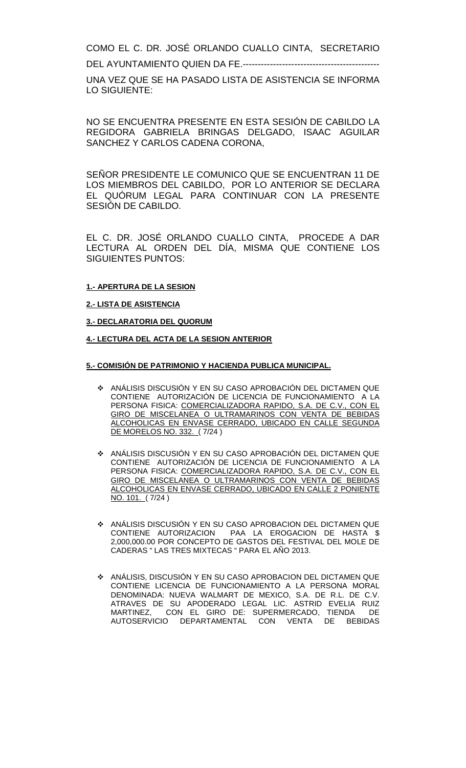COMO EL C. DR. JOSÉ ORLANDO CUALLO CINTA, SECRETARIO DEL AYUNTAMIENTO QUIEN DA FE.---------------------------------------------

UNA VEZ QUE SE HA PASADO LISTA DE ASISTENCIA SE INFORMA LO SIGUIENTE:

NO SE ENCUENTRA PRESENTE EN ESTA SESIÓN DE CABILDO LA REGIDORA GABRIELA BRINGAS DELGADO, ISAAC AGUILAR SANCHEZ Y CARLOS CADENA CORONA,

SEÑOR PRESIDENTE LE COMUNICO QUE SE ENCUENTRAN 11 DE LOS MIEMBROS DEL CABILDO, POR LO ANTERIOR SE DECLARA EL QUÓRUM LEGAL PARA CONTINUAR CON LA PRESENTE SESIÓN DE CABILDO.

EL C. DR. JOSÉ ORLANDO CUALLO CINTA, PROCEDE A DAR LECTURA AL ORDEN DEL DÍA, MISMA QUE CONTIENE LOS SIGUIENTES PUNTOS:

**1.- APERTURA DE LA SESION**

**2.- LISTA DE ASISTENCIA**

**3.- DECLARATORIA DEL QUORUM**

**4.- LECTURA DEL ACTA DE LA SESION ANTERIOR**

**5.- COMISIÓN DE PATRIMONIO Y HACIENDA PUBLICA MUNICIPAL.**

- ANÁLISIS DISCUSIÓN Y EN SU CASO APROBACIÓN DEL DICTAMEN QUE CONTIENE AUTORIZACIÓN DE LICENCIA DE FUNCIONAMIENTO A LA PERSONA FISICA: COMERCIALIZADORA RAPIDO, S.A. DE C.V., CON EL GIRO DE MISCELANEA O ULTRAMARINOS CON VENTA DE BEBIDAS ALCOHOLICAS EN ENVASE CERRADO, UBICADO EN CALLE SEGUNDA DE MORELOS NO. 332. ( 7/24 )

- ANÁLISIS DISCUSIÓN Y EN SU CASO APROBACIÓN DEL DICTAMEN QUE CONTIENE AUTORIZACIÓN DE LICENCIA DE FUNCIONAMIENTO A LA PERSONA FISICA: COMERCIALIZADORA RAPIDO, S.A. DE C.V., CON EL GIRO DE MISCELANEA O ULTRAMARINOS CON VENTA DE BEBIDAS ALCOHOLICAS EN ENVASE CERRADO, UBICADO EN CALLE 2 PONIENTE NO. 101. ( 7/24 )

- ANÁLISIS DISCUSIÓN Y EN SU CASO APROBACION DEL DICTAMEN QUE CONTIENE AUTORIZACION PAA LA EROGACION DE HASTA $ 2,000,000.00 POR CONCEPTO DE GASTOS DEL FESTIVAL DEL MOLE DE CADERAS " LAS TRES MIXTECAS " PARA EL AÑO 2013.

- ANÁLISIS, DISCUSIÓN Y EN SU CASO APROBACION DEL DICTAMEN QUE CONTIENE LICENCIA DE FUNCIONAMIENTO A LA PERSONA MORAL DENOMINADA: NUEVA WALMART DE MEXICO, S.A. DE R.L. DE C.V. ATRAVES DE SU APODERADO LEGAL LIC. ASTRID EVELIA RUIZ MARTINEZ, CON EL GIRO DE: SUPERMERCADO, TIENDA DE AUTOSERVICIO DEPARTAMENTAL CON VENTA DE BEBIDAS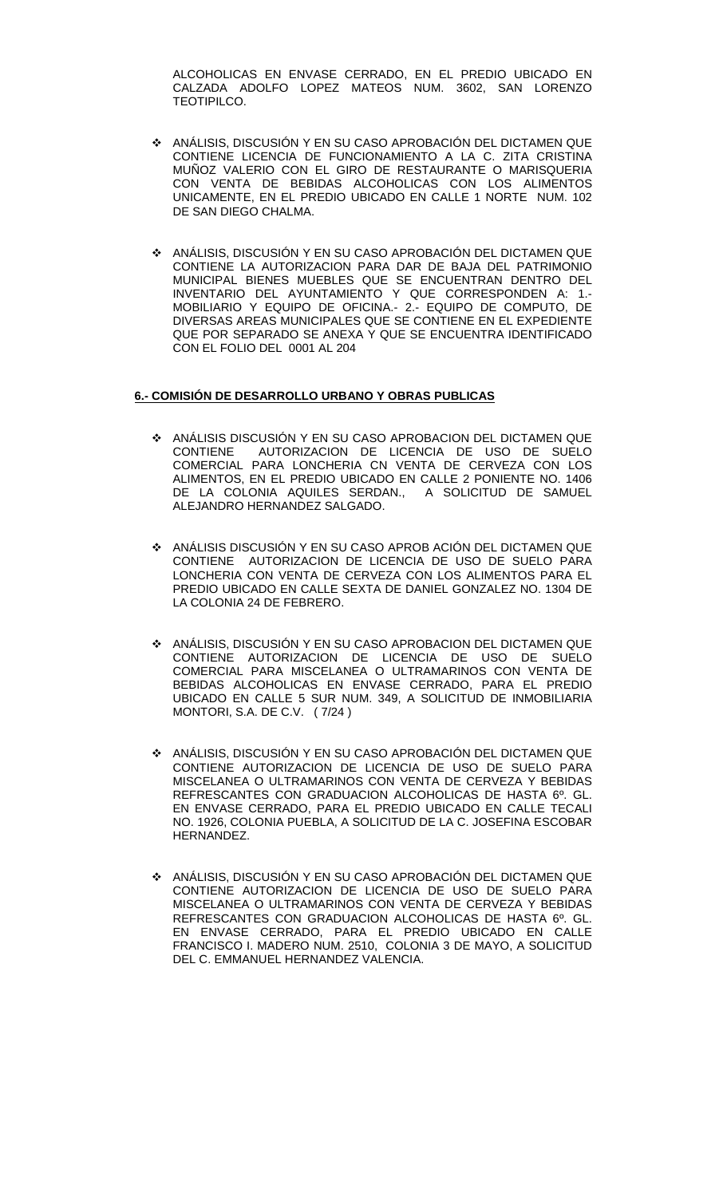ALCOHOLICAS EN ENVASE CERRADO, EN EL PREDIO UBICADO EN CALZADA ADOLFO LOPEZ MATEOS NUM. 3602, SAN LORENZO TEOTIPILCO.

- ANÁLISIS, DISCUSIÓN Y EN SU CASO APROBACIÓN DEL DICTAMEN QUE CONTIENE LICENCIA DE FUNCIONAMIENTO A LA C. ZITA CRISTINA MUÑOZ VALERIO CON EL GIRO DE RESTAURANTE O MARISQUERIA CON VENTA DE BEBIDAS ALCOHOLICAS CON LOS ALIMENTOS UNICAMENTE, EN EL PREDIO UBICADO EN CALLE 1 NORTE NUM. 102 DE SAN DIEGO CHALMA.

- ANÁLISIS, DISCUSIÓN Y EN SU CASO APROBACIÓN DEL DICTAMEN QUE CONTIENE LA AUTORIZACION PARA DAR DE BAJA DEL PATRIMONIO MUNICIPAL BIENES MUEBLES QUE SE ENCUENTRAN DENTRO DEL INVENTARIO DEL AYUNTAMIENTO Y QUE CORRESPONDEN A: 1.- MOBILIARIO Y EQUIPO DE OFICINA.- 2.- EQUIPO DE COMPUTO, DE DIVERSAS AREAS MUNICIPALES QUE SE CONTIENE EN EL EXPEDIENTE QUE POR SEPARADO SE ANEXA Y QUE SE ENCUENTRA IDENTIFICADO CON EL FOLIO DEL 0001 AL 204

**6.- COMISIÓN DE DESARROLLO URBANO Y OBRAS PUBLICAS**

- ANÁLISIS DISCUSIÓN Y EN SU CASO APROBACION DEL DICTAMEN QUE CONTIENE AUTORIZACION DE LICENCIA DE USO DE SUELO COMERCIAL PARA LONCHERIA CN VENTA DE CERVEZA CON LOS ALIMENTOS, EN EL PREDIO UBICADO EN CALLE 2 PONIENTE NO. 1406 DE LA COLONIA AQUILES SERDAN., A SOLICITUD DE SAMUEL ALEJANDRO HERNANDEZ SALGADO.

- ANÁLISIS, DISCUSIÓN Y EN SU CASO APROB ACIÓN DEL DICTAMEN QUE CONTIENE AUTORIZACION DE LICENCIA DE USO DE SUELO PARA LONCHERIA CON VENTA DE CERVEZA CON LOS ALIMENTOS PARA EL PREDIO UBICADO EN CALLE SEXTA DE DANIEL GONZALEZ NO. 1304 DE LA COLONIA 24 DE FEBRERO.

- ANÁLISIS, DISCUSIÓN Y EN SU CASO APROBACION DEL DICTAMEN QUE CONTIENE AUTORIZACION DE LICENCIA DE USO DE SUELO COMERCIAL PARA MISCELANEA O ULTRAMARINOS CON VENTA DE BEBIDAS ALCOHOLICAS EN ENVASE CERRADO, PARA EL PREDIO UBICADO EN CALLE 5 SUR NUM. 349, A SOLICITUD DE INMOBILIARIA MONTORI, S.A. DE C.V. ( 7/24 )

- ANÁLISIS, DISCUSIÓN Y EN SU CASO APROBACIÓN DEL DICTAMEN QUE CONTIENE AUTORIZACION DE LICENCIA DE USO DE SUELO PARA MISCELANEA O ULTRAMARINOS CON VENTA DE CERVEZA Y BEBIDAS REFRESCANTES CON GRADUACION ALCOHOLICAS DE HASTA 6º. GL. EN ENVASE CERRADO, PARA EL PREDIO UBICADO EN CALLE TECALI NO. 1926, COLONIA PUEBLA, A SOLICITUD DE LA C. JOSEFINA ESCOBAR HERNANDEZ.

- ANÁLISIS, DISCUSIÓN Y EN SU CASO APROBACIÓN DEL DICTAMEN QUE CONTIENE AUTORIZACION DE LICENCIA DE USO DE SUELO PARA MISCELANEA O ULTRAMARINOS CON VENTA DE CERVEZA Y BEBIDAS REFRESCANTES CON GRADUACION ALCOHOLICAS DE HASTA 6º. GL. EN ENVASE CERRADO, PARA EL PREDIO UBICADO EN CALLE FRANCISCO I. MADERO NUM. 2510, COLONIA 3 DE MAYO, A SOLICITUD DEL C. EMMANUEL HERNANDEZ VALENCIA.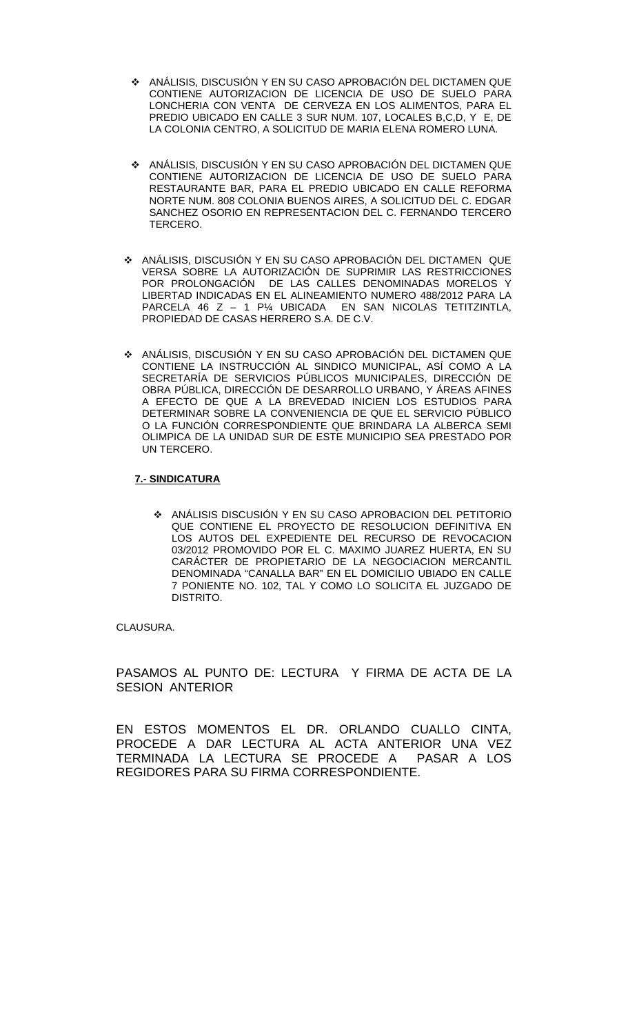- ❖ ANÁLISIS, DISCUSIÓN Y EN SU CASO APROBACIÓN DEL DICTAMEN QUE CONTIENE AUTORIZACION DE LICENCIA DE USO DE SUELO PARA LONCHERIA CON VENTA DE CERVEZA EN LOS ALIMENTOS, PARA EL PREDIO UBICADO EN CALLE 3 SUR NUM. 107, LOCALES B,C,D, Y E, DE LA COLONIA CENTRO, A SOLICITUD DE MARIA ELENA ROMERO LUNA.

- ❖ ANÁLISIS, DISCUSIÓN Y EN SU CASO APROBACIÓN DEL DICTAMEN QUE CONTIENE AUTORIZACION DE LICENCIA DE USO DE SUELO PARA RESTAURANTE BAR, PARA EL PREDIO UBICADO EN CALLE REFORMA NORTE NUM. 808 COLONIA BUENOS AIRES, A SOLICITUD DEL C. EDGAR SANCHEZ OSORIO EN REPRESENTACION DEL C. FERNANDO TERCERO TERCERO.

- ❖ ANÁLISIS, DISCUSIÓN Y EN SU CASO APROBACIÓN DEL DICTAMEN QUE VERSA SOBRE LA AUTORIZACIÓN DE SUPRIMIR LAS RESTRICCIONES POR PROLONGACIÓN DE LAS CALLES DENOMINADAS MORELOS Y LIBERTAD INDICADAS EN EL ALINEAMIENTO NUMERO 488/2012 PARA LA PARCELA 46 Z – 1 P¼ UBICADA EN SAN NICOLAS TETITZINTLA, PROPIEDAD DE CASAS HERRERO S.A. DE C.V.

- ❖ ANÁLISIS, DISCUSIÓN Y EN SU CASO APROBACIÓN DEL DICTAMEN QUE CONTIENE LA INSTRUCCIÓN AL SINDICO MUNICIPAL, ASÍ COMO A LA SECRETARÍA DE SERVICIOS PÚBLICOS MUNICIPALES, DIRECCIÓN DE OBRA PÚBLICA, DIRECCIÓN DE DESARROLLO URBANO, Y ÁREAS AFINES A EFECTO DE QUE A LA BREVEDAD INICIEN LOS ESTUDIOS PARA DETERMINAR SOBRE LA CONVENIENCIA DE QUE EL SERVICIO PÚBLICO O LA FUNCIÓN CORRESPONDIENTE QUE BRINDARA LA ALBERCA SEMI OLIMPICA DE LA UNIDAD SUR DE ESTE MUNICIPIO SEA PRESTADO POR UN TERCERO.

**7.- SINDICATURA**

- ❖ ANÁLISIS DISCUSIÓN Y EN SU CASO APROBACION DEL PETITORIO QUE CONTIENE EL PROYECTO DE RESOLUCION DEFINITIVA EN LOS AUTOS DEL EXPEDIENTE DEL RECURSO DE REVOCACION 03/2012 PROMOVIDO POR EL C. MAXIMO JUAREZ HUERTA, EN SU CARÁCTER DE PROPIETARIO DE LA NEGOCIACION MERCANTIL DENOMINADA "CANALLA BAR" EN EL DOMICILIO UBIADO EN CALLE 7 PONIENTE NO. 102, TAL Y COMO LO SOLICITA EL JUZGADO DE DISTRITO.

CLAUSURA.

PASAMOS AL PUNTO DE: LECTURA Y FIRMA DE ACTA DE LA SESION ANTERIOR

EN ESTOS MOMENTOS EL DR. ORLANDO CUALLO CINTA, PROCEDE A DAR LECTURA AL ACTA ANTERIOR UNA VEZ TERMINADA LA LECTURA SE PROCEDE A PASAR A LOS REGIDORES PARA SU FIRMA CORRESPONDIENTE.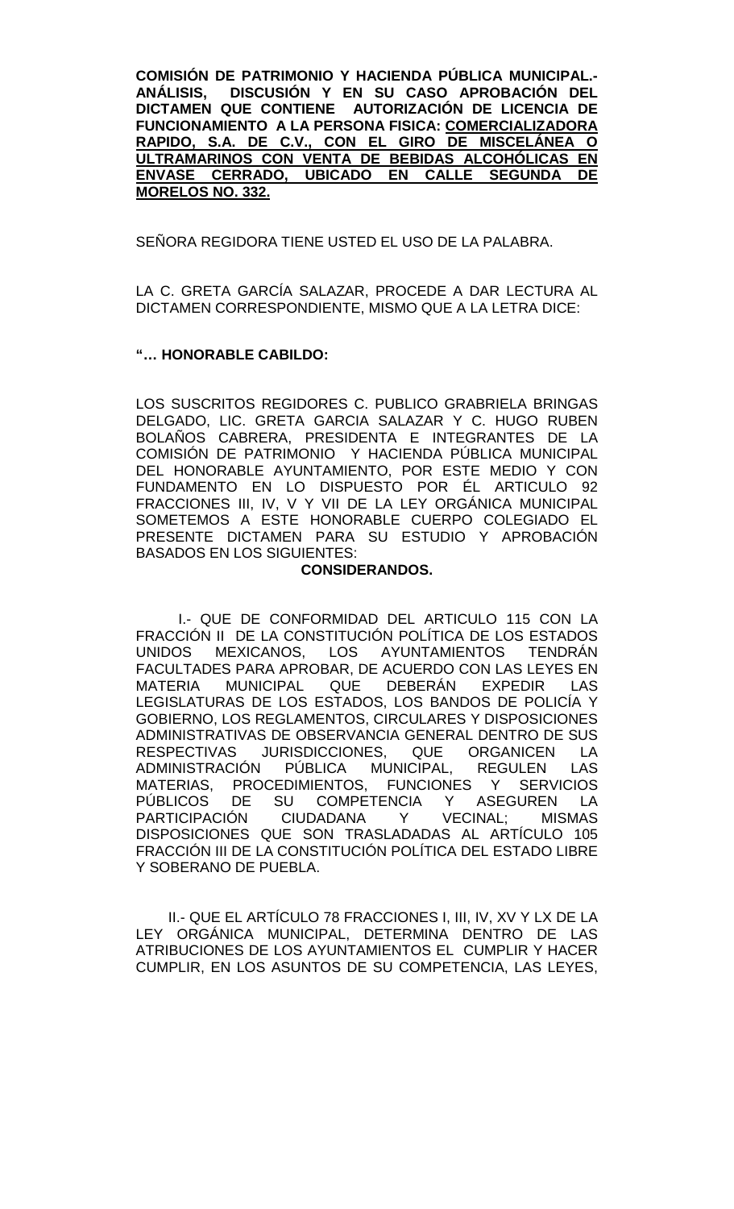**COMISIÓN DE PATRIMONIO Y HACIENDA PÚBLICA MUNICIPAL.- ANÁLISIS, DISCUSIÓN Y EN SU CASO APROBACIÓN DEL DICTAMEN QUE CONTIENE AUTORIZACIÓN DE LICENCIA DE FUNCIONAMIENTO A LA PERSONA FISICA: COMERCIALIZADORA RAPIDO, S.A. DE C.V., CON EL GIRO DE MISCELÁNEA O ULTRAMARINOS CON VENTA DE BEBIDAS ALCOHÓLICAS EN ENVASE CERRADO, UBICADO EN CALLE SEGUNDA DE MORELOS NO. 332.**

SEÑORA REGIDORA TIENE USTED EL USO DE LA PALABRA.

LA C. GRETA GARCÍA SALAZAR, PROCEDE A DAR LECTURA AL DICTAMEN CORRESPONDIENTE, MISMO QUE A LA LETRA DICE:

**"… HONORABLE CABILDO:**

LOS SUSCRITOS REGIDORES C. PUBLICO GRABRIELA BRINGAS DELGADO, LIC. GRETA GARCIA SALAZAR Y C. HUGO RUBEN BOLAÑOS CABRERA, PRESIDENTA E INTEGRANTES DE LA COMISIÓN DE PATRIMONIO Y HACIENDA PÚBLICA MUNICIPAL DEL HONORABLE AYUNTAMIENTO, POR ESTE MEDIO Y CON FUNDAMENTO EN LO DISPUESTO POR ÉL ARTICULO 92 FRACCIONES III, IV, V Y VII DE LA LEY ORGÁNICA MUNICIPAL SOMETEMOS A ESTE HONORABLE CUERPO COLEGIADO EL PRESENTE DICTAMEN PARA SU ESTUDIO Y APROBACIÓN BASADOS EN LOS SIGUIENTES:

**CONSIDERANDOS.**

I.- QUE DE CONFORMIDAD DEL ARTICULO 115 CON LA FRACCIÓN II DE LA CONSTITUCIÓN POLÍTICA DE LOS ESTADOS UNIDOS MEXICANOS, LOS AYUNTAMIENTOS TENDRÁN FACULTADES PARA APROBAR, DE ACUERDO CON LAS LEYES EN MATERIA MUNICIPAL QUE DEBERÁN EXPEDIR LAS LEGISLATURAS DE LOS ESTADOS, LOS BANDOS DE POLICÍA Y GOBIERNO, LOS REGLAMENTOS, CIRCULARES Y DISPOSICIONES ADMINISTRATIVAS DE OBSERVANCIA GENERAL DENTRO DE SUS RESPECTIVAS JURISDICCIONES, QUE ORGANICEN LA ADMINISTRACIÓN PÚBLICA MUNICIPAL, REGULEN LAS MATERIAS, PROCEDIMIENTOS, FUNCIONES Y SERVICIOS PÚBLICOS DE SU COMPETENCIA Y ASEGUREN LA PARTICIPACIÓN CIUDADANA Y VECINAL; MISMAS DISPOSICIONES QUE SON TRASLADADAS AL ARTÍCULO 105 FRACCIÓN III DE LA CONSTITUCIÓN POLÍTICA DEL ESTADO LIBRE Y SOBERANO DE PUEBLA.

II.- QUE EL ARTÍCULO 78 FRACCIONES I, III, IV, XV Y LX DE LA LEY ORGÁNICA MUNICIPAL, DETERMINA DENTRO DE LAS ATRIBUCIONES DE LOS AYUNTAMIENTOS EL CUMPLIR Y HACER CUMPLIR, EN LOS ASUNTOS DE SU COMPETENCIA, LAS LEYES,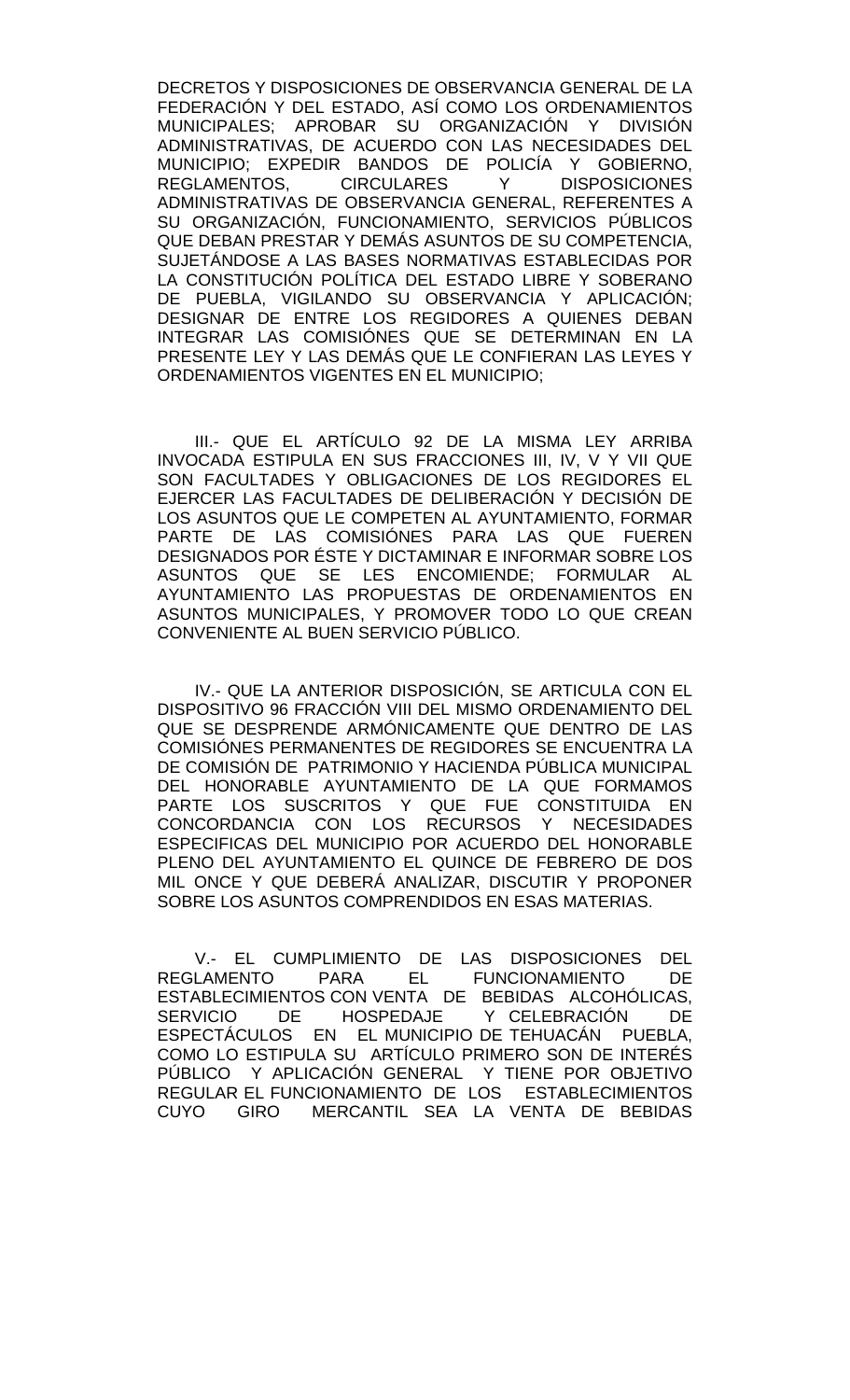DECRETOS Y DISPOSICIONES DE OBSERVANCIA GENERAL DE LA FEDERACIÓN Y DEL ESTADO, ASÍ COMO LOS ORDENAMIENTOS MUNICIPALES; APROBAR SU ORGANIZACIÓN Y DIVISIÓN ADMINISTRATIVAS, DE ACUERDO CON LAS NECESIDADES DEL MUNICIPIO; EXPEDIR BANDOS DE POLICÍA Y GOBIERNO, REGLAMENTOS, CIRCULARES Y DISPOSICIONES ADMINISTRATIVAS DE OBSERVANCIA GENERAL, REFERENTES A SU ORGANIZACIÓN, FUNCIONAMIENTO, SERVICIOS PÚBLICOS QUE DEBAN PRESTAR Y DEMÁS ASUNTOS DE SU COMPETENCIA, SUJETÁNDOSE A LAS BASES NORMATIVAS ESTABLECIDAS POR LA CONSTITUCIÓN POLÍTICA DEL ESTADO LIBRE Y SOBERANO DE PUEBLA, VIGILANDO SU OBSERVANCIA Y APLICACIÓN; DESIGNAR DE ENTRE LOS REGIDORES A QUIENES DEBAN INTEGRAR LAS COMISIÓNES QUE SE DETERMINAN EN LA PRESENTE LEY Y LAS DEMÁS QUE LE CONFIERAN LAS LEYES Y ORDENAMIENTOS VIGENTES EN EL MUNICIPIO;

III.- QUE EL ARTÍCULO 92 DE LA MISMA LEY ARRIBA INVOCADA ESTIPULA EN SUS FRACCIONES III, IV, V Y VII QUE SON FACULTADES Y OBLIGACIONES DE LOS REGIDORES EL EJERCER LAS FACULTADES DE DELIBERACIÓN Y DECISIÓN DE LOS ASUNTOS QUE LE COMPETEN AL AYUNTAMIENTO, FORMAR PARTE DE LAS COMISIÓNES PARA LAS QUE FUEREN DESIGNADOS POR ÉSTE Y DICTAMINAR E INFORMAR SOBRE LOS ASUNTOS QUE SE LES ENCOMIENDE; FORMULAR AL AYUNTAMIENTO LAS PROPUESTAS DE ORDENAMIENTOS EN ASUNTOS MUNICIPALES, Y PROMOVER TODO LO QUE CREAN CONVENIENTE AL BUEN SERVICIO PÚBLICO.

IV.- QUE LA ANTERIOR DISPOSICIÓN, SE ARTICULA CON EL DISPOSITIVO 96 FRACCIÓN VIII DEL MISMO ORDENAMIENTO DEL QUE SE DESPRENDE ARMÓNICAMENTE QUE DENTRO DE LAS COMISIÓNES PERMANENTES DE REGIDORES SE ENCUENTRA LA DE COMISIÓN DE PATRIMONIO Y HACIENDA PÚBLICA MUNICIPAL DEL HONORABLE AYUNTAMIENTO DE LA QUE FORMAMOS PARTE LOS SUSCRITOS Y QUE FUE CONSTITUIDA EN CONCORDANCIA CON LOS RECURSOS Y NECESIDADES ESPECIFICAS DEL MUNICIPIO POR ACUERDO DEL HONORABLE PLENO DEL AYUNTAMIENTO EL QUINCE DE FEBRERO DE DOS MIL ONCE Y QUE DEBERÁ ANALIZAR, DISCUTIR Y PROPONER SOBRE LOS ASUNTOS COMPRENDIDOS EN ESAS MATERIAS.

V.- EL CUMPLIMIENTO DE LAS DISPOSICIONES DEL REGLAMENTO PARA EL FUNCIONAMIENTO DE ESTABLECIMIENTOS CON VENTA DE BEBIDAS ALCOHÓLICAS, SERVICIO DE HOSPEDAJE Y CELEBRACIÓN DE ESPECTÁCULOS EN EL MUNICIPIO DE TEHUACÁN PUEBLA, COMO LO ESTIPULA SU ARTÍCULO PRIMERO SON DE INTERÉS PÚBLICO Y APLICACIÓN GENERAL Y TIENE POR OBJETIVO REGULAR EL FUNCIONAMIENTO DE LOS ESTABLECIMIENTOS CUYO GIRO MERCANTIL SEA LA VENTA DE BEBIDAS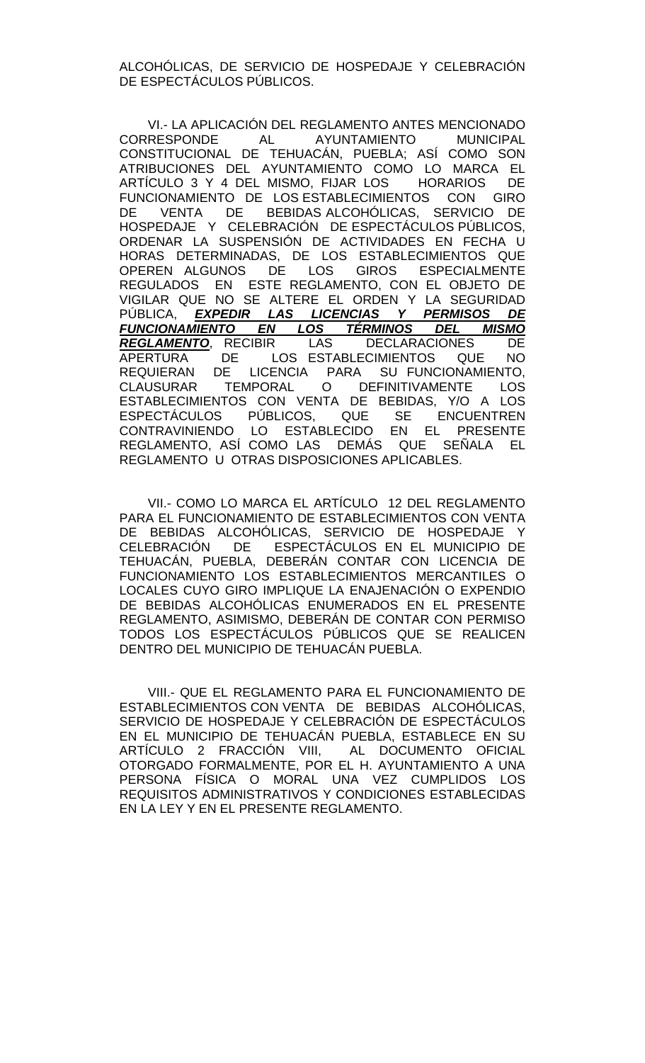ALCOHÓLICAS, DE SERVICIO DE HOSPEDAJE Y CELEBRACIÓN DE ESPECTÁCULOS PÚBLICOS.

VI.- LA APLICACIÓN DEL REGLAMENTO ANTES MENCIONADO CORRESPONDE AL AYUNTAMIENTO MUNICIPAL CONSTITUCIONAL DE TEHUACÁN, PUEBLA; ASÍ COMO SON ATRIBUCIONES DEL AYUNTAMIENTO COMO LO MARCA EL ARTÍCULO 3 Y 4 DEL MISMO, FIJAR LOS HORARIOS DE FUNCIONAMIENTO DE LOS ESTABLECIMIENTOS CON GIRO DE VENTA DE BEBIDAS ALCOHÓLICAS, SERVICIO DE HOSPEDAJE Y CELEBRACIÓN DE ESPECTÁCULOS PÚBLICOS, ORDENAR LA SUSPENSIÓN DE ACTIVIDADES EN FECHA U HORAS DETERMINADAS, DE LOS ESTABLECIMIENTOS QUE OPEREN ALGUNOS DE LOS GIROS ESPECIALMENTE REGULADOS EN ESTE REGLAMENTO, CON EL OBJETO DE VIGILAR QUE NO SE ALTERE EL ORDEN Y LA SEGURIDAD PÚBLICA, ***EXPEDIR LAS LICENCIAS Y PERMISOS DE FUNCIONAMIENTO EN LOS TÉRMINOS DEL MISMO REGLAMENTO***, RECIBIR LAS DECLARACIONES DE APERTURA DE LOS ESTABLECIMIENTOS QUE NO REQUIERAN DE LICENCIA PARA SU FUNCIONAMIENTO, CLAUSURAR TEMPORAL O DEFINITIVAMENTE LOS ESTABLECIMIENTOS CON VENTA DE BEBIDAS, Y/O A LOS ESPECTÁCULOS PÚBLICOS, QUE SE ENCUENTREN CONTRAVINIENDO LO ESTABLECIDO EN EL PRESENTE REGLAMENTO, ASÍ COMO LAS DEMÁS QUE SEÑALA EL REGLAMENTO U OTRAS DISPOSICIONES APLICABLES.

VII.- COMO LO MARCA EL ARTÍCULO 12 DEL REGLAMENTO PARA EL FUNCIONAMIENTO DE ESTABLECIMIENTOS CON VENTA DE BEBIDAS ALCOHÓLICAS, SERVICIO DE HOSPEDAJE Y CELEBRACIÓN DE ESPECTÁCULOS EN EL MUNICIPIO DE TEHUACÁN, PUEBLA, DEBERÁN CONTAR CON LICENCIA DE FUNCIONAMIENTO LOS ESTABLECIMIENTOS MERCANTILES O LOCALES CUYO GIRO IMPLIQUE LA ENAJENACIÓN O EXPENDIO DE BEBIDAS ALCOHÓLICAS ENUMERADOS EN EL PRESENTE REGLAMENTO, ASIMISMO, DEBERÁN DE CONTAR CON PERMISO TODOS LOS ESPECTÁCULOS PÚBLICOS QUE SE REALICEN DENTRO DEL MUNICIPIO DE TEHUACÁN PUEBLA.

VIII.- QUE EL REGLAMENTO PARA EL FUNCIONAMIENTO DE ESTABLECIMIENTOS CON VENTA DE BEBIDAS ALCOHÓLICAS, SERVICIO DE HOSPEDAJE Y CELEBRACIÓN DE ESPECTÁCULOS EN EL MUNICIPIO DE TEHUACÁN PUEBLA, ESTABLECE EN SU ARTÍCULO 2 FRACCIÓN VIII, AL DOCUMENTO OFICIAL OTORGADO FORMALMENTE, POR EL H. AYUNTAMIENTO A UNA PERSONA FÍSICA O MORAL UNA VEZ CUMPLIDOS LOS REQUISITOS ADMINISTRATIVOS Y CONDICIONES ESTABLECIDAS EN LA LEY Y EN EL PRESENTE REGLAMENTO.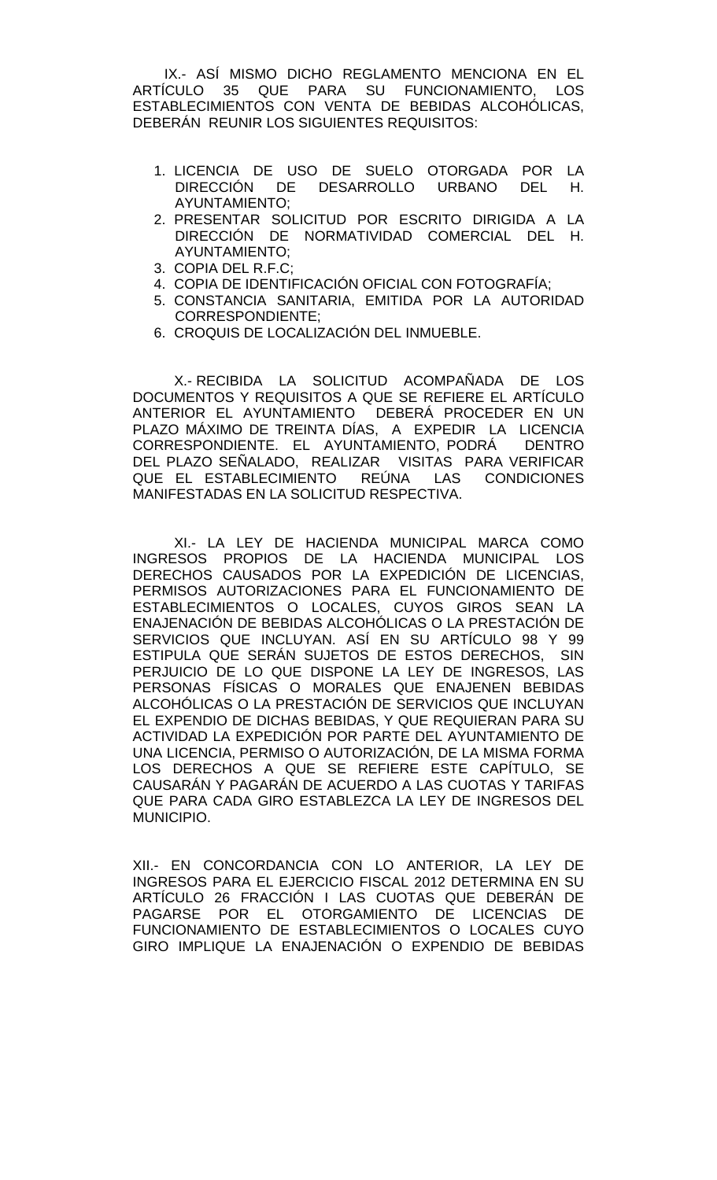IX.- ASÍ MISMO DICHO REGLAMENTO MENCIONA EN EL ARTÍCULO 35 QUE PARA SU FUNCIONAMIENTO, LOS ESTABLECIMIENTOS CON VENTA DE BEBIDAS ALCOHÓLICAS, DEBERÁN REUNIR LOS SIGUIENTES REQUISITOS:

1. LICENCIA DE USO DE SUELO OTORGADA POR LA DIRECCIÓN DE DESARROLLO URBANO DEL H. AYUNTAMIENTO;
2. PRESENTAR SOLICITUD POR ESCRITO DIRIGIDA A LA DIRECCIÓN DE NORMATIVIDAD COMERCIAL DEL H. AYUNTAMIENTO;
3. COPIA DEL R.F.C;
4. COPIA DE IDENTIFICACIÓN OFICIAL CON FOTOGRAFÍA;
5. CONSTANCIA SANITARIA, EMITIDA POR LA AUTORIDAD CORRESPONDIENTE;
6. CROQUIS DE LOCALIZACIÓN DEL INMUEBLE.

X.- RECIBIDA LA SOLICITUD ACOMPAÑADA DE LOS DOCUMENTOS Y REQUISITOS A QUE SE REFIERE EL ARTÍCULO ANTERIOR EL AYUNTAMIENTO DEBERÁ PROCEDER EN UN PLAZO MÁXIMO DE TREINTA DÍAS, A EXPEDIR LA LICENCIA CORRESPONDIENTE. EL AYUNTAMIENTO, PODRÁ DENTRO DEL PLAZO SEÑALADO, REALIZAR VISITAS PARA VERIFICAR QUE EL ESTABLECIMIENTO REÚNA LAS CONDICIONES MANIFESTADAS EN LA SOLICITUD RESPECTIVA.

XI.- LA LEY DE HACIENDA MUNICIPAL MARCA COMO INGRESOS PROPIOS DE LA HACIENDA MUNICIPAL LOS DERECHOS CAUSADOS POR LA EXPEDICIÓN DE LICENCIAS, PERMISOS AUTORIZACIONES PARA EL FUNCIONAMIENTO DE ESTABLECIMIENTOS O LOCALES, CUYOS GIROS SEAN LA ENAJENACIÓN DE BEBIDAS ALCOHÓLICAS O LA PRESTACIÓN DE SERVICIOS QUE INCLUYAN. ASÍ EN SU ARTÍCULO 98 Y 99 ESTIPULA QUE SERÁN SUJETOS DE ESTOS DERECHOS, SIN PERJUICIO DE LO QUE DISPONE LA LEY DE INGRESOS, LAS PERSONAS FÍSICAS O MORALES QUE ENAJENEN BEBIDAS ALCOHÓLICAS O LA PRESTACIÓN DE SERVICIOS QUE INCLUYAN EL EXPENDIO DE DICHAS BEBIDAS, Y QUE REQUIERAN PARA SU ACTIVIDAD LA EXPEDICIÓN POR PARTE DEL AYUNTAMIENTO DE UNA LICENCIA, PERMISO O AUTORIZACIÓN, DE LA MISMA FORMA LOS DERECHOS A QUE SE REFIERE ESTE CAPÍTULO, SE CAUSARÁN Y PAGARÁN DE ACUERDO A LAS CUOTAS Y TARIFAS QUE PARA CADA GIRO ESTABLEZCA LA LEY DE INGRESOS DEL MUNICIPIO.

XII.- EN CONCORDANCIA CON LO ANTERIOR, LA LEY DE INGRESOS PARA EL EJERCICIO FISCAL 2012 DETERMINA EN SU ARTÍCULO 26 FRACCIÓN I LAS CUOTAS QUE DEBERÁN DE PAGARSE POR EL OTORGAMIENTO DE LICENCIAS DE FUNCIONAMIENTO DE ESTABLECIMIENTOS O LOCALES CUYO GIRO IMPLIQUE LA ENAJENACIÓN O EXPENDIO DE BEBIDAS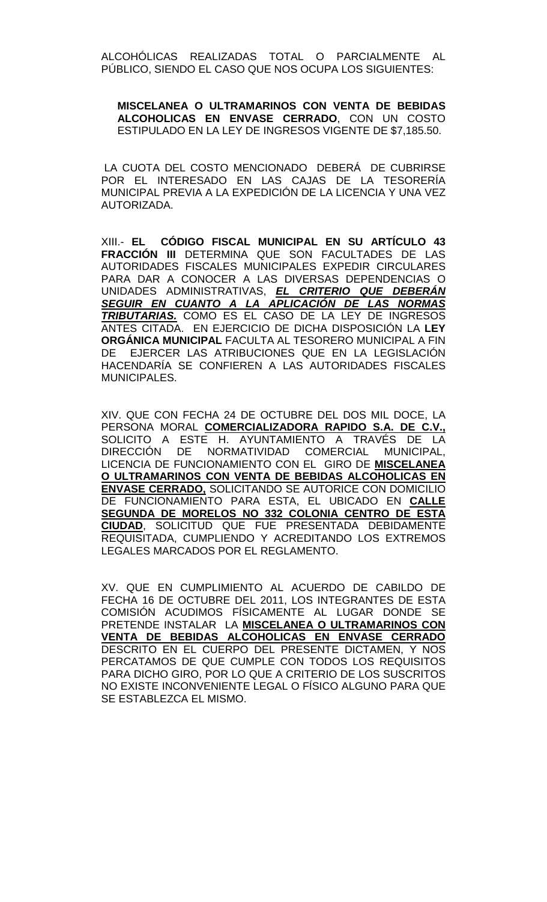ALCOHÓLICAS REALIZADAS TOTAL O PARCIALMENTE AL PÚBLICO, SIENDO EL CASO QUE NOS OCUPA LOS SIGUIENTES:

**MISCELANEA O ULTRAMARINOS CON VENTA DE BEBIDAS ALCOHOLICAS EN ENVASE CERRADO**, CON UN COSTO ESTIPULADO EN LA LEY DE INGRESOS VIGENTE DE $7,185.50.

LA CUOTA DEL COSTO MENCIONADO DEBERÁ DE CUBRIRSE POR EL INTERESADO EN LAS CAJAS DE LA TESORERÍA MUNICIPAL PREVIA A LA EXPEDICIÓN DE LA LICENCIA Y UNA VEZ AUTORIZADA.

XIII.- **EL CÓDIGO FISCAL MUNICIPAL EN SU ARTÍCULO 43 FRACCIÓN III** DETERMINA QUE SON FACULTADES DE LAS AUTORIDADES FISCALES MUNICIPALES EXPEDIR CIRCULARES PARA DAR A CONOCER A LAS DIVERSAS DEPENDENCIAS O UNIDADES ADMINISTRATIVAS, ***EL CRITERIO QUE DEBERÁN SEGUIR EN CUANTO A LA APLICACIÓN DE LAS NORMAS TRIBUTARIAS.*** COMO ES EL CASO DE LA LEY DE INGRESOS ANTES CITADA. EN EJERCICIO DE DICHA DISPOSICIÓN LA **LEY ORGÁNICA MUNICIPAL** FACULTA AL TESORERO MUNICIPAL A FIN DE EJERCER LAS ATRIBUCIONES QUE EN LA LEGISLACIÓN HACENDARÍA SE CONFIEREN A LAS AUTORIDADES FISCALES MUNICIPALES.

XIV. QUE CON FECHA 24 DE OCTUBRE DEL DOS MIL DOCE, LA PERSONA MORAL **COMERCIALIZADORA RAPIDO S.A. DE C.V.,** SOLICITO A ESTE H. AYUNTAMIENTO A TRAVÉS DE LA DIRECCIÓN DE NORMATIVIDAD COMERCIAL MUNICIPAL, LICENCIA DE FUNCIONAMIENTO CON EL GIRO DE **MISCELANEA O ULTRAMARINOS CON VENTA DE BEBIDAS ALCOHOLICAS EN ENVASE CERRADO,** SOLICITANDO SE AUTORICE CON DOMICILIO DE FUNCIONAMIENTO PARA ESTA, EL UBICADO EN **CALLE SEGUNDA DE MORELOS NO 332 COLONIA CENTRO DE ESTA CIUDAD**, SOLICITUD QUE FUE PRESENTADA DEBIDAMENTE REQUISITADA, CUMPLIENDO Y ACREDITANDO LOS EXTREMOS LEGALES MARCADOS POR EL REGLAMENTO.

XV. QUE EN CUMPLIMIENTO AL ACUERDO DE CABILDO DE FECHA 16 DE OCTUBRE DEL 2011, LOS INTEGRANTES DE ESTA COMISIÓN ACUDIMOS FÍSICAMENTE AL LUGAR DONDE SE PRETENDE INSTALAR LA **MISCELANEA O ULTRAMARINOS CON VENTA DE BEBIDAS ALCOHOLICAS EN ENVASE CERRADO** DESCRITO EN EL CUERPO DEL PRESENTE DICTAMEN, Y NOS PERCATAMOS DE QUE CUMPLE CON TODOS LOS REQUISITOS PARA DICHO GIRO, POR LO QUE A CRITERIO DE LOS SUSCRITOS NO EXISTE INCONVENIENTE LEGAL O FÍSICO ALGUNO PARA QUE SE ESTABLEZCA EL MISMO.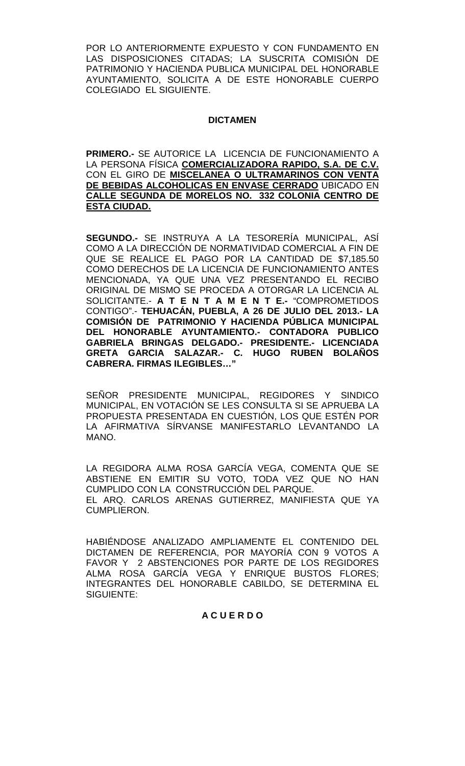POR LO ANTERIORMENTE EXPUESTO Y CON FUNDAMENTO EN LAS DISPOSICIONES CITADAS; LA SUSCRITA COMISIÓN DE PATRIMONIO Y HACIENDA PUBLICA MUNICIPAL DEL HONORABLE AYUNTAMIENTO, SOLICITA A DE ESTE HONORABLE CUERPO COLEGIADO EL SIGUIENTE.

**DICTAMEN**

**PRIMERO.-** SE AUTORICE LA LICENCIA DE FUNCIONAMIENTO A LA PERSONA FÍSICA **COMERCIALIZADORA RAPIDO, S.A. DE C.V.** CON EL GIRO DE **MISCELANEA O ULTRAMARINOS CON VENTA DE BEBIDAS ALCOHOLICAS EN ENVASE CERRADO** UBICADO EN **CALLE SEGUNDA DE MORELOS NO. 332 COLONIA CENTRO DE ESTA CIUDAD.**

**SEGUNDO.-** SE INSTRUYA A LA TESORERÍA MUNICIPAL, ASÍ COMO A LA DIRECCIÓN DE NORMATIVIDAD COMERCIAL A FIN DE QUE SE REALICE EL PAGO POR LA CANTIDAD DE $7,185.50 COMO DERECHOS DE LA LICENCIA DE FUNCIONAMIENTO ANTES MENCIONADA, YA QUE UNA VEZ PRESENTANDO EL RECIBO ORIGINAL DE MISMO SE PROCEDA A OTORGAR LA LICENCIA AL SOLICITANTE.- **A T E N T A M E N T E.-** "COMPROMETIDOS CONTIGO".- **TEHUACÁN, PUEBLA, A 26 DE JULIO DEL 2013.- LA COMISIÓN DE PATRIMONIO Y HACIENDA PÚBLICA MUNICIPAL DEL HONORABLE AYUNTAMIENTO.- CONTADORA PUBLICO GABRIELA BRINGAS DELGADO.- PRESIDENTE.- LICENCIADA GRETA GARCIA SALAZAR.- C. HUGO RUBEN BOLAÑOS CABRERA. FIRMAS ILEGIBLES…"**

SEÑOR PRESIDENTE MUNICIPAL, REGIDORES Y SINDICO MUNICIPAL, EN VOTACIÓN SE LES CONSULTA SI SE APRUEBA LA PROPUESTA PRESENTADA EN CUESTIÓN, LOS QUE ESTÉN POR LA AFIRMATIVA SÍRVANSE MANIFESTARLO LEVANTANDO LA MANO.

LA REGIDORA ALMA ROSA GARCÍA VEGA, COMENTA QUE SE ABSTIENE EN EMITIR SU VOTO, TODA VEZ QUE NO HAN CUMPLIDO CON LA CONSTRUCCIÓN DEL PARQUE.
EL ARQ. CARLOS ARENAS GUTIERREZ, MANIFIESTA QUE YA CUMPLIERON.

HABIÉNDOSE ANALIZADO AMPLIAMENTE EL CONTENIDO DEL DICTAMEN DE REFERENCIA, POR MAYORÍA CON 9 VOTOS A FAVOR Y 2 ABSTENCIONES POR PARTE DE LOS REGIDORES ALMA ROSA GARCÍA VEGA Y ENRIQUE BUSTOS FLORES; INTEGRANTES DEL HONORABLE CABILDO, SE DETERMINA EL SIGUIENTE:

**A C U E R D O**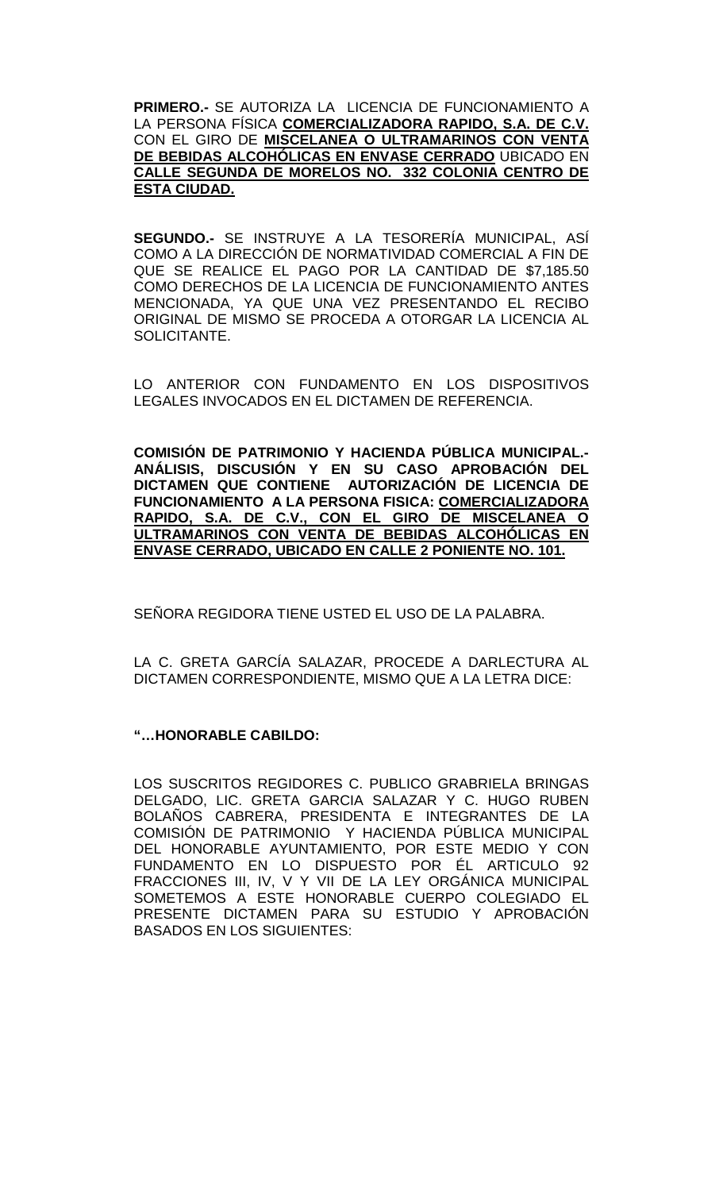**PRIMERO.-** SE AUTORIZA LA LICENCIA DE FUNCIONAMIENTO A LA PERSONA FÍSICA **COMERCIALIZADORA RAPIDO, S.A. DE C.V.** CON EL GIRO DE **MISCELANEA O ULTRAMARINOS CON VENTA DE BEBIDAS ALCOHÓLICAS EN ENVASE CERRADO** UBICADO EN **CALLE SEGUNDA DE MORELOS NO. 332 COLONIA CENTRO DE ESTA CIUDAD.**

**SEGUNDO.-** SE INSTRUYE A LA TESORERÍA MUNICIPAL, ASÍ COMO A LA DIRECCIÓN DE NORMATIVIDAD COMERCIAL A FIN DE QUE SE REALICE EL PAGO POR LA CANTIDAD DE $7,185.50 COMO DERECHOS DE LA LICENCIA DE FUNCIONAMIENTO ANTES MENCIONADA, YA QUE UNA VEZ PRESENTANDO EL RECIBO ORIGINAL DE MISMO SE PROCEDA A OTORGAR LA LICENCIA AL SOLICITANTE.

LO ANTERIOR CON FUNDAMENTO EN LOS DISPOSITIVOS LEGALES INVOCADOS EN EL DICTAMEN DE REFERENCIA.

**COMISIÓN DE PATRIMONIO Y HACIENDA PÚBLICA MUNICIPAL.- ANÁLISIS, DISCUSIÓN Y EN SU CASO APROBACIÓN DEL DICTAMEN QUE CONTIENE AUTORIZACIÓN DE LICENCIA DE FUNCIONAMIENTO A LA PERSONA FISICA: COMERCIALIZADORA RAPIDO, S.A. DE C.V., CON EL GIRO DE MISCELANEA O ULTRAMARINOS CON VENTA DE BEBIDAS ALCOHÓLICAS EN ENVASE CERRADO, UBICADO EN CALLE 2 PONIENTE NO. 101.**

SEÑORA REGIDORA TIENE USTED EL USO DE LA PALABRA.

LA C. GRETA GARCÍA SALAZAR, PROCEDE A DARLECTURA AL DICTAMEN CORRESPONDIENTE, MISMO QUE A LA LETRA DICE:

**"…HONORABLE CABILDO:**

LOS SUSCRITOS REGIDORES C. PUBLICO GRABRIELA BRINGAS DELGADO, LIC. GRETA GARCIA SALAZAR Y C. HUGO RUBEN BOLAÑOS CABRERA, PRESIDENTA E INTEGRANTES DE LA COMISIÓN DE PATRIMONIO Y HACIENDA PÚBLICA MUNICIPAL DEL HONORABLE AYUNTAMIENTO, POR ESTE MEDIO Y CON FUNDAMENTO EN LO DISPUESTO POR ÉL ARTICULO 92 FRACCIONES III, IV, V Y VII DE LA LEY ORGÁNICA MUNICIPAL SOMETEMOS A ESTE HONORABLE CUERPO COLEGIADO EL PRESENTE DICTAMEN PARA SU ESTUDIO Y APROBACIÓN BASADOS EN LOS SIGUIENTES: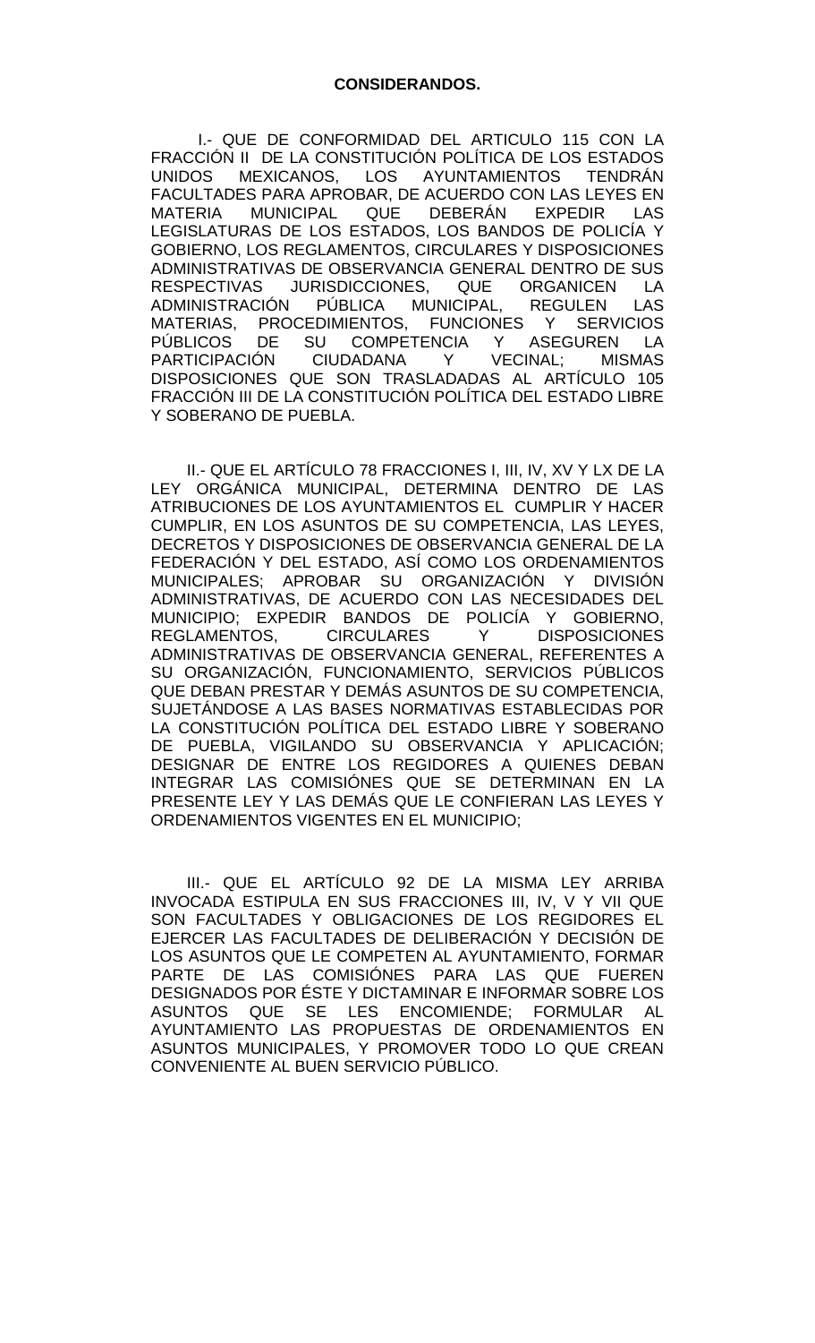**CONSIDERANDOS.**

I.- QUE DE CONFORMIDAD DEL ARTICULO 115 CON LA FRACCIÓN II DE LA CONSTITUCIÓN POLÍTICA DE LOS ESTADOS UNIDOS MEXICANOS, LOS AYUNTAMIENTOS TENDRÁN FACULTADES PARA APROBAR, DE ACUERDO CON LAS LEYES EN MATERIA MUNICIPAL QUE DEBERÁN EXPEDIR LAS LEGISLATURAS DE LOS ESTADOS, LOS BANDOS DE POLICÍA Y GOBIERNO, LOS REGLAMENTOS, CIRCULARES Y DISPOSICIONES ADMINISTRATIVAS DE OBSERVANCIA GENERAL DENTRO DE SUS RESPECTIVAS JURISDICCIONES, QUE ORGANICEN LA ADMINISTRACIÓN PÚBLICA MUNICIPAL, REGULEN LAS MATERIAS, PROCEDIMIENTOS, FUNCIONES Y SERVICIOS PÚBLICOS DE SU COMPETENCIA Y ASEGUREN LA PARTICIPACIÓN CIUDADANA Y VECINAL; MISMAS DISPOSICIONES QUE SON TRASLADADAS AL ARTÍCULO 105 FRACCIÓN III DE LA CONSTITUCIÓN POLÍTICA DEL ESTADO LIBRE Y SOBERANO DE PUEBLA.

II.- QUE EL ARTÍCULO 78 FRACCIONES I, III, IV, XV Y LX DE LA LEY ORGÁNICA MUNICIPAL, DETERMINA DENTRO DE LAS ATRIBUCIONES DE LOS AYUNTAMIENTOS EL CUMPLIR Y HACER CUMPLIR, EN LOS ASUNTOS DE SU COMPETENCIA, LAS LEYES, DECRETOS Y DISPOSICIONES DE OBSERVANCIA GENERAL DE LA FEDERACIÓN Y DEL ESTADO, ASÍ COMO LOS ORDENAMIENTOS MUNICIPALES; APROBAR SU ORGANIZACIÓN Y DIVISIÓN ADMINISTRATIVAS, DE ACUERDO CON LAS NECESIDADES DEL MUNICIPIO; EXPEDIR BANDOS DE POLICÍA Y GOBIERNO, REGLAMENTOS, CIRCULARES Y DISPOSICIONES ADMINISTRATIVAS DE OBSERVANCIA GENERAL, REFERENTES A SU ORGANIZACIÓN, FUNCIONAMIENTO, SERVICIOS PÚBLICOS QUE DEBAN PRESTAR Y DEMÁS ASUNTOS DE SU COMPETENCIA, SUJETÁNDOSE A LAS BASES NORMATIVAS ESTABLECIDAS POR LA CONSTITUCIÓN POLÍTICA DEL ESTADO LIBRE Y SOBERANO DE PUEBLA, VIGILANDO SU OBSERVANCIA Y APLICACIÓN; DESIGNAR DE ENTRE LOS REGIDORES A QUIENES DEBAN INTEGRAR LAS COMISIÓNES QUE SE DETERMINAN EN LA PRESENTE LEY Y LAS DEMÁS QUE LE CONFIERAN LAS LEYES Y ORDENAMIENTOS VIGENTES EN EL MUNICIPIO;

III.- QUE EL ARTÍCULO 92 DE LA MISMA LEY ARRIBA INVOCADA ESTIPULA EN SUS FRACCIONES III, IV, V Y VII QUE SON FACULTADES Y OBLIGACIONES DE LOS REGIDORES EL EJERCER LAS FACULTADES DE DELIBERACIÓN Y DECISIÓN DE LOS ASUNTOS QUE LE COMPETEN AL AYUNTAMIENTO, FORMAR PARTE DE LAS COMISIÓNES PARA LAS QUE FUEREN DESIGNADOS POR ÉSTE Y DICTAMINAR E INFORMAR SOBRE LOS ASUNTOS QUE SE LES ENCOMIENDE; FORMULAR AL AYUNTAMIENTO LAS PROPUESTAS DE ORDENAMIENTOS EN ASUNTOS MUNICIPALES, Y PROMOVER TODO LO QUE CREAN CONVENIENTE AL BUEN SERVICIO PÚBLICO.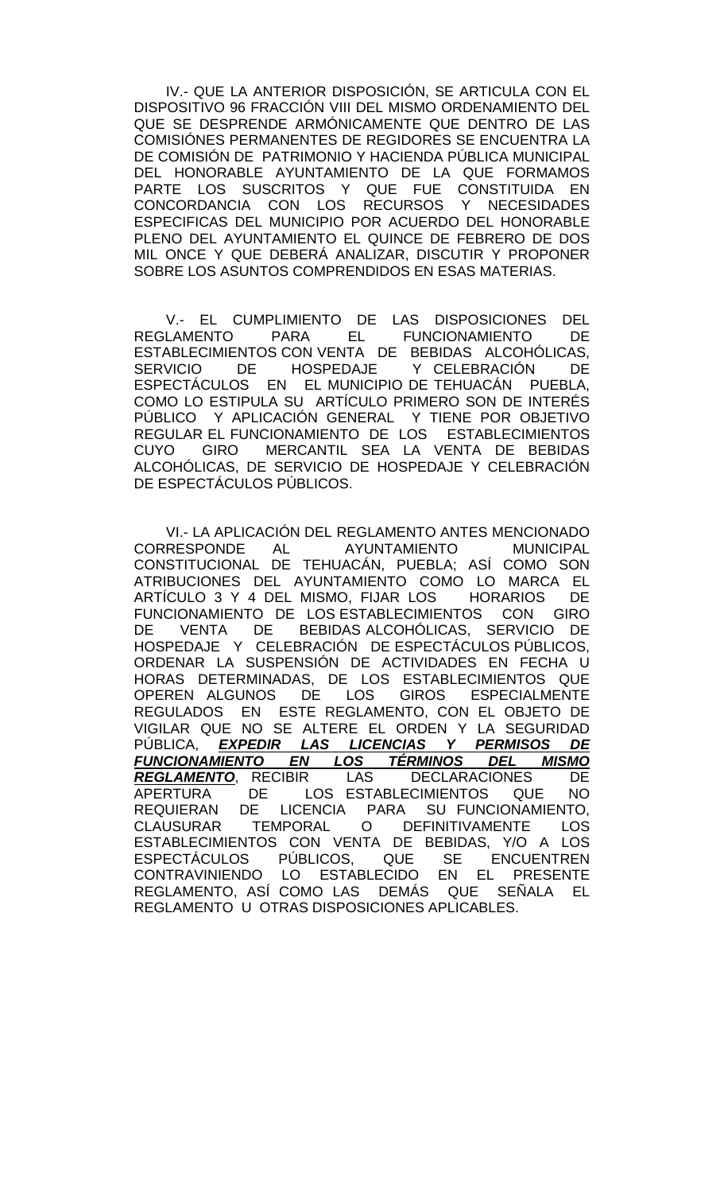IV.- QUE LA ANTERIOR DISPOSICIÓN, SE ARTICULA CON EL DISPOSITIVO 96 FRACCIÓN VIII DEL MISMO ORDENAMIENTO DEL QUE SE DESPRENDE ARMÓNICAMENTE QUE DENTRO DE LAS COMISIÓNES PERMANENTES DE REGIDORES SE ENCUENTRA LA DE COMISIÓN DE PATRIMONIO Y HACIENDA PÚBLICA MUNICIPAL DEL HONORABLE AYUNTAMIENTO DE LA QUE FORMAMOS PARTE LOS SUSCRITOS Y QUE FUE CONSTITUIDA EN CONCORDANCIA CON LOS RECURSOS Y NECESIDADES ESPECIFICAS DEL MUNICIPIO POR ACUERDO DEL HONORABLE PLENO DEL AYUNTAMIENTO EL QUINCE DE FEBRERO DE DOS MIL ONCE Y QUE DEBERÁ ANALIZAR, DISCUTIR Y PROPONER SOBRE LOS ASUNTOS COMPRENDIDOS EN ESAS MATERIAS.

V.- EL CUMPLIMIENTO DE LAS DISPOSICIONES DEL REGLAMENTO PARA EL FUNCIONAMIENTO DE ESTABLECIMIENTOS CON VENTA DE BEBIDAS ALCOHÓLICAS, SERVICIO DE HOSPEDAJE Y CELEBRACIÓN DE ESPECTÁCULOS EN EL MUNICIPIO DE TEHUACÁN PUEBLA, COMO LO ESTIPULA SU ARTÍCULO PRIMERO SON DE INTERÉS PÚBLICO Y APLICACIÓN GENERAL Y TIENE POR OBJETIVO REGULAR EL FUNCIONAMIENTO DE LOS ESTABLECIMIENTOS CUYO GIRO MERCANTIL SEA LA VENTA DE BEBIDAS ALCOHÓLICAS, DE SERVICIO DE HOSPEDAJE Y CELEBRACIÓN DE ESPECTÁCULOS PÚBLICOS.

VI.- LA APLICACIÓN DEL REGLAMENTO ANTES MENCIONADO CORRESPONDE AL AYUNTAMIENTO MUNICIPAL CONSTITUCIONAL DE TEHUACÁN, PUEBLA; ASÍ COMO SON ATRIBUCIONES DEL AYUNTAMIENTO COMO LO MARCA EL ARTÍCULO 3 Y 4 DEL MISMO, FIJAR LOS HORARIOS DE FUNCIONAMIENTO DE LOS ESTABLECIMIENTOS CON GIRO DE VENTA DE BEBIDAS ALCOHÓLICAS, SERVICIO DE HOSPEDAJE Y CELEBRACIÓN DE ESPECTÁCULOS PÚBLICOS, ORDENAR LA SUSPENSIÓN DE ACTIVIDADES EN FECHA U HORAS DETERMINADAS, DE LOS ESTABLECIMIENTOS QUE OPEREN ALGUNOS DE LOS GIROS ESPECIALMENTE REGULADOS EN ESTE REGLAMENTO, CON EL OBJETO DE VIGILAR QUE NO SE ALTERE EL ORDEN Y LA SEGURIDAD PÚBLICA, ***EXPEDIR LAS LICENCIAS Y PERMISOS DE FUNCIONAMIENTO EN LOS TÉRMINOS DEL MISMO REGLAMENTO***, RECIBIR LAS DECLARACIONES DE APERTURA DE LOS ESTABLECIMIENTOS QUE NO REQUIERAN DE LICENCIA PARA SU FUNCIONAMIENTO, CLAUSURAR TEMPORAL O DEFINITIVAMENTE LOS ESTABLECIMIENTOS CON VENTA DE BEBIDAS, Y/O A LOS ESPECTÁCULOS PÚBLICOS, QUE SE ENCUENTREN CONTRAVINIENDO LO ESTABLECIDO EN EL PRESENTE REGLAMENTO, ASÍ COMO LAS DEMÁS QUE SEÑALA EL REGLAMENTO U OTRAS DISPOSICIONES APLICABLES.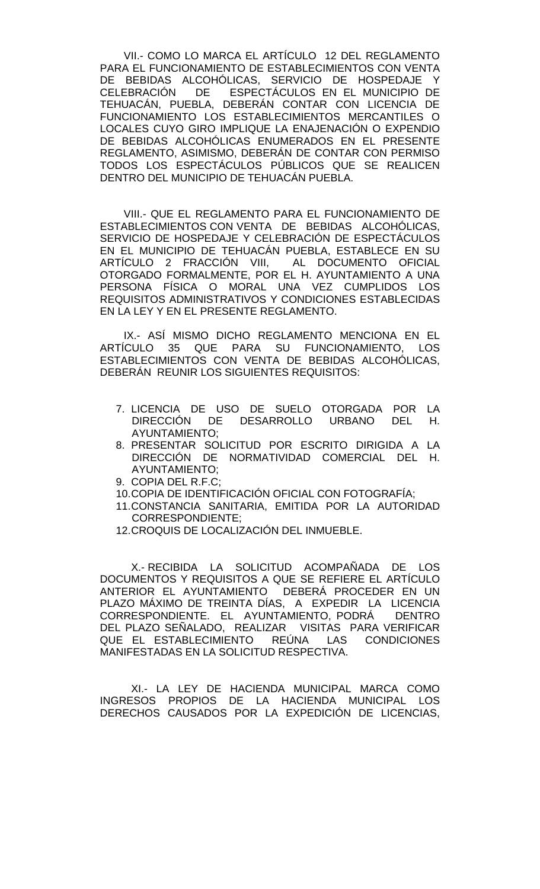VII.- COMO LO MARCA EL ARTÍCULO 12 DEL REGLAMENTO PARA EL FUNCIONAMIENTO DE ESTABLECIMIENTOS CON VENTA DE BEBIDAS ALCOHÓLICAS, SERVICIO DE HOSPEDAJE Y CELEBRACIÓN DE ESPECTÁCULOS EN EL MUNICIPIO DE TEHUACÁN, PUEBLA, DEBERÁN CONTAR CON LICENCIA DE FUNCIONAMIENTO LOS ESTABLECIMIENTOS MERCANTILES O LOCALES CUYO GIRO IMPLIQUE LA ENAJENACIÓN O EXPENDIO DE BEBIDAS ALCOHÓLICAS ENUMERADOS EN EL PRESENTE REGLAMENTO, ASIMISMO, DEBERÁN DE CONTAR CON PERMISO TODOS LOS ESPECTÁCULOS PÚBLICOS QUE SE REALICEN DENTRO DEL MUNICIPIO DE TEHUACÁN PUEBLA.

VIII.- QUE EL REGLAMENTO PARA EL FUNCIONAMIENTO DE ESTABLECIMIENTOS CON VENTA DE BEBIDAS ALCOHÓLICAS, SERVICIO DE HOSPEDAJE Y CELEBRACIÓN DE ESPECTÁCULOS EN EL MUNICIPIO DE TEHUACÁN PUEBLA, ESTABLECE EN SU ARTÍCULO 2 FRACCIÓN VIII, AL DOCUMENTO OFICIAL OTORGADO FORMALMENTE, POR EL H. AYUNTAMIENTO A UNA PERSONA FÍSICA O MORAL UNA VEZ CUMPLIDOS LOS REQUISITOS ADMINISTRATIVOS Y CONDICIONES ESTABLECIDAS EN LA LEY Y EN EL PRESENTE REGLAMENTO.

IX.- ASÍ MISMO DICHO REGLAMENTO MENCIONA EN EL ARTÍCULO 35 QUE PARA SU FUNCIONAMIENTO, LOS ESTABLECIMIENTOS CON VENTA DE BEBIDAS ALCOHÓLICAS, DEBERÁN REUNIR LOS SIGUIENTES REQUISITOS:

7. LICENCIA DE USO DE SUELO OTORGADA POR LA DIRECCIÓN DE DESARROLLO URBANO DEL H. AYUNTAMIENTO;
8. PRESENTAR SOLICITUD POR ESCRITO DIRIGIDA A LA DIRECCIÓN DE NORMATIVIDAD COMERCIAL DEL H. AYUNTAMIENTO;
9. COPIA DEL R.F.C;
10. COPIA DE IDENTIFICACIÓN OFICIAL CON FOTOGRAFÍA;
11. CONSTANCIA SANITARIA, EMITIDA POR LA AUTORIDAD CORRESPONDIENTE;
12. CROQUIS DE LOCALIZACIÓN DEL INMUEBLE.

X.- RECIBIDA LA SOLICITUD ACOMPAÑADA DE LOS DOCUMENTOS Y REQUISITOS A QUE SE REFIERE EL ARTÍCULO ANTERIOR EL AYUNTAMIENTO DEBERÁ PROCEDER EN UN PLAZO MÁXIMO DE TREINTA DÍAS, A EXPEDIR LA LICENCIA CORRESPONDIENTE. EL AYUNTAMIENTO, PODRÁ DENTRO DEL PLAZO SEÑALADO, REALIZAR VISITAS PARA VERIFICAR QUE EL ESTABLECIMIENTO REÚNA LAS CONDICIONES MANIFESTADAS EN LA SOLICITUD RESPECTIVA.

XI.- LA LEY DE HACIENDA MUNICIPAL MARCA COMO INGRESOS PROPIOS DE LA HACIENDA MUNICIPAL LOS DERECHOS CAUSADOS POR LA EXPEDICIÓN DE LICENCIAS,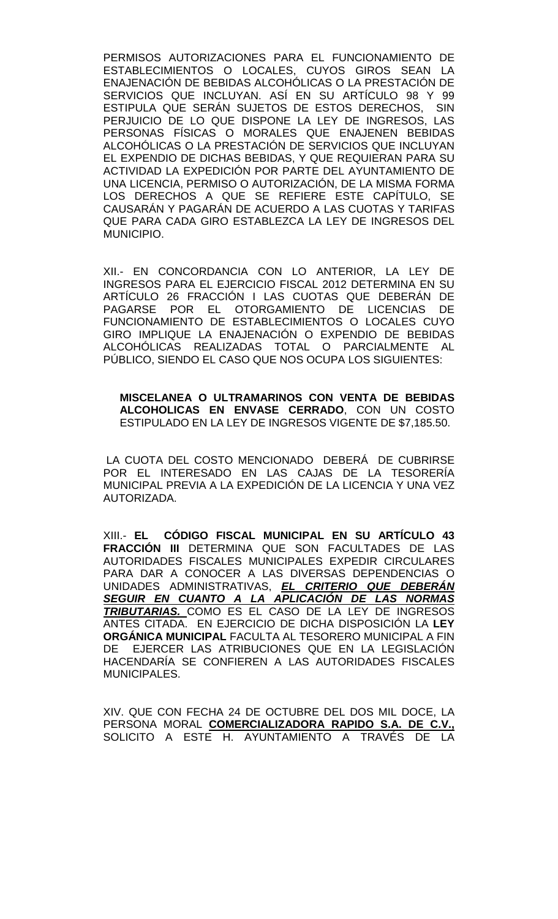PERMISOS AUTORIZACIONES PARA EL FUNCIONAMIENTO DE ESTABLECIMIENTOS O LOCALES, CUYOS GIROS SEAN LA ENAJENACIÓN DE BEBIDAS ALCOHÓLICAS O LA PRESTACIÓN DE SERVICIOS QUE INCLUYAN. ASÍ EN SU ARTÍCULO 98 Y 99 ESTIPULA QUE SERÁN SUJETOS DE ESTOS DERECHOS, SIN PERJUICIO DE LO QUE DISPONE LA LEY DE INGRESOS, LAS PERSONAS FÍSICAS O MORALES QUE ENAJENEN BEBIDAS ALCOHÓLICAS O LA PRESTACIÓN DE SERVICIOS QUE INCLUYAN EL EXPENDIO DE DICHAS BEBIDAS, Y QUE REQUIERAN PARA SU ACTIVIDAD LA EXPEDICIÓN POR PARTE DEL AYUNTAMIENTO DE UNA LICENCIA, PERMISO O AUTORIZACIÓN, DE LA MISMA FORMA LOS DERECHOS A QUE SE REFIERE ESTE CAPÍTULO, SE CAUSARÁN Y PAGARÁN DE ACUERDO A LAS CUOTAS Y TARIFAS QUE PARA CADA GIRO ESTABLEZCA LA LEY DE INGRESOS DEL MUNICIPIO.

XII.- EN CONCORDANCIA CON LO ANTERIOR, LA LEY DE INGRESOS PARA EL EJERCICIO FISCAL 2012 DETERMINA EN SU ARTÍCULO 26 FRACCIÓN I LAS CUOTAS QUE DEBERÁN DE PAGARSE POR EL OTORGAMIENTO DE LICENCIAS DE FUNCIONAMIENTO DE ESTABLECIMIENTOS O LOCALES CUYO GIRO IMPLIQUE LA ENAJENACIÓN O EXPENDIO DE BEBIDAS ALCOHÓLICAS REALIZADAS TOTAL O PARCIALMENTE AL PÚBLICO, SIENDO EL CASO QUE NOS OCUPA LOS SIGUIENTES:

> **MISCELANEA O ULTRAMARINOS CON VENTA DE BEBIDAS ALCOHOLICAS EN ENVASE CERRADO**, CON UN COSTO ESTIPULADO EN LA LEY DE INGRESOS VIGENTE DE $7,185.50.

LA CUOTA DEL COSTO MENCIONADO DEBERÁ DE CUBRIRSE POR EL INTERESADO EN LAS CAJAS DE LA TESORERÍA MUNICIPAL PREVIA A LA EXPEDICIÓN DE LA LICENCIA Y UNA VEZ AUTORIZADA.

XIII.- **EL CÓDIGO FISCAL MUNICIPAL EN SU ARTÍCULO 43 FRACCIÓN III** DETERMINA QUE SON FACULTADES DE LAS AUTORIDADES FISCALES MUNICIPALES EXPEDIR CIRCULARES PARA DAR A CONOCER A LAS DIVERSAS DEPENDENCIAS O UNIDADES ADMINISTRATIVAS, ***EL CRITERIO QUE DEBERÁN SEGUIR EN CUANTO A LA APLICACIÓN DE LAS NORMAS TRIBUTARIAS.*** COMO ES EL CASO DE LA LEY DE INGRESOS ANTES CITADA. EN EJERCICIO DE DICHA DISPOSICIÓN LA **LEY ORGÁNICA MUNICIPAL** FACULTA AL TESORERO MUNICIPAL A FIN DE EJERCER LAS ATRIBUCIONES QUE EN LA LEGISLACIÓN HACENDARÍA SE CONFIEREN A LAS AUTORIDADES FISCALES MUNICIPALES.

XIV. QUE CON FECHA 24 DE OCTUBRE DEL DOS MIL DOCE, LA PERSONA MORAL **COMERCIALIZADORA RAPIDO S.A. DE C.V.,** SOLICITO A ESTE H. AYUNTAMIENTO A TRAVÉS DE LA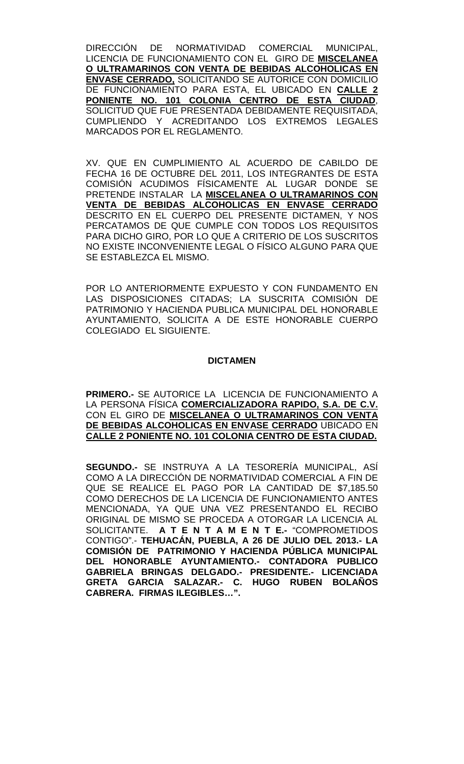DIRECCIÓN DE NORMATIVIDAD COMERCIAL MUNICIPAL, LICENCIA DE FUNCIONAMIENTO CON EL GIRO DE **MISCELANEA O ULTRAMARINOS CON VENTA DE BEBIDAS ALCOHOLICAS EN ENVASE CERRADO,** SOLICITANDO SE AUTORICE CON DOMICILIO DE FUNCIONAMIENTO PARA ESTA, EL UBICADO EN **CALLE 2 PONIENTE NO. 101 COLONIA CENTRO DE ESTA CIUDAD**, SOLICITUD QUE FUE PRESENTADA DEBIDAMENTE REQUISITADA, CUMPLIENDO Y ACREDITANDO LOS EXTREMOS LEGALES MARCADOS POR EL REGLAMENTO.

XV. QUE EN CUMPLIMIENTO AL ACUERDO DE CABILDO DE FECHA 16 DE OCTUBRE DEL 2011, LOS INTEGRANTES DE ESTA COMISIÓN ACUDIMOS FÍSICAMENTE AL LUGAR DONDE SE PRETENDE INSTALAR LA **MISCELANEA O ULTRAMARINOS CON VENTA DE BEBIDAS ALCOHOLICAS EN ENVASE CERRADO** DESCRITO EN EL CUERPO DEL PRESENTE DICTAMEN, Y NOS PERCATAMOS DE QUE CUMPLE CON TODOS LOS REQUISITOS PARA DICHO GIRO, POR LO QUE A CRITERIO DE LOS SUSCRITOS NO EXISTE INCONVENIENTE LEGAL O FÍSICO ALGUNO PARA QUE SE ESTABLEZCA EL MISMO.

POR LO ANTERIORMENTE EXPUESTO Y CON FUNDAMENTO EN LAS DISPOSICIONES CITADAS; LA SUSCRITA COMISIÓN DE PATRIMONIO Y HACIENDA PUBLICA MUNICIPAL DEL HONORABLE AYUNTAMIENTO, SOLICITA A DE ESTE HONORABLE CUERPO COLEGIADO EL SIGUIENTE.

**DICTAMEN**

**PRIMERO.-** SE AUTORICE LA LICENCIA DE FUNCIONAMIENTO A LA PERSONA FÍSICA **COMERCIALIZADORA RAPIDO, S.A. DE C.V.** CON EL GIRO DE **MISCELANEA O ULTRAMARINOS CON VENTA DE BEBIDAS ALCOHOLICAS EN ENVASE CERRADO** UBICADO EN **CALLE 2 PONIENTE NO. 101 COLONIA CENTRO DE ESTA CIUDAD.**

**SEGUNDO.-** SE INSTRUYA A LA TESORERÍA MUNICIPAL, ASÍ COMO A LA DIRECCIÓN DE NORMATIVIDAD COMERCIAL A FIN DE QUE SE REALICE EL PAGO POR LA CANTIDAD DE $7,185.50 COMO DERECHOS DE LA LICENCIA DE FUNCIONAMIENTO ANTES MENCIONADA, YA QUE UNA VEZ PRESENTANDO EL RECIBO ORIGINAL DE MISMO SE PROCEDA A OTORGAR LA LICENCIA AL SOLICITANTE. **A T E N T A M E N T E.-** "COMPROMETIDOS CONTIGO".- **TEHUACÁN, PUEBLA, A 26 DE JULIO DEL 2013.- LA COMISIÓN DE PATRIMONIO Y HACIENDA PÚBLICA MUNICIPAL DEL HONORABLE AYUNTAMIENTO.- CONTADORA PUBLICO GABRIELA BRINGAS DELGADO.- PRESIDENTE.- LICENCIADA GRETA GARCIA SALAZAR.- C. HUGO RUBEN BOLAÑOS CABRERA. FIRMAS ILEGIBLES…".**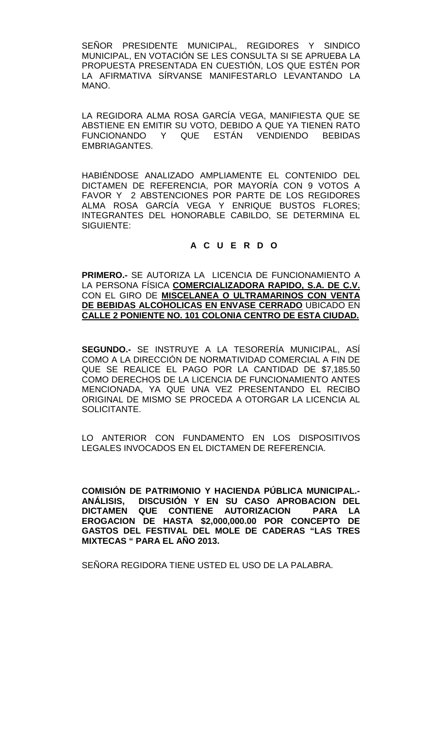SEÑOR PRESIDENTE MUNICIPAL, REGIDORES Y SINDICO MUNICIPAL, EN VOTACIÓN SE LES CONSULTA SI SE APRUEBA LA PROPUESTA PRESENTADA EN CUESTIÓN, LOS QUE ESTÉN POR LA AFIRMATIVA SÍRVANSE MANIFESTARLO LEVANTANDO LA MANO.

LA REGIDORA ALMA ROSA GARCÍA VEGA, MANIFIESTA QUE SE ABSTIENE EN EMITIR SU VOTO, DEBIDO A QUE YA TIENEN RATO FUNCIONANDO Y QUE ESTÁN VENDIENDO BEBIDAS EMBRIAGANTES.

HABIÉNDOSE ANALIZADO AMPLIAMENTE EL CONTENIDO DEL DICTAMEN DE REFERENCIA, POR MAYORÍA CON 9 VOTOS A FAVOR Y 2 ABSTENCIONES POR PARTE DE LOS REGIDORES ALMA ROSA GARCÍA VEGA Y ENRIQUE BUSTOS FLORES; INTEGRANTES DEL HONORABLE CABILDO, SE DETERMINA EL SIGUIENTE:

**A C U E R D O**

**PRIMERO.-** SE AUTORIZA LA LICENCIA DE FUNCIONAMIENTO A LA PERSONA FÍSICA **COMERCIALIZADORA RAPIDO, S.A. DE C.V.** CON EL GIRO DE **MISCELANEA O ULTRAMARINOS CON VENTA DE BEBIDAS ALCOHOLICAS EN ENVASE CERRADO** UBICADO EN **CALLE 2 PONIENTE NO. 101 COLONIA CENTRO DE ESTA CIUDAD.**

**SEGUNDO.-** SE INSTRUYE A LA TESORERÍA MUNICIPAL, ASÍ COMO A LA DIRECCIÓN DE NORMATIVIDAD COMERCIAL A FIN DE QUE SE REALICE EL PAGO POR LA CANTIDAD DE $7,185.50 COMO DERECHOS DE LA LICENCIA DE FUNCIONAMIENTO ANTES MENCIONADA, YA QUE UNA VEZ PRESENTANDO EL RECIBO ORIGINAL DE MISMO SE PROCEDA A OTORGAR LA LICENCIA AL SOLICITANTE.

LO ANTERIOR CON FUNDAMENTO EN LOS DISPOSITIVOS LEGALES INVOCADOS EN EL DICTAMEN DE REFERENCIA.

**COMISIÓN DE PATRIMONIO Y HACIENDA PÚBLICA MUNICIPAL.- ANÁLISIS, DISCUSIÓN Y EN SU CASO APROBACION DEL DICTAMEN QUE CONTIENE AUTORIZACION PARA LA EROGACION DE HASTA $2,000,000.00 POR CONCEPTO DE GASTOS DEL FESTIVAL DEL MOLE DE CADERAS "LAS TRES MIXTECAS " PARA EL AÑO 2013.**

SEÑORA REGIDORA TIENE USTED EL USO DE LA PALABRA.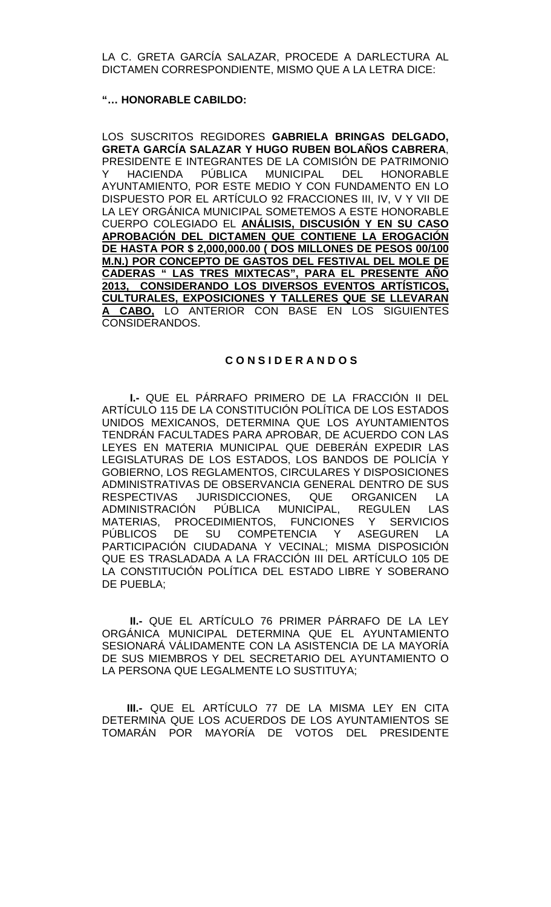LA C. GRETA GARCÍA SALAZAR, PROCEDE A DARLECTURA AL DICTAMEN CORRESPONDIENTE, MISMO QUE A LA LETRA DICE:

**"… HONORABLE CABILDO:**

LOS SUSCRITOS REGIDORES **GABRIELA BRINGAS DELGADO, GRETA GARCÍA SALAZAR Y HUGO RUBEN BOLAÑOS CABRERA**, PRESIDENTE E INTEGRANTES DE LA COMISIÓN DE PATRIMONIO Y HACIENDA PÚBLICA MUNICIPAL DEL HONORABLE AYUNTAMIENTO, POR ESTE MEDIO Y CON FUNDAMENTO EN LO DISPUESTO POR EL ARTÍCULO 92 FRACCIONES III, IV, V Y VII DE LA LEY ORGÁNICA MUNICIPAL SOMETEMOS A ESTE HONORABLE CUERPO COLEGIADO EL **ANÁLISIS, DISCUSIÓN Y EN SU CASO APROBACIÓN DEL DICTAMEN QUE CONTIENE LA EROGACIÓN DE HASTA POR $ 2,000,000.00 ( DOS MILLONES DE PESOS 00/100 M.N.) POR CONCEPTO DE GASTOS DEL FESTIVAL DEL MOLE DE CADERAS " LAS TRES MIXTECAS", PARA EL PRESENTE AÑO 2013, CONSIDERANDO LOS DIVERSOS EVENTOS ARTÍSTICOS, CULTURALES, EXPOSICIONES Y TALLERES QUE SE LLEVARAN A CABO,** LO ANTERIOR CON BASE EN LOS SIGUIENTES CONSIDERANDOS.

**C O N S I D E R A N D O S**

**I.-** QUE EL PÁRRAFO PRIMERO DE LA FRACCIÓN II DEL ARTÍCULO 115 DE LA CONSTITUCIÓN POLÍTICA DE LOS ESTADOS UNIDOS MEXICANOS, DETERMINA QUE LOS AYUNTAMIENTOS TENDRÁN FACULTADES PARA APROBAR, DE ACUERDO CON LAS LEYES EN MATERIA MUNICIPAL QUE DEBERÁN EXPEDIR LAS LEGISLATURAS DE LOS ESTADOS, LOS BANDOS DE POLICÍA Y GOBIERNO, LOS REGLAMENTOS, CIRCULARES Y DISPOSICIONES ADMINISTRATIVAS DE OBSERVANCIA GENERAL DENTRO DE SUS RESPECTIVAS JURISDICCIONES, QUE ORGANICEN LA ADMINISTRACIÓN PÚBLICA MUNICIPAL, REGULEN LAS MATERIAS, PROCEDIMIENTOS, FUNCIONES Y SERVICIOS PÚBLICOS DE SU COMPETENCIA Y ASEGUREN LA PARTICIPACIÓN CIUDADANA Y VECINAL; MISMA DISPOSICIÓN QUE ES TRASLADADA A LA FRACCIÓN III DEL ARTÍCULO 105 DE LA CONSTITUCIÓN POLÍTICA DEL ESTADO LIBRE Y SOBERANO DE PUEBLA;

**II.-** QUE EL ARTÍCULO 76 PRIMER PÁRRAFO DE LA LEY ORGÁNICA MUNICIPAL DETERMINA QUE EL AYUNTAMIENTO SESIONARÁ VÁLIDAMENTE CON LA ASISTENCIA DE LA MAYORÍA DE SUS MIEMBROS Y DEL SECRETARIO DEL AYUNTAMIENTO O LA PERSONA QUE LEGALMENTE LO SUSTITUYA;

**III.-** QUE EL ARTÍCULO 77 DE LA MISMA LEY EN CITA DETERMINA QUE LOS ACUERDOS DE LOS AYUNTAMIENTOS SE TOMARÁN POR MAYORÍA DE VOTOS DEL PRESIDENTE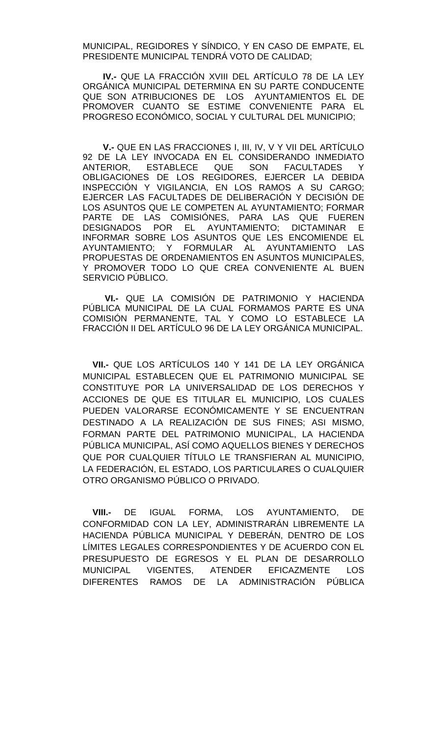MUNICIPAL, REGIDORES Y SÍNDICO, Y EN CASO DE EMPATE, EL PRESIDENTE MUNICIPAL TENDRÁ VOTO DE CALIDAD;

**IV.-** QUE LA FRACCIÓN XVIII DEL ARTÍCULO 78 DE LA LEY ORGÁNICA MUNICIPAL DETERMINA EN SU PARTE CONDUCENTE QUE SON ATRIBUCIONES DE LOS AYUNTAMIENTOS EL DE PROMOVER CUANTO SE ESTIME CONVENIENTE PARA EL PROGRESO ECONÓMICO, SOCIAL Y CULTURAL DEL MUNICIPIO;

**V.-** QUE EN LAS FRACCIONES I, III, IV, V Y VII DEL ARTÍCULO 92 DE LA LEY INVOCADA EN EL CONSIDERANDO INMEDIATO ANTERIOR, ESTABLECE QUE SON FACULTADES Y OBLIGACIONES DE LOS REGIDORES, EJERCER LA DEBIDA INSPECCIÓN Y VIGILANCIA, EN LOS RAMOS A SU CARGO; EJERCER LAS FACULTADES DE DELIBERACIÓN Y DECISIÓN DE LOS ASUNTOS QUE LE COMPETEN AL AYUNTAMIENTO; FORMAR PARTE DE LAS COMISIÓNES, PARA LAS QUE FUEREN DESIGNADOS POR EL AYUNTAMIENTO; DICTAMINAR E INFORMAR SOBRE LOS ASUNTOS QUE LES ENCOMIENDE EL AYUNTAMIENTO; Y FORMULAR AL AYUNTAMIENTO LAS PROPUESTAS DE ORDENAMIENTOS EN ASUNTOS MUNICIPALES, Y PROMOVER TODO LO QUE CREA CONVENIENTE AL BUEN SERVICIO PÚBLICO.

**VI.-** QUE LA COMISIÓN DE PATRIMONIO Y HACIENDA PÚBLICA MUNICIPAL DE LA CUAL FORMAMOS PARTE ES UNA COMISIÓN PERMANENTE, TAL Y COMO LO ESTABLECE LA FRACCIÓN II DEL ARTÍCULO 96 DE LA LEY ORGÁNICA MUNICIPAL.

**VII.-** QUE LOS ARTÍCULOS 140 Y 141 DE LA LEY ORGÁNICA MUNICIPAL ESTABLECEN QUE EL PATRIMONIO MUNICIPAL SE CONSTITUYE POR LA UNIVERSALIDAD DE LOS DERECHOS Y ACCIONES DE QUE ES TITULAR EL MUNICIPIO, LOS CUALES PUEDEN VALORARSE ECONÓMICAMENTE Y SE ENCUENTRAN DESTINADO A LA REALIZACIÓN DE SUS FINES; ASI MISMO, FORMAN PARTE DEL PATRIMONIO MUNICIPAL, LA HACIENDA PÚBLICA MUNICIPAL, ASÍ COMO AQUELLOS BIENES Y DERECHOS QUE POR CUALQUIER TÍTULO LE TRANSFIERAN AL MUNICIPIO, LA FEDERACIÓN, EL ESTADO, LOS PARTICULARES O CUALQUIER OTRO ORGANISMO PÚBLICO O PRIVADO.

**VIII.-** DE IGUAL FORMA, LOS AYUNTAMIENTO, DE CONFORMIDAD CON LA LEY, ADMINISTRARÁN LIBREMENTE LA HACIENDA PÚBLICA MUNICIPAL Y DEBERÁN, DENTRO DE LOS LÍMITES LEGALES CORRESPONDIENTES Y DE ACUERDO CON EL PRESUPUESTO DE EGRESOS Y EL PLAN DE DESARROLLO MUNICIPAL VIGENTES, ATENDER EFICAZMENTE LOS DIFERENTES RAMOS DE LA ADMINISTRACIÓN PÚBLICA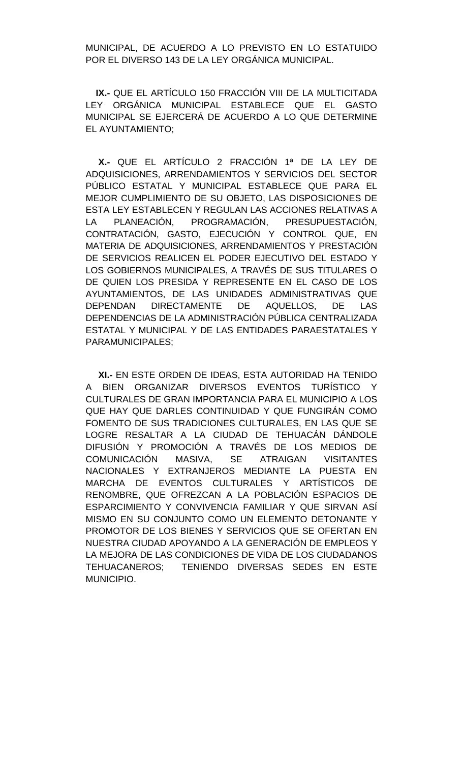MUNICIPAL, DE ACUERDO A LO PREVISTO EN LO ESTATUIDO POR EL DIVERSO 143 DE LA LEY ORGÁNICA MUNICIPAL.

**IX.-** QUE EL ARTÍCULO 150 FRACCIÓN VIII DE LA MULTICITADA LEY ORGÁNICA MUNICIPAL ESTABLECE QUE EL GASTO MUNICIPAL SE EJERCERÁ DE ACUERDO A LO QUE DETERMINE EL AYUNTAMIENTO;

**X.-** QUE EL ARTÍCULO 2 FRACCIÓN 1ª DE LA LEY DE ADQUISICIONES, ARRENDAMIENTOS Y SERVICIOS DEL SECTOR PÚBLICO ESTATAL Y MUNICIPAL ESTABLECE QUE PARA EL MEJOR CUMPLIMIENTO DE SU OBJETO, LAS DISPOSICIONES DE ESTA LEY ESTABLECEN Y REGULAN LAS ACCIONES RELATIVAS A LA PLANEACIÓN, PROGRAMACIÓN, PRESUPUESTACIÓN, CONTRATACIÓN, GASTO, EJECUCIÓN Y CONTROL QUE, EN MATERIA DE ADQUISICIONES, ARRENDAMIENTOS Y PRESTACIÓN DE SERVICIOS REALICEN EL PODER EJECUTIVO DEL ESTADO Y LOS GOBIERNOS MUNICIPALES, A TRAVÉS DE SUS TITULARES O DE QUIEN LOS PRESIDA Y REPRESENTE EN EL CASO DE LOS AYUNTAMIENTOS, DE LAS UNIDADES ADMINISTRATIVAS QUE DEPENDAN DIRECTAMENTE DE AQUELLOS, DE LAS DEPENDENCIAS DE LA ADMINISTRACIÓN PÚBLICA CENTRALIZADA ESTATAL Y MUNICIPAL Y DE LAS ENTIDADES PARAESTATALES Y PARAMUNICIPALES;

**XI.-** EN ESTE ORDEN DE IDEAS, ESTA AUTORIDAD HA TENIDO A BIEN ORGANIZAR DIVERSOS EVENTOS TURÍSTICO Y CULTURALES DE GRAN IMPORTANCIA PARA EL MUNICIPIO A LOS QUE HAY QUE DARLES CONTINUIDAD Y QUE FUNGIRÁN COMO FOMENTO DE SUS TRADICIONES CULTURALES, EN LAS QUE SE LOGRE RESALTAR A LA CIUDAD DE TEHUACÁN DÁNDOLE DIFUSIÓN Y PROMOCIÓN A TRAVÉS DE LOS MEDIOS DE COMUNICACIÓN MASIVA, SE ATRAIGAN VISITANTES NACIONALES Y EXTRANJEROS MEDIANTE LA PUESTA EN MARCHA DE EVENTOS CULTURALES Y ARTÍSTICOS DE RENOMBRE, QUE OFREZCAN A LA POBLACIÓN ESPACIOS DE ESPARCIMIENTO Y CONVIVENCIA FAMILIAR Y QUE SIRVAN ASÍ MISMO EN SU CONJUNTO COMO UN ELEMENTO DETONANTE Y PROMOTOR DE LOS BIENES Y SERVICIOS QUE SE OFERTAN EN NUESTRA CIUDAD APOYANDO A LA GENERACIÓN DE EMPLEOS Y LA MEJORA DE LAS CONDICIONES DE VIDA DE LOS CIUDADANOS TEHUACANEROS; TENIENDO DIVERSAS SEDES EN ESTE MUNICIPIO.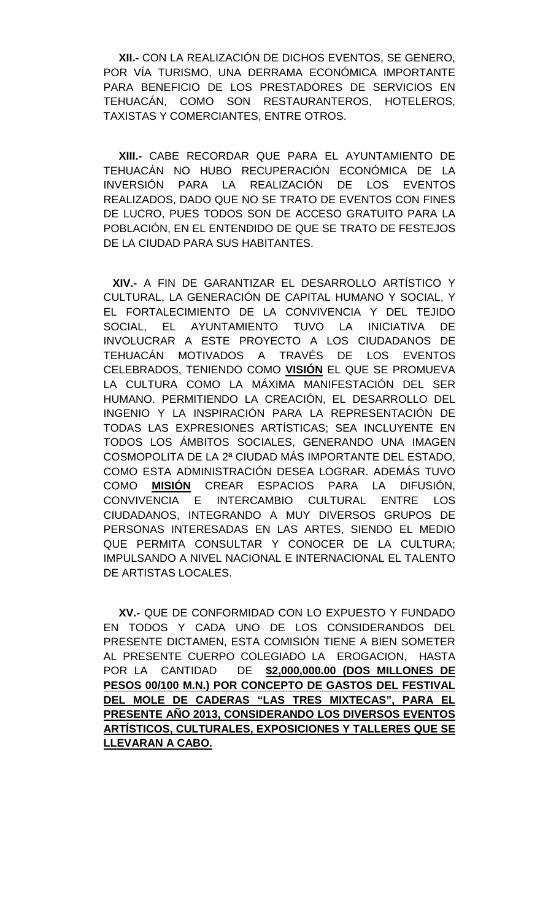**XII.-** CON LA REALIZACIÓN DE DICHOS EVENTOS, SE GENERO, POR VÍA TURISMO, UNA DERRAMA ECONÓMICA IMPORTANTE PARA BENEFICIO DE LOS PRESTADORES DE SERVICIOS EN TEHUACÁN, COMO SON RESTAURANTEROS, HOTELEROS, TAXISTAS Y COMERCIANTES, ENTRE OTROS.

**XIII.-** CABE RECORDAR QUE PARA EL AYUNTAMIENTO DE TEHUACÁN NO HUBO RECUPERACIÓN ECONÓMICA DE LA INVERSIÓN PARA LA REALIZACIÓN DE LOS EVENTOS REALIZADOS, DADO QUE NO SE TRATO DE EVENTOS CON FINES DE LUCRO, PUES TODOS SON DE ACCESO GRATUITO PARA LA POBLACIÓN, EN EL ENTENDIDO DE QUE SE TRATO DE FESTEJOS DE LA CIUDAD PARA SUS HABITANTES.

**XIV.-** A FIN DE GARANTIZAR EL DESARROLLO ARTÍSTICO Y CULTURAL, LA GENERACIÓN DE CAPITAL HUMANO Y SOCIAL, Y EL FORTALECIMIENTO DE LA CONVIVENCIA Y DEL TEJIDO SOCIAL, EL AYUNTAMIENTO TUVO LA INICIATIVA DE INVOLUCRAR A ESTE PROYECTO A LOS CIUDADANOS DE TEHUACÁN MOTIVADOS A TRAVÉS DE LOS EVENTOS CELEBRADOS, TENIENDO COMO **VISIÓN** EL QUE SE PROMUEVA LA CULTURA COMO LA MÁXIMA MANIFESTACIÓN DEL SER HUMANO. PERMITIENDO LA CREACIÓN, EL DESARROLLO DEL INGENIO Y LA INSPIRACIÓN PARA LA REPRESENTACIÓN DE TODAS LAS EXPRESIONES ARTÍSTICAS; SEA INCLUYENTE EN TODOS LOS ÁMBITOS SOCIALES, GENERANDO UNA IMAGEN COSMOPOLITA DE LA 2ª CIUDAD MÁS IMPORTANTE DEL ESTADO, COMO ESTA ADMINISTRACIÓN DESEA LOGRAR. ADEMÁS TUVO COMO **MISIÓN** CREAR ESPACIOS PARA LA DIFUSIÓN, CONVIVENCIA E INTERCAMBIO CULTURAL ENTRE LOS CIUDADANOS, INTEGRANDO A MUY DIVERSOS GRUPOS DE PERSONAS INTERESADAS EN LAS ARTES, SIENDO EL MEDIO QUE PERMITA CONSULTAR Y CONOCER DE LA CULTURA; IMPULSANDO A NIVEL NACIONAL E INTERNACIONAL EL TALENTO DE ARTISTAS LOCALES.

**XV.-** QUE DE CONFORMIDAD CON LO EXPUESTO Y FUNDADO EN TODOS Y CADA UNO DE LOS CONSIDERANDOS DEL PRESENTE DICTAMEN, ESTA COMISIÓN TIENE A BIEN SOMETER AL PRESENTE CUERPO COLEGIADO LA EROGACION, HASTA POR LA CANTIDAD DE **$2,000,000.00 (DOS MILLONES DE PESOS 00/100 M.N.) POR CONCEPTO DE GASTOS DEL FESTIVAL DEL MOLE DE CADERAS "LAS TRES MIXTECAS", PARA EL PRESENTE AÑO 2013, CONSIDERANDO LOS DIVERSOS EVENTOS ARTÍSTICOS, CULTURALES, EXPOSICIONES Y TALLERES QUE SE LLEVARAN A CABO.**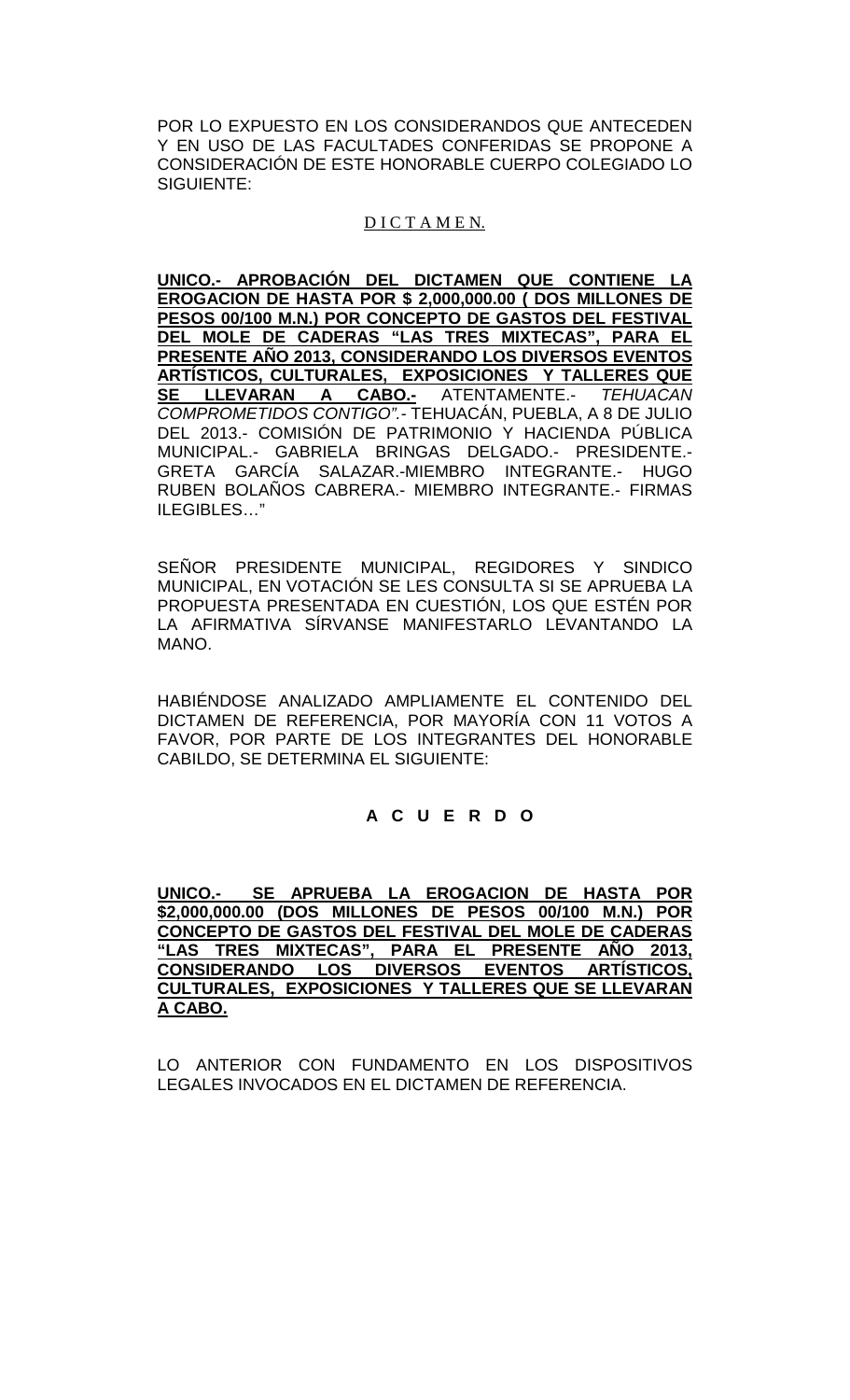POR LO EXPUESTO EN LOS CONSIDERANDOS QUE ANTECEDEN Y EN USO DE LAS FACULTADES CONFERIDAS SE PROPONE A CONSIDERACIÓN DE ESTE HONORABLE CUERPO COLEGIADO LO SIGUIENTE:

D I C T A M E N.

**UNICO.- APROBACIÓN DEL DICTAMEN QUE CONTIENE LA EROGACION DE HASTA POR $ 2,000,000.00 ( DOS MILLONES DE PESOS 00/100 M.N.) POR CONCEPTO DE GASTOS DEL FESTIVAL DEL MOLE DE CADERAS "LAS TRES MIXTECAS", PARA EL PRESENTE AÑO 2013, CONSIDERANDO LOS DIVERSOS EVENTOS ARTÍSTICOS, CULTURALES, EXPOSICIONES Y TALLERES QUE SE LLEVARAN A CABO.-** ATENTAMENTE.- *TEHUACAN COMPROMETIDOS CONTIGO".-* TEHUACÁN, PUEBLA, A 8 DE JULIO DEL 2013.- COMISIÓN DE PATRIMONIO Y HACIENDA PÚBLICA MUNICIPAL.- GABRIELA BRINGAS DELGADO.- PRESIDENTE.- GRETA GARCÍA SALAZAR.-MIEMBRO INTEGRANTE.- HUGO RUBEN BOLAÑOS CABRERA.- MIEMBRO INTEGRANTE.- FIRMAS ILEGIBLES…"

SEÑOR PRESIDENTE MUNICIPAL, REGIDORES Y SINDICO MUNICIPAL, EN VOTACIÓN SE LES CONSULTA SI SE APRUEBA LA PROPUESTA PRESENTADA EN CUESTIÓN, LOS QUE ESTÉN POR LA AFIRMATIVA SÍRVANSE MANIFESTARLO LEVANTANDO LA MANO.

HABIÉNDOSE ANALIZADO AMPLIAMENTE EL CONTENIDO DEL DICTAMEN DE REFERENCIA, POR MAYORÍA CON 11 VOTOS A FAVOR, POR PARTE DE LOS INTEGRANTES DEL HONORABLE CABILDO, SE DETERMINA EL SIGUIENTE:

**A C U E R D O**

**UNICO.- SE APRUEBA LA EROGACION DE HASTA POR $2,000,000.00 (DOS MILLONES DE PESOS 00/100 M.N.) POR CONCEPTO DE GASTOS DEL FESTIVAL DEL MOLE DE CADERAS "LAS TRES MIXTECAS", PARA EL PRESENTE AÑO 2013, CONSIDERANDO LOS DIVERSOS EVENTOS ARTÍSTICOS, CULTURALES, EXPOSICIONES Y TALLERES QUE SE LLEVARAN A CABO.**

LO ANTERIOR CON FUNDAMENTO EN LOS DISPOSITIVOS LEGALES INVOCADOS EN EL DICTAMEN DE REFERENCIA.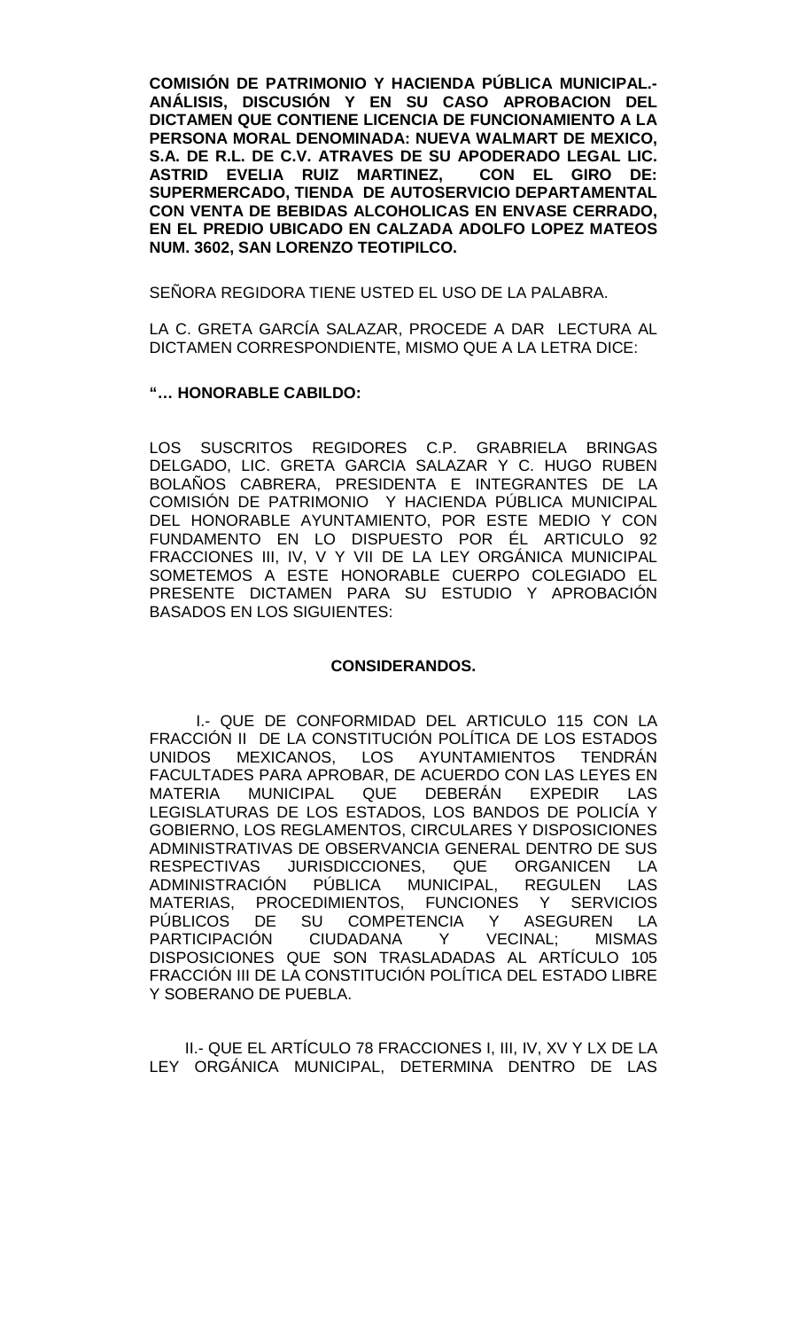**COMISIÓN DE PATRIMONIO Y HACIENDA PÚBLICA MUNICIPAL.- ANÁLISIS, DISCUSIÓN Y EN SU CASO APROBACION DEL DICTAMEN QUE CONTIENE LICENCIA DE FUNCIONAMIENTO A LA PERSONA MORAL DENOMINADA: NUEVA WALMART DE MEXICO, S.A. DE R.L. DE C.V. ATRAVES DE SU APODERADO LEGAL LIC. ASTRID EVELIA RUIZ MARTINEZ, CON EL GIRO DE: SUPERMERCADO, TIENDA DE AUTOSERVICIO DEPARTAMENTAL CON VENTA DE BEBIDAS ALCOHOLICAS EN ENVASE CERRADO, EN EL PREDIO UBICADO EN CALZADA ADOLFO LOPEZ MATEOS NUM. 3602, SAN LORENZO TEOTIPILCO.**

SEÑORA REGIDORA TIENE USTED EL USO DE LA PALABRA.

LA C. GRETA GARCÍA SALAZAR, PROCEDE A DAR LECTURA AL DICTAMEN CORRESPONDIENTE, MISMO QUE A LA LETRA DICE:

**"… HONORABLE CABILDO:**

LOS SUSCRITOS REGIDORES C.P. GRABRIELA BRINGAS DELGADO, LIC. GRETA GARCIA SALAZAR Y C. HUGO RUBEN BOLAÑOS CABRERA, PRESIDENTA E INTEGRANTES DE LA COMISIÓN DE PATRIMONIO Y HACIENDA PÚBLICA MUNICIPAL DEL HONORABLE AYUNTAMIENTO, POR ESTE MEDIO Y CON FUNDAMENTO EN LO DISPUESTO POR ÉL ARTICULO 92 FRACCIONES III, IV, V Y VII DE LA LEY ORGÁNICA MUNICIPAL SOMETEMOS A ESTE HONORABLE CUERPO COLEGIADO EL PRESENTE DICTAMEN PARA SU ESTUDIO Y APROBACIÓN BASADOS EN LOS SIGUIENTES:

**CONSIDERANDOS.**

I.- QUE DE CONFORMIDAD DEL ARTICULO 115 CON LA FRACCIÓN II DE LA CONSTITUCIÓN POLÍTICA DE LOS ESTADOS UNIDOS MEXICANOS, LOS AYUNTAMIENTOS TENDRÁN FACULTADES PARA APROBAR, DE ACUERDO CON LAS LEYES EN MATERIA MUNICIPAL QUE DEBERÁN EXPEDIR LAS LEGISLATURAS DE LOS ESTADOS, LOS BANDOS DE POLICÍA Y GOBIERNO, LOS REGLAMENTOS, CIRCULARES Y DISPOSICIONES ADMINISTRATIVAS DE OBSERVANCIA GENERAL DENTRO DE SUS RESPECTIVAS JURISDICCIONES, QUE ORGANICEN LA ADMINISTRACIÓN PÚBLICA MUNICIPAL, REGULEN LAS MATERIAS, PROCEDIMIENTOS, FUNCIONES Y SERVICIOS PÚBLICOS DE SU COMPETENCIA Y ASEGUREN LA PARTICIPACIÓN CIUDADANA Y VECINAL; MISMAS DISPOSICIONES QUE SON TRASLADADAS AL ARTÍCULO 105 FRACCIÓN III DE LA CONSTITUCIÓN POLÍTICA DEL ESTADO LIBRE Y SOBERANO DE PUEBLA.

II.- QUE EL ARTÍCULO 78 FRACCIONES I, III, IV, XV Y LX DE LA LEY ORGÁNICA MUNICIPAL, DETERMINA DENTRO DE LAS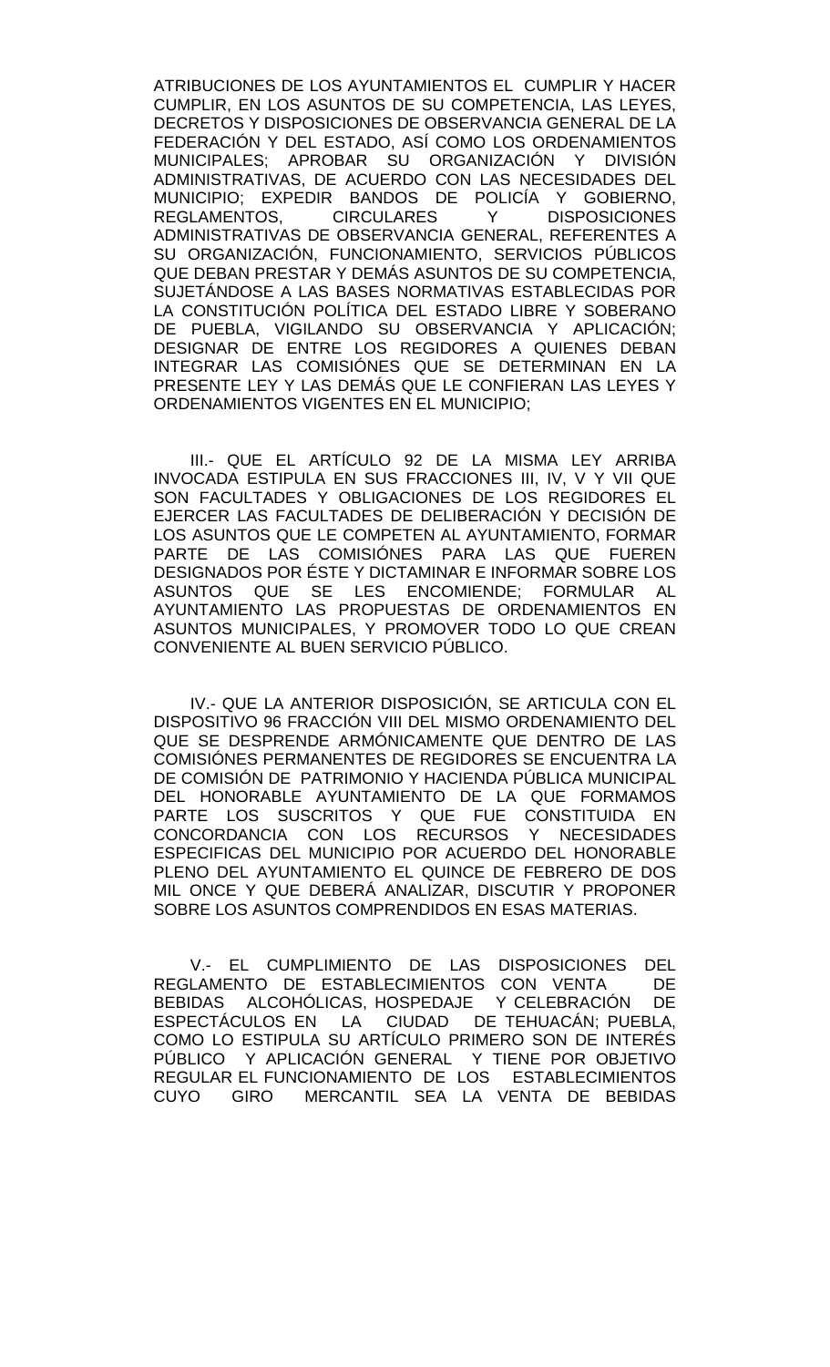ATRIBUCIONES DE LOS AYUNTAMIENTOS EL CUMPLIR Y HACER CUMPLIR, EN LOS ASUNTOS DE SU COMPETENCIA, LAS LEYES, DECRETOS Y DISPOSICIONES DE OBSERVANCIA GENERAL DE LA FEDERACIÓN Y DEL ESTADO, ASÍ COMO LOS ORDENAMIENTOS MUNICIPALES; APROBAR SU ORGANIZACIÓN Y DIVISIÓN ADMINISTRATIVAS, DE ACUERDO CON LAS NECESIDADES DEL MUNICIPIO; EXPEDIR BANDOS DE POLICÍA Y GOBIERNO, REGLAMENTOS, CIRCULARES Y DISPOSICIONES ADMINISTRATIVAS DE OBSERVANCIA GENERAL, REFERENTES A SU ORGANIZACIÓN, FUNCIONAMIENTO, SERVICIOS PÚBLICOS QUE DEBAN PRESTAR Y DEMÁS ASUNTOS DE SU COMPETENCIA, SUJETÁNDOSE A LAS BASES NORMATIVAS ESTABLECIDAS POR LA CONSTITUCIÓN POLÍTICA DEL ESTADO LIBRE Y SOBERANO DE PUEBLA, VIGILANDO SU OBSERVANCIA Y APLICACIÓN; DESIGNAR DE ENTRE LOS REGIDORES A QUIENES DEBAN INTEGRAR LAS COMISIÓNES QUE SE DETERMINAN EN LA PRESENTE LEY Y LAS DEMÁS QUE LE CONFIERAN LAS LEYES Y ORDENAMIENTOS VIGENTES EN EL MUNICIPIO;

III.- QUE EL ARTÍCULO 92 DE LA MISMA LEY ARRIBA INVOCADA ESTIPULA EN SUS FRACCIONES III, IV, V Y VII QUE SON FACULTADES Y OBLIGACIONES DE LOS REGIDORES EL EJERCER LAS FACULTADES DE DELIBERACIÓN Y DECISIÓN DE LOS ASUNTOS QUE LE COMPETEN AL AYUNTAMIENTO, FORMAR PARTE DE LAS COMISIÓNES PARA LAS QUE FUEREN DESIGNADOS POR ÉSTE Y DICTAMINAR E INFORMAR SOBRE LOS ASUNTOS QUE SE LES ENCOMIENDE; FORMULAR AL AYUNTAMIENTO LAS PROPUESTAS DE ORDENAMIENTOS EN ASUNTOS MUNICIPALES, Y PROMOVER TODO LO QUE CREAN CONVENIENTE AL BUEN SERVICIO PÚBLICO.

IV.- QUE LA ANTERIOR DISPOSICIÓN, SE ARTICULA CON EL DISPOSITIVO 96 FRACCIÓN VIII DEL MISMO ORDENAMIENTO DEL QUE SE DESPRENDE ARMÓNICAMENTE QUE DENTRO DE LAS COMISIÓNES PERMANENTES DE REGIDORES SE ENCUENTRA LA DE COMISIÓN DE PATRIMONIO Y HACIENDA PÚBLICA MUNICIPAL DEL HONORABLE AYUNTAMIENTO DE LA QUE FORMAMOS PARTE LOS SUSCRITOS Y QUE FUE CONSTITUIDA EN CONCORDANCIA CON LOS RECURSOS Y NECESIDADES ESPECIFICAS DEL MUNICIPIO POR ACUERDO DEL HONORABLE PLENO DEL AYUNTAMIENTO EL QUINCE DE FEBRERO DE DOS MIL ONCE Y QUE DEBERÁ ANALIZAR, DISCUTIR Y PROPONER SOBRE LOS ASUNTOS COMPRENDIDOS EN ESAS MATERIAS.

V.- EL CUMPLIMIENTO DE LAS DISPOSICIONES DEL REGLAMENTO DE ESTABLECIMIENTOS CON VENTA DE BEBIDAS ALCOHÓLICAS, HOSPEDAJE Y CELEBRACIÓN DE ESPECTÁCULOS EN LA CIUDAD DE TEHUACÁN; PUEBLA, COMO LO ESTIPULA SU ARTÍCULO PRIMERO SON DE INTERÉS PÚBLICO Y APLICACIÓN GENERAL Y TIENE POR OBJETIVO REGULAR EL FUNCIONAMIENTO DE LOS ESTABLECIMIENTOS CUYO GIRO MERCANTIL SEA LA VENTA DE BEBIDAS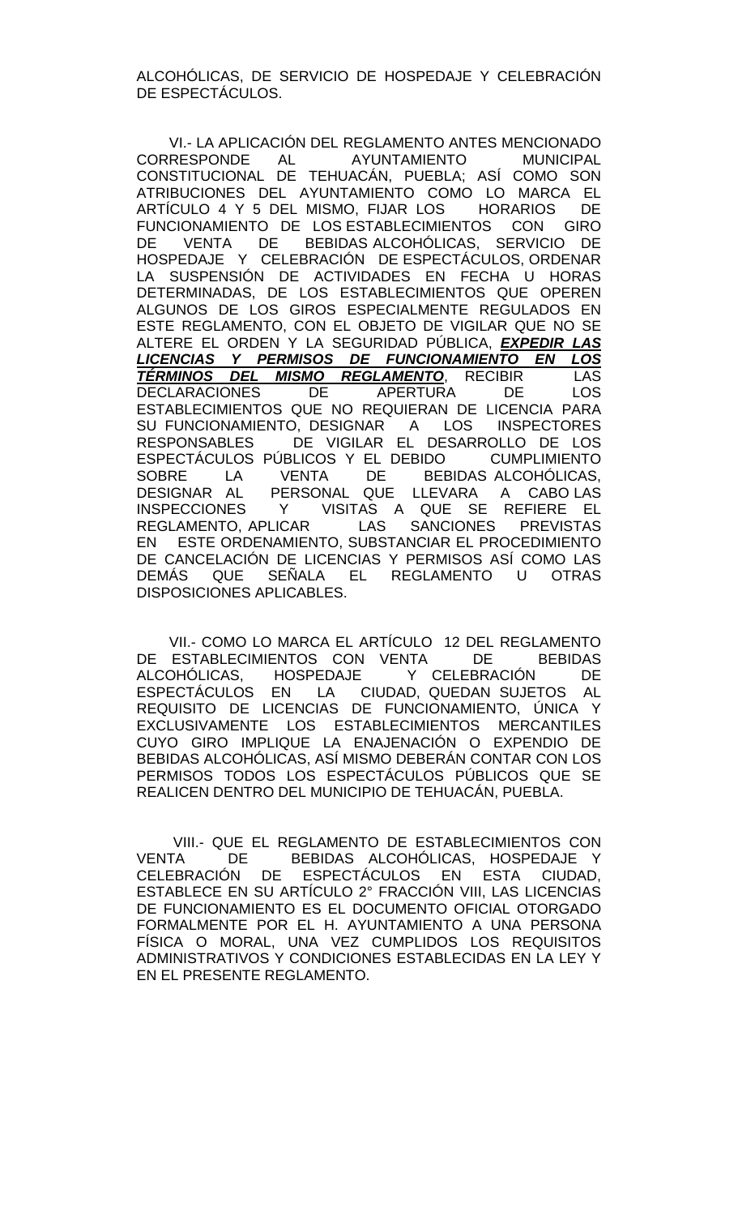ALCOHÓLICAS, DE SERVICIO DE HOSPEDAJE Y CELEBRACIÓN DE ESPECTÁCULOS.

VI.- LA APLICACIÓN DEL REGLAMENTO ANTES MENCIONADO CORRESPONDE AL AYUNTAMIENTO MUNICIPAL CONSTITUCIONAL DE TEHUACÁN, PUEBLA; ASÍ COMO SON ATRIBUCIONES DEL AYUNTAMIENTO COMO LO MARCA EL ARTÍCULO 4 Y 5 DEL MISMO, FIJAR LOS HORARIOS DE FUNCIONAMIENTO DE LOS ESTABLECIMIENTOS CON GIRO DE VENTA DE BEBIDAS ALCOHÓLICAS, SERVICIO DE HOSPEDAJE Y CELEBRACIÓN DE ESPECTÁCULOS, ORDENAR LA SUSPENSIÓN DE ACTIVIDADES EN FECHA U HORAS DETERMINADAS, DE LOS ESTABLECIMIENTOS QUE OPEREN ALGUNOS DE LOS GIROS ESPECIALMENTE REGULADOS EN ESTE REGLAMENTO, CON EL OBJETO DE VIGILAR QUE NO SE ALTERE EL ORDEN Y LA SEGURIDAD PÚBLICA, ***<u>EXPEDIR LAS LICENCIAS Y PERMISOS DE FUNCIONAMIENTO EN LOS TÉRMINOS DEL MISMO REGLAMENTO</u>***, RECIBIR LAS DECLARACIONES DE APERTURA DE LOS ESTABLECIMIENTOS QUE NO REQUIERAN DE LICENCIA PARA SU FUNCIONAMIENTO, DESIGNAR A LOS INSPECTORES RESPONSABLES DE VIGILAR EL DESARROLLO DE LOS ESPECTÁCULOS PÚBLICOS Y EL DEBIDO CUMPLIMIENTO SOBRE LA VENTA DE BEBIDAS ALCOHÓLICAS, DESIGNAR AL PERSONAL QUE LLEVARA A CABO LAS INSPECCIONES Y VISITAS A QUE SE REFIERE EL REGLAMENTO, APLICAR LAS SANCIONES PREVISTAS EN ESTE ORDENAMIENTO, SUBSTANCIAR EL PROCEDIMIENTO DE CANCELACIÓN DE LICENCIAS Y PERMISOS ASÍ COMO LAS DEMÁS QUE SEÑALA EL REGLAMENTO U OTRAS DISPOSICIONES APLICABLES.

VII.- COMO LO MARCA EL ARTÍCULO 12 DEL REGLAMENTO DE ESTABLECIMIENTOS CON VENTA DE BEBIDAS ALCOHÓLICAS, HOSPEDAJE Y CELEBRACIÓN DE ESPECTÁCULOS EN LA CIUDAD, QUEDAN SUJETOS AL REQUISITO DE LICENCIAS DE FUNCIONAMIENTO, ÚNICA Y EXCLUSIVAMENTE LOS ESTABLECIMIENTOS MERCANTILES CUYO GIRO IMPLIQUE LA ENAJENACIÓN O EXPENDIO DE BEBIDAS ALCOHÓLICAS, ASÍ MISMO DEBERÁN CONTAR CON LOS PERMISOS TODOS LOS ESPECTÁCULOS PÚBLICOS QUE SE REALICEN DENTRO DEL MUNICIPIO DE TEHUACÁN, PUEBLA.

VIII.- QUE EL REGLAMENTO DE ESTABLECIMIENTOS CON VENTA DE BEBIDAS ALCOHÓLICAS, HOSPEDAJE Y CELEBRACIÓN DE ESPECTÁCULOS EN ESTA CIUDAD, ESTABLECE EN SU ARTÍCULO 2° FRACCIÓN VIII, LAS LICENCIAS DE FUNCIONAMIENTO ES EL DOCUMENTO OFICIAL OTORGADO FORMALMENTE POR EL H. AYUNTAMIENTO A UNA PERSONA FÍSICA O MORAL, UNA VEZ CUMPLIDOS LOS REQUISITOS ADMINISTRATIVOS Y CONDICIONES ESTABLECIDAS EN LA LEY Y EN EL PRESENTE REGLAMENTO.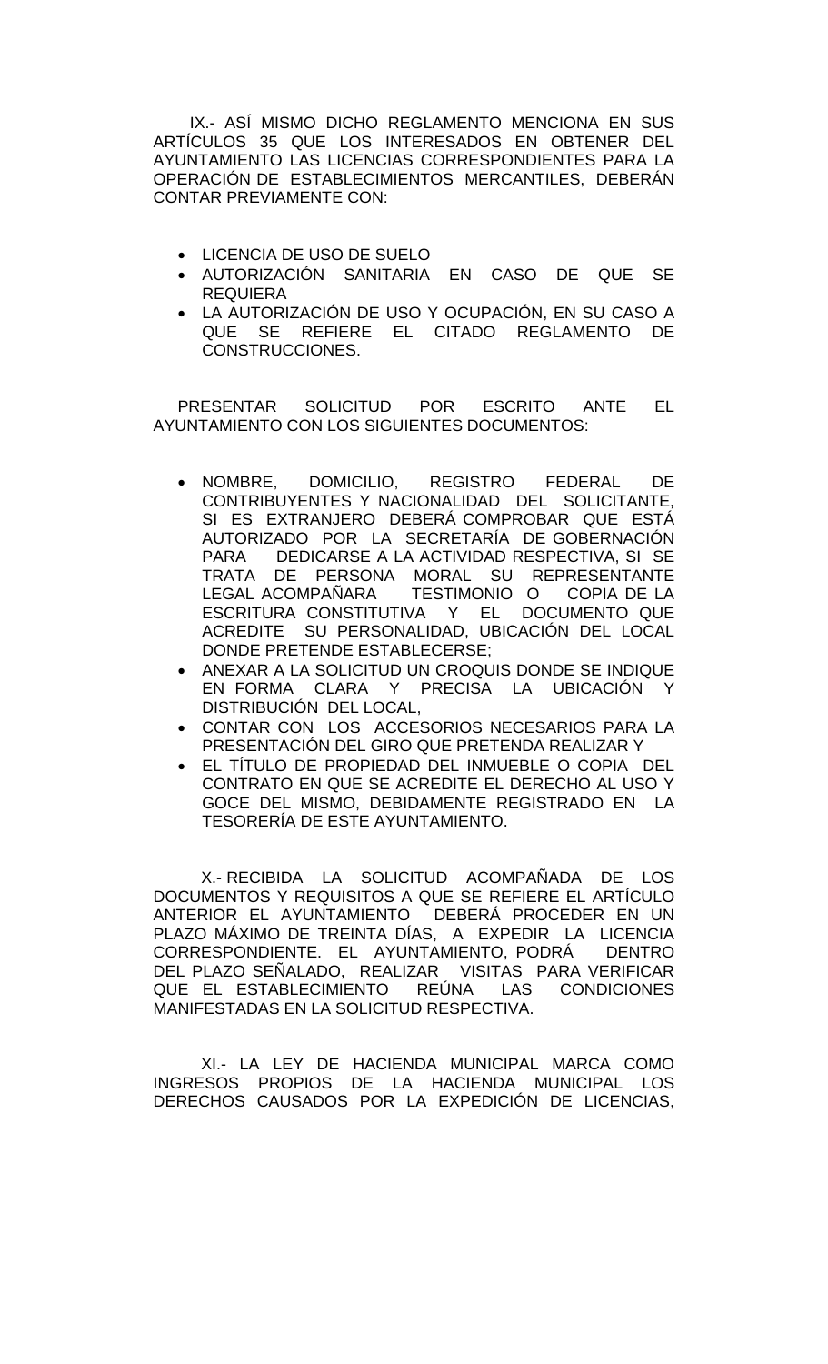IX.- ASÍ MISMO DICHO REGLAMENTO MENCIONA EN SUS ARTÍCULOS 35 QUE LOS INTERESADOS EN OBTENER DEL AYUNTAMIENTO LAS LICENCIAS CORRESPONDIENTES PARA LA OPERACIÓN DE ESTABLECIMIENTOS MERCANTILES, DEBERÁN CONTAR PREVIAMENTE CON:

- LICENCIA DE USO DE SUELO
- AUTORIZACIÓN SANITARIA EN CASO DE QUE SE REQUIERA
- LA AUTORIZACIÓN DE USO Y OCUPACIÓN, EN SU CASO A QUE SE REFIERE EL CITADO REGLAMENTO DE CONSTRUCCIONES.

PRESENTAR SOLICITUD POR ESCRITO ANTE EL AYUNTAMIENTO CON LOS SIGUIENTES DOCUMENTOS:

- NOMBRE, DOMICILIO, REGISTRO FEDERAL DE CONTRIBUYENTES Y NACIONALIDAD DEL SOLICITANTE, SI ES EXTRANJERO DEBERÁ COMPROBAR QUE ESTÁ AUTORIZADO POR LA SECRETARÍA DE GOBERNACIÓN PARA DEDICARSE A LA ACTIVIDAD RESPECTIVA, SI SE TRATA DE PERSONA MORAL SU REPRESENTANTE LEGAL ACOMPAÑARA TESTIMONIO O COPIA DE LA ESCRITURA CONSTITUTIVA Y EL DOCUMENTO QUE ACREDITE SU PERSONALIDAD, UBICACIÓN DEL LOCAL DONDE PRETENDE ESTABLECERSE;
- ANEXAR A LA SOLICITUD UN CROQUIS DONDE SE INDIQUE EN FORMA CLARA Y PRECISA LA UBICACIÓN Y DISTRIBUCIÓN DEL LOCAL,
- CONTAR CON LOS ACCESORIOS NECESARIOS PARA LA PRESENTACIÓN DEL GIRO QUE PRETENDA REALIZAR Y
- EL TÍTULO DE PROPIEDAD DEL INMUEBLE O COPIA DEL CONTRATO EN QUE SE ACREDITE EL DERECHO AL USO Y GOCE DEL MISMO, DEBIDAMENTE REGISTRADO EN LA TESORERÍA DE ESTE AYUNTAMIENTO.

X.- RECIBIDA LA SOLICITUD ACOMPAÑADA DE LOS DOCUMENTOS Y REQUISITOS A QUE SE REFIERE EL ARTÍCULO ANTERIOR EL AYUNTAMIENTO DEBERÁ PROCEDER EN UN PLAZO MÁXIMO DE TREINTA DÍAS, A EXPEDIR LA LICENCIA CORRESPONDIENTE. EL AYUNTAMIENTO, PODRÁ DENTRO DEL PLAZO SEÑALADO, REALIZAR VISITAS PARA VERIFICAR QUE EL ESTABLECIMIENTO REÚNA LAS CONDICIONES MANIFESTADAS EN LA SOLICITUD RESPECTIVA.

XI.- LA LEY DE HACIENDA MUNICIPAL MARCA COMO INGRESOS PROPIOS DE LA HACIENDA MUNICIPAL LOS DERECHOS CAUSADOS POR LA EXPEDICIÓN DE LICENCIAS,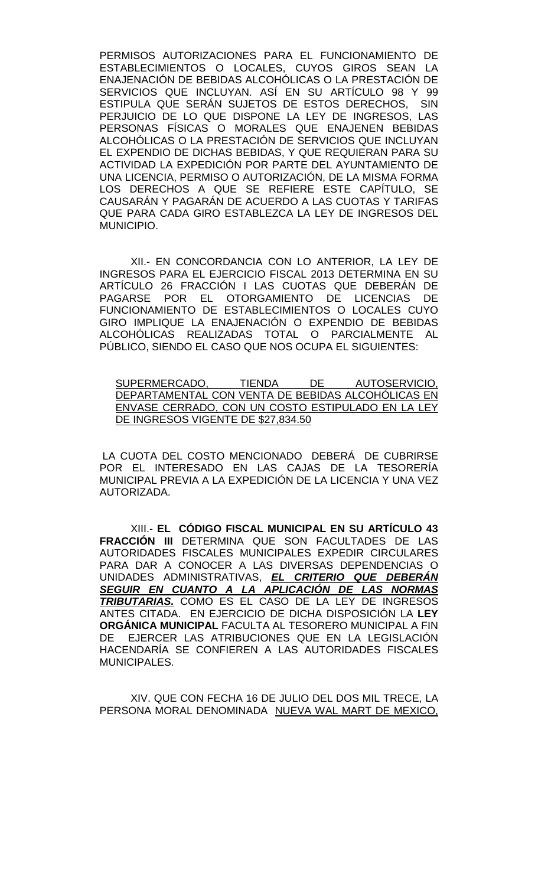PERMISOS AUTORIZACIONES PARA EL FUNCIONAMIENTO DE ESTABLECIMIENTOS O LOCALES, CUYOS GIROS SEAN LA ENAJENACIÓN DE BEBIDAS ALCOHÓLICAS O LA PRESTACIÓN DE SERVICIOS QUE INCLUYAN. ASÍ EN SU ARTÍCULO 98 Y 99 ESTIPULA QUE SERÁN SUJETOS DE ESTOS DERECHOS, SIN PERJUICIO DE LO QUE DISPONE LA LEY DE INGRESOS, LAS PERSONAS FÍSICAS O MORALES QUE ENAJENEN BEBIDAS ALCOHÓLICAS O LA PRESTACIÓN DE SERVICIOS QUE INCLUYAN EL EXPENDIO DE DICHAS BEBIDAS, Y QUE REQUIERAN PARA SU ACTIVIDAD LA EXPEDICIÓN POR PARTE DEL AYUNTAMIENTO DE UNA LICENCIA, PERMISO O AUTORIZACIÓN, DE LA MISMA FORMA LOS DERECHOS A QUE SE REFIERE ESTE CAPÍTULO, SE CAUSARÁN Y PAGARÁN DE ACUERDO A LAS CUOTAS Y TARIFAS QUE PARA CADA GIRO ESTABLEZCA LA LEY DE INGRESOS DEL MUNICIPIO.

XII.- EN CONCORDANCIA CON LO ANTERIOR, LA LEY DE INGRESOS PARA EL EJERCICIO FISCAL 2013 DETERMINA EN SU ARTÍCULO 26 FRACCIÓN I LAS CUOTAS QUE DEBERÁN DE PAGARSE POR EL OTORGAMIENTO DE LICENCIAS DE FUNCIONAMIENTO DE ESTABLECIMIENTOS O LOCALES CUYO GIRO IMPLIQUE LA ENAJENACIÓN O EXPENDIO DE BEBIDAS ALCOHÓLICAS REALIZADAS TOTAL O PARCIALMENTE AL PÚBLICO, SIENDO EL CASO QUE NOS OCUPA EL SIGUIENTES:

<u>SUPERMERCADO, TIENDA DE AUTOSERVICIO, DEPARTAMENTAL CON VENTA DE BEBIDAS ALCOHÓLICAS EN ENVASE CERRADO, CON UN COSTO ESTIPULADO EN LA LEY DE INGRESOS VIGENTE DE $27,834.50</u>

LA CUOTA DEL COSTO MENCIONADO DEBERÁ DE CUBRIRSE POR EL INTERESADO EN LAS CAJAS DE LA TESORERÍA MUNICIPAL PREVIA A LA EXPEDICIÓN DE LA LICENCIA Y UNA VEZ AUTORIZADA.

XIII.- **EL CÓDIGO FISCAL MUNICIPAL EN SU ARTÍCULO 43 FRACCIÓN III** DETERMINA QUE SON FACULTADES DE LAS AUTORIDADES FISCALES MUNICIPALES EXPEDIR CIRCULARES PARA DAR A CONOCER A LAS DIVERSAS DEPENDENCIAS O UNIDADES ADMINISTRATIVAS, ***<u>EL CRITERIO QUE DEBERÁN SEGUIR EN CUANTO A LA APLICACIÓN DE LAS NORMAS TRIBUTARIAS.</u>*** COMO ES EL CASO DE LA LEY DE INGRESOS ANTES CITADA. EN EJERCICIO DE DICHA DISPOSICIÓN LA **LEY ORGÁNICA MUNICIPAL** FACULTA AL TESORERO MUNICIPAL A FIN DE EJERCER LAS ATRIBUCIONES QUE EN LA LEGISLACIÓN HACENDARÍA SE CONFIEREN A LAS AUTORIDADES FISCALES MUNICIPALES.

XIV. QUE CON FECHA 16 DE JULIO DEL DOS MIL TRECE, LA PERSONA MORAL DENOMINADA <u>NUEVA WAL MART DE MEXICO,</u>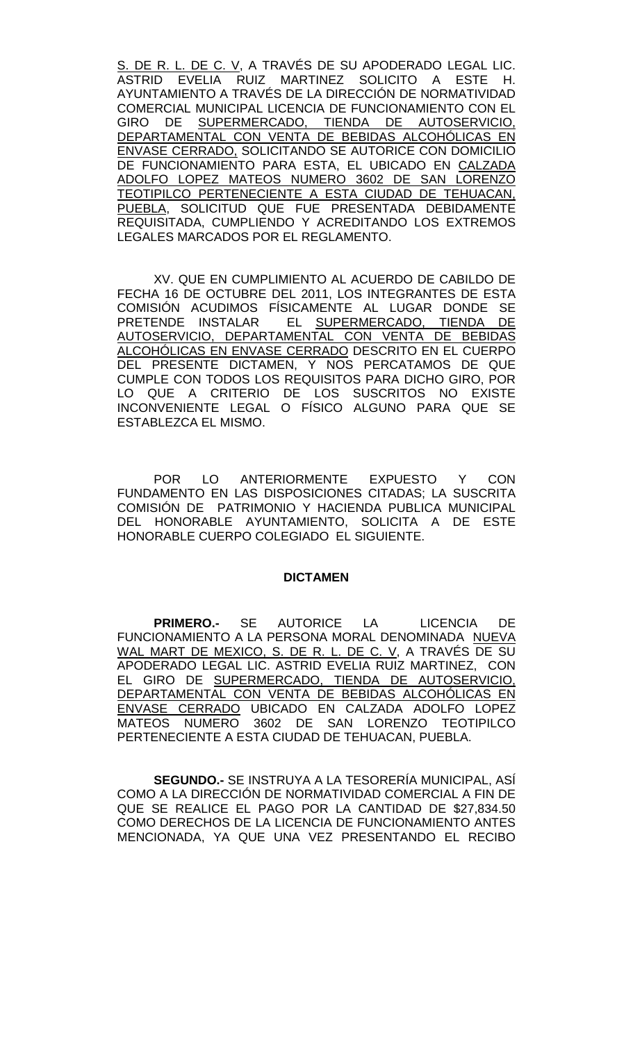S. DE R. L. DE C. V, A TRAVÉS DE SU APODERADO LEGAL LIC. ASTRID EVELIA RUIZ MARTINEZ SOLICITO A ESTE H. AYUNTAMIENTO A TRAVÉS DE LA DIRECCIÓN DE NORMATIVIDAD COMERCIAL MUNICIPAL LICENCIA DE FUNCIONAMIENTO CON EL GIRO DE SUPERMERCADO, TIENDA DE AUTOSERVICIO, DEPARTAMENTAL CON VENTA DE BEBIDAS ALCOHÓLICAS EN ENVASE CERRADO, SOLICITANDO SE AUTORICE CON DOMICILIO DE FUNCIONAMIENTO PARA ESTA, EL UBICADO EN CALZADA ADOLFO LOPEZ MATEOS NUMERO 3602 DE SAN LORENZO TEOTIPILCO PERTENECIENTE A ESTA CIUDAD DE TEHUACAN, PUEBLA, SOLICITUD QUE FUE PRESENTADA DEBIDAMENTE REQUISITADA, CUMPLIENDO Y ACREDITANDO LOS EXTREMOS LEGALES MARCADOS POR EL REGLAMENTO.

XV. QUE EN CUMPLIMIENTO AL ACUERDO DE CABILDO DE FECHA 16 DE OCTUBRE DEL 2011, LOS INTEGRANTES DE ESTA COMISIÓN ACUDIMOS FÍSICAMENTE AL LUGAR DONDE SE PRETENDE INSTALAR EL SUPERMERCADO, TIENDA DE AUTOSERVICIO, DEPARTAMENTAL CON VENTA DE BEBIDAS ALCOHÓLICAS EN ENVASE CERRADO DESCRITO EN EL CUERPO DEL PRESENTE DICTAMEN, Y NOS PERCATAMOS DE QUE CUMPLE CON TODOS LOS REQUISITOS PARA DICHO GIRO, POR LO QUE A CRITERIO DE LOS SUSCRITOS NO EXISTE INCONVENIENTE LEGAL O FÍSICO ALGUNO PARA QUE SE ESTABLEZCA EL MISMO.

POR LO ANTERIORMENTE EXPUESTO Y CON FUNDAMENTO EN LAS DISPOSICIONES CITADAS; LA SUSCRITA COMISIÓN DE PATRIMONIO Y HACIENDA PUBLICA MUNICIPAL DEL HONORABLE AYUNTAMIENTO, SOLICITA A DE ESTE HONORABLE CUERPO COLEGIADO EL SIGUIENTE.

**DICTAMEN**

**PRIMERO.-** SE AUTORICE LA LICENCIA DE FUNCIONAMIENTO A LA PERSONA MORAL DENOMINADA NUEVA WAL MART DE MEXICO, S. DE R. L. DE C. V, A TRAVÉS DE SU APODERADO LEGAL LIC. ASTRID EVELIA RUIZ MARTINEZ, CON EL GIRO DE SUPERMERCADO, TIENDA DE AUTOSERVICIO, DEPARTAMENTAL CON VENTA DE BEBIDAS ALCOHÓLICAS EN ENVASE CERRADO UBICADO EN CALZADA ADOLFO LOPEZ MATEOS NUMERO 3602 DE SAN LORENZO TEOTIPILCO PERTENECIENTE A ESTA CIUDAD DE TEHUACAN, PUEBLA.

**SEGUNDO.-** SE INSTRUYA A LA TESORERÍA MUNICIPAL, ASÍ COMO A LA DIRECCIÓN DE NORMATIVIDAD COMERCIAL A FIN DE QUE SE REALICE EL PAGO POR LA CANTIDAD DE $27,834.50 COMO DERECHOS DE LA LICENCIA DE FUNCIONAMIENTO ANTES MENCIONADA, YA QUE UNA VEZ PRESENTANDO EL RECIBO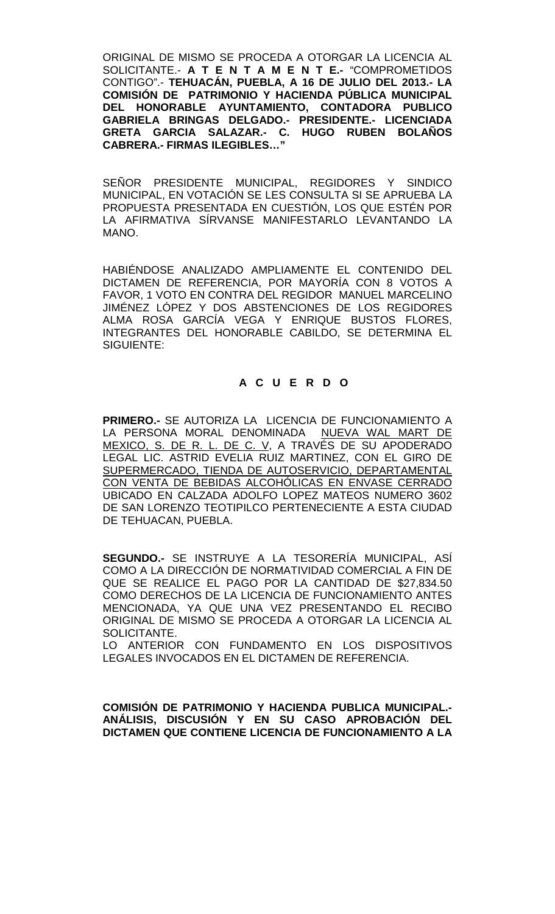ORIGINAL DE MISMO SE PROCEDA A OTORGAR LA LICENCIA AL SOLICITANTE.- **A T E N T A M E N T E.-** "COMPROMETIDOS CONTIGO".- **TEHUACÁN, PUEBLA, A 16 DE JULIO DEL 2013.- LA COMISIÓN DE PATRIMONIO Y HACIENDA PÚBLICA MUNICIPAL DEL HONORABLE AYUNTAMIENTO, CONTADORA PUBLICO GABRIELA BRINGAS DELGADO.- PRESIDENTE.- LICENCIADA GRETA GARCIA SALAZAR.- C. HUGO RUBEN BOLAÑOS CABRERA.- FIRMAS ILEGIBLES…"**

SEÑOR PRESIDENTE MUNICIPAL, REGIDORES Y SINDICO MUNICIPAL, EN VOTACIÓN SE LES CONSULTA SI SE APRUEBA LA PROPUESTA PRESENTADA EN CUESTIÓN, LOS QUE ESTÉN POR LA AFIRMATIVA SÍRVANSE MANIFESTARLO LEVANTANDO LA MANO.

HABIÉNDOSE ANALIZADO AMPLIAMENTE EL CONTENIDO DEL DICTAMEN DE REFERENCIA, POR MAYORÍA CON 8 VOTOS A FAVOR, 1 VOTO EN CONTRA DEL REGIDOR MANUEL MARCELINO JIMÉNEZ LÓPEZ Y DOS ABSTENCIONES DE LOS REGIDORES ALMA ROSA GARCÍA VEGA Y ENRIQUE BUSTOS FLORES, INTEGRANTES DEL HONORABLE CABILDO, SE DETERMINA EL SIGUIENTE:

**A C U E R D O**

**PRIMERO.-** SE AUTORIZA LA LICENCIA DE FUNCIONAMIENTO A LA PERSONA MORAL DENOMINADA NUEVA WAL MART DE MEXICO, S. DE R. L. DE C. V, A TRAVÉS DE SU APODERADO LEGAL LIC. ASTRID EVELIA RUIZ MARTINEZ, CON EL GIRO DE SUPERMERCADO, TIENDA DE AUTOSERVICIO, DEPARTAMENTAL CON VENTA DE BEBIDAS ALCOHÓLICAS EN ENVASE CERRADO UBICADO EN CALZADA ADOLFO LOPEZ MATEOS NUMERO 3602 DE SAN LORENZO TEOTIPILCO PERTENECIENTE A ESTA CIUDAD DE TEHUACAN, PUEBLA.

**SEGUNDO.-** SE INSTRUYE A LA TESORERÍA MUNICIPAL, ASÍ COMO A LA DIRECCIÓN DE NORMATIVIDAD COMERCIAL A FIN DE QUE SE REALICE EL PAGO POR LA CANTIDAD DE $27,834.50 COMO DERECHOS DE LA LICENCIA DE FUNCIONAMIENTO ANTES MENCIONADA, YA QUE UNA VEZ PRESENTANDO EL RECIBO ORIGINAL DE MISMO SE PROCEDA A OTORGAR LA LICENCIA AL SOLICITANTE.
LO ANTERIOR CON FUNDAMENTO EN LOS DISPOSITIVOS LEGALES INVOCADOS EN EL DICTAMEN DE REFERENCIA.

**COMISIÓN DE PATRIMONIO Y HACIENDA PUBLICA MUNICIPAL.- ANÁLISIS, DISCUSIÓN Y EN SU CASO APROBACIÓN DEL DICTAMEN QUE CONTIENE LICENCIA DE FUNCIONAMIENTO A LA**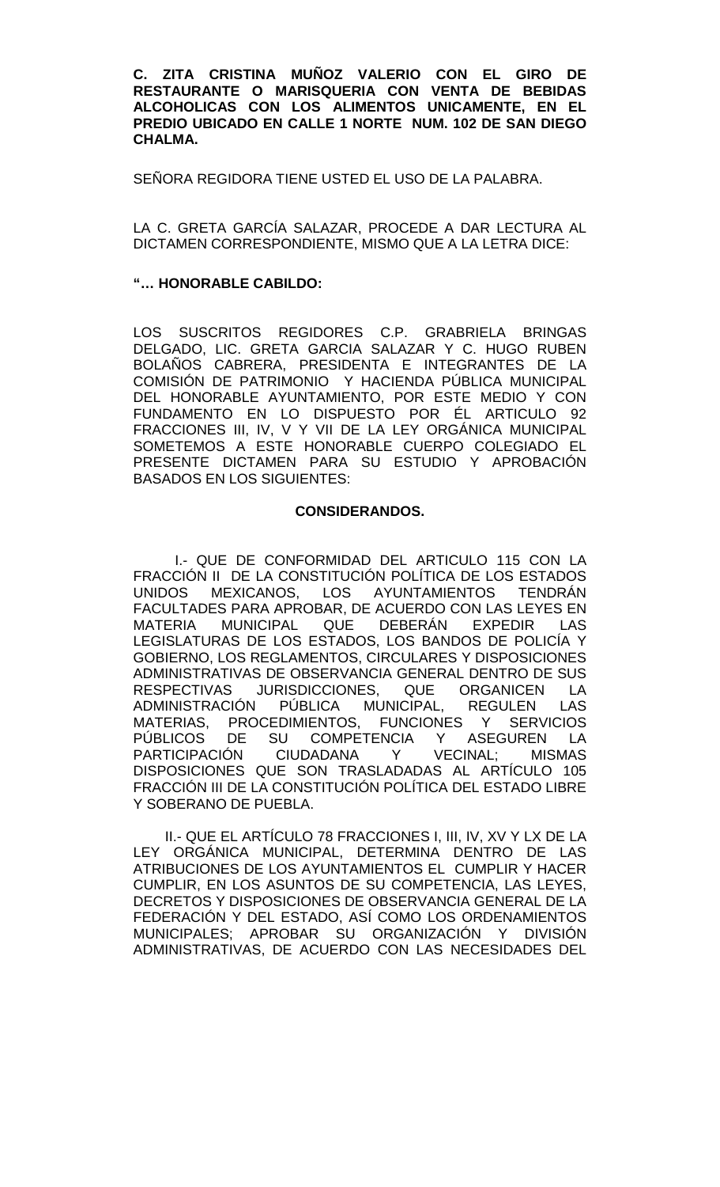**C. ZITA CRISTINA MUÑOZ VALERIO CON EL GIRO DE RESTAURANTE O MARISQUERIA CON VENTA DE BEBIDAS ALCOHOLICAS CON LOS ALIMENTOS UNICAMENTE, EN EL PREDIO UBICADO EN CALLE 1 NORTE NUM. 102 DE SAN DIEGO CHALMA.**

SEÑORA REGIDORA TIENE USTED EL USO DE LA PALABRA.

LA C. GRETA GARCÍA SALAZAR, PROCEDE A DAR LECTURA AL DICTAMEN CORRESPONDIENTE, MISMO QUE A LA LETRA DICE:

**"… HONORABLE CABILDO:**

LOS SUSCRITOS REGIDORES C.P. GRABRIELA BRINGAS DELGADO, LIC. GRETA GARCIA SALAZAR Y C. HUGO RUBEN BOLAÑOS CABRERA, PRESIDENTA E INTEGRANTES DE LA COMISIÓN DE PATRIMONIO Y HACIENDA PÚBLICA MUNICIPAL DEL HONORABLE AYUNTAMIENTO, POR ESTE MEDIO Y CON FUNDAMENTO EN LO DISPUESTO POR ÉL ARTICULO 92 FRACCIONES III, IV, V Y VII DE LA LEY ORGÁNICA MUNICIPAL SOMETEMOS A ESTE HONORABLE CUERPO COLEGIADO EL PRESENTE DICTAMEN PARA SU ESTUDIO Y APROBACIÓN BASADOS EN LOS SIGUIENTES:

**CONSIDERANDOS.**

I.- QUE DE CONFORMIDAD DEL ARTICULO 115 CON LA FRACCIÓN II DE LA CONSTITUCIÓN POLÍTICA DE LOS ESTADOS UNIDOS MEXICANOS, LOS AYUNTAMIENTOS TENDRÁN FACULTADES PARA APROBAR, DE ACUERDO CON LAS LEYES EN MATERIA MUNICIPAL QUE DEBERÁN EXPEDIR LAS LEGISLATURAS DE LOS ESTADOS, LOS BANDOS DE POLICÍA Y GOBIERNO, LOS REGLAMENTOS, CIRCULARES Y DISPOSICIONES ADMINISTRATIVAS DE OBSERVANCIA GENERAL DENTRO DE SUS RESPECTIVAS JURISDICCIONES, QUE ORGANICEN LA ADMINISTRACIÓN PÚBLICA MUNICIPAL, REGULEN LAS MATERIAS, PROCEDIMIENTOS, FUNCIONES Y SERVICIOS PÚBLICOS DE SU COMPETENCIA Y ASEGUREN LA PARTICIPACIÓN CIUDADANA Y VECINAL; MISMAS DISPOSICIONES QUE SON TRASLADADAS AL ARTÍCULO 105 FRACCIÓN III DE LA CONSTITUCIÓN POLÍTICA DEL ESTADO LIBRE Y SOBERANO DE PUEBLA.

II.- QUE EL ARTÍCULO 78 FRACCIONES I, III, IV, XV Y LX DE LA LEY ORGÁNICA MUNICIPAL, DETERMINA DENTRO DE LAS ATRIBUCIONES DE LOS AYUNTAMIENTOS EL CUMPLIR Y HACER CUMPLIR, EN LOS ASUNTOS DE SU COMPETENCIA, LAS LEYES, DECRETOS Y DISPOSICIONES DE OBSERVANCIA GENERAL DE LA FEDERACIÓN Y DEL ESTADO, ASÍ COMO LOS ORDENAMIENTOS MUNICIPALES; APROBAR SU ORGANIZACIÓN Y DIVISIÓN ADMINISTRATIVAS, DE ACUERDO CON LAS NECESIDADES DEL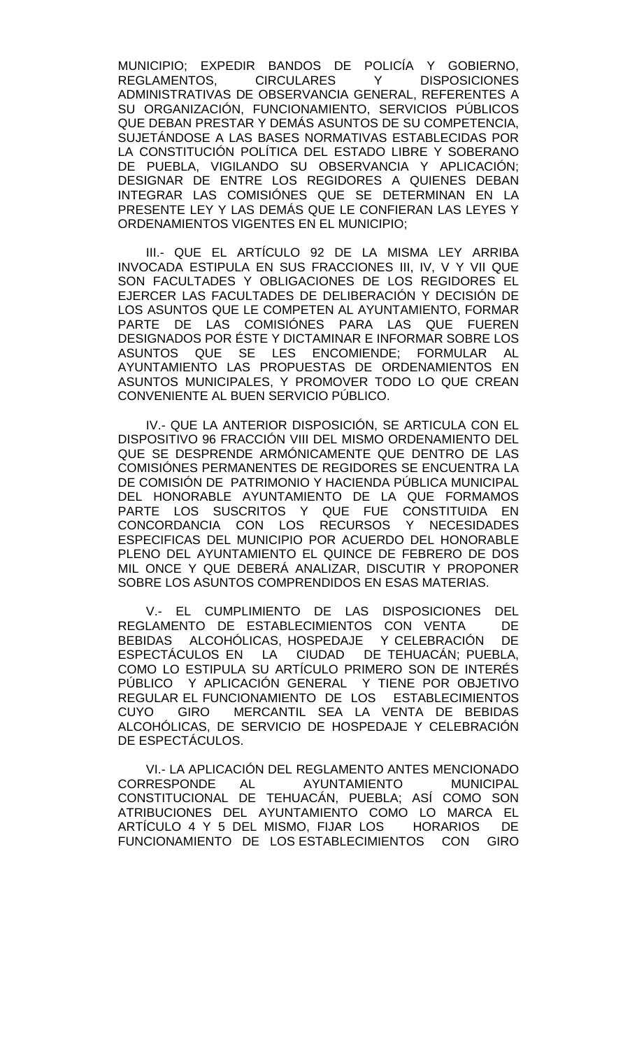MUNICIPIO; EXPEDIR BANDOS DE POLICÍA Y GOBIERNO, REGLAMENTOS, CIRCULARES Y DISPOSICIONES ADMINISTRATIVAS DE OBSERVANCIA GENERAL, REFERENTES A SU ORGANIZACIÓN, FUNCIONAMIENTO, SERVICIOS PÚBLICOS QUE DEBAN PRESTAR Y DEMÁS ASUNTOS DE SU COMPETENCIA, SUJETÁNDOSE A LAS BASES NORMATIVAS ESTABLECIDAS POR LA CONSTITUCIÓN POLÍTICA DEL ESTADO LIBRE Y SOBERANO DE PUEBLA, VIGILANDO SU OBSERVANCIA Y APLICACIÓN; DESIGNAR DE ENTRE LOS REGIDORES A QUIENES DEBAN INTEGRAR LAS COMISIÓNES QUE SE DETERMINAN EN LA PRESENTE LEY Y LAS DEMÁS QUE LE CONFIERAN LAS LEYES Y ORDENAMIENTOS VIGENTES EN EL MUNICIPIO;

III.- QUE EL ARTÍCULO 92 DE LA MISMA LEY ARRIBA INVOCADA ESTIPULA EN SUS FRACCIONES III, IV, V Y VII QUE SON FACULTADES Y OBLIGACIONES DE LOS REGIDORES EL EJERCER LAS FACULTADES DE DELIBERACIÓN Y DECISIÓN DE LOS ASUNTOS QUE LE COMPETEN AL AYUNTAMIENTO, FORMAR PARTE DE LAS COMISIÓNES PARA LAS QUE FUEREN DESIGNADOS POR ÉSTE Y DICTAMINAR E INFORMAR SOBRE LOS ASUNTOS QUE SE LES ENCOMIENDE; FORMULAR AL AYUNTAMIENTO LAS PROPUESTAS DE ORDENAMIENTOS EN ASUNTOS MUNICIPALES, Y PROMOVER TODO LO QUE CREAN CONVENIENTE AL BUEN SERVICIO PÚBLICO.

IV.- QUE LA ANTERIOR DISPOSICIÓN, SE ARTICULA CON EL DISPOSITIVO 96 FRACCIÓN VIII DEL MISMO ORDENAMIENTO DEL QUE SE DESPRENDE ARMÓNICAMENTE QUE DENTRO DE LAS COMISIÓNES PERMANENTES DE REGIDORES SE ENCUENTRA LA DE COMISIÓN DE PATRIMONIO Y HACIENDA PÚBLICA MUNICIPAL DEL HONORABLE AYUNTAMIENTO DE LA QUE FORMAMOS PARTE LOS SUSCRITOS Y QUE FUE CONSTITUIDA EN CONCORDANCIA CON LOS RECURSOS Y NECESIDADES ESPECIFICAS DEL MUNICIPIO POR ACUERDO DEL HONORABLE PLENO DEL AYUNTAMIENTO EL QUINCE DE FEBRERO DE DOS MIL ONCE Y QUE DEBERÁ ANALIZAR, DISCUTIR Y PROPONER SOBRE LOS ASUNTOS COMPRENDIDOS EN ESAS MATERIAS.

V.- EL CUMPLIMIENTO DE LAS DISPOSICIONES DEL REGLAMENTO DE ESTABLECIMIENTOS CON VENTA DE BEBIDAS ALCOHÓLICAS, HOSPEDAJE Y CELEBRACIÓN DE ESPECTÁCULOS EN LA CIUDAD DE TEHUACÁN; PUEBLA, COMO LO ESTIPULA SU ARTÍCULO PRIMERO SON DE INTERÉS PÚBLICO Y APLICACIÓN GENERAL Y TIENE POR OBJETIVO REGULAR EL FUNCIONAMIENTO DE LOS ESTABLECIMIENTOS CUYO GIRO MERCANTIL SEA LA VENTA DE BEBIDAS ALCOHÓLICAS, DE SERVICIO DE HOSPEDAJE Y CELEBRACIÓN DE ESPECTÁCULOS.

VI.- LA APLICACIÓN DEL REGLAMENTO ANTES MENCIONADO CORRESPONDE AL AYUNTAMIENTO MUNICIPAL CONSTITUCIONAL DE TEHUACÁN, PUEBLA; ASÍ COMO SON ATRIBUCIONES DEL AYUNTAMIENTO COMO LO MARCA EL ARTÍCULO 4 Y 5 DEL MISMO, FIJAR LOS HORARIOS DE FUNCIONAMIENTO DE LOS ESTABLECIMIENTOS CON GIRO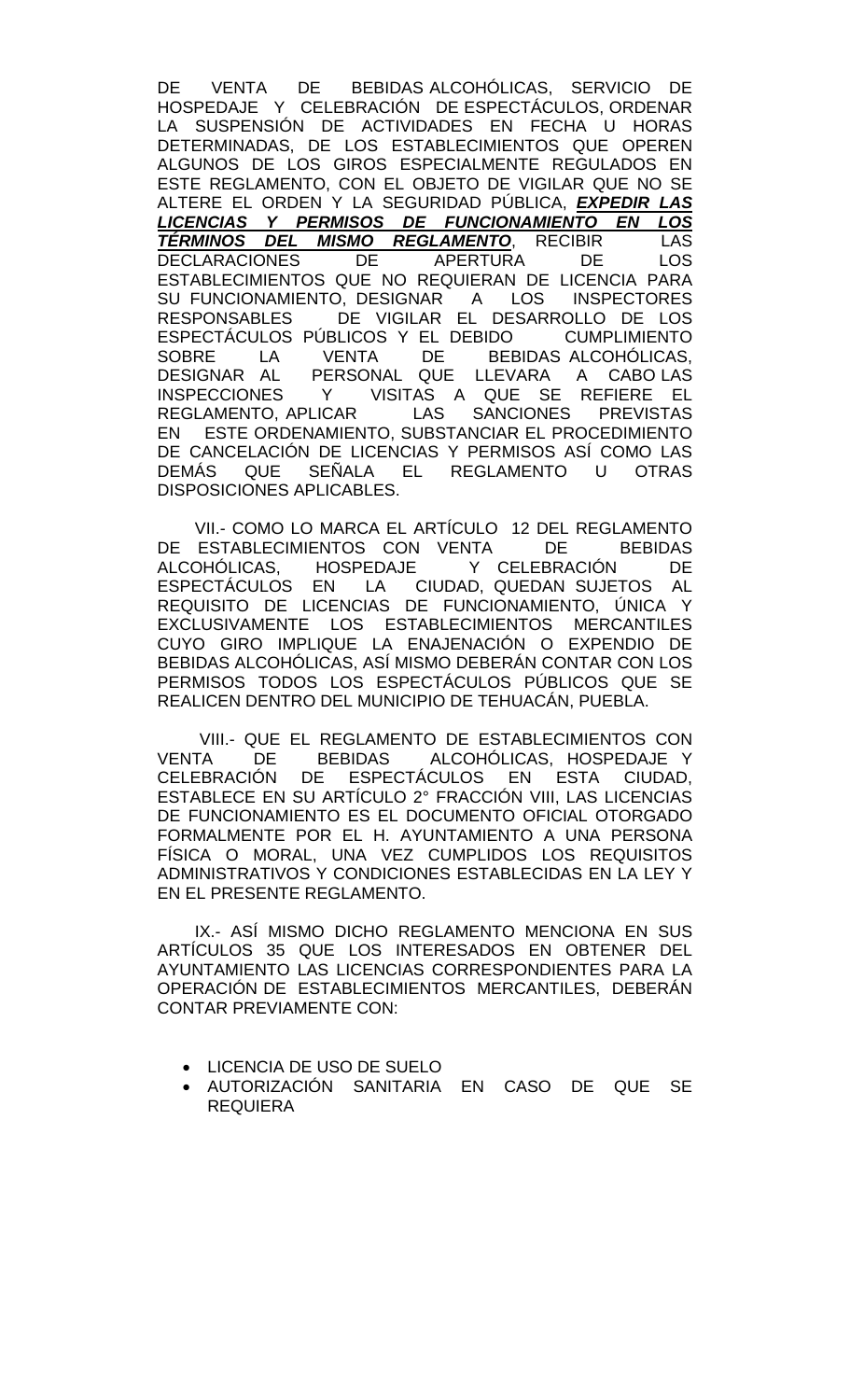DE VENTA DE BEBIDAS ALCOHÓLICAS, SERVICIO DE HOSPEDAJE Y CELEBRACIÓN DE ESPECTÁCULOS, ORDENAR LA SUSPENSIÓN DE ACTIVIDADES EN FECHA U HORAS DETERMINADAS, DE LOS ESTABLECIMIENTOS QUE OPEREN ALGUNOS DE LOS GIROS ESPECIALMENTE REGULADOS EN ESTE REGLAMENTO, CON EL OBJETO DE VIGILAR QUE NO SE ALTERE EL ORDEN Y LA SEGURIDAD PÚBLICA, ***EXPEDIR LAS LICENCIAS Y PERMISOS DE FUNCIONAMIENTO EN LOS TÉRMINOS DEL MISMO REGLAMENTO***, RECIBIR LAS DECLARACIONES DE APERTURA DE LOS ESTABLECIMIENTOS QUE NO REQUIERAN DE LICENCIA PARA SU FUNCIONAMIENTO, DESIGNAR A LOS INSPECTORES RESPONSABLES DE VIGILAR EL DESARROLLO DE LOS ESPECTÁCULOS PÚBLICOS Y EL DEBIDO CUMPLIMIENTO SOBRE LA VENTA DE BEBIDAS ALCOHÓLICAS, DESIGNAR AL PERSONAL QUE LLEVARA A CABO LAS INSPECCIONES Y VISITAS A QUE SE REFIERE EL REGLAMENTO, APLICAR LAS SANCIONES PREVISTAS EN ESTE ORDENAMIENTO, SUBSTANCIAR EL PROCEDIMIENTO DE CANCELACIÓN DE LICENCIAS Y PERMISOS ASÍ COMO LAS DEMÁS QUE SEÑALA EL REGLAMENTO U OTRAS DISPOSICIONES APLICABLES.

VII.- COMO LO MARCA EL ARTÍCULO 12 DEL REGLAMENTO DE ESTABLECIMIENTOS CON VENTA DE BEBIDAS ALCOHÓLICAS, HOSPEDAJE Y CELEBRACIÓN DE ESPECTÁCULOS EN LA CIUDAD, QUEDAN SUJETOS AL REQUISITO DE LICENCIAS DE FUNCIONAMIENTO, ÚNICA Y EXCLUSIVAMENTE LOS ESTABLECIMIENTOS MERCANTILES CUYO GIRO IMPLIQUE LA ENAJENACIÓN O EXPENDIO DE BEBIDAS ALCOHÓLICAS, ASÍ MISMO DEBERÁN CONTAR CON LOS PERMISOS TODOS LOS ESPECTÁCULOS PÚBLICOS QUE SE REALICEN DENTRO DEL MUNICIPIO DE TEHUACÁN, PUEBLA.

VIII.- QUE EL REGLAMENTO DE ESTABLECIMIENTOS CON VENTA DE BEBIDAS ALCOHÓLICAS, HOSPEDAJE Y CELEBRACIÓN DE ESPECTÁCULOS EN ESTA CIUDAD, ESTABLECE EN SU ARTÍCULO 2° FRACCIÓN VIII, LAS LICENCIAS DE FUNCIONAMIENTO ES EL DOCUMENTO OFICIAL OTORGADO FORMALMENTE POR EL H. AYUNTAMIENTO A UNA PERSONA FÍSICA O MORAL, UNA VEZ CUMPLIDOS LOS REQUISITOS ADMINISTRATIVOS Y CONDICIONES ESTABLECIDAS EN LA LEY Y EN EL PRESENTE REGLAMENTO.

IX.- ASÍ MISMO DICHO REGLAMENTO MENCIONA EN SUS ARTÍCULOS 35 QUE LOS INTERESADOS EN OBTENER DEL AYUNTAMIENTO LAS LICENCIAS CORRESPONDIENTES PARA LA OPERACIÓN DE ESTABLECIMIENTOS MERCANTILES, DEBERÁN CONTAR PREVIAMENTE CON:

- LICENCIA DE USO DE SUELO
- AUTORIZACIÓN SANITARIA EN CASO DE QUE SE REQUIERA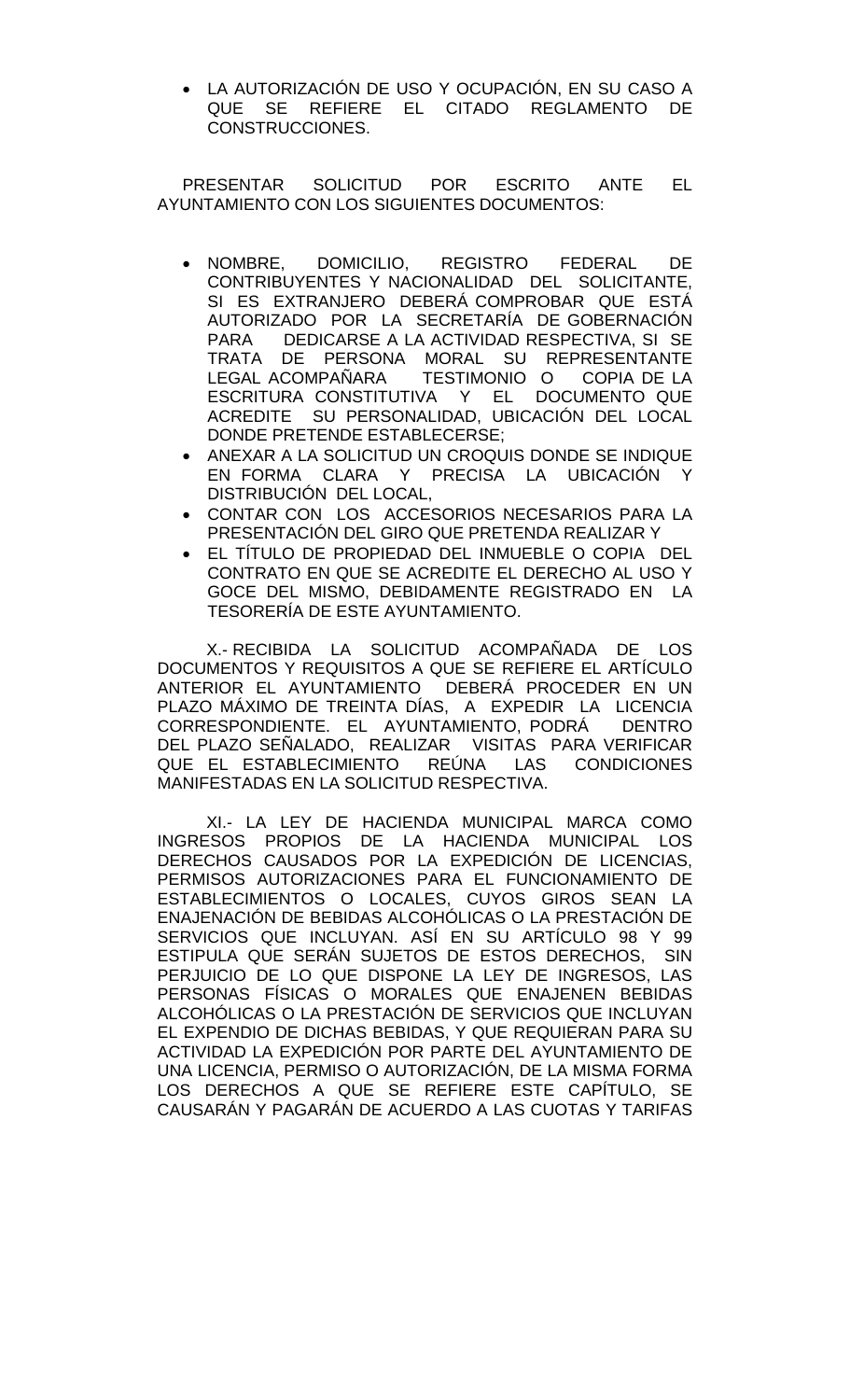- LA AUTORIZACIÓN DE USO Y OCUPACIÓN, EN SU CASO A QUE SE REFIERE EL CITADO REGLAMENTO DE CONSTRUCCIONES.

PRESENTAR SOLICITUD POR ESCRITO ANTE EL AYUNTAMIENTO CON LOS SIGUIENTES DOCUMENTOS:

- NOMBRE, DOMICILIO, REGISTRO FEDERAL DE CONTRIBUYENTES Y NACIONALIDAD DEL SOLICITANTE, SI ES EXTRANJERO DEBERÁ COMPROBAR QUE ESTÁ AUTORIZADO POR LA SECRETARÍA DE GOBERNACIÓN PARA DEDICARSE A LA ACTIVIDAD RESPECTIVA, SI SE TRATA DE PERSONA MORAL SU REPRESENTANTE LEGAL ACOMPAÑARA TESTIMONIO O COPIA DE LA ESCRITURA CONSTITUTIVA Y EL DOCUMENTO QUE ACREDITE SU PERSONALIDAD, UBICACIÓN DEL LOCAL DONDE PRETENDE ESTABLECERSE;
- ANEXAR A LA SOLICITUD UN CROQUIS DONDE SE INDIQUE EN FORMA CLARA Y PRECISA LA UBICACIÓN Y DISTRIBUCIÓN DEL LOCAL,
- CONTAR CON LOS ACCESORIOS NECESARIOS PARA LA PRESENTACIÓN DEL GIRO QUE PRETENDA REALIZAR Y
- EL TÍTULO DE PROPIEDAD DEL INMUEBLE O COPIA DEL CONTRATO EN QUE SE ACREDITE EL DERECHO AL USO Y GOCE DEL MISMO, DEBIDAMENTE REGISTRADO EN LA TESORERÍA DE ESTE AYUNTAMIENTO.

X.- RECIBIDA LA SOLICITUD ACOMPAÑADA DE LOS DOCUMENTOS Y REQUISITOS A QUE SE REFIERE EL ARTÍCULO ANTERIOR EL AYUNTAMIENTO DEBERÁ PROCEDER EN UN PLAZO MÁXIMO DE TREINTA DÍAS, A EXPEDIR LA LICENCIA CORRESPONDIENTE. EL AYUNTAMIENTO, PODRÁ DENTRO DEL PLAZO SEÑALADO, REALIZAR VISITAS PARA VERIFICAR QUE EL ESTABLECIMIENTO REÚNA LAS CONDICIONES MANIFESTADAS EN LA SOLICITUD RESPECTIVA.

XI.- LA LEY DE HACIENDA MUNICIPAL MARCA COMO INGRESOS PROPIOS DE LA HACIENDA MUNICIPAL LOS DERECHOS CAUSADOS POR LA EXPEDICIÓN DE LICENCIAS, PERMISOS AUTORIZACIONES PARA EL FUNCIONAMIENTO DE ESTABLECIMIENTOS O LOCALES, CUYOS GIROS SEAN LA ENAJENACIÓN DE BEBIDAS ALCOHÓLICAS O LA PRESTACIÓN DE SERVICIOS QUE INCLUYAN. ASÍ EN SU ARTÍCULO 98 Y 99 ESTIPULA QUE SERÁN SUJETOS DE ESTOS DERECHOS, SIN PERJUICIO DE LO QUE DISPONE LA LEY DE INGRESOS, LAS PERSONAS FÍSICAS O MORALES QUE ENAJENEN BEBIDAS ALCOHÓLICAS O LA PRESTACIÓN DE SERVICIOS QUE INCLUYAN EL EXPENDIO DE DICHAS BEBIDAS, Y QUE REQUIERAN PARA SU ACTIVIDAD LA EXPEDICIÓN POR PARTE DEL AYUNTAMIENTO DE UNA LICENCIA, PERMISO O AUTORIZACIÓN, DE LA MISMA FORMA LOS DERECHOS A QUE SE REFIERE ESTE CAPÍTULO, SE CAUSARÁN Y PAGARÁN DE ACUERDO A LAS CUOTAS Y TARIFAS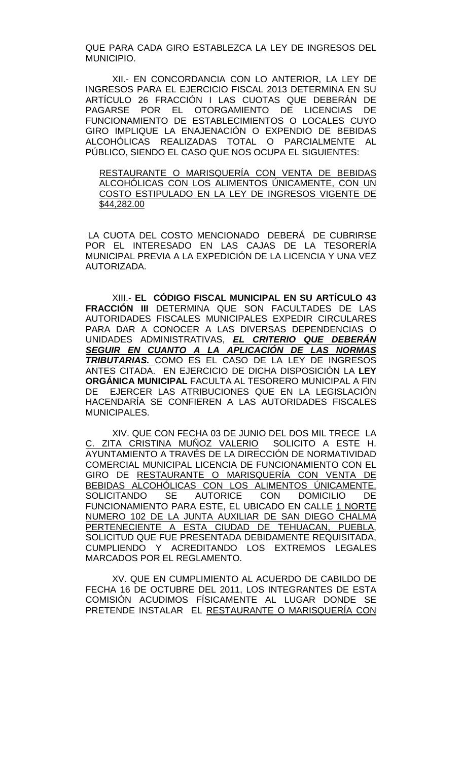QUE PARA CADA GIRO ESTABLEZCA LA LEY DE INGRESOS DEL MUNICIPIO.

XII.- EN CONCORDANCIA CON LO ANTERIOR, LA LEY DE INGRESOS PARA EL EJERCICIO FISCAL 2013 DETERMINA EN SU ARTÍCULO 26 FRACCIÓN I LAS CUOTAS QUE DEBERÁN DE PAGARSE POR EL OTORGAMIENTO DE LICENCIAS DE FUNCIONAMIENTO DE ESTABLECIMIENTOS O LOCALES CUYO GIRO IMPLIQUE LA ENAJENACIÓN O EXPENDIO DE BEBIDAS ALCOHÓLICAS REALIZADAS TOTAL O PARCIALMENTE AL PÚBLICO, SIENDO EL CASO QUE NOS OCUPA EL SIGUIENTES:

RESTAURANTE O MARISQUERÍA CON VENTA DE BEBIDAS ALCOHÓLICAS CON LOS ALIMENTOS ÚNICAMENTE, CON UN COSTO ESTIPULADO EN LA LEY DE INGRESOS VIGENTE DE $44,282.00

LA CUOTA DEL COSTO MENCIONADO DEBERÁ DE CUBRIRSE POR EL INTERESADO EN LAS CAJAS DE LA TESORERÍA MUNICIPAL PREVIA A LA EXPEDICIÓN DE LA LICENCIA Y UNA VEZ AUTORIZADA.

XIII.- **EL CÓDIGO FISCAL MUNICIPAL EN SU ARTÍCULO 43 FRACCIÓN III** DETERMINA QUE SON FACULTADES DE LAS AUTORIDADES FISCALES MUNICIPALES EXPEDIR CIRCULARES PARA DAR A CONOCER A LAS DIVERSAS DEPENDENCIAS O UNIDADES ADMINISTRATIVAS, ***EL CRITERIO QUE DEBERÁN SEGUIR EN CUANTO A LA APLICACIÓN DE LAS NORMAS TRIBUTARIAS.*** COMO ES EL CASO DE LA LEY DE INGRESOS ANTES CITADA. EN EJERCICIO DE DICHA DISPOSICIÓN LA **LEY ORGÁNICA MUNICIPAL** FACULTA AL TESORERO MUNICIPAL A FIN DE EJERCER LAS ATRIBUCIONES QUE EN LA LEGISLACIÓN HACENDARÍA SE CONFIEREN A LAS AUTORIDADES FISCALES MUNICIPALES.

XIV. QUE CON FECHA 03 DE JUNIO DEL DOS MIL TRECE LA C. ZITA CRISTINA MUÑOZ VALERIO SOLICITO A ESTE H. AYUNTAMIENTO A TRAVÉS DE LA DIRECCIÓN DE NORMATIVIDAD COMERCIAL MUNICIPAL LICENCIA DE FUNCIONAMIENTO CON EL GIRO DE RESTAURANTE O MARISQUERÍA CON VENTA DE BEBIDAS ALCOHÓLICAS CON LOS ALIMENTOS ÚNICAMENTE, SOLICITANDO SE AUTORICE CON DOMICILIO DE FUNCIONAMIENTO PARA ESTE, EL UBICADO EN CALLE 1 NORTE NUMERO 102 DE LA JUNTA AUXILIAR DE SAN DIEGO CHALMA PERTENECIENTE A ESTA CIUDAD DE TEHUACAN, PUEBLA, SOLICITUD QUE FUE PRESENTADA DEBIDAMENTE REQUISITADA, CUMPLIENDO Y ACREDITANDO LOS EXTREMOS LEGALES MARCADOS POR EL REGLAMENTO.

XV. QUE EN CUMPLIMIENTO AL ACUERDO DE CABILDO DE FECHA 16 DE OCTUBRE DEL 2011, LOS INTEGRANTES DE ESTA COMISIÓN ACUDIMOS FÍSICAMENTE AL LUGAR DONDE SE PRETENDE INSTALAR EL RESTAURANTE O MARISQUERÍA CON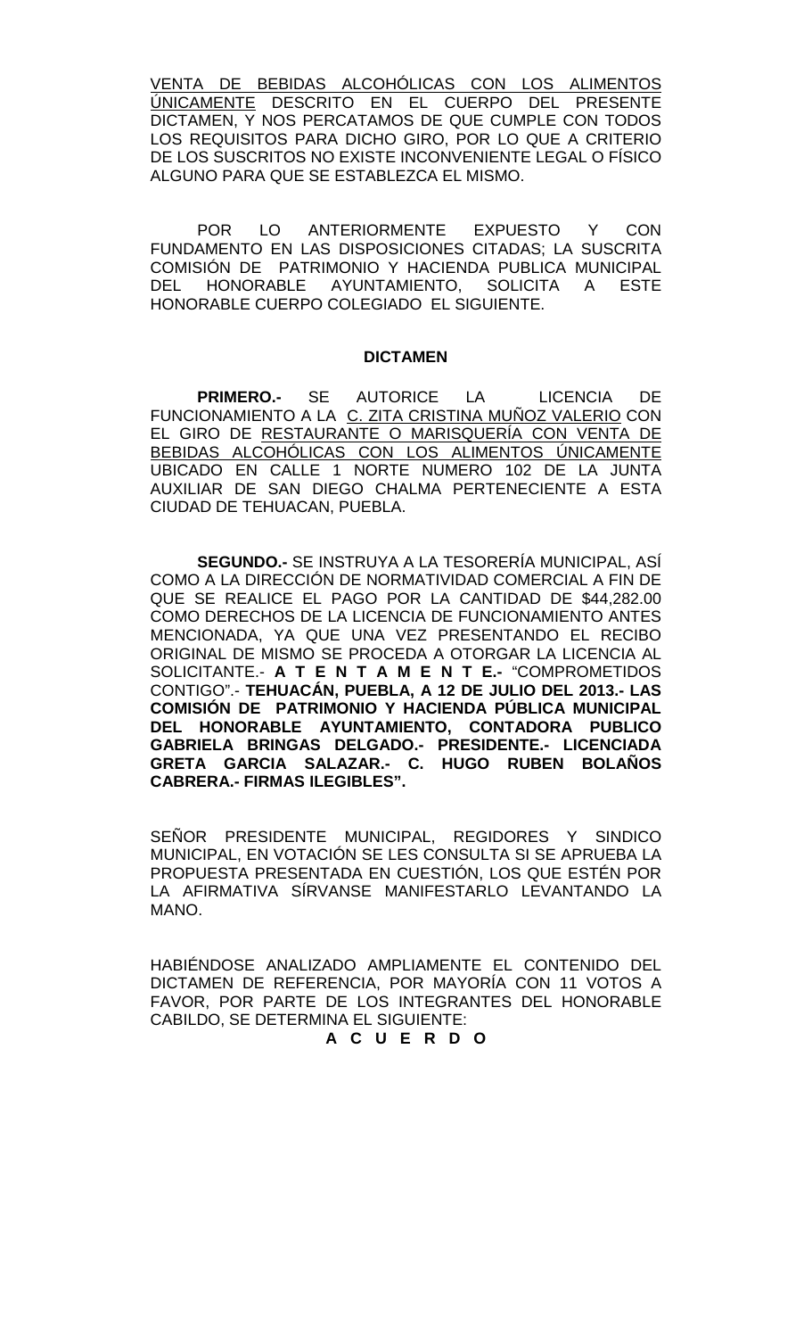VENTA DE BEBIDAS ALCOHÓLICAS CON LOS ALIMENTOS ÚNICAMENTE DESCRITO EN EL CUERPO DEL PRESENTE DICTAMEN, Y NOS PERCATAMOS DE QUE CUMPLE CON TODOS LOS REQUISITOS PARA DICHO GIRO, POR LO QUE A CRITERIO DE LOS SUSCRITOS NO EXISTE INCONVENIENTE LEGAL O FÍSICO ALGUNO PARA QUE SE ESTABLEZCA EL MISMO.

POR LO ANTERIORMENTE EXPUESTO Y CON FUNDAMENTO EN LAS DISPOSICIONES CITADAS; LA SUSCRITA COMISIÓN DE PATRIMONIO Y HACIENDA PUBLICA MUNICIPAL DEL HONORABLE AYUNTAMIENTO, SOLICITA A ESTE HONORABLE CUERPO COLEGIADO EL SIGUIENTE.

**DICTAMEN**

**PRIMERO.-** SE AUTORICE LA LICENCIA DE FUNCIONAMIENTO A LA C. ZITA CRISTINA MUÑOZ VALERIO CON EL GIRO DE RESTAURANTE O MARISQUERÍA CON VENTA DE BEBIDAS ALCOHÓLICAS CON LOS ALIMENTOS ÚNICAMENTE UBICADO EN CALLE 1 NORTE NUMERO 102 DE LA JUNTA AUXILIAR DE SAN DIEGO CHALMA PERTENECIENTE A ESTA CIUDAD DE TEHUACAN, PUEBLA.

**SEGUNDO.-** SE INSTRUYA A LA TESORERÍA MUNICIPAL, ASÍ COMO A LA DIRECCIÓN DE NORMATIVIDAD COMERCIAL A FIN DE QUE SE REALICE EL PAGO POR LA CANTIDAD DE $44,282.00 COMO DERECHOS DE LA LICENCIA DE FUNCIONAMIENTO ANTES MENCIONADA, YA QUE UNA VEZ PRESENTANDO EL RECIBO ORIGINAL DE MISMO SE PROCEDA A OTORGAR LA LICENCIA AL SOLICITANTE.- **A T E N T A M E N T E.-** "COMPROMETIDOS CONTIGO".- **TEHUACÁN, PUEBLA, A 12 DE JULIO DEL 2013.- LAS COMISIÓN DE PATRIMONIO Y HACIENDA PÚBLICA MUNICIPAL DEL HONORABLE AYUNTAMIENTO, CONTADORA PUBLICO GABRIELA BRINGAS DELGADO.- PRESIDENTE.- LICENCIADA GRETA GARCIA SALAZAR.- C. HUGO RUBEN BOLAÑOS CABRERA.- FIRMAS ILEGIBLES".**

SEÑOR PRESIDENTE MUNICIPAL, REGIDORES Y SINDICO MUNICIPAL, EN VOTACIÓN SE LES CONSULTA SI SE APRUEBA LA PROPUESTA PRESENTADA EN CUESTIÓN, LOS QUE ESTÉN POR LA AFIRMATIVA SÍRVANSE MANIFESTARLO LEVANTANDO LA MANO.

HABIÉNDOSE ANALIZADO AMPLIAMENTE EL CONTENIDO DEL DICTAMEN DE REFERENCIA, POR MAYORÍA CON 11 VOTOS A FAVOR, POR PARTE DE LOS INTEGRANTES DEL HONORABLE CABILDO, SE DETERMINA EL SIGUIENTE:

**A C U E R D O**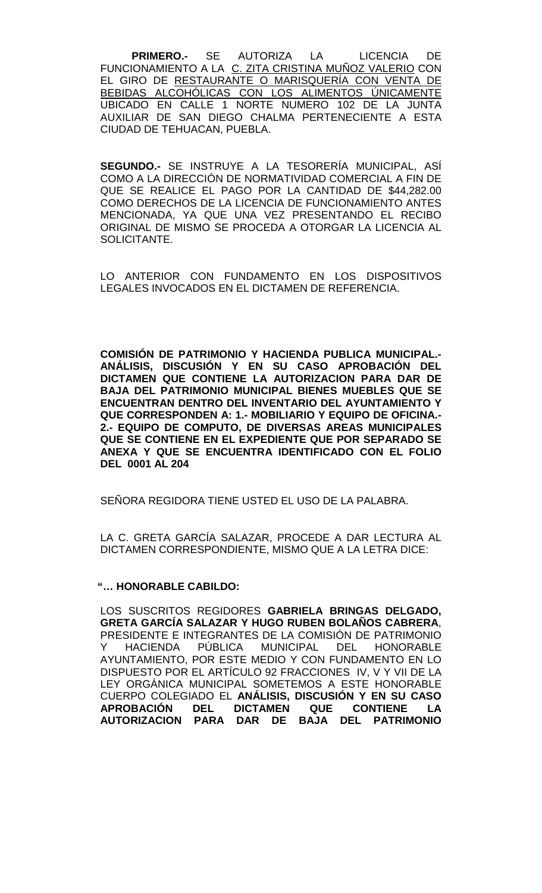**PRIMERO.-** SE AUTORIZA LA LICENCIA DE FUNCIONAMIENTO A LA C. ZITA CRISTINA MUÑOZ VALERIO CON EL GIRO DE RESTAURANTE O MARISQUERÍA CON VENTA DE BEBIDAS ALCOHÓLICAS CON LOS ALIMENTOS ÚNICAMENTE UBICADO EN CALLE 1 NORTE NUMERO 102 DE LA JUNTA AUXILIAR DE SAN DIEGO CHALMA PERTENECIENTE A ESTA CIUDAD DE TEHUACAN, PUEBLA.

**SEGUNDO.-** SE INSTRUYE A LA TESORERÍA MUNICIPAL, ASÍ COMO A LA DIRECCIÓN DE NORMATIVIDAD COMERCIAL A FIN DE QUE SE REALICE EL PAGO POR LA CANTIDAD DE $44,282.00 COMO DERECHOS DE LA LICENCIA DE FUNCIONAMIENTO ANTES MENCIONADA, YA QUE UNA VEZ PRESENTANDO EL RECIBO ORIGINAL DE MISMO SE PROCEDA A OTORGAR LA LICENCIA AL SOLICITANTE.

LO ANTERIOR CON FUNDAMENTO EN LOS DISPOSITIVOS LEGALES INVOCADOS EN EL DICTAMEN DE REFERENCIA.

**COMISIÓN DE PATRIMONIO Y HACIENDA PUBLICA MUNICIPAL.- ANÁLISIS, DISCUSIÓN Y EN SU CASO APROBACIÓN DEL DICTAMEN QUE CONTIENE LA AUTORIZACION PARA DAR DE BAJA DEL PATRIMONIO MUNICIPAL BIENES MUEBLES QUE SE ENCUENTRAN DENTRO DEL INVENTARIO DEL AYUNTAMIENTO Y QUE CORRESPONDEN A: 1.- MOBILIARIO Y EQUIPO DE OFICINA.- 2.- EQUIPO DE COMPUTO, DE DIVERSAS AREAS MUNICIPALES QUE SE CONTIENE EN EL EXPEDIENTE QUE POR SEPARADO SE ANEXA Y QUE SE ENCUENTRA IDENTIFICADO CON EL FOLIO DEL 0001 AL 204**

SEÑORA REGIDORA TIENE USTED EL USO DE LA PALABRA.

LA C. GRETA GARCÍA SALAZAR, PROCEDE A DAR LECTURA AL DICTAMEN CORRESPONDIENTE, MISMO QUE A LA LETRA DICE:

**"… HONORABLE CABILDO:**

LOS SUSCRITOS REGIDORES **GABRIELA BRINGAS DELGADO, GRETA GARCÍA SALAZAR Y HUGO RUBEN BOLAÑOS CABRERA**, PRESIDENTE E INTEGRANTES DE LA COMISIÓN DE PATRIMONIO Y HACIENDA PÚBLICA MUNICIPAL DEL HONORABLE AYUNTAMIENTO, POR ESTE MEDIO Y CON FUNDAMENTO EN LO DISPUESTO POR EL ARTÍCULO 92 FRACCIONES IV, V Y VII DE LA LEY ORGÁNICA MUNICIPAL SOMETEMOS A ESTE HONORABLE CUERPO COLEGIADO EL **ANÁLISIS, DISCUSIÓN Y EN SU CASO APROBACIÓN DEL DICTAMEN QUE CONTIENE LA AUTORIZACION PARA DAR DE BAJA DEL PATRIMONIO**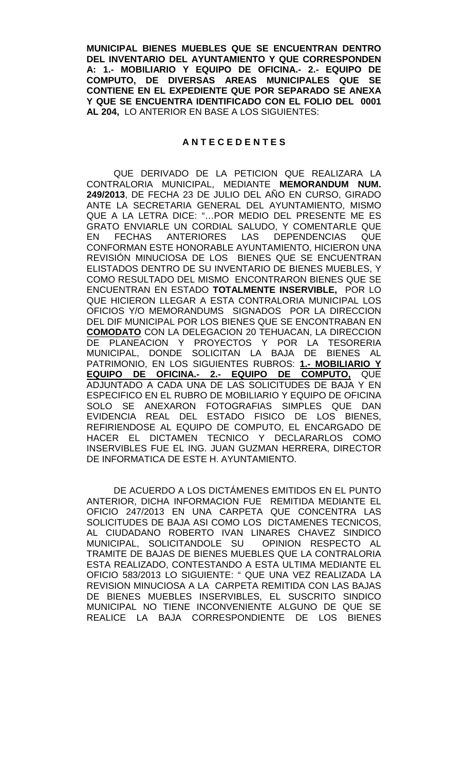**MUNICIPAL BIENES MUEBLES QUE SE ENCUENTRAN DENTRO DEL INVENTARIO DEL AYUNTAMIENTO Y QUE CORRESPONDEN A: 1.- MOBILIARIO Y EQUIPO DE OFICINA.- 2.- EQUIPO DE COMPUTO, DE DIVERSAS AREAS MUNICIPALES QUE SE CONTIENE EN EL EXPEDIENTE QUE POR SEPARADO SE ANEXA Y QUE SE ENCUENTRA IDENTIFICADO CON EL FOLIO DEL 0001 AL 204,** LO ANTERIOR EN BASE A LOS SIGUIENTES:

**A N T E C E D E N T E S**

QUE DERIVADO DE LA PETICION QUE REALIZARA LA CONTRALORIA MUNICIPAL, MEDIANTE **MEMORANDUM NUM. 249/2013**, DE FECHA 23 DE JULIO DEL AÑO EN CURSO, GIRADO ANTE LA SECRETARIA GENERAL DEL AYUNTAMIENTO, MISMO QUE A LA LETRA DICE: "…POR MEDIO DEL PRESENTE ME ES GRATO ENVIARLE UN CORDIAL SALUDO, Y COMENTARLE QUE EN FECHAS ANTERIORES LAS DEPENDENCIAS QUE CONFORMAN ESTE HONORABLE AYUNTAMIENTO, HICIERON UNA REVISIÓN MINUCIOSA DE LOS BIENES QUE SE ENCUENTRAN ELISTADOS DENTRO DE SU INVENTARIO DE BIENES MUEBLES, Y COMO RESULTADO DEL MISMO ENCONTRARON BIENES QUE SE ENCUENTRAN EN ESTADO **TOTALMENTE INSERVIBLE,** POR LO QUE HICIERON LLEGAR A ESTA CONTRALORIA MUNICIPAL LOS OFICIOS Y/O MEMORANDUMS SIGNADOS POR LA DIRECCION DEL DIF MUNICIPAL POR LOS BIENES QUE SE ENCONTRABAN EN **COMODATO** CON LA DELEGACION 20 TEHUACAN, LA DIRECCION DE PLANEACION Y PROYECTOS Y POR LA TESORERIA MUNICIPAL, DONDE SOLICITAN LA BAJA DE BIENES AL PATRIMONIO, EN LOS SIGUIENTES RUBROS: **1.- MOBILIARIO Y EQUIPO DE OFICINA.- 2.- EQUIPO DE COMPUTO,** QUE ADJUNTADO A CADA UNA DE LAS SOLICITUDES DE BAJA Y EN ESPECIFICO EN EL RUBRO DE MOBILIARIO Y EQUIPO DE OFICINA SOLO SE ANEXARON FOTOGRAFIAS SIMPLES QUE DAN EVIDENCIA REAL DEL ESTADO FISICO DE LOS BIENES, REFIRIENDOSE AL EQUIPO DE COMPUTO, EL ENCARGADO DE HACER EL DICTAMEN TECNICO Y DECLARARLOS COMO INSERVIBLES FUE EL ING. JUAN GUZMAN HERRERA, DIRECTOR DE INFORMATICA DE ESTE H. AYUNTAMIENTO.

DE ACUERDO A LOS DICTÁMENES EMITIDOS EN EL PUNTO ANTERIOR, DICHA INFORMACION FUE REMITIDA MEDIANTE EL OFICIO 247/2013 EN UNA CARPETA QUE CONCENTRA LAS SOLICITUDES DE BAJA ASI COMO LOS DICTAMENES TECNICOS, AL CIUDADANO ROBERTO IVAN LINARES CHAVEZ SINDICO MUNICIPAL, SOLICITANDOLE SU OPINION RESPECTO AL TRAMITE DE BAJAS DE BIENES MUEBLES QUE LA CONTRALORIA ESTA REALIZADO, CONTESTANDO A ESTA ULTIMA MEDIANTE EL OFICIO 583/2013 LO SIGUIENTE: " QUE UNA VEZ REALIZADA LA REVISION MINUCIOSA A LA CARPETA REMITIDA CON LAS BAJAS DE BIENES MUEBLES INSERVIBLES, EL SUSCRITO SINDICO MUNICIPAL NO TIENE INCONVENIENTE ALGUNO DE QUE SE REALICE LA BAJA CORRESPONDIENTE DE LOS BIENES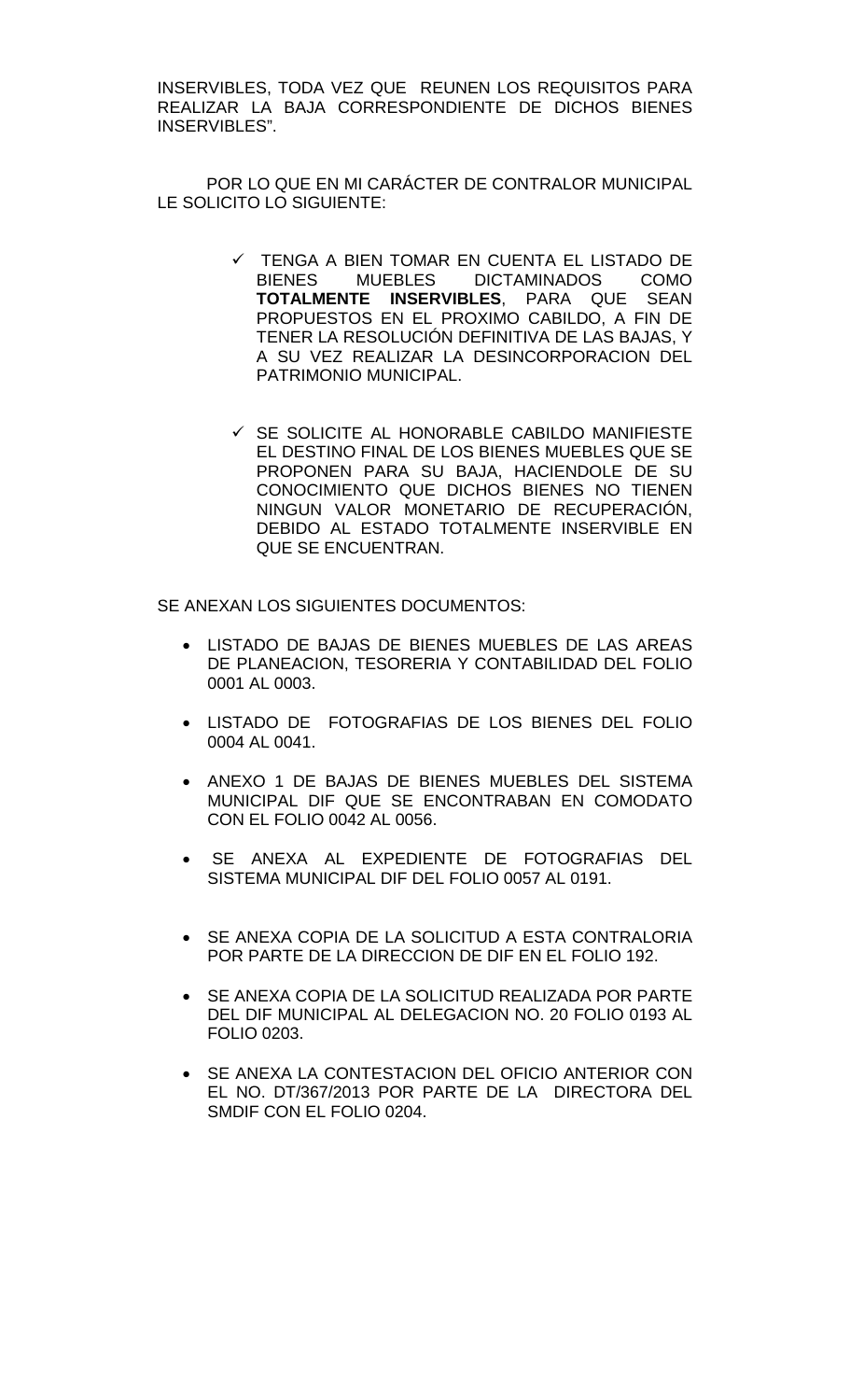INSERVIBLES, TODA VEZ QUE REUNEN LOS REQUISITOS PARA REALIZAR LA BAJA CORRESPONDIENTE DE DICHOS BIENES INSERVIBLES".

POR LO QUE EN MI CARÁCTER DE CONTRALOR MUNICIPAL LE SOLICITO LO SIGUIENTE:

- ✓ TENGA A BIEN TOMAR EN CUENTA EL LISTADO DE BIENES MUEBLES DICTAMINADOS COMO **TOTALMENTE INSERVIBLES**, PARA QUE SEAN PROPUESTOS EN EL PROXIMO CABILDO, A FIN DE TENER LA RESOLUCIÓN DEFINITIVA DE LAS BAJAS, Y A SU VEZ REALIZAR LA DESINCORPORACION DEL PATRIMONIO MUNICIPAL.

- ✓ SE SOLICITE AL HONORABLE CABILDO MANIFIESTE EL DESTINO FINAL DE LOS BIENES MUEBLES QUE SE PROPONEN PARA SU BAJA, HACIENDOLE DE SU CONOCIMIENTO QUE DICHOS BIENES NO TIENEN NINGUN VALOR MONETARIO DE RECUPERACIÓN, DEBIDO AL ESTADO TOTALMENTE INSERVIBLE EN QUE SE ENCUENTRAN.

SE ANEXAN LOS SIGUIENTES DOCUMENTOS:

- LISTADO DE BAJAS DE BIENES MUEBLES DE LAS AREAS DE PLANEACION, TESORERIA Y CONTABILIDAD DEL FOLIO 0001 AL 0003.
- LISTADO DE FOTOGRAFIAS DE LOS BIENES DEL FOLIO 0004 AL 0041.
- ANEXO 1 DE BAJAS DE BIENES MUEBLES DEL SISTEMA MUNICIPAL DIF QUE SE ENCONTRABAN EN COMODATO CON EL FOLIO 0042 AL 0056.
- SE ANEXA AL EXPEDIENTE DE FOTOGRAFIAS DEL SISTEMA MUNICIPAL DIF DEL FOLIO 0057 AL 0191.
- SE ANEXA COPIA DE LA SOLICITUD A ESTA CONTRALORIA POR PARTE DE LA DIRECCION DE DIF EN EL FOLIO 192.
- SE ANEXA COPIA DE LA SOLICITUD REALIZADA POR PARTE DEL DIF MUNICIPAL AL DELEGACION NO. 20 FOLIO 0193 AL FOLIO 0203.
- SE ANEXA LA CONTESTACION DEL OFICIO ANTERIOR CON EL NO. DT/367/2013 POR PARTE DE LA DIRECTORA DEL SMDIF CON EL FOLIO 0204.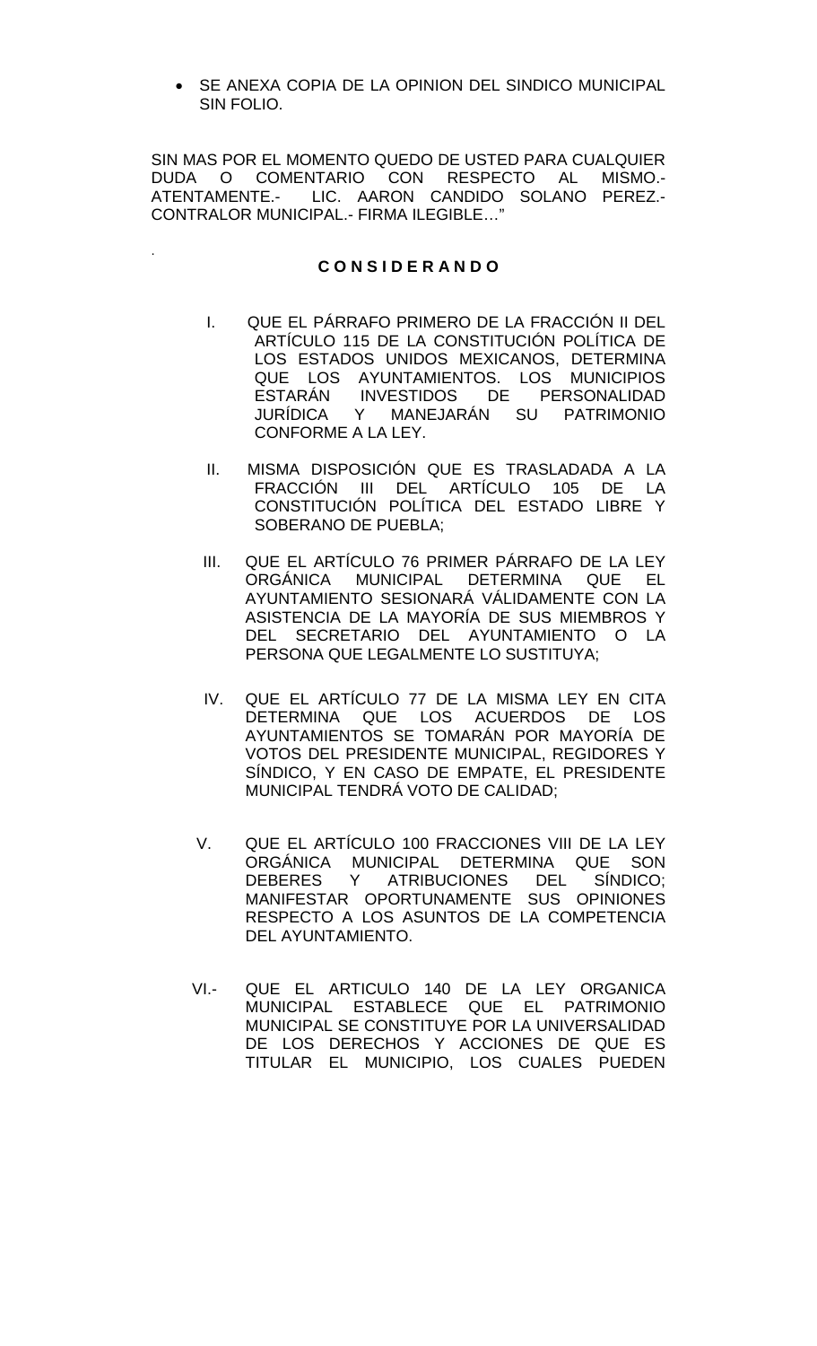- SE ANEXA COPIA DE LA OPINION DEL SINDICO MUNICIPAL SIN FOLIO.

SIN MAS POR EL MOMENTO QUEDO DE USTED PARA CUALQUIER DUDA O COMENTARIO CON RESPECTO AL MISMO.- ATENTAMENTE.- LIC. AARON CANDIDO SOLANO PEREZ.- CONTRALOR MUNICIPAL.- FIRMA ILEGIBLE…"

.

**C O N S I D E R A N D O**

I. QUE EL PÁRRAFO PRIMERO DE LA FRACCIÓN II DEL ARTÍCULO 115 DE LA CONSTITUCIÓN POLÍTICA DE LOS ESTADOS UNIDOS MEXICANOS, DETERMINA QUE LOS AYUNTAMIENTOS. LOS MUNICIPIOS ESTARÁN INVESTIDOS DE PERSONALIDAD JURÍDICA Y MANEJARÁN SU PATRIMONIO CONFORME A LA LEY.

II. MISMA DISPOSICIÓN QUE ES TRASLADADA A LA FRACCIÓN III DEL ARTÍCULO 105 DE LA CONSTITUCIÓN POLÍTICA DEL ESTADO LIBRE Y SOBERANO DE PUEBLA;

III. QUE EL ARTÍCULO 76 PRIMER PÁRRAFO DE LA LEY ORGÁNICA MUNICIPAL DETERMINA QUE EL AYUNTAMIENTO SESIONARÁ VÁLIDAMENTE CON LA ASISTENCIA DE LA MAYORÍA DE SUS MIEMBROS Y DEL SECRETARIO DEL AYUNTAMIENTO O LA PERSONA QUE LEGALMENTE LO SUSTITUYA;

IV. QUE EL ARTÍCULO 77 DE LA MISMA LEY EN CITA DETERMINA QUE LOS ACUERDOS DE LOS AYUNTAMIENTOS SE TOMARÁN POR MAYORÍA DE VOTOS DEL PRESIDENTE MUNICIPAL, REGIDORES Y SÍNDICO, Y EN CASO DE EMPATE, EL PRESIDENTE MUNICIPAL TENDRÁ VOTO DE CALIDAD;

V. QUE EL ARTÍCULO 100 FRACCIONES VIII DE LA LEY ORGÁNICA MUNICIPAL DETERMINA QUE SON DEBERES Y ATRIBUCIONES DEL SÍNDICO; MANIFESTAR OPORTUNAMENTE SUS OPINIONES RESPECTO A LOS ASUNTOS DE LA COMPETENCIA DEL AYUNTAMIENTO.

VI.- QUE EL ARTICULO 140 DE LA LEY ORGANICA MUNICIPAL ESTABLECE QUE EL PATRIMONIO MUNICIPAL SE CONSTITUYE POR LA UNIVERSALIDAD DE LOS DERECHOS Y ACCIONES DE QUE ES TITULAR EL MUNICIPIO, LOS CUALES PUEDEN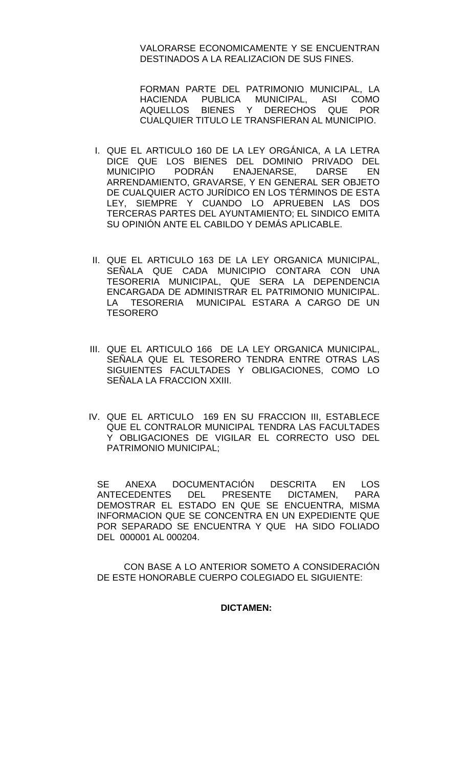VALORARSE ECONOMICAMENTE Y SE ENCUENTRAN DESTINADOS A LA REALIZACION DE SUS FINES.

FORMAN PARTE DEL PATRIMONIO MUNICIPAL, LA HACIENDA PUBLICA MUNICIPAL, ASI COMO AQUELLOS BIENES Y DERECHOS QUE POR CUALQUIER TITULO LE TRANSFIERAN AL MUNICIPIO.

I. QUE EL ARTICULO 160 DE LA LEY ORGÁNICA, A LA LETRA DICE QUE LOS BIENES DEL DOMINIO PRIVADO DEL MUNICIPIO PODRÁN ENAJENARSE, DARSE EN ARRENDAMIENTO, GRAVARSE, Y EN GENERAL SER OBJETO DE CUALQUIER ACTO JURÍDICO EN LOS TÉRMINOS DE ESTA LEY, SIEMPRE Y CUANDO LO APRUEBEN LAS DOS TERCERAS PARTES DEL AYUNTAMIENTO; EL SINDICO EMITA SU OPINIÓN ANTE EL CABILDO Y DEMÁS APLICABLE.

II. QUE EL ARTICULO 163 DE LA LEY ORGANICA MUNICIPAL, SEÑALA QUE CADA MUNICIPIO CONTARA CON UNA TESORERIA MUNICIPAL, QUE SERA LA DEPENDENCIA ENCARGADA DE ADMINISTRAR EL PATRIMONIO MUNICIPAL. LA TESORERIA MUNICIPAL ESTARA A CARGO DE UN TESORERO

III. QUE EL ARTICULO 166 DE LA LEY ORGANICA MUNICIPAL, SEÑALA QUE EL TESORERO TENDRA ENTRE OTRAS LAS SIGUIENTES FACULTADES Y OBLIGACIONES, COMO LO SEÑALA LA FRACCION XXIII.

IV. QUE EL ARTICULO 169 EN SU FRACCION III, ESTABLECE QUE EL CONTRALOR MUNICIPAL TENDRA LAS FACULTADES Y OBLIGACIONES DE VIGILAR EL CORRECTO USO DEL PATRIMONIO MUNICIPAL;

SE ANEXA DOCUMENTACIÓN DESCRITA EN LOS ANTECEDENTES DEL PRESENTE DICTAMEN, PARA DEMOSTRAR EL ESTADO EN QUE SE ENCUENTRA, MISMA INFORMACION QUE SE CONCENTRA EN UN EXPEDIENTE QUE POR SEPARADO SE ENCUENTRA Y QUE HA SIDO FOLIADO DEL 000001 AL 000204.

CON BASE A LO ANTERIOR SOMETO A CONSIDERACIÓN DE ESTE HONORABLE CUERPO COLEGIADO EL SIGUIENTE:

**DICTAMEN:**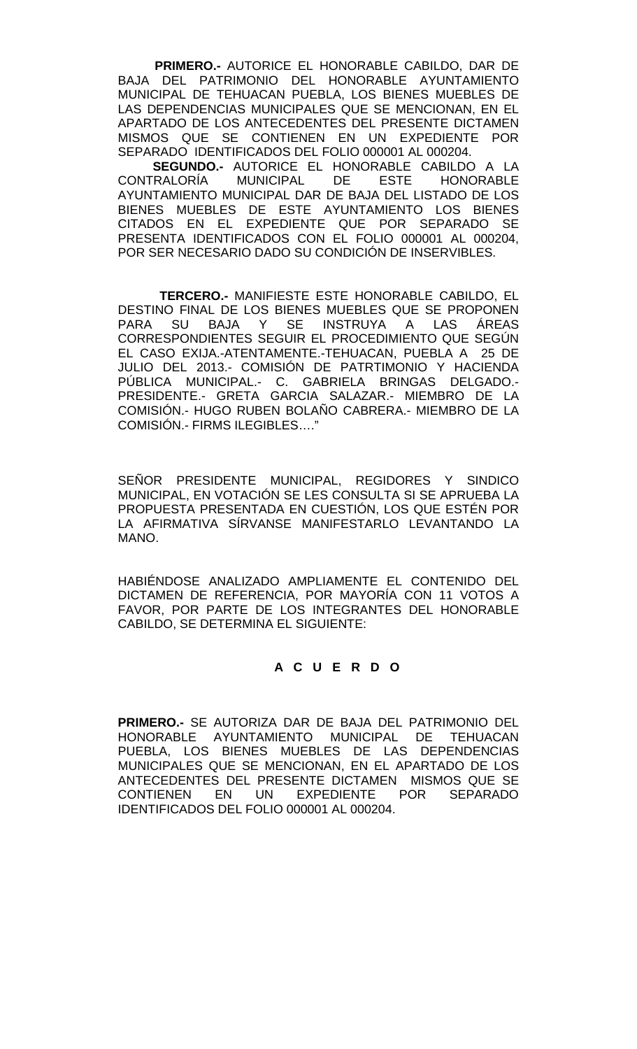**PRIMERO.-** AUTORICE EL HONORABLE CABILDO, DAR DE BAJA DEL PATRIMONIO DEL HONORABLE AYUNTAMIENTO MUNICIPAL DE TEHUACAN PUEBLA, LOS BIENES MUEBLES DE LAS DEPENDENCIAS MUNICIPALES QUE SE MENCIONAN, EN EL APARTADO DE LOS ANTECEDENTES DEL PRESENTE DICTAMEN MISMOS QUE SE CONTIENEN EN UN EXPEDIENTE POR SEPARADO IDENTIFICADOS DEL FOLIO 000001 AL 000204.

**SEGUNDO.-** AUTORICE EL HONORABLE CABILDO A LA CONTRALORÍA MUNICIPAL DE ESTE HONORABLE AYUNTAMIENTO MUNICIPAL DAR DE BAJA DEL LISTADO DE LOS BIENES MUEBLES DE ESTE AYUNTAMIENTO LOS BIENES CITADOS EN EL EXPEDIENTE QUE POR SEPARADO SE PRESENTA IDENTIFICADOS CON EL FOLIO 000001 AL 000204, POR SER NECESARIO DADO SU CONDICIÓN DE INSERVIBLES.

**TERCERO.-** MANIFIESTE ESTE HONORABLE CABILDO, EL DESTINO FINAL DE LOS BIENES MUEBLES QUE SE PROPONEN PARA SU BAJA Y SE INSTRUYA A LAS ÁREAS CORRESPONDIENTES SEGUIR EL PROCEDIMIENTO QUE SEGÚN EL CASO EXIJA.-ATENTAMENTE.-TEHUACAN, PUEBLA A 25 DE JULIO DEL 2013.- COMISIÓN DE PATRTIMONIO Y HACIENDA PÚBLICA MUNICIPAL.- C. GABRIELA BRINGAS DELGADO.- PRESIDENTE.- GRETA GARCIA SALAZAR.- MIEMBRO DE LA COMISIÓN.- HUGO RUBEN BOLAÑO CABRERA.- MIEMBRO DE LA COMISIÓN.- FIRMS ILEGIBLES…."

SEÑOR PRESIDENTE MUNICIPAL, REGIDORES Y SINDICO MUNICIPAL, EN VOTACIÓN SE LES CONSULTA SI SE APRUEBA LA PROPUESTA PRESENTADA EN CUESTIÓN, LOS QUE ESTÉN POR LA AFIRMATIVA SÍRVANSE MANIFESTARLO LEVANTANDO LA MANO.

HABIÉNDOSE ANALIZADO AMPLIAMENTE EL CONTENIDO DEL DICTAMEN DE REFERENCIA, POR MAYORÍA CON 11 VOTOS A FAVOR, POR PARTE DE LOS INTEGRANTES DEL HONORABLE CABILDO, SE DETERMINA EL SIGUIENTE:

**A C U E R D O**

**PRIMERO.-** SE AUTORIZA DAR DE BAJA DEL PATRIMONIO DEL HONORABLE AYUNTAMIENTO MUNICIPAL DE TEHUACAN PUEBLA, LOS BIENES MUEBLES DE LAS DEPENDENCIAS MUNICIPALES QUE SE MENCIONAN, EN EL APARTADO DE LOS ANTECEDENTES DEL PRESENTE DICTAMEN MISMOS QUE SE CONTIENEN EN UN EXPEDIENTE POR SEPARADO IDENTIFICADOS DEL FOLIO 000001 AL 000204.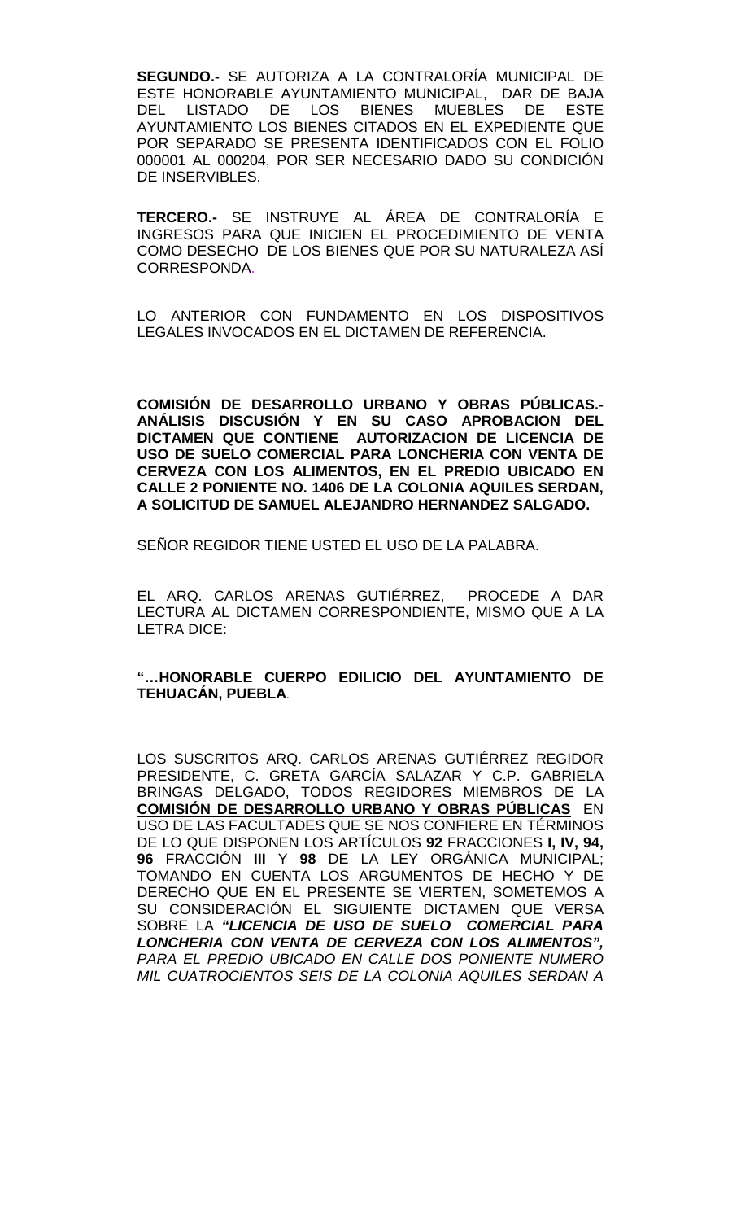**SEGUNDO.-** SE AUTORIZA A LA CONTRALORÍA MUNICIPAL DE ESTE HONORABLE AYUNTAMIENTO MUNICIPAL, DAR DE BAJA DEL LISTADO DE LOS BIENES MUEBLES DE ESTE AYUNTAMIENTO LOS BIENES CITADOS EN EL EXPEDIENTE QUE POR SEPARADO SE PRESENTA IDENTIFICADOS CON EL FOLIO 000001 AL 000204, POR SER NECESARIO DADO SU CONDICIÓN DE INSERVIBLES.

**TERCERO.-** SE INSTRUYE AL ÁREA DE CONTRALORÍA E INGRESOS PARA QUE INICIEN EL PROCEDIMIENTO DE VENTA COMO DESECHO DE LOS BIENES QUE POR SU NATURALEZA ASÍ CORRESPONDA.

LO ANTERIOR CON FUNDAMENTO EN LOS DISPOSITIVOS LEGALES INVOCADOS EN EL DICTAMEN DE REFERENCIA.

**COMISIÓN DE DESARROLLO URBANO Y OBRAS PÚBLICAS.- ANÁLISIS DISCUSIÓN Y EN SU CASO APROBACION DEL DICTAMEN QUE CONTIENE AUTORIZACION DE LICENCIA DE USO DE SUELO COMERCIAL PARA LONCHERIA CON VENTA DE CERVEZA CON LOS ALIMENTOS, EN EL PREDIO UBICADO EN CALLE 2 PONIENTE NO. 1406 DE LA COLONIA AQUILES SERDAN, A SOLICITUD DE SAMUEL ALEJANDRO HERNANDEZ SALGADO.**

SEÑOR REGIDOR TIENE USTED EL USO DE LA PALABRA.

EL ARQ. CARLOS ARENAS GUTIÉRREZ, PROCEDE A DAR LECTURA AL DICTAMEN CORRESPONDIENTE, MISMO QUE A LA LETRA DICE:

**"…HONORABLE CUERPO EDILICIO DEL AYUNTAMIENTO DE TEHUACÁN, PUEBLA**.

LOS SUSCRITOS ARQ. CARLOS ARENAS GUTIÉRREZ REGIDOR PRESIDENTE, C. GRETA GARCÍA SALAZAR Y C.P. GABRIELA BRINGAS DELGADO, TODOS REGIDORES MIEMBROS DE LA **COMISIÓN DE DESARROLLO URBANO Y OBRAS PÚBLICAS** EN USO DE LAS FACULTADES QUE SE NOS CONFIERE EN TÉRMINOS DE LO QUE DISPONEN LOS ARTÍCULOS **92** FRACCIONES **I, IV, 94, 96** FRACCIÓN **III** Y **98** DE LA LEY ORGÁNICA MUNICIPAL; TOMANDO EN CUENTA LOS ARGUMENTOS DE HECHO Y DE DERECHO QUE EN EL PRESENTE SE VIERTEN, SOMETEMOS A SU CONSIDERACIÓN EL SIGUIENTE DICTAMEN QUE VERSA SOBRE LA ***"LICENCIA DE USO DE SUELO COMERCIAL PARA LONCHERIA CON VENTA DE CERVEZA CON LOS ALIMENTOS",*** *PARA EL PREDIO UBICADO EN CALLE DOS PONIENTE NUMERO MIL CUATROCIENTOS SEIS DE LA COLONIA AQUILES SERDAN A*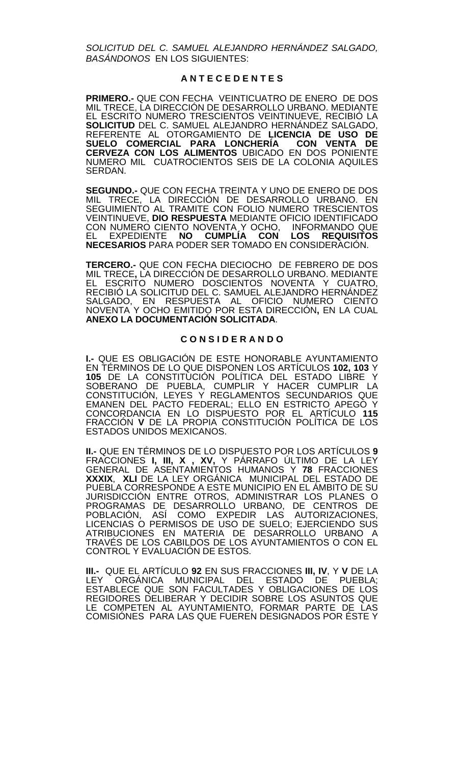*SOLICITUD DEL C. SAMUEL ALEJANDRO HERNÁNDEZ SALGADO, BASÁNDONOS* EN LOS SIGUIENTES:

## A N T E C E D E N T E S

**PRIMERO.-** QUE CON FECHA VEINTICUATRO DE ENERO DE DOS MIL TRECE, LA DIRECCIÓN DE DESARROLLO URBANO. MEDIANTE EL ESCRITO NUMERO TRESCIENTOS VEINTINUEVE, RECIBIÓ LA **SOLICITUD** DEL C. SAMUEL ALEJANDRO HERNÁNDEZ SALGADO, REFERENTE AL OTORGAMIENTO DE **LICENCIA DE USO DE SUELO COMERCIAL PARA LONCHERÍA CON VENTA DE CERVEZA CON LOS ALIMENTOS** UBICADO EN DOS PONIENTE NUMERO MIL CUATROCIENTOS SEIS DE LA COLONIA AQUILES SERDAN.

**SEGUNDO.-** QUE CON FECHA TREINTA Y UNO DE ENERO DE DOS MIL TRECE, LA DIRECCIÓN DE DESARROLLO URBANO. EN SEGUIMIENTO AL TRAMITE CON FOLIO NUMERO TRESCIENTOS VEINTINUEVE, **DIO RESPUESTA** MEDIANTE OFICIO IDENTIFICADO CON NUMERO CIENTO NOVENTA Y OCHO, INFORMANDO QUE EL EXPEDIENTE **NO CUMPLÍA CON LOS REQUISITOS NECESARIOS** PARA PODER SER TOMADO EN CONSIDERACIÓN.

**TERCERO.-** QUE CON FECHA DIECIOCHO DE FEBRERO DE DOS MIL TRECE**,** LA DIRECCIÓN DE DESARROLLO URBANO. MEDIANTE EL ESCRITO NUMERO DOSCIENTOS NOVENTA Y CUATRO, RECIBIÓ LA SOLICITUD DEL C. SAMUEL ALEJANDRO HERNÁNDEZ SALGADO, EN RESPUESTA AL OFICIO NUMERO CIENTO NOVENTA Y OCHO EMITIDO POR ESTA DIRECCIÓN**,** EN LA CUAL **ANEXO LA DOCUMENTACIÓN SOLICITADA**.

## C O N S I D E R A N D O

**I.-** QUE ES OBLIGACIÓN DE ESTE HONORABLE AYUNTAMIENTO EN TÉRMINOS DE LO QUE DISPONEN LOS ARTÍCULOS **102, 103** Y **105** DE LA CONSTITUCIÓN POLÍTICA DEL ESTADO LIBRE Y SOBERANO DE PUEBLA, CUMPLIR Y HACER CUMPLIR LA CONSTITUCIÓN, LEYES Y REGLAMENTOS SECUNDARIOS QUE EMANEN DEL PACTO FEDERAL; ELLO EN ESTRICTO APEGO Y CONCORDANCIA EN LO DISPUESTO POR EL ARTÍCULO **115** FRACCIÓN **V** DE LA PROPIA CONSTITUCIÓN POLÍTICA DE LOS ESTADOS UNIDOS MEXICANOS.

**II.-** QUE EN TÉRMINOS DE LO DISPUESTO POR LOS ARTÍCULOS **9** FRACCIONES **I, III, X , XV,** Y PÁRRAFO ÚLTIMO DE LA LEY GENERAL DE ASENTAMIENTOS HUMANOS Y **78** FRACCIONES **XXXIX**, **XLI** DE LA LEY ORGÁNICA MUNICIPAL DEL ESTADO DE PUEBLA CORRESPONDE A ESTE MUNICIPIO EN EL ÁMBITO DE SU JURISDICCIÓN ENTRE OTROS, ADMINISTRAR LOS PLANES O PROGRAMAS DE DESARROLLO URBANO, DE CENTROS DE POBLACIÓN, ASÍ COMO EXPEDIR LAS AUTORIZACIONES, LICENCIAS O PERMISOS DE USO DE SUELO; EJERCIENDO SUS ATRIBUCIONES EN MATERIA DE DESARROLLO URBANO A TRAVÉS DE LOS CABILDOS DE LOS AYUNTAMIENTOS O CON EL CONTROL Y EVALUACIÓN DE ESTOS.

**III.-** QUE EL ARTÍCULO **92** EN SUS FRACCIONES **III, IV**, Y **V** DE LA LEY ORGÁNICA MUNICIPAL DEL ESTADO DE PUEBLA; ESTABLECE QUE SON FACULTADES Y OBLIGACIONES DE LOS REGIDORES DELIBERAR Y DECIDIR SOBRE LOS ASUNTOS QUE LE COMPETEN AL AYUNTAMIENTO, FORMAR PARTE DE LAS COMISIÓNES PARA LAS QUE FUEREN DESIGNADOS POR ÉSTE Y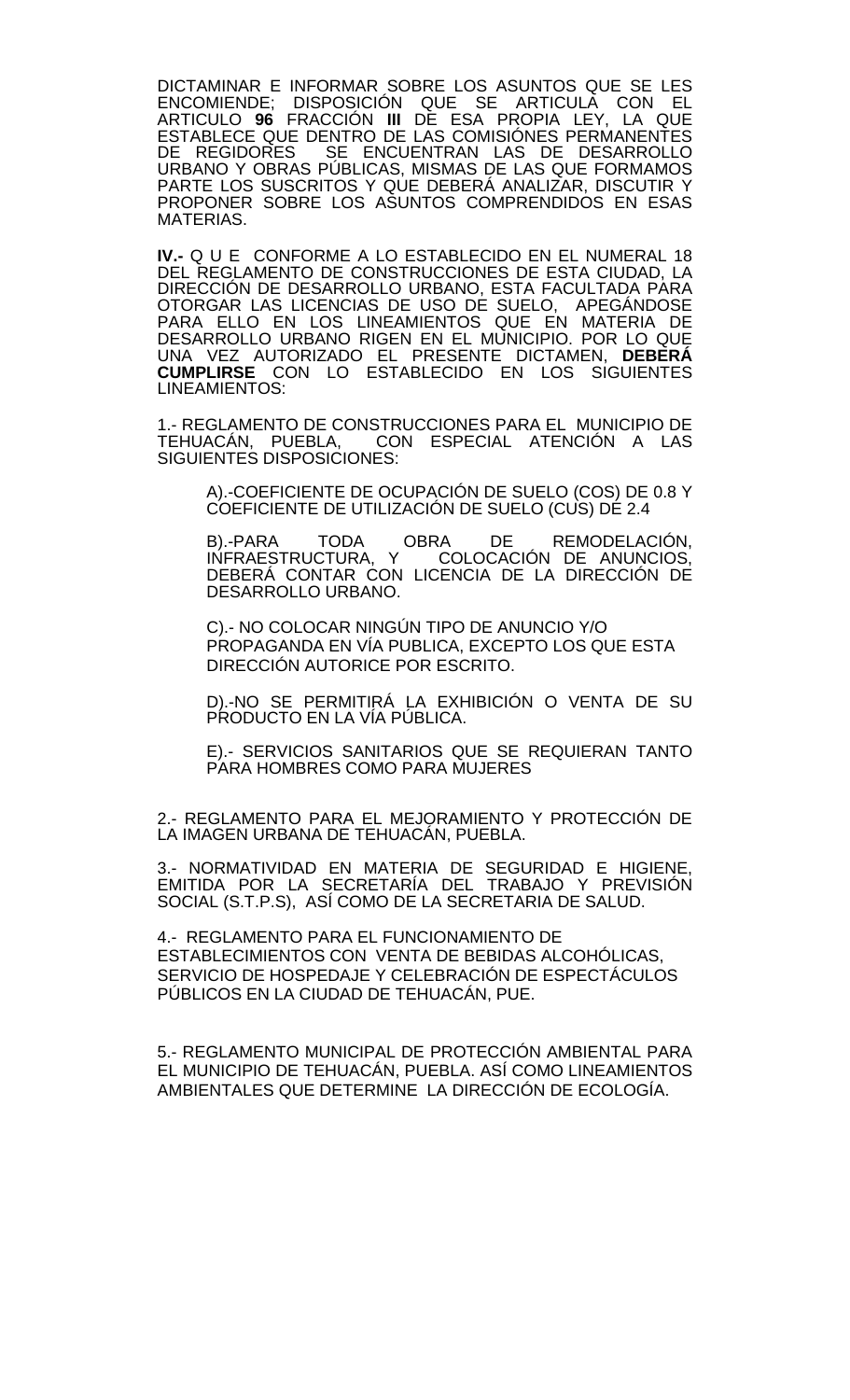DICTAMINAR E INFORMAR SOBRE LOS ASUNTOS QUE SE LES ENCOMIENDE; DISPOSICIÓN QUE SE ARTICULA CON EL ARTICULO **96** FRACCIÓN **III** DE ESA PROPIA LEY, LA QUE ESTABLECE QUE DENTRO DE LAS COMISIÓNES PERMANENTES DE REGIDORES SE ENCUENTRAN LAS DE DESARROLLO URBANO Y OBRAS PÚBLICAS, MISMAS DE LAS QUE FORMAMOS PARTE LOS SUSCRITOS Y QUE DEBERÁ ANALIZAR, DISCUTIR Y PROPONER SOBRE LOS ASUNTOS COMPRENDIDOS EN ESAS MATERIAS.

**IV.-** Q U E CONFORME A LO ESTABLECIDO EN EL NUMERAL 18 DEL REGLAMENTO DE CONSTRUCCIONES DE ESTA CIUDAD, LA DIRECCIÓN DE DESARROLLO URBANO, ESTA FACULTADA PARA OTORGAR LAS LICENCIAS DE USO DE SUELO, APEGÁNDOSE PARA ELLO EN LOS LINEAMIENTOS QUE EN MATERIA DE DESARROLLO URBANO RIGEN EN EL MUNICIPIO. POR LO QUE UNA VEZ AUTORIZADO EL PRESENTE DICTAMEN, **DEBERÁ CUMPLIRSE** CON LO ESTABLECIDO EN LOS SIGUIENTES LINEAMIENTOS:

1.- REGLAMENTO DE CONSTRUCCIONES PARA EL MUNICIPIO DE TEHUACÁN, PUEBLA, CON ESPECIAL ATENCIÓN A LAS SIGUIENTES DISPOSICIONES:

A).-COEFICIENTE DE OCUPACIÓN DE SUELO (COS) DE 0.8 Y COEFICIENTE DE UTILIZACIÓN DE SUELO (CUS) DE 2.4

B).-PARA TODA OBRA DE REMODELACIÓN, INFRAESTRUCTURA, Y COLOCACIÓN DE ANUNCIOS, DEBERÁ CONTAR CON LICENCIA DE LA DIRECCIÓN DE DESARROLLO URBANO.

C).- NO COLOCAR NINGÚN TIPO DE ANUNCIO Y/O PROPAGANDA EN VÍA PUBLICA, EXCEPTO LOS QUE ESTA DIRECCIÓN AUTORICE POR ESCRITO.

D).-NO SE PERMITIRÁ LA EXHIBICIÓN O VENTA DE SU PRODUCTO EN LA VÍA PÚBLICA.

E).- SERVICIOS SANITARIOS QUE SE REQUIERAN TANTO PARA HOMBRES COMO PARA MUJERES

2.- REGLAMENTO PARA EL MEJORAMIENTO Y PROTECCIÓN DE LA IMAGEN URBANA DE TEHUACÁN, PUEBLA.

3.- NORMATIVIDAD EN MATERIA DE SEGURIDAD E HIGIENE, EMITIDA POR LA SECRETARÍA DEL TRABAJO Y PREVISIÓN SOCIAL (S.T.P.S), ASÍ COMO DE LA SECRETARIA DE SALUD.

4.- REGLAMENTO PARA EL FUNCIONAMIENTO DE ESTABLECIMIENTOS CON VENTA DE BEBIDAS ALCOHÓLICAS, SERVICIO DE HOSPEDAJE Y CELEBRACIÓN DE ESPECTÁCULOS PÚBLICOS EN LA CIUDAD DE TEHUACÁN, PUE.

5.- REGLAMENTO MUNICIPAL DE PROTECCIÓN AMBIENTAL PARA EL MUNICIPIO DE TEHUACÁN, PUEBLA. ASÍ COMO LINEAMIENTOS AMBIENTALES QUE DETERMINE LA DIRECCIÓN DE ECOLOGÍA.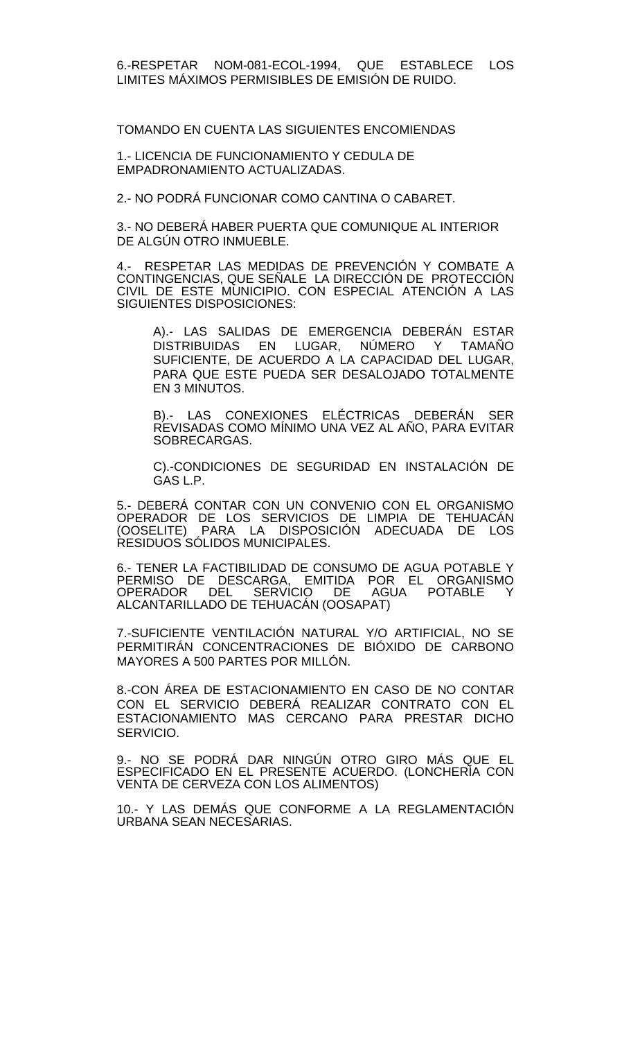6.-RESPETAR NOM-081-ECOL-1994, QUE ESTABLECE LOS LIMITES MÁXIMOS PERMISIBLES DE EMISIÓN DE RUIDO.

TOMANDO EN CUENTA LAS SIGUIENTES ENCOMIENDAS

1.- LICENCIA DE FUNCIONAMIENTO Y CEDULA DE EMPADRONAMIENTO ACTUALIZADAS.

2.- NO PODRÁ FUNCIONAR COMO CANTINA O CABARET.

3.- NO DEBERÁ HABER PUERTA QUE COMUNIQUE AL INTERIOR DE ALGÚN OTRO INMUEBLE.

4.- RESPETAR LAS MEDIDAS DE PREVENCIÓN Y COMBATE A CONTINGENCIAS, QUE SEÑALE LA DIRECCIÓN DE PROTECCIÓN CIVIL DE ESTE MUNICIPIO. CON ESPECIAL ATENCIÓN A LAS SIGUIENTES DISPOSICIONES:

> A).- LAS SALIDAS DE EMERGENCIA DEBERÁN ESTAR DISTRIBUIDAS EN LUGAR, NÚMERO Y TAMAÑO SUFICIENTE, DE ACUERDO A LA CAPACIDAD DEL LUGAR, PARA QUE ESTE PUEDA SER DESALOJADO TOTALMENTE EN 3 MINUTOS.
>
> B).- LAS CONEXIONES ELÉCTRICAS DEBERÁN SER REVISADAS COMO MÍNIMO UNA VEZ AL AÑO, PARA EVITAR SOBRECARGAS.
>
> C).-CONDICIONES DE SEGURIDAD EN INSTALACIÓN DE GAS L.P.

5.- DEBERÁ CONTAR CON UN CONVENIO CON EL ORGANISMO OPERADOR DE LOS SERVICIOS DE LIMPIA DE TEHUACÁN (OOSELITE) PARA LA DISPOSICIÓN ADECUADA DE LOS RESIDUOS SÓLIDOS MUNICIPALES.

6.- TENER LA FACTIBILIDAD DE CONSUMO DE AGUA POTABLE Y PERMISO DE DESCARGA, EMITIDA POR EL ORGANISMO OPERADOR DEL SERVICIO DE AGUA POTABLE Y ALCANTARILLADO DE TEHUACÁN (OOSAPAT)

7.-SUFICIENTE VENTILACIÓN NATURAL Y/O ARTIFICIAL, NO SE PERMITIRÁN CONCENTRACIONES DE BIÓXIDO DE CARBONO MAYORES A 500 PARTES POR MILLÓN.

8.-CON ÁREA DE ESTACIONAMIENTO EN CASO DE NO CONTAR CON EL SERVICIO DEBERÁ REALIZAR CONTRATO CON EL ESTACIONAMIENTO MAS CERCANO PARA PRESTAR DICHO SERVICIO.

9.- NO SE PODRÁ DAR NINGÚN OTRO GIRO MÁS QUE EL ESPECIFICADO EN EL PRESENTE ACUERDO. (LONCHERÍA CON VENTA DE CERVEZA CON LOS ALIMENTOS)

10.- Y LAS DEMÁS QUE CONFORME A LA REGLAMENTACIÓN URBANA SEAN NECESARIAS.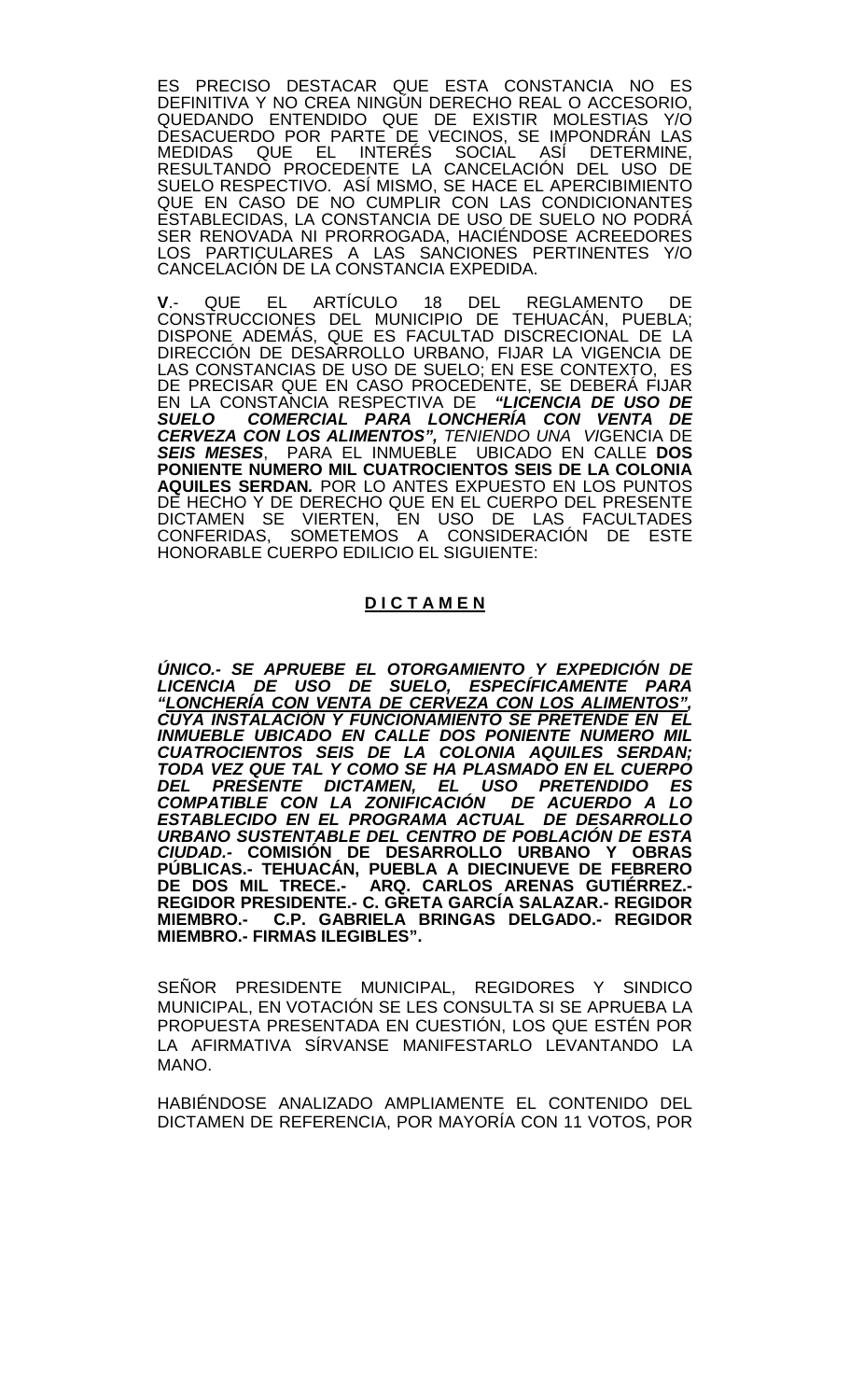ES PRECISO DESTACAR QUE ESTA CONSTANCIA NO ES DEFINITIVA Y NO CREA NINGÚN DERECHO REAL O ACCESORIO, QUEDANDO ENTENDIDO QUE DE EXISTIR MOLESTIAS Y/O DESACUERDO POR PARTE DE VECINOS, SE IMPONDRÁN LAS MEDIDAS QUE EL INTERÉS SOCIAL ASÍ DETERMINE, RESULTANDO PROCEDENTE LA CANCELACIÓN DEL USO DE SUELO RESPECTIVO. ASÍ MISMO, SE HACE EL APERCIBIMIENTO QUE EN CASO DE NO CUMPLIR CON LAS CONDICIONANTES ESTABLECIDAS, LA CONSTANCIA DE USO DE SUELO NO PODRÁ SER RENOVADA NI PRORROGADA, HACIÉNDOSE ACREEDORES LOS PARTICULARES A LAS SANCIONES PERTINENTES Y/O CANCELACIÓN DE LA CONSTANCIA EXPEDIDA.

**V**.- QUE EL ARTÍCULO 18 DEL REGLAMENTO DE CONSTRUCCIONES DEL MUNICIPIO DE TEHUACÁN, PUEBLA; DISPONE ADEMÁS, QUE ES FACULTAD DISCRECIONAL DE LA DIRECCIÓN DE DESARROLLO URBANO, FIJAR LA VIGENCIA DE LAS CONSTANCIAS DE USO DE SUELO; EN ESE CONTEXTO, ES DE PRECISAR QUE EN CASO PROCEDENTE, SE DEBERÁ FIJAR EN LA CONSTANCIA RESPECTIVA DE ***"LICENCIA DE USO DE SUELO COMERCIAL PARA LONCHERÍA CON VENTA DE CERVEZA CON LOS ALIMENTOS",*** *TENIENDO UNA VI*GENCIA DE ***SEIS MESES***, PARA EL INMUEBLE UBICADO EN CALLE **DOS PONIENTE NUMERO MIL CUATROCIENTOS SEIS DE LA COLONIA AQUILES SERDAN.** POR LO ANTES EXPUESTO EN LOS PUNTOS DE HECHO Y DE DERECHO QUE EN EL CUERPO DEL PRESENTE DICTAMEN SE VIERTEN, EN USO DE LAS FACULTADES CONFERIDAS, SOMETEMOS A CONSIDERACIÓN DE ESTE HONORABLE CUERPO EDILICIO EL SIGUIENTE:

## D I C T A M E N

***ÚNICO.- SE APRUEBE EL OTORGAMIENTO Y EXPEDICIÓN DE LICENCIA DE USO DE SUELO, ESPECÍFICAMENTE PARA "LONCHERÍA CON VENTA DE CERVEZA CON LOS ALIMENTOS", CUYA INSTALACIÓN Y FUNCIONAMIENTO SE PRETENDE EN EL INMUEBLE UBICADO EN CALLE DOS PONIENTE NUMERO MIL CUATROCIENTOS SEIS DE LA COLONIA AQUILES SERDAN; TODA VEZ QUE TAL Y COMO SE HA PLASMADO EN EL CUERPO DEL PRESENTE DICTAMEN, EL USO PRETENDIDO ES COMPATIBLE CON LA ZONIFICACIÓN DE ACUERDO A LO ESTABLECIDO EN EL PROGRAMA ACTUAL DE DESARROLLO URBANO SUSTENTABLE DEL CENTRO DE POBLACIÓN DE ESTA CIUDAD.-*** **COMISIÓN DE DESARROLLO URBANO Y OBRAS PÚBLICAS.- TEHUACÁN, PUEBLA A DIECINUEVE DE FEBRERO DE DOS MIL TRECE.- ARQ. CARLOS ARENAS GUTIÉRREZ.- REGIDOR PRESIDENTE.- C. GRETA GARCÍA SALAZAR.- REGIDOR MIEMBRO.- C.P. GABRIELA BRINGAS DELGADO.- REGIDOR MIEMBRO.- FIRMAS ILEGIBLES".**

SEÑOR PRESIDENTE MUNICIPAL, REGIDORES Y SINDICO MUNICIPAL, EN VOTACIÓN SE LES CONSULTA SI SE APRUEBA LA PROPUESTA PRESENTADA EN CUESTIÓN, LOS QUE ESTÉN POR LA AFIRMATIVA SÍRVANSE MANIFESTARLO LEVANTANDO LA MANO.

HABIÉNDOSE ANALIZADO AMPLIAMENTE EL CONTENIDO DEL DICTAMEN DE REFERENCIA, POR MAYORÍA CON 11 VOTOS, POR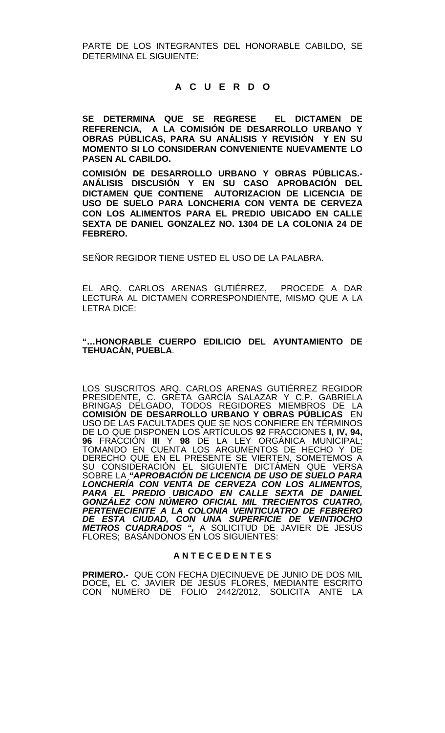PARTE DE LOS INTEGRANTES DEL HONORABLE CABILDO, SE DETERMINA EL SIGUIENTE:

**A C U E R D O**

**SE DETERMINA QUE SE REGRESE EL DICTAMEN DE REFERENCIA, A LA COMISIÓN DE DESARROLLO URBANO Y OBRAS PÚBLICAS, PARA SU ANÁLISIS Y REVISIÓN Y EN SU MOMENTO SI LO CONSIDERAN CONVENIENTE NUEVAMENTE LO PASEN AL CABILDO.**

**COMISIÓN DE DESARROLLO URBANO Y OBRAS PÚBLICAS.- ANÁLISIS DISCUSIÓN Y EN SU CASO APROBACIÓN DEL DICTAMEN QUE CONTIENE AUTORIZACION DE LICENCIA DE USO DE SUELO PARA LONCHERIA CON VENTA DE CERVEZA CON LOS ALIMENTOS PARA EL PREDIO UBICADO EN CALLE SEXTA DE DANIEL GONZALEZ NO. 1304 DE LA COLONIA 24 DE FEBRERO.**

SEÑOR REGIDOR TIENE USTED EL USO DE LA PALABRA.

EL ARQ. CARLOS ARENAS GUTIÉRREZ, PROCEDE A DAR LECTURA AL DICTAMEN CORRESPONDIENTE, MISMO QUE A LA LETRA DICE:

**"…HONORABLE CUERPO EDILICIO DEL AYUNTAMIENTO DE TEHUACÁN, PUEBLA**.

LOS SUSCRITOS ARQ. CARLOS ARENAS GUTIÉRREZ REGIDOR PRESIDENTE, C. GRETA GARCÍA SALAZAR Y C.P. GABRIELA BRINGAS DELGADO, TODOS REGIDORES MIEMBROS DE LA **COMISIÓN DE DESARROLLO URBANO Y OBRAS PÚBLICAS** EN USO DE LAS FACULTADES QUE SE NOS CONFIERE EN TÉRMINOS DE LO QUE DISPONEN LOS ARTÍCULOS **92** FRACCIONES **I, IV, 94, 96** FRACCIÓN **III** Y **98** DE LA LEY ORGÁNICA MUNICIPAL; TOMANDO EN CUENTA LOS ARGUMENTOS DE HECHO Y DE DERECHO QUE EN EL PRESENTE SE VIERTEN, SOMETEMOS A SU CONSIDERACIÓN EL SIGUIENTE DICTÁMEN QUE VERSA SOBRE LA ***"APROBACIÓN DE LICENCIA DE USO DE SUELO PARA LONCHERÍA CON VENTA DE CERVEZA CON LOS ALIMENTOS, PARA EL PREDIO UBICADO EN CALLE SEXTA DE DANIEL GONZÁLEZ CON NÚMERO OFICIAL MIL TRECIENTOS CUATRO, PERTENECIENTE A LA COLONIA VEINTICUATRO DE FEBRERO DE ESTA CIUDAD, CON UNA SUPERFICIE DE VEINTIOCHO METROS CUADRADOS ",*** A SOLICITUD DE JAVIER DE JESÚS FLORES; BASÁNDONOS EN LOS SIGUIENTES:

**A N T E C E D E N T E S**

**PRIMERO.-** QUE CON FECHA DIECINUEVE DE JUNIO DE DOS MIL DOCE**,** EL C. JAVIER DE JESÚS FLORES, MEDIANTE ESCRITO CON NUMERO DE FOLIO 2442/2012, SOLICITA ANTE LA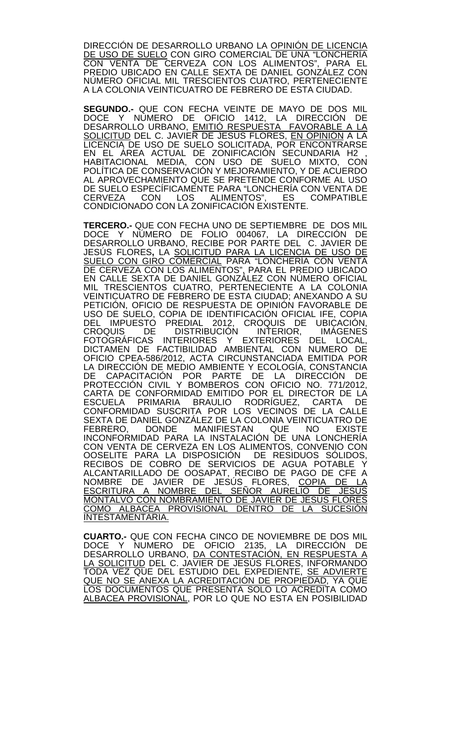DIRECCIÓN DE DESARROLLO URBANO LA <u>OPINIÓN DE LICENCIA DE USO DE SUELO</u> CON GIRO COMERCIAL DE UNA "LONCHERÍA CON VENTA DE CERVEZA CON LOS ALIMENTOS", PARA EL PREDIO UBICADO EN CALLE SEXTA DE DANIEL GONZÁLEZ CON NÚMERO OFICIAL MIL TRESCIENTOS CUATRO, PERTENECIENTE A LA COLONIA VEINTICUATRO DE FEBRERO DE ESTA CIUDAD.

**SEGUNDO.-** QUE CON FECHA VEINTE DE MAYO DE DOS MIL DOCE Y NÚMERO DE OFICIO 1412, LA DIRECCIÓN DE DESARROLLO URBANO, <u>EMITIÓ RESPUESTA FAVORABLE A LA SOLICITUD</u> DEL C. JAVIER DE JESÚS FLORES, <u>EN OPINIÓN</u> A LA LICENCIA DE USO DE SUELO SOLICITADA, POR ENCONTRARSE EN EL ÁREA ACTUAL DE ZONIFICACIÓN SECUNDARIA H2 , HABITACIONAL MEDIA, CON USO DE SUELO MIXTO, CON POLÍTICA DE CONSERVACIÓN Y MEJORAMIENTO, Y DE ACUERDO AL APROVECHAMIENTO QUE SE PRETENDE CONFORME AL USO DE SUELO ESPECÍFICAMENTE PARA "LONCHERÍA CON VENTA DE CERVEZA CON LOS ALIMENTOS", ES COMPATIBLE CONDICIONADO CON LA ZONIFICACIÓN EXISTENTE.

**TERCERO.-** QUE CON FECHA UNO DE SEPTIEMBRE DE DOS MIL DOCE Y NÚMERO DE FOLIO 004067, LA DIRECCIÓN DE DESARROLLO URBANO, RECIBE POR PARTE DEL C. JAVIER DE JESÚS FLORES**,** LA <u>SOLICITUD PARA LA LICENCIA DE USO DE SUELO CON GIRO COMERCIAL</u> PARA "LONCHERÍA CON VENTA DE CERVEZA CON LOS ALIMENTOS", PARA EL PREDIO UBICADO EN CALLE SEXTA DE DANIEL GONZÁLEZ CON NÚMERO OFICIAL MIL TRESCIENTOS CUATRO, PERTENECIENTE A LA COLONIA VEINTICUATRO DE FEBRERO DE ESTA CIUDAD; ANEXANDO A SU PETICIÓN, OFICIO DE RESPUESTA DE OPINIÓN FAVORABLE DE USO DE SUELO, COPIA DE IDENTIFICACIÓN OFICIAL IFE, COPIA DEL IMPUESTO PREDIAL 2012, CROQUIS DE UBICACIÓN, CROQUIS DE DISTRIBUCIÓN INTERIOR, IMÁGENES FOTOGRÁFICAS INTERIORES Y EXTERIORES DEL LOCAL, DICTAMEN DE FACTIBILIDAD AMBIENTAL CON NUMERO DE OFICIO CPEA-586/2012, ACTA CIRCUNSTANCIADA EMITIDA POR LA DIRECCIÓN DE MEDIO AMBIENTE Y ECOLOGÍA, CONSTANCIA DE CAPACITACIÓN POR PARTE DE LA DIRECCIÓN DE PROTECCIÓN CIVIL Y BOMBEROS CON OFICIO NO. 771/2012, CARTA DE CONFORMIDAD EMITIDO POR EL DIRECTOR DE LA ESCUELA PRIMARIA BRAULIO RODRÍGUEZ, CARTA DE CONFORMIDAD SUSCRITA POR LOS VECINOS DE LA CALLE SEXTA DE DANIEL GONZÁLEZ DE LA COLONIA VEINTICUATRO DE FEBRERO, DONDE MANIFIESTAN QUE NO EXISTE INCONFORMIDAD PARA LA INSTALACIÓN DE UNA LONCHERÍA CON VENTA DE CERVEZA EN LOS ALIMENTOS, CONVENIO CON OOSELITE PARA LA DISPOSICIÓN DE RESIDUOS SÓLIDOS, RECIBOS DE COBRO DE SERVICIOS DE AGUA POTABLE Y ALCANTARILLADO DE OOSAPAT, RECIBO DE PAGO DE CFE A NOMBRE DE JAVIER DE JESÚS FLORES, <u>COPIA DE LA ESCRITURA A NOMBRE DEL SEÑOR AURELIO DE JESUS MONTALVO CON NOMBRAMIENTO DE JAVIER DE JESUS FLORES COMO ALBACEA PROVISIONAL DENTRO DE LA SUCESIÓN INTESTAMENTARIA.</u>

**CUARTO.-** QUE CON FECHA CINCO DE NOVIEMBRE DE DOS MIL DOCE Y NUMERO DE OFICIO 2135, LA DIRECCIÓN DE DESARROLLO URBANO, <u>DA CONTESTACIÓN, EN RESPUESTA A LA SOLICITUD</u> DEL C. JAVIER DE JESÚS FLORES, INFORMANDO TODA VEZ QUE DEL ESTUDIO DEL EXPEDIENTE, <u>SE ADVIERTE QUE NO SE ANEXA LA ACREDITACIÓN DE PROPIEDAD</u>, YA QUE LOS DOCUMENTOS QUE PRESENTA SOLO LO ACREDITA COMO <u>ALBACEA PROVISIONAL</u>, POR LO QUE NO ESTA EN POSIBILIDAD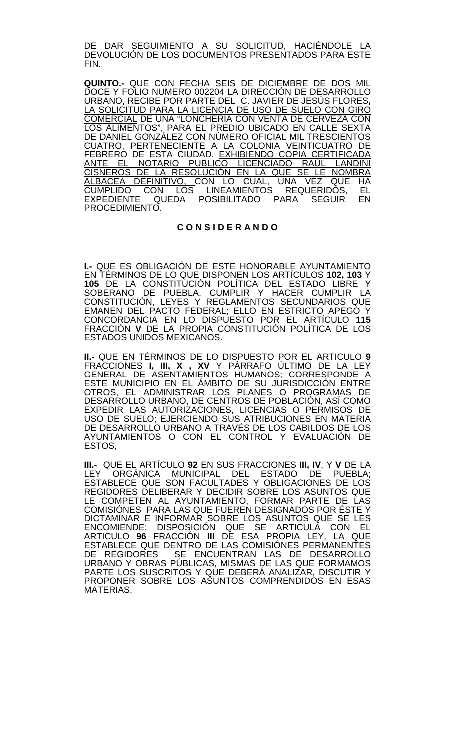DE DAR SEGUIMIENTO A SU SOLICITUD, HACIÉNDOLE LA DEVOLUCIÓN DE LOS DOCUMENTOS PRESENTADOS PARA ESTE FIN.

**QUINTO.-** QUE CON FECHA SEIS DE DICIEMBRE DE DOS MIL DOCE Y FOLIO NUMERO 002204 LA DIRECCIÓN DE DESARROLLO URBANO, RECIBE POR PARTE DEL C. JAVIER DE JESÚS FLORES**,** LA SOLICITUD PARA LA LICENCIA DE USO DE SUELO CON GIRO COMERCIAL DE UNA "LONCHERÍA CON VENTA DE CERVEZA CON LOS ALIMENTOS", PARA EL PREDIO UBICADO EN CALLE SEXTA DE DANIEL GONZÁLEZ CON NÚMERO OFICIAL MIL TRESCIENTOS CUATRO, PERTENECIENTE A LA COLONIA VEINTICUATRO DE FEBRERO DE ESTA CIUDAD. EXHIBIENDO COPIA CERTIFICADA ANTE EL NOTARIO PUBLICO LICENCIADO RAUL LANDINI CISNEROS DE LA RESOLUCIÓN EN LA QUE SE LE NOMBRA ALBACEA DEFINITIVO, CON LO CUAL, UNA VEZ QUE HA CUMPLIDO CON LOS LINEAMIENTOS REQUERIDOS, EL EXPEDIENTE QUEDA POSIBILITADO PARA SEGUIR EN PROCEDIMIENTO.

## C O N S I D E R A N D O

**I.-** QUE ES OBLIGACIÓN DE ESTE HONORABLE AYUNTAMIENTO EN TÉRMINOS DE LO QUE DISPONEN LOS ARTÍCULOS **102, 103** Y **105** DE LA CONSTITUCIÓN POLÍTICA DEL ESTADO LIBRE Y SOBERANO DE PUEBLA, CUMPLIR Y HACER CUMPLIR LA CONSTITUCIÓN, LEYES Y REGLAMENTOS SECUNDARIOS QUE EMANEN DEL PACTO FEDERAL; ELLO EN ESTRICTO APEGO Y CONCORDANCIA EN LO DISPUESTO POR EL ARTÍCULO **115** FRACCIÓN **V** DE LA PROPIA CONSTITUCIÓN POLÍTICA DE LOS ESTADOS UNIDOS MEXICANOS.

**II.-** QUE EN TÉRMINOS DE LO DISPUESTO POR EL ARTICULO **9** FRACCIONES **I, III, X , XV** Y PÁRRAFO ÚLTIMO DE LA LEY GENERAL DE ASENTAMIENTOS HUMANOS; CORRESPONDE A ESTE MUNICIPIO EN EL ÁMBITO DE SU JURISDICCIÓN ENTRE OTROS, EL ADMINISTRAR LOS PLANES O PROGRAMAS DE DESARROLLO URBANO, DE CENTROS DE POBLACIÓN, ASÍ COMO EXPEDIR LAS AUTORIZACIONES, LICENCIAS O PERMISOS DE USO DE SUELO; EJERCIENDO SUS ATRIBUCIONES EN MATERIA DE DESARROLLO URBANO A TRAVÉS DE LOS CABILDOS DE LOS AYUNTAMIENTOS O CON EL CONTROL Y EVALUACIÓN DE ESTOS,

**III.-** QUE EL ARTÍCULO **92** EN SUS FRACCIONES **III, IV**, Y **V** DE LA LEY ORGÁNICA MUNICIPAL DEL ESTADO DE PUEBLA; ESTABLECE QUE SON FACULTADES Y OBLIGACIONES DE LOS REGIDORES DELIBERAR Y DECIDIR SOBRE LOS ASUNTOS QUE LE COMPETEN AL AYUNTAMIENTO, FORMAR PARTE DE LAS COMISIÓNES PARA LAS QUE FUEREN DESIGNADOS POR ÉSTE Y DICTAMINAR E INFORMAR SOBRE LOS ASUNTOS QUE SE LES ENCOMIENDE; DISPOSICIÓN QUE SE ARTICULA CON EL ARTICULO **96** FRACCIÓN **III** DE ESA PROPIA LEY, LA QUE ESTABLECE QUE DENTRO DE LAS COMISIÓNES PERMANENTES DE REGIDORES SE ENCUENTRAN LAS DE DESARROLLO URBANO Y OBRAS PÚBLICAS, MISMAS DE LAS QUE FORMAMOS PARTE LOS SUSCRITOS Y QUE DEBERÁ ANALIZAR, DISCUTIR Y PROPONER SOBRE LOS ASUNTOS COMPRENDIDOS EN ESAS MATERIAS.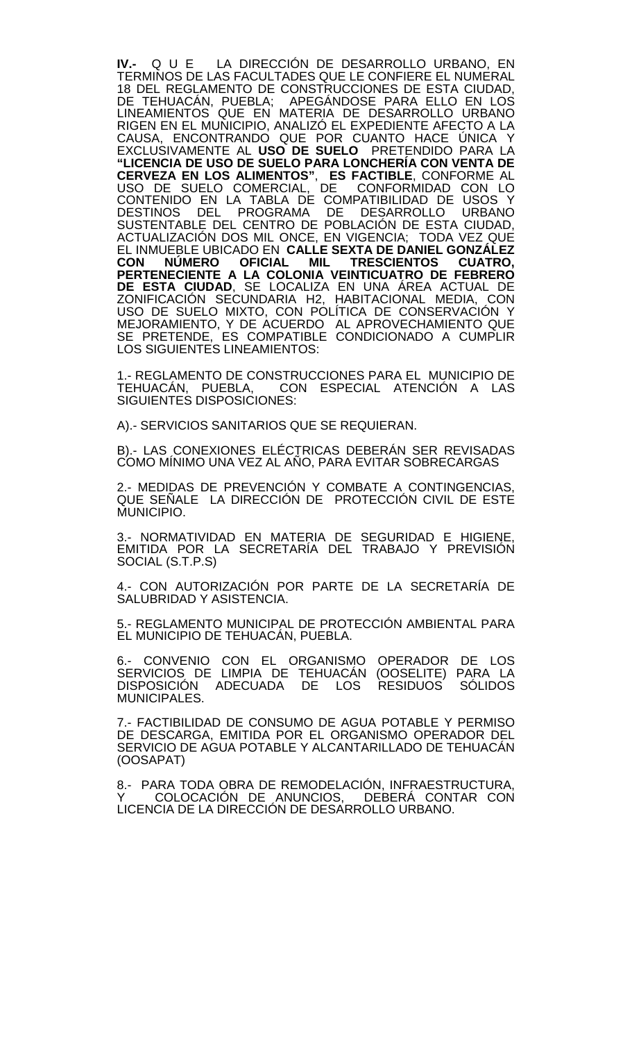**IV.-** Q U E LA DIRECCIÓN DE DESARROLLO URBANO, EN TERMINOS DE LAS FACULTADES QUE LE CONFIERE EL NUMERAL 18 DEL REGLAMENTO DE CONSTRUCCIONES DE ESTA CIUDAD, DE TEHUACÁN, PUEBLA; APEGÁNDOSE PARA ELLO EN LOS LINEAMIENTOS QUE EN MATERIA DE DESARROLLO URBANO RIGEN EN EL MUNICIPIO, ANALIZÓ EL EXPEDIENTE AFECTO A LA CAUSA, ENCONTRANDO QUE POR CUANTO HACE ÚNICA Y EXCLUSIVAMENTE AL **USO DE SUELO** PRETENDIDO PARA LA **"LICENCIA DE USO DE SUELO PARA LONCHERÍA CON VENTA DE CERVEZA EN LOS ALIMENTOS"**, **ES FACTIBLE**, CONFORME AL USO DE SUELO COMERCIAL, DE CONFORMIDAD CON LO CONTENIDO EN LA TABLA DE COMPATIBILIDAD DE USOS Y DESTINOS DEL PROGRAMA DE DESARROLLO URBANO SUSTENTABLE DEL CENTRO DE POBLACIÓN DE ESTA CIUDAD, ACTUALIZACIÓN DOS MIL ONCE, EN VIGENCIA; TODA VEZ QUE EL INMUEBLE UBICADO EN **CALLE SEXTA DE DANIEL GONZÁLEZ CON NÚMERO OFICIAL MIL TRESCIENTOS CUATRO, PERTENECIENTE A LA COLONIA VEINTICUATRO DE FEBRERO DE ESTA CIUDAD**, SE LOCALIZA EN UNA ÁREA ACTUAL DE ZONIFICACIÓN SECUNDARIA H2, HABITACIONAL MEDIA, CON USO DE SUELO MIXTO, CON POLÍTICA DE CONSERVACIÓN Y MEJORAMIENTO, Y DE ACUERDO AL APROVECHAMIENTO QUE SE PRETENDE, ES COMPATIBLE CONDICIONADO A CUMPLIR LOS SIGUIENTES LINEAMIENTOS:

1.- REGLAMENTO DE CONSTRUCCIONES PARA EL MUNICIPIO DE TEHUACÁN, PUEBLA, CON ESPECIAL ATENCIÓN A LAS SIGUIENTES DISPOSICIONES:

A).- SERVICIOS SANITARIOS QUE SE REQUIERAN.

B).- LAS CONEXIONES ELÉCTRICAS DEBERÁN SER REVISADAS COMO MÍNIMO UNA VEZ AL AÑO, PARA EVITAR SOBRECARGAS

2.- MEDIDAS DE PREVENCIÓN Y COMBATE A CONTINGENCIAS, QUE SEÑALE LA DIRECCIÓN DE PROTECCIÓN CIVIL DE ESTE MUNICIPIO.

3.- NORMATIVIDAD EN MATERIA DE SEGURIDAD E HIGIENE, EMITIDA POR LA SECRETARÍA DEL TRABAJO Y PREVISIÓN SOCIAL (S.T.P.S)

4.- CON AUTORIZACIÓN POR PARTE DE LA SECRETARÍA DE SALUBRIDAD Y ASISTENCIA.

5.- REGLAMENTO MUNICIPAL DE PROTECCIÓN AMBIENTAL PARA EL MUNICIPIO DE TEHUACÁN, PUEBLA.

6.- CONVENIO CON EL ORGANISMO OPERADOR DE LOS SERVICIOS DE LIMPIA DE TEHUACÁN (OOSELITE) PARA LA DISPOSICIÓN ADECUADA DE LOS RESIDUOS SÓLIDOS MUNICIPALES.

7.- FACTIBILIDAD DE CONSUMO DE AGUA POTABLE Y PERMISO DE DESCARGA, EMITIDA POR EL ORGANISMO OPERADOR DEL SERVICIO DE AGUA POTABLE Y ALCANTARILLADO DE TEHUACÁN (OOSAPAT)

8.- PARA TODA OBRA DE REMODELACIÓN, INFRAESTRUCTURA, Y COLOCACIÓN DE ANUNCIOS, DEBERÁ CONTAR CON LICENCIA DE LA DIRECCIÓN DE DESARROLLO URBANO.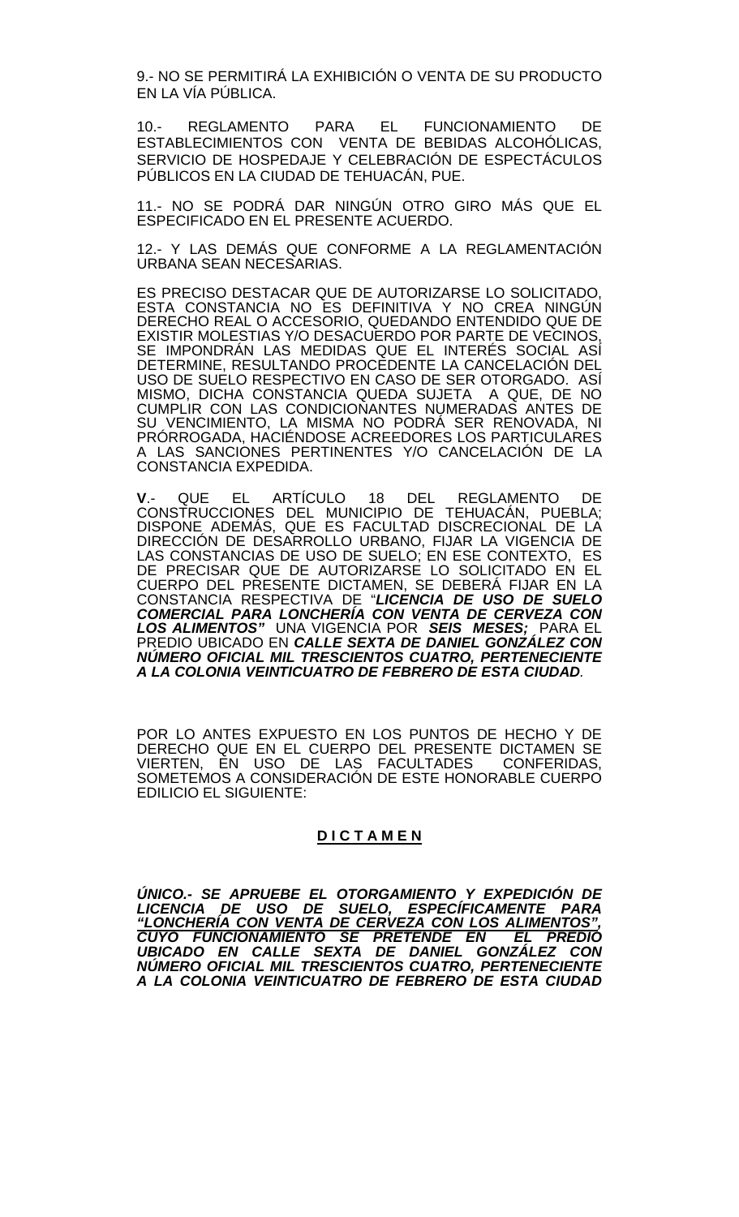9.- NO SE PERMITIRÁ LA EXHIBICIÓN O VENTA DE SU PRODUCTO EN LA VÍA PÚBLICA.

10.- REGLAMENTO PARA EL FUNCIONAMIENTO DE ESTABLECIMIENTOS CON VENTA DE BEBIDAS ALCOHÓLICAS, SERVICIO DE HOSPEDAJE Y CELEBRACIÓN DE ESPECTÁCULOS PÚBLICOS EN LA CIUDAD DE TEHUACÁN, PUE.

11.- NO SE PODRÁ DAR NINGÚN OTRO GIRO MÁS QUE EL ESPECIFICADO EN EL PRESENTE ACUERDO.

12.- Y LAS DEMÁS QUE CONFORME A LA REGLAMENTACIÓN URBANA SEAN NECESARIAS.

ES PRECISO DESTACAR QUE DE AUTORIZARSE LO SOLICITADO, ESTA CONSTANCIA NO ES DEFINITIVA Y NO CREA NINGÚN DERECHO REAL O ACCESORIO, QUEDANDO ENTENDIDO QUE DE EXISTIR MOLESTIAS Y/O DESACUERDO POR PARTE DE VECINOS, SE IMPONDRÁN LAS MEDIDAS QUE EL INTERÉS SOCIAL ASÍ DETERMINE, RESULTANDO PROCEDENTE LA CANCELACIÓN DEL USO DE SUELO RESPECTIVO EN CASO DE SER OTORGADO. ASÍ MISMO, DICHA CONSTANCIA QUEDA SUJETA A QUE, DE NO CUMPLIR CON LAS CONDICIONANTES NUMERADAS ANTES DE SU VENCIMIENTO, LA MISMA NO PODRÁ SER RENOVADA, NI PRÓRROGADA, HACIÉNDOSE ACREEDORES LOS PARTICULARES A LAS SANCIONES PERTINENTES Y/O CANCELACIÓN DE LA CONSTANCIA EXPEDIDA.

**V**.- QUE EL ARTÍCULO 18 DEL REGLAMENTO DE CONSTRUCCIONES DEL MUNICIPIO DE TEHUACÁN, PUEBLA; DISPONE ADEMÁS, QUE ES FACULTAD DISCRECIONAL DE LA DIRECCIÓN DE DESARROLLO URBANO, FIJAR LA VIGENCIA DE LAS CONSTANCIAS DE USO DE SUELO; EN ESE CONTEXTO, ES DE PRECISAR QUE DE AUTORIZARSE LO SOLICITADO EN EL CUERPO DEL PRESENTE DICTAMEN, SE DEBERÁ FIJAR EN LA CONSTANCIA RESPECTIVA DE "***LICENCIA DE USO DE SUELO COMERCIAL PARA LONCHERÍA CON VENTA DE CERVEZA CON LOS ALIMENTOS"*** UNA VIGENCIA POR ***SEIS MESES;*** PARA EL PREDIO UBICADO EN ***CALLE SEXTA DE DANIEL GONZÁLEZ CON NÚMERO OFICIAL MIL TRESCIENTOS CUATRO, PERTENECIENTE A LA COLONIA VEINTICUATRO DE FEBRERO DE ESTA CIUDAD***.

POR LO ANTES EXPUESTO EN LOS PUNTOS DE HECHO Y DE DERECHO QUE EN EL CUERPO DEL PRESENTE DICTAMEN SE VIERTEN, EN USO DE LAS FACULTADES CONFERIDAS, SOMETEMOS A CONSIDERACIÓN DE ESTE HONORABLE CUERPO EDILICIO EL SIGUIENTE:

## <u>**D I C T A M E N**</u>

***ÚNICO.- SE APRUEBE EL OTORGAMIENTO Y EXPEDICIÓN DE LICENCIA DE USO DE SUELO, ESPECÍFICAMENTE PARA <u>"LONCHERÍA CON VENTA DE CERVEZA CON LOS ALIMENTOS"</u>, <u>CUYO FUNCIONAMIENTO SE PRETENDE EN EL PREDIO</u> UBICADO EN CALLE SEXTA DE DANIEL GONZÁLEZ CON NÚMERO OFICIAL MIL TRESCIENTOS CUATRO, PERTENECIENTE A LA COLONIA VEINTICUATRO DE FEBRERO DE ESTA CIUDAD***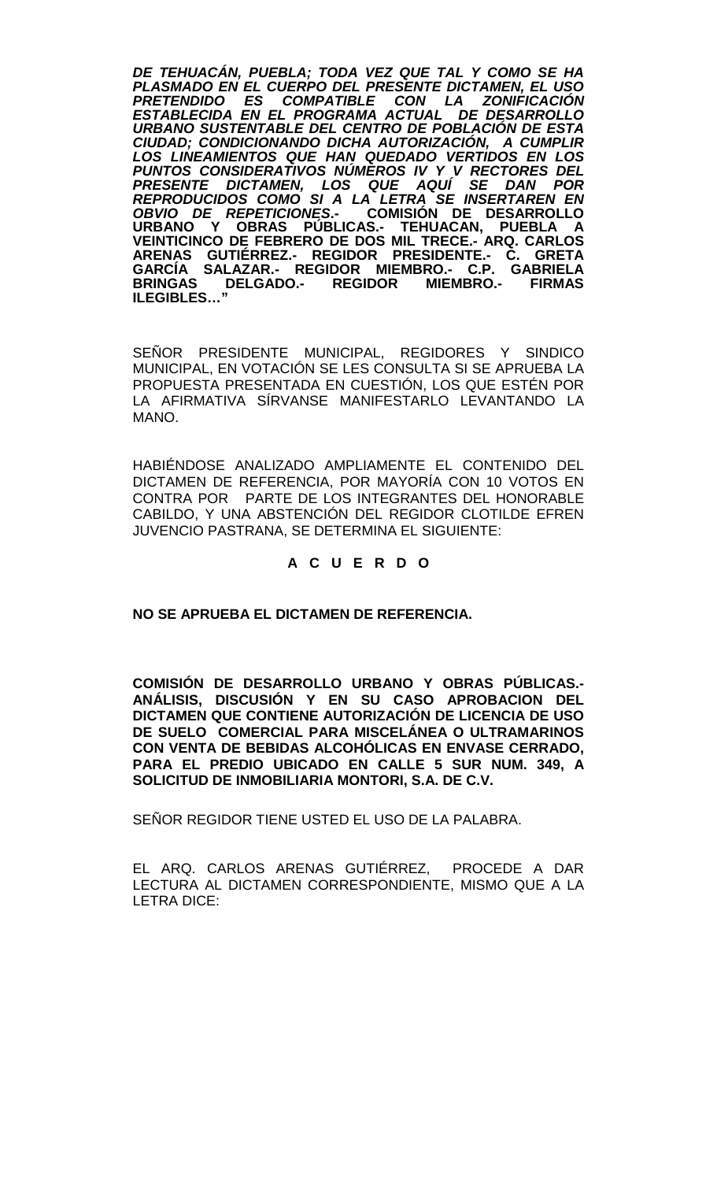***DE TEHUACÁN, PUEBLA; TODA VEZ QUE TAL Y COMO SE HA PLASMADO EN EL CUERPO DEL PRESENTE DICTAMEN, EL USO PRETENDIDO ES COMPATIBLE CON LA ZONIFICACIÓN ESTABLECIDA EN EL PROGRAMA ACTUAL DE DESARROLLO URBANO SUSTENTABLE DEL CENTRO DE POBLACIÓN DE ESTA CIUDAD; CONDICIONANDO DICHA AUTORIZACIÓN, A CUMPLIR LOS LINEAMIENTOS QUE HAN QUEDADO VERTIDOS EN LOS PUNTOS CONSIDERATIVOS NÚMEROS IV Y V RECTORES DEL PRESENTE DICTAMEN, LOS QUE AQUÍ SE DAN POR REPRODUCIDOS COMO SI A LA LETRA SE INSERTAREN EN OBVIO DE REPETICIONES.-*** **COMISIÓN DE DESARROLLO URBANO Y OBRAS PÚBLICAS.- TEHUACAN, PUEBLA A VEINTICINCO DE FEBRERO DE DOS MIL TRECE.- ARQ. CARLOS ARENAS GUTIÉRREZ.- REGIDOR PRESIDENTE.- C. GRETA GARCÍA SALAZAR.- REGIDOR MIEMBRO.- C.P. GABRIELA BRINGAS DELGADO.- REGIDOR MIEMBRO.- FIRMAS ILEGIBLES…"**

SEÑOR PRESIDENTE MUNICIPAL, REGIDORES Y SINDICO MUNICIPAL, EN VOTACIÓN SE LES CONSULTA SI SE APRUEBA LA PROPUESTA PRESENTADA EN CUESTIÓN, LOS QUE ESTÉN POR LA AFIRMATIVA SÍRVANSE MANIFESTARLO LEVANTANDO LA MANO.

HABIÉNDOSE ANALIZADO AMPLIAMENTE EL CONTENIDO DEL DICTAMEN DE REFERENCIA, POR MAYORÍA CON 10 VOTOS EN CONTRA POR PARTE DE LOS INTEGRANTES DEL HONORABLE CABILDO, Y UNA ABSTENCIÓN DEL REGIDOR CLOTILDE EFREN JUVENCIO PASTRANA, SE DETERMINA EL SIGUIENTE:

**A C U E R D O**

**NO SE APRUEBA EL DICTAMEN DE REFERENCIA.**

**COMISIÓN DE DESARROLLO URBANO Y OBRAS PÚBLICAS.- ANÁLISIS, DISCUSIÓN Y EN SU CASO APROBACION DEL DICTAMEN QUE CONTIENE AUTORIZACIÓN DE LICENCIA DE USO DE SUELO COMERCIAL PARA MISCELÁNEA O ULTRAMARINOS CON VENTA DE BEBIDAS ALCOHÓLICAS EN ENVASE CERRADO, PARA EL PREDIO UBICADO EN CALLE 5 SUR NUM. 349, A SOLICITUD DE INMOBILIARIA MONTORI, S.A. DE C.V.**

SEÑOR REGIDOR TIENE USTED EL USO DE LA PALABRA.

EL ARQ. CARLOS ARENAS GUTIÉRREZ, PROCEDE A DAR LECTURA AL DICTAMEN CORRESPONDIENTE, MISMO QUE A LA LETRA DICE: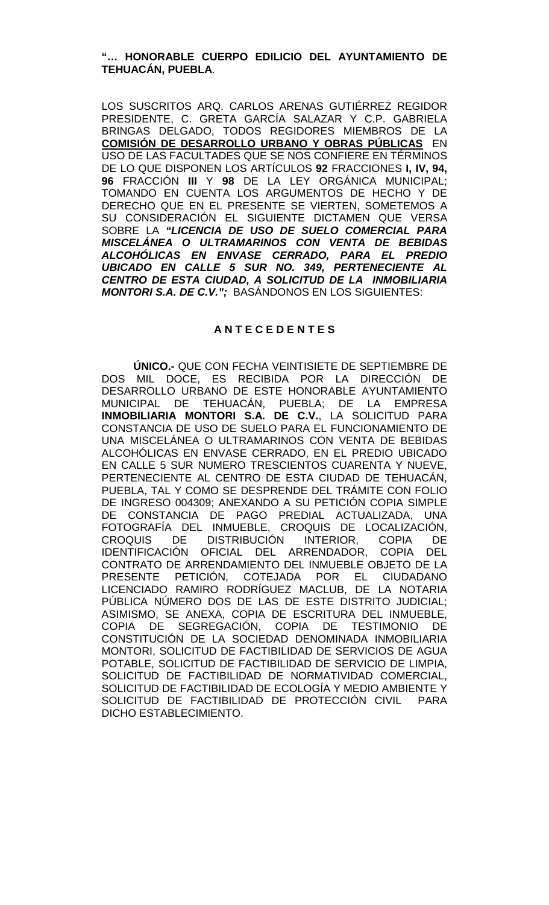**"… HONORABLE CUERPO EDILICIO DEL AYUNTAMIENTO DE TEHUACÁN, PUEBLA**.

LOS SUSCRITOS ARQ. CARLOS ARENAS GUTIÉRREZ REGIDOR PRESIDENTE, C. GRETA GARCÍA SALAZAR Y C.P. GABRIELA BRINGAS DELGADO, TODOS REGIDORES MIEMBROS DE LA **COMISIÓN DE DESARROLLO URBANO Y OBRAS PÚBLICAS** EN USO DE LAS FACULTADES QUE SE NOS CONFIERE EN TÉRMINOS DE LO QUE DISPONEN LOS ARTÍCULOS **92** FRACCIONES **I, IV, 94, 96** FRACCIÓN **III** Y **98** DE LA LEY ORGÁNICA MUNICIPAL; TOMANDO EN CUENTA LOS ARGUMENTOS DE HECHO Y DE DERECHO QUE EN EL PRESENTE SE VIERTEN, SOMETEMOS A SU CONSIDERACIÓN EL SIGUIENTE DICTAMEN QUE VERSA SOBRE LA ***"LICENCIA DE USO DE SUELO COMERCIAL PARA MISCELÁNEA O ULTRAMARINOS CON VENTA DE BEBIDAS ALCOHÓLICAS EN ENVASE CERRADO, PARA EL PREDIO UBICADO EN CALLE 5 SUR NO. 349, PERTENECIENTE AL CENTRO DE ESTA CIUDAD, A SOLICITUD DE LA INMOBILIARIA MONTORI S.A. DE C.V.";*** BASÁNDONOS EN LOS SIGUIENTES:

## A N T E C E D E N T E S

**ÚNICO.-** QUE CON FECHA VEINTISIETE DE SEPTIEMBRE DE DOS MIL DOCE, ES RECIBIDA POR LA DIRECCIÓN DE DESARROLLO URBANO DE ESTE HONORABLE AYUNTAMIENTO MUNICIPAL DE TEHUACÁN, PUEBLA; DE LA EMPRESA **INMOBILIARIA MONTORI S.A. DE C.V.**, LA SOLICITUD PARA CONSTANCIA DE USO DE SUELO PARA EL FUNCIONAMIENTO DE UNA MISCELÁNEA O ULTRAMARINOS CON VENTA DE BEBIDAS ALCOHÓLICAS EN ENVASE CERRADO, EN EL PREDIO UBICADO EN CALLE 5 SUR NUMERO TRESCIENTOS CUARENTA Y NUEVE, PERTENECIENTE AL CENTRO DE ESTA CIUDAD DE TEHUACÁN, PUEBLA, TAL Y COMO SE DESPRENDE DEL TRÁMITE CON FOLIO DE INGRESO 004309; ANEXANDO A SU PETICIÓN COPIA SIMPLE DE CONSTANCIA DE PAGO PREDIAL ACTUALIZADA, UNA FOTOGRAFÍA DEL INMUEBLE, CROQUIS DE LOCALIZACIÓN, CROQUIS DE DISTRIBUCIÓN INTERIOR, COPIA DE IDENTIFICACIÓN OFICIAL DEL ARRENDADOR, COPIA DEL CONTRATO DE ARRENDAMIENTO DEL INMUEBLE OBJETO DE LA PRESENTE PETICIÓN, COTEJADA POR EL CIUDADANO LICENCIADO RAMIRO RODRÍGUEZ MACLUB, DE LA NOTARIA PÚBLICA NÚMERO DOS DE LAS DE ESTE DISTRITO JUDICIAL; ASIMISMO, SE ANEXA, COPIA DE ESCRITURA DEL INMUEBLE, COPIA DE SEGREGACIÓN, COPIA DE TESTIMONIO DE CONSTITUCIÓN DE LA SOCIEDAD DENOMINADA INMOBILIARIA MONTORI, SOLICITUD DE FACTIBILIDAD DE SERVICIOS DE AGUA POTABLE, SOLICITUD DE FACTIBILIDAD DE SERVICIO DE LIMPIA, SOLICITUD DE FACTIBILIDAD DE NORMATIVIDAD COMERCIAL, SOLICITUD DE FACTIBILIDAD DE ECOLOGÍA Y MEDIO AMBIENTE Y SOLICITUD DE FACTIBILIDAD DE PROTECCIÓN CIVIL PARA DICHO ESTABLECIMIENTO.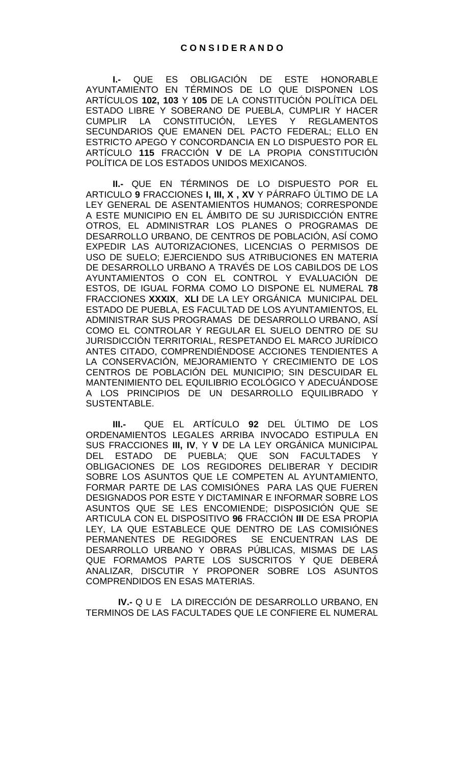## C O N S I D E R A N D O

**I.-** QUE ES OBLIGACIÓN DE ESTE HONORABLE AYUNTAMIENTO EN TÉRMINOS DE LO QUE DISPONEN LOS ARTÍCULOS **102, 103** Y **105** DE LA CONSTITUCIÓN POLÍTICA DEL ESTADO LIBRE Y SOBERANO DE PUEBLA, CUMPLIR Y HACER CUMPLIR LA CONSTITUCIÓN, LEYES Y REGLAMENTOS SECUNDARIOS QUE EMANEN DEL PACTO FEDERAL; ELLO EN ESTRICTO APEGO Y CONCORDANCIA EN LO DISPUESTO POR EL ARTÍCULO **115** FRACCIÓN **V** DE LA PROPIA CONSTITUCIÓN POLÍTICA DE LOS ESTADOS UNIDOS MEXICANOS.

**II.-** QUE EN TÉRMINOS DE LO DISPUESTO POR EL ARTICULO **9** FRACCIONES **I, III, X , XV** Y PÁRRAFO ÚLTIMO DE LA LEY GENERAL DE ASENTAMIENTOS HUMANOS; CORRESPONDE A ESTE MUNICIPIO EN EL ÁMBITO DE SU JURISDICCIÓN ENTRE OTROS, EL ADMINISTRAR LOS PLANES O PROGRAMAS DE DESARROLLO URBANO, DE CENTROS DE POBLACIÓN, ASÍ COMO EXPEDIR LAS AUTORIZACIONES, LICENCIAS O PERMISOS DE USO DE SUELO; EJERCIENDO SUS ATRIBUCIONES EN MATERIA DE DESARROLLO URBANO A TRAVÉS DE LOS CABILDOS DE LOS AYUNTAMIENTOS O CON EL CONTROL Y EVALUACIÓN DE ESTOS, DE IGUAL FORMA COMO LO DISPONE EL NUMERAL **78** FRACCIONES **XXXIX**, **XLI** DE LA LEY ORGÁNICA MUNICIPAL DEL ESTADO DE PUEBLA, ES FACULTAD DE LOS AYUNTAMIENTOS, EL ADMINISTRAR SUS PROGRAMAS DE DESARROLLO URBANO, ASÍ COMO EL CONTROLAR Y REGULAR EL SUELO DENTRO DE SU JURISDICCIÓN TERRITORIAL, RESPETANDO EL MARCO JURÍDICO ANTES CITADO, COMPRENDIÉNDOSE ACCIONES TENDIENTES A LA CONSERVACIÓN, MEJORAMIENTO Y CRECIMIENTO DE LOS CENTROS DE POBLACIÓN DEL MUNICIPIO; SIN DESCUIDAR EL MANTENIMIENTO DEL EQUILIBRIO ECOLÓGICO Y ADECUÁNDOSE A LOS PRINCIPIOS DE UN DESARROLLO EQUILIBRADO Y SUSTENTABLE.

**III.-** QUE EL ARTÍCULO **92** DEL ÚLTIMO DE LOS ORDENAMIENTOS LEGALES ARRIBA INVOCADO ESTIPULA EN SUS FRACCIONES **III, IV**, Y **V** DE LA LEY ORGÁNICA MUNICIPAL DEL ESTADO DE PUEBLA; QUE SON FACULTADES Y OBLIGACIONES DE LOS REGIDORES DELIBERAR Y DECIDIR SOBRE LOS ASUNTOS QUE LE COMPETEN AL AYUNTAMIENTO, FORMAR PARTE DE LAS COMISIÓNES PARA LAS QUE FUEREN DESIGNADOS POR ESTE Y DICTAMINAR E INFORMAR SOBRE LOS ASUNTOS QUE SE LES ENCOMIENDE; DISPOSICIÓN QUE SE ARTICULA CON EL DISPOSITIVO **96** FRACCIÓN **III** DE ESA PROPIA LEY, LA QUE ESTABLECE QUE DENTRO DE LAS COMISIÓNES PERMANENTES DE REGIDORES SE ENCUENTRAN LAS DE DESARROLLO URBANO Y OBRAS PÚBLICAS, MISMAS DE LAS QUE FORMAMOS PARTE LOS SUSCRITOS Y QUE DEBERÁ ANALIZAR, DISCUTIR Y PROPONER SOBRE LOS ASUNTOS COMPRENDIDOS EN ESAS MATERIAS.

**IV.-** Q U E LA DIRECCIÓN DE DESARROLLO URBANO, EN TERMINOS DE LAS FACULTADES QUE LE CONFIERE EL NUMERAL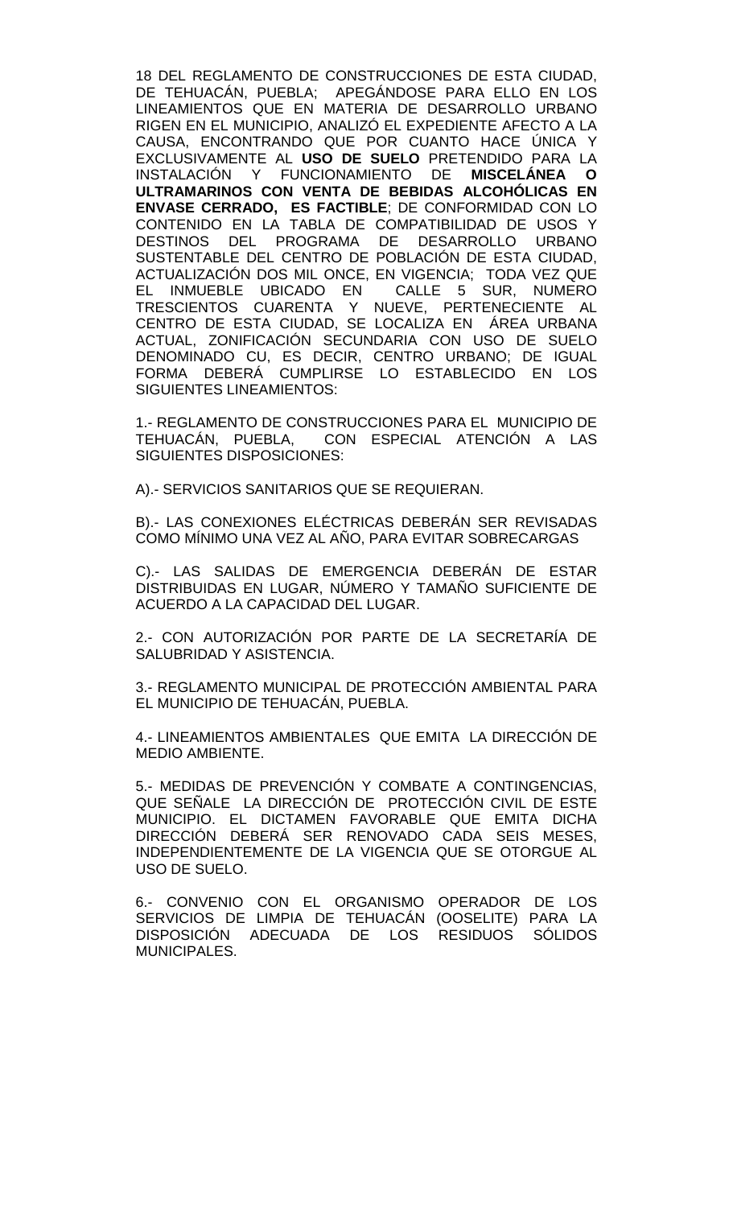18 DEL REGLAMENTO DE CONSTRUCCIONES DE ESTA CIUDAD, DE TEHUACÁN, PUEBLA; APEGÁNDOSE PARA ELLO EN LOS LINEAMIENTOS QUE EN MATERIA DE DESARROLLO URBANO RIGEN EN EL MUNICIPIO, ANALIZÓ EL EXPEDIENTE AFECTO A LA CAUSA, ENCONTRANDO QUE POR CUANTO HACE ÚNICA Y EXCLUSIVAMENTE AL **USO DE SUELO** PRETENDIDO PARA LA INSTALACIÓN Y FUNCIONAMIENTO DE **MISCELÁNEA O ULTRAMARINOS CON VENTA DE BEBIDAS ALCOHÓLICAS EN ENVASE CERRADO, ES FACTIBLE**; DE CONFORMIDAD CON LO CONTENIDO EN LA TABLA DE COMPATIBILIDAD DE USOS Y DESTINOS DEL PROGRAMA DE DESARROLLO URBANO SUSTENTABLE DEL CENTRO DE POBLACIÓN DE ESTA CIUDAD, ACTUALIZACIÓN DOS MIL ONCE, EN VIGENCIA; TODA VEZ QUE EL INMUEBLE UBICADO EN CALLE 5 SUR, NUMERO TRESCIENTOS CUARENTA Y NUEVE, PERTENECIENTE AL CENTRO DE ESTA CIUDAD, SE LOCALIZA EN ÁREA URBANA ACTUAL, ZONIFICACIÓN SECUNDARIA CON USO DE SUELO DENOMINADO CU, ES DECIR, CENTRO URBANO; DE IGUAL FORMA DEBERÁ CUMPLIRSE LO ESTABLECIDO EN LOS SIGUIENTES LINEAMIENTOS:

1.- REGLAMENTO DE CONSTRUCCIONES PARA EL MUNICIPIO DE TEHUACÁN, PUEBLA, CON ESPECIAL ATENCIÓN A LAS SIGUIENTES DISPOSICIONES:

A).- SERVICIOS SANITARIOS QUE SE REQUIERAN.

B).- LAS CONEXIONES ELÉCTRICAS DEBERÁN SER REVISADAS COMO MÍNIMO UNA VEZ AL AÑO, PARA EVITAR SOBRECARGAS

C).- LAS SALIDAS DE EMERGENCIA DEBERÁN DE ESTAR DISTRIBUIDAS EN LUGAR, NÚMERO Y TAMAÑO SUFICIENTE DE ACUERDO A LA CAPACIDAD DEL LUGAR.

2.- CON AUTORIZACIÓN POR PARTE DE LA SECRETARÍA DE SALUBRIDAD Y ASISTENCIA.

3.- REGLAMENTO MUNICIPAL DE PROTECCIÓN AMBIENTAL PARA EL MUNICIPIO DE TEHUACÁN, PUEBLA.

4.- LINEAMIENTOS AMBIENTALES QUE EMITA LA DIRECCIÓN DE MEDIO AMBIENTE.

5.- MEDIDAS DE PREVENCIÓN Y COMBATE A CONTINGENCIAS, QUE SEÑALE LA DIRECCIÓN DE PROTECCIÓN CIVIL DE ESTE MUNICIPIO. EL DICTAMEN FAVORABLE QUE EMITA DICHA DIRECCIÓN DEBERÁ SER RENOVADO CADA SEIS MESES, INDEPENDIENTEMENTE DE LA VIGENCIA QUE SE OTORGUE AL USO DE SUELO.

6.- CONVENIO CON EL ORGANISMO OPERADOR DE LOS SERVICIOS DE LIMPIA DE TEHUACÁN (OOSELITE) PARA LA DISPOSICIÓN ADECUADA DE LOS RESIDUOS SÓLIDOS MUNICIPALES.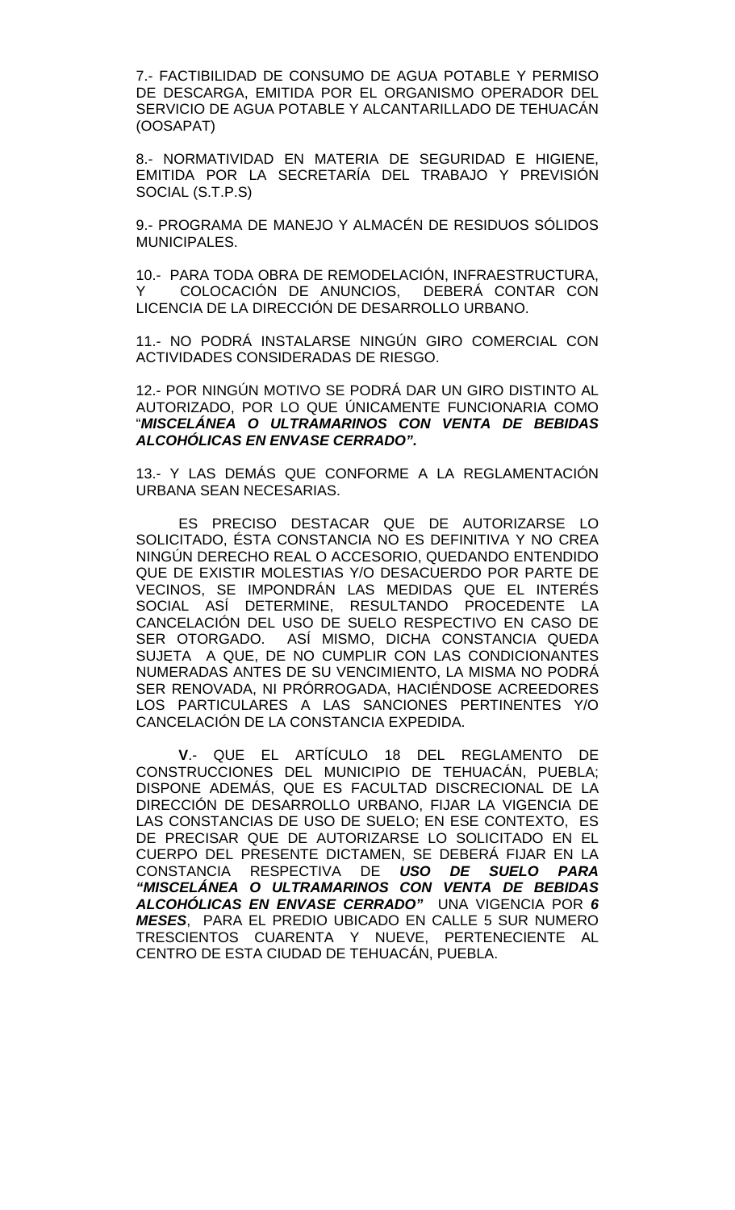7.- FACTIBILIDAD DE CONSUMO DE AGUA POTABLE Y PERMISO DE DESCARGA, EMITIDA POR EL ORGANISMO OPERADOR DEL SERVICIO DE AGUA POTABLE Y ALCANTARILLADO DE TEHUACÁN (OOSAPAT)

8.- NORMATIVIDAD EN MATERIA DE SEGURIDAD E HIGIENE, EMITIDA POR LA SECRETARÍA DEL TRABAJO Y PREVISIÓN SOCIAL (S.T.P.S)

9.- PROGRAMA DE MANEJO Y ALMACÉN DE RESIDUOS SÓLIDOS MUNICIPALES.

10.- PARA TODA OBRA DE REMODELACIÓN, INFRAESTRUCTURA, Y COLOCACIÓN DE ANUNCIOS, DEBERÁ CONTAR CON LICENCIA DE LA DIRECCIÓN DE DESARROLLO URBANO.

11.- NO PODRÁ INSTALARSE NINGÚN GIRO COMERCIAL CON ACTIVIDADES CONSIDERADAS DE RIESGO.

12.- POR NINGÚN MOTIVO SE PODRÁ DAR UN GIRO DISTINTO AL AUTORIZADO, POR LO QUE ÚNICAMENTE FUNCIONARIA COMO "***MISCELÁNEA O ULTRAMARINOS CON VENTA DE BEBIDAS ALCOHÓLICAS EN ENVASE CERRADO".***

13.- Y LAS DEMÁS QUE CONFORME A LA REGLAMENTACIÓN URBANA SEAN NECESARIAS.

ES PRECISO DESTACAR QUE DE AUTORIZARSE LO SOLICITADO, ÉSTA CONSTANCIA NO ES DEFINITIVA Y NO CREA NINGÚN DERECHO REAL O ACCESORIO, QUEDANDO ENTENDIDO QUE DE EXISTIR MOLESTIAS Y/O DESACUERDO POR PARTE DE VECINOS, SE IMPONDRÁN LAS MEDIDAS QUE EL INTERÉS SOCIAL ASÍ DETERMINE, RESULTANDO PROCEDENTE LA CANCELACIÓN DEL USO DE SUELO RESPECTIVO EN CASO DE SER OTORGADO. ASÍ MISMO, DICHA CONSTANCIA QUEDA SUJETA A QUE, DE NO CUMPLIR CON LAS CONDICIONANTES NUMERADAS ANTES DE SU VENCIMIENTO, LA MISMA NO PODRÁ SER RENOVADA, NI PRÓRROGADA, HACIÉNDOSE ACREEDORES LOS PARTICULARES A LAS SANCIONES PERTINENTES Y/O CANCELACIÓN DE LA CONSTANCIA EXPEDIDA.

**V**.- QUE EL ARTÍCULO 18 DEL REGLAMENTO DE CONSTRUCCIONES DEL MUNICIPIO DE TEHUACÁN, PUEBLA; DISPONE ADEMÁS, QUE ES FACULTAD DISCRECIONAL DE LA DIRECCIÓN DE DESARROLLO URBANO, FIJAR LA VIGENCIA DE LAS CONSTANCIAS DE USO DE SUELO; EN ESE CONTEXTO, ES DE PRECISAR QUE DE AUTORIZARSE LO SOLICITADO EN EL CUERPO DEL PRESENTE DICTAMEN, SE DEBERÁ FIJAR EN LA CONSTANCIA RESPECTIVA DE ***USO DE SUELO PARA "MISCELÁNEA O ULTRAMARINOS CON VENTA DE BEBIDAS ALCOHÓLICAS EN ENVASE CERRADO"*** UNA VIGENCIA POR ***6 MESES***, PARA EL PREDIO UBICADO EN CALLE 5 SUR NUMERO TRESCIENTOS CUARENTA Y NUEVE, PERTENECIENTE AL CENTRO DE ESTA CIUDAD DE TEHUACÁN, PUEBLA.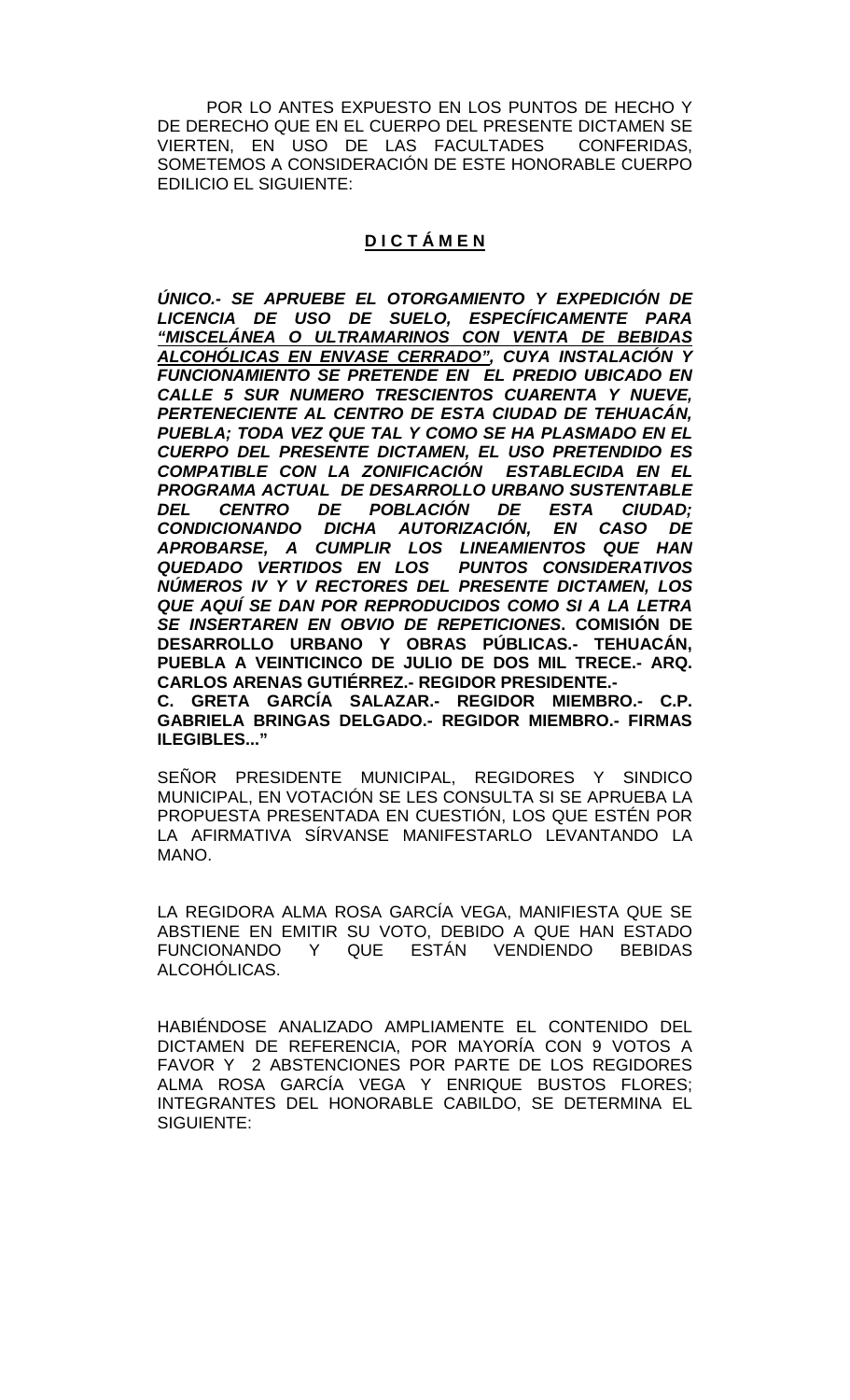POR LO ANTES EXPUESTO EN LOS PUNTOS DE HECHO Y DE DERECHO QUE EN EL CUERPO DEL PRESENTE DICTAMEN SE VIERTEN, EN USO DE LAS FACULTADES CONFERIDAS, SOMETEMOS A CONSIDERACIÓN DE ESTE HONORABLE CUERPO EDILICIO EL SIGUIENTE:

## **D I C T Á M E N**

***ÚNICO.- SE APRUEBE EL OTORGAMIENTO Y EXPEDICIÓN DE LICENCIA DE USO DE SUELO, ESPECÍFICAMENTE PARA "MISCELÁNEA O ULTRAMARINOS CON VENTA DE BEBIDAS ALCOHÓLICAS EN ENVASE CERRADO", CUYA INSTALACIÓN Y FUNCIONAMIENTO SE PRETENDE EN EL PREDIO UBICADO EN CALLE 5 SUR NUMERO TRESCIENTOS CUARENTA Y NUEVE, PERTENECIENTE AL CENTRO DE ESTA CIUDAD DE TEHUACÁN, PUEBLA; TODA VEZ QUE TAL Y COMO SE HA PLASMADO EN EL CUERPO DEL PRESENTE DICTAMEN, EL USO PRETENDIDO ES COMPATIBLE CON LA ZONIFICACIÓN ESTABLECIDA EN EL PROGRAMA ACTUAL DE DESARROLLO URBANO SUSTENTABLE DEL CENTRO DE POBLACIÓN DE ESTA CIUDAD; CONDICIONANDO DICHA AUTORIZACIÓN, EN CASO DE APROBARSE, A CUMPLIR LOS LINEAMIENTOS QUE HAN QUEDADO VERTIDOS EN LOS PUNTOS CONSIDERATIVOS NÚMEROS IV Y V RECTORES DEL PRESENTE DICTAMEN, LOS QUE AQUÍ SE DAN POR REPRODUCIDOS COMO SI A LA LETRA SE INSERTAREN EN OBVIO DE REPETICIONES.*** **COMISIÓN DE DESARROLLO URBANO Y OBRAS PÚBLICAS.- TEHUACÁN, PUEBLA A VEINTICINCO DE JULIO DE DOS MIL TRECE.- ARQ. CARLOS ARENAS GUTIÉRREZ.- REGIDOR PRESIDENTE.- C. GRETA GARCÍA SALAZAR.- REGIDOR MIEMBRO.- C.P. GABRIELA BRINGAS DELGADO.- REGIDOR MIEMBRO.- FIRMAS ILEGIBLES..."**

SEÑOR PRESIDENTE MUNICIPAL, REGIDORES Y SINDICO MUNICIPAL, EN VOTACIÓN SE LES CONSULTA SI SE APRUEBA LA PROPUESTA PRESENTADA EN CUESTIÓN, LOS QUE ESTÉN POR LA AFIRMATIVA SÍRVANSE MANIFESTARLO LEVANTANDO LA MANO.

LA REGIDORA ALMA ROSA GARCÍA VEGA, MANIFIESTA QUE SE ABSTIENE EN EMITIR SU VOTO, DEBIDO A QUE HAN ESTADO FUNCIONANDO Y QUE ESTÁN VENDIENDO BEBIDAS ALCOHÓLICAS.

HABIÉNDOSE ANALIZADO AMPLIAMENTE EL CONTENIDO DEL DICTAMEN DE REFERENCIA, POR MAYORÍA CON 9 VOTOS A FAVOR Y 2 ABSTENCIONES POR PARTE DE LOS REGIDORES ALMA ROSA GARCÍA VEGA Y ENRIQUE BUSTOS FLORES; INTEGRANTES DEL HONORABLE CABILDO, SE DETERMINA EL SIGUIENTE: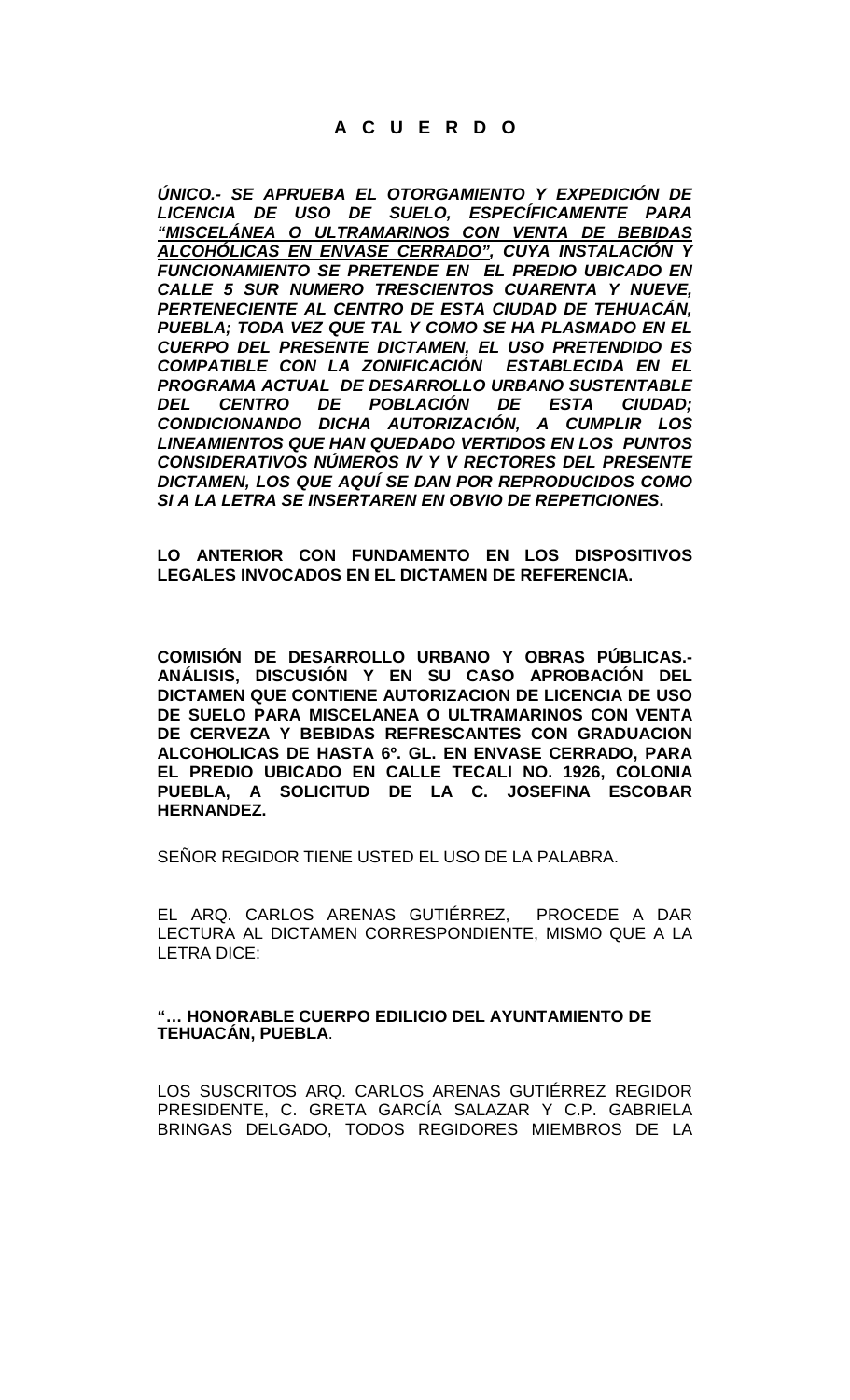**A C U E R D O**

***ÚNICO.- SE APRUEBA EL OTORGAMIENTO Y EXPEDICIÓN DE LICENCIA DE USO DE SUELO, ESPECÍFICAMENTE PARA <u>"MISCELÁNEA O ULTRAMARINOS CON VENTA DE BEBIDAS ALCOHÓLICAS EN ENVASE CERRADO"</u>, CUYA INSTALACIÓN Y FUNCIONAMIENTO SE PRETENDE EN EL PREDIO UBICADO EN CALLE 5 SUR NUMERO TRESCIENTOS CUARENTA Y NUEVE, PERTENECIENTE AL CENTRO DE ESTA CIUDAD DE TEHUACÁN, PUEBLA; TODA VEZ QUE TAL Y COMO SE HA PLASMADO EN EL CUERPO DEL PRESENTE DICTAMEN, EL USO PRETENDIDO ES COMPATIBLE CON LA ZONIFICACIÓN ESTABLECIDA EN EL PROGRAMA ACTUAL DE DESARROLLO URBANO SUSTENTABLE DEL CENTRO DE POBLACIÓN DE ESTA CIUDAD; CONDICIONANDO DICHA AUTORIZACIÓN, A CUMPLIR LOS LINEAMIENTOS QUE HAN QUEDADO VERTIDOS EN LOS PUNTOS CONSIDERATIVOS NÚMEROS IV Y V RECTORES DEL PRESENTE DICTAMEN, LOS QUE AQUÍ SE DAN POR REPRODUCIDOS COMO SI A LA LETRA SE INSERTAREN EN OBVIO DE REPETICIONES.***

**LO ANTERIOR CON FUNDAMENTO EN LOS DISPOSITIVOS LEGALES INVOCADOS EN EL DICTAMEN DE REFERENCIA.**

**COMISIÓN DE DESARROLLO URBANO Y OBRAS PÚBLICAS.- ANÁLISIS, DISCUSIÓN Y EN SU CASO APROBACIÓN DEL DICTAMEN QUE CONTIENE AUTORIZACION DE LICENCIA DE USO DE SUELO PARA MISCELANEA O ULTRAMARINOS CON VENTA DE CERVEZA Y BEBIDAS REFRESCANTES CON GRADUACION ALCOHOLICAS DE HASTA 6º. GL. EN ENVASE CERRADO, PARA EL PREDIO UBICADO EN CALLE TECALI NO. 1926, COLONIA PUEBLA, A SOLICITUD DE LA C. JOSEFINA ESCOBAR HERNANDEZ.**

SEÑOR REGIDOR TIENE USTED EL USO DE LA PALABRA.

EL ARQ. CARLOS ARENAS GUTIÉRREZ, PROCEDE A DAR LECTURA AL DICTAMEN CORRESPONDIENTE, MISMO QUE A LA LETRA DICE:

**"… HONORABLE CUERPO EDILICIO DEL AYUNTAMIENTO DE TEHUACÁN, PUEBLA**.

LOS SUSCRITOS ARQ. CARLOS ARENAS GUTIÉRREZ REGIDOR PRESIDENTE, C. GRETA GARCÍA SALAZAR Y C.P. GABRIELA BRINGAS DELGADO, TODOS REGIDORES MIEMBROS DE LA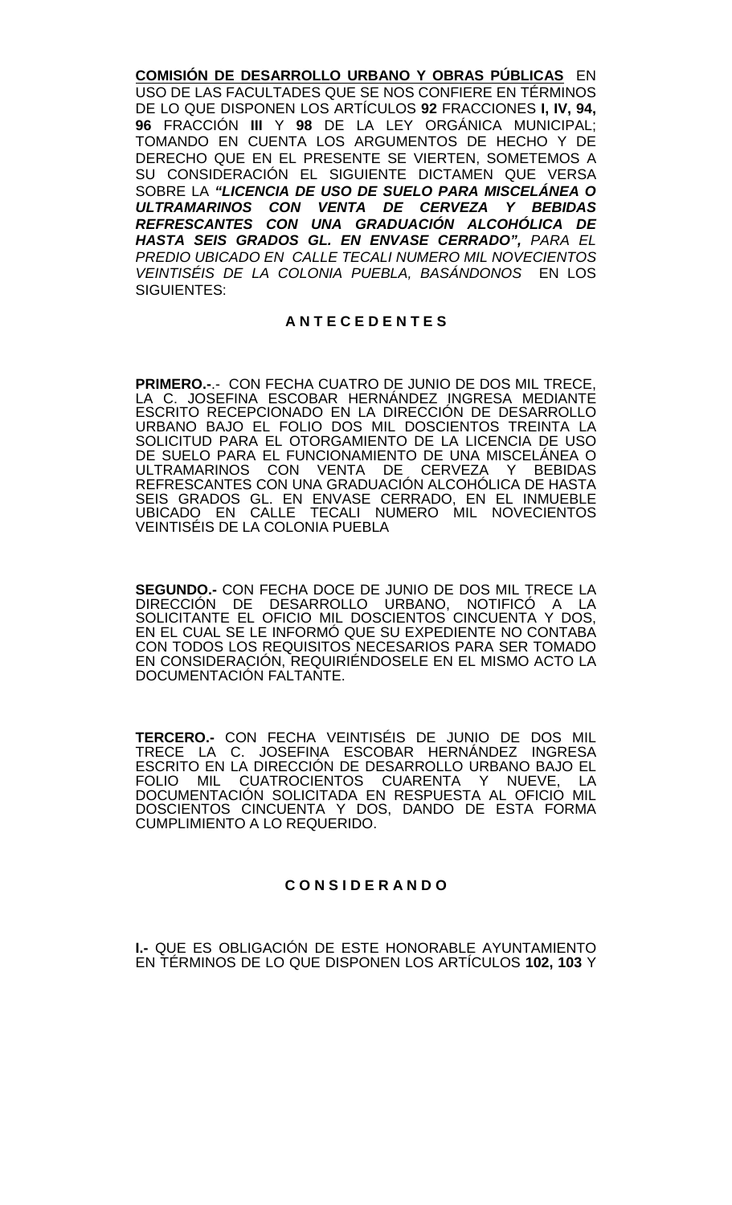**<u>COMISIÓN DE DESARROLLO URBANO Y OBRAS PÚBLICAS</u>** EN USO DE LAS FACULTADES QUE SE NOS CONFIERE EN TÉRMINOS DE LO QUE DISPONEN LOS ARTÍCULOS **92** FRACCIONES **I, IV, 94, 96** FRACCIÓN **III** Y **98** DE LA LEY ORGÁNICA MUNICIPAL; TOMANDO EN CUENTA LOS ARGUMENTOS DE HECHO Y DE DERECHO QUE EN EL PRESENTE SE VIERTEN, SOMETEMOS A SU CONSIDERACIÓN EL SIGUIENTE DICTAMEN QUE VERSA SOBRE LA ***"LICENCIA DE USO DE SUELO PARA MISCELÁNEA O ULTRAMARINOS CON VENTA DE CERVEZA Y BEBIDAS REFRESCANTES CON UNA GRADUACIÓN ALCOHÓLICA DE HASTA SEIS GRADOS GL. EN ENVASE CERRADO",*** *PARA EL PREDIO UBICADO EN CALLE TECALI NUMERO MIL NOVECIENTOS VEINTISÉIS DE LA COLONIA PUEBLA, BASÁNDONOS* EN LOS SIGUIENTES:

## A N T E C E D E N T E S

**PRIMERO.-**.- CON FECHA CUATRO DE JUNIO DE DOS MIL TRECE, LA C. JOSEFINA ESCOBAR HERNÁNDEZ INGRESA MEDIANTE ESCRITO RECEPCIONADO EN LA DIRECCIÓN DE DESARROLLO URBANO BAJO EL FOLIO DOS MIL DOSCIENTOS TREINTA LA SOLICITUD PARA EL OTORGAMIENTO DE LA LICENCIA DE USO DE SUELO PARA EL FUNCIONAMIENTO DE UNA MISCELÁNEA O ULTRAMARINOS CON VENTA DE CERVEZA Y BEBIDAS REFRESCANTES CON UNA GRADUACIÓN ALCOHÓLICA DE HASTA SEIS GRADOS GL. EN ENVASE CERRADO, EN EL INMUEBLE UBICADO EN CALLE TECALI NUMERO MIL NOVECIENTOS VEINTISÉIS DE LA COLONIA PUEBLA

**SEGUNDO.-** CON FECHA DOCE DE JUNIO DE DOS MIL TRECE LA DIRECCIÓN DE DESARROLLO URBANO, NOTIFICÓ A LA SOLICITANTE EL OFICIO MIL DOSCIENTOS CINCUENTA Y DOS, EN EL CUAL SE LE INFORMÓ QUE SU EXPEDIENTE NO CONTABA CON TODOS LOS REQUISITOS NECESARIOS PARA SER TOMADO EN CONSIDERACIÓN, REQUIRIÉNDOSELE EN EL MISMO ACTO LA DOCUMENTACIÓN FALTANTE.

**TERCERO.-** CON FECHA VEINTISÉIS DE JUNIO DE DOS MIL TRECE LA C. JOSEFINA ESCOBAR HERNÁNDEZ INGRESA ESCRITO EN LA DIRECCIÓN DE DESARROLLO URBANO BAJO EL FOLIO MIL CUATROCIENTOS CUARENTA Y NUEVE, LA DOCUMENTACIÓN SOLICITADA EN RESPUESTA AL OFICIO MIL DOSCIENTOS CINCUENTA Y DOS, DANDO DE ESTA FORMA CUMPLIMIENTO A LO REQUERIDO.

## C O N S I D E R A N D O

**I.-** QUE ES OBLIGACIÓN DE ESTE HONORABLE AYUNTAMIENTO EN TÉRMINOS DE LO QUE DISPONEN LOS ARTÍCULOS **102, 103** Y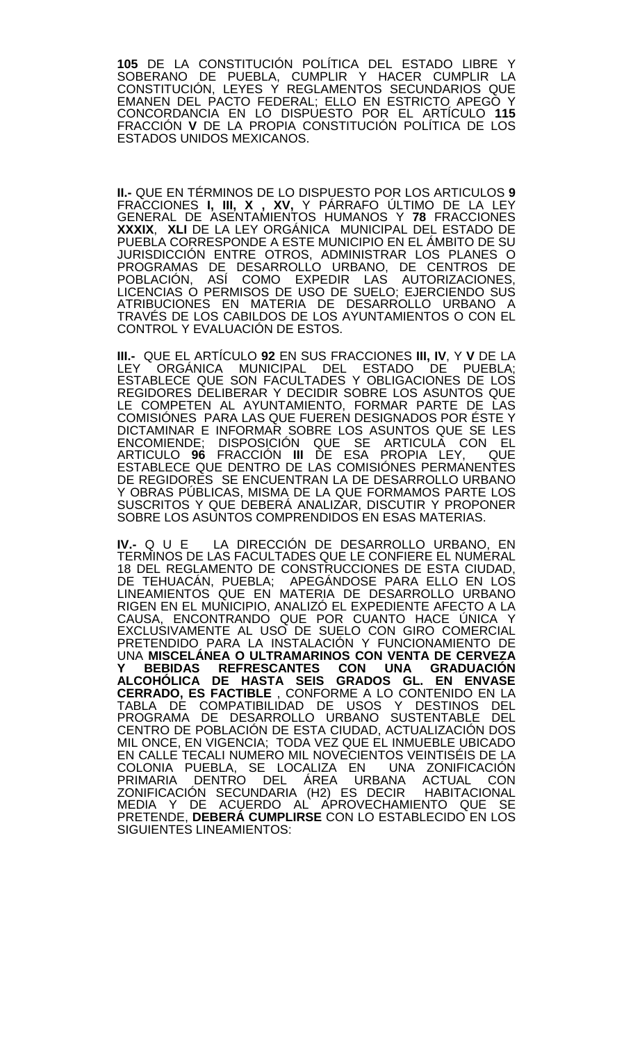**105** DE LA CONSTITUCIÓN POLÍTICA DEL ESTADO LIBRE Y SOBERANO DE PUEBLA, CUMPLIR Y HACER CUMPLIR LA CONSTITUCIÓN, LEYES Y REGLAMENTOS SECUNDARIOS QUE EMANEN DEL PACTO FEDERAL; ELLO EN ESTRICTO APEGO Y CONCORDANCIA EN LO DISPUESTO POR EL ARTÍCULO **115** FRACCIÓN **V** DE LA PROPIA CONSTITUCIÓN POLÍTICA DE LOS ESTADOS UNIDOS MEXICANOS.

**II.-** QUE EN TÉRMINOS DE LO DISPUESTO POR LOS ARTICULOS **9** FRACCIONES **I, III, X , XV,** Y PÁRRAFO ÚLTIMO DE LA LEY GENERAL DE ASENTAMIENTOS HUMANOS Y **78** FRACCIONES **XXXIX**, **XLI** DE LA LEY ORGÁNICA MUNICIPAL DEL ESTADO DE PUEBLA CORRESPONDE A ESTE MUNICIPIO EN EL ÁMBITO DE SU JURISDICCIÓN ENTRE OTROS, ADMINISTRAR LOS PLANES O PROGRAMAS DE DESARROLLO URBANO, DE CENTROS DE POBLACIÓN, ASÍ COMO EXPEDIR LAS AUTORIZACIONES, LICENCIAS O PERMISOS DE USO DE SUELO; EJERCIENDO SUS ATRIBUCIONES EN MATERIA DE DESARROLLO URBANO A TRAVÉS DE LOS CABILDOS DE LOS AYUNTAMIENTOS O CON EL CONTROL Y EVALUACIÓN DE ESTOS.

**III.-** QUE EL ARTÍCULO **92** EN SUS FRACCIONES **III, IV**, Y **V** DE LA LEY ORGÁNICA MUNICIPAL DEL ESTADO DE PUEBLA; ESTABLECE QUE SON FACULTADES Y OBLIGACIONES DE LOS REGIDORES DELIBERAR Y DECIDIR SOBRE LOS ASUNTOS QUE LE COMPETEN AL AYUNTAMIENTO, FORMAR PARTE DE LAS COMISIÓNES PARA LAS QUE FUEREN DESIGNADOS POR ÉSTE Y DICTAMINAR E INFORMAR SOBRE LOS ASUNTOS QUE SE LES ENCOMIENDE; DISPOSICIÓN QUE SE ARTICULA CON EL ARTICULO **96** FRACCIÓN **III** DE ESA PROPIA LEY, QUE ESTABLECE QUE DENTRO DE LAS COMISIÓNES PERMANENTES DE REGIDORES SE ENCUENTRAN LA DE DESARROLLO URBANO Y OBRAS PÚBLICAS, MISMA DE LA QUE FORMAMOS PARTE LOS SUSCRITOS Y QUE DEBERÁ ANALIZAR, DISCUTIR Y PROPONER SOBRE LOS ASUNTOS COMPRENDIDOS EN ESAS MATERIAS.

**IV.-** Q U E LA DIRECCIÓN DE DESARROLLO URBANO, EN TERMINOS DE LAS FACULTADES QUE LE CONFIERE EL NUMERAL 18 DEL REGLAMENTO DE CONSTRUCCIONES DE ESTA CIUDAD, DE TEHUACÁN, PUEBLA; APEGÁNDOSE PARA ELLO EN LOS LINEAMIENTOS QUE EN MATERIA DE DESARROLLO URBANO RIGEN EN EL MUNICIPIO, ANALIZÓ EL EXPEDIENTE AFECTO A LA CAUSA, ENCONTRANDO QUE POR CUANTO HACE ÚNICA Y EXCLUSIVAMENTE AL USO DE SUELO CON GIRO COMERCIAL PRETENDIDO PARA LA INSTALACIÓN Y FUNCIONAMIENTO DE UNA **MISCELÁNEA O ULTRAMARINOS CON VENTA DE CERVEZA Y BEBIDAS REFRESCANTES CON UNA GRADUACIÓN ALCOHÓLICA DE HASTA SEIS GRADOS GL. EN ENVASE CERRADO, ES FACTIBLE** , CONFORME A LO CONTENIDO EN LA TABLA DE COMPATIBILIDAD DE USOS Y DESTINOS DEL PROGRAMA DE DESARROLLO URBANO SUSTENTABLE DEL CENTRO DE POBLACIÓN DE ESTA CIUDAD, ACTUALIZACIÓN DOS MIL ONCE, EN VIGENCIA; TODA VEZ QUE EL INMUEBLE UBICADO EN CALLE TECALI NUMERO MIL NOVECIENTOS VEINTISÉIS DE LA COLONIA PUEBLA, SE LOCALIZA EN UNA ZONIFICACIÓN PRIMARIA DENTRO DEL ÁREA URBANA ACTUAL CON ZONIFICACIÓN SECUNDARIA (H2) ES DECIR HABITACIONAL MEDIA Y DE ACUERDO AL APROVECHAMIENTO QUE SE PRETENDE, **DEBERÁ CUMPLIRSE** CON LO ESTABLECIDO EN LOS SIGUIENTES LINEAMIENTOS: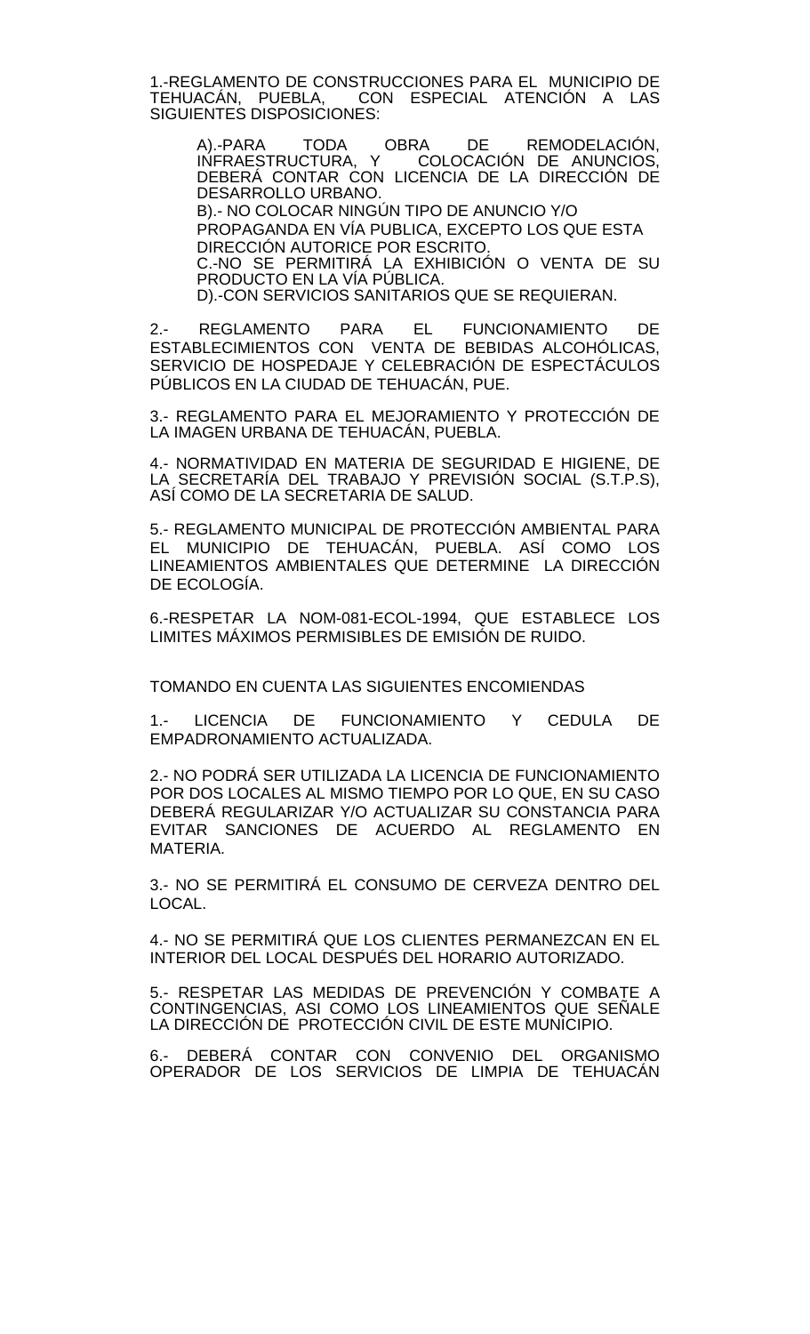1.-REGLAMENTO DE CONSTRUCCIONES PARA EL MUNICIPIO DE TEHUACÁN, PUEBLA, CON ESPECIAL ATENCIÓN A LAS SIGUIENTES DISPOSICIONES:

> A).-PARA TODA OBRA DE REMODELACIÓN, INFRAESTRUCTURA, Y COLOCACIÓN DE ANUNCIOS, DEBERÁ CONTAR CON LICENCIA DE LA DIRECCIÓN DE DESARROLLO URBANO.
> B).- NO COLOCAR NINGÚN TIPO DE ANUNCIO Y/O PROPAGANDA EN VÍA PUBLICA, EXCEPTO LOS QUE ESTA DIRECCIÓN AUTORICE POR ESCRITO.
> C.-NO SE PERMITIRÁ LA EXHIBICIÓN O VENTA DE SU PRODUCTO EN LA VÍA PÚBLICA.
> D).-CON SERVICIOS SANITARIOS QUE SE REQUIERAN.

2.- REGLAMENTO PARA EL FUNCIONAMIENTO DE ESTABLECIMIENTOS CON VENTA DE BEBIDAS ALCOHÓLICAS, SERVICIO DE HOSPEDAJE Y CELEBRACIÓN DE ESPECTÁCULOS PÚBLICOS EN LA CIUDAD DE TEHUACÁN, PUE.

3.- REGLAMENTO PARA EL MEJORAMIENTO Y PROTECCIÓN DE LA IMAGEN URBANA DE TEHUACÁN, PUEBLA.

4.- NORMATIVIDAD EN MATERIA DE SEGURIDAD E HIGIENE, DE LA SECRETARÍA DEL TRABAJO Y PREVISIÓN SOCIAL (S.T.P.S), ASÍ COMO DE LA SECRETARIA DE SALUD.

5.- REGLAMENTO MUNICIPAL DE PROTECCIÓN AMBIENTAL PARA EL MUNICIPIO DE TEHUACÁN, PUEBLA. ASÍ COMO LOS LINEAMIENTOS AMBIENTALES QUE DETERMINE LA DIRECCIÓN DE ECOLOGÍA.

6.-RESPETAR LA NOM-081-ECOL-1994, QUE ESTABLECE LOS LIMITES MÁXIMOS PERMISIBLES DE EMISIÓN DE RUIDO.

TOMANDO EN CUENTA LAS SIGUIENTES ENCOMIENDAS

1.- LICENCIA DE FUNCIONAMIENTO Y CEDULA DE EMPADRONAMIENTO ACTUALIZADA.

2.- NO PODRÁ SER UTILIZADA LA LICENCIA DE FUNCIONAMIENTO POR DOS LOCALES AL MISMO TIEMPO POR LO QUE, EN SU CASO DEBERÁ REGULARIZAR Y/O ACTUALIZAR SU CONSTANCIA PARA EVITAR SANCIONES DE ACUERDO AL REGLAMENTO EN MATERIA.

3.- NO SE PERMITIRÁ EL CONSUMO DE CERVEZA DENTRO DEL LOCAL.

4.- NO SE PERMITIRÁ QUE LOS CLIENTES PERMANEZCAN EN EL INTERIOR DEL LOCAL DESPUÉS DEL HORARIO AUTORIZADO.

5.- RESPETAR LAS MEDIDAS DE PREVENCIÓN Y COMBATE A CONTINGENCIAS, ASI COMO LOS LINEAMIENTOS QUE SEÑALE LA DIRECCIÓN DE PROTECCIÓN CIVIL DE ESTE MUNICIPIO.

6.- DEBERÁ CONTAR CON CONVENIO DEL ORGANISMO OPERADOR DE LOS SERVICIOS DE LIMPIA DE TEHUACÁN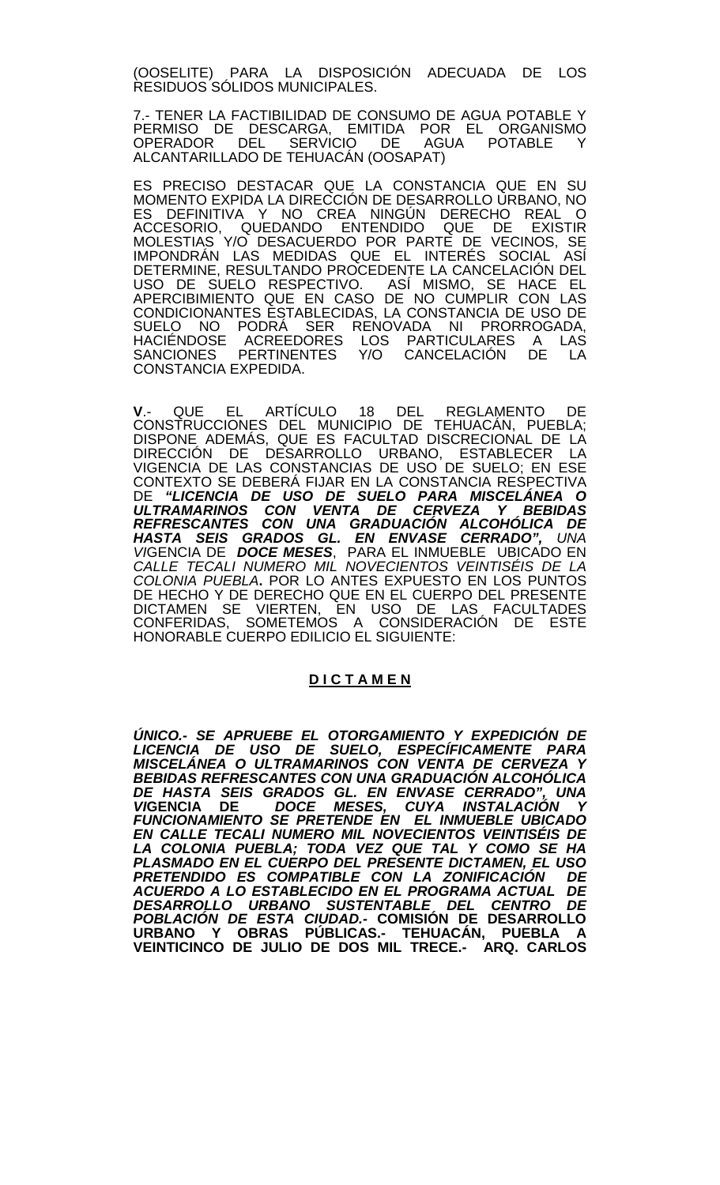(OOSELITE) PARA LA DISPOSICIÓN ADECUADA DE LOS RESIDUOS SÓLIDOS MUNICIPALES.

7.- TENER LA FACTIBILIDAD DE CONSUMO DE AGUA POTABLE Y PERMISO DE DESCARGA, EMITIDA POR EL ORGANISMO OPERADOR DEL SERVICIO DE AGUA POTABLE Y ALCANTARILLADO DE TEHUACÁN (OOSAPAT)

ES PRECISO DESTACAR QUE LA CONSTANCIA QUE EN SU MOMENTO EXPIDA LA DIRECCIÓN DE DESARROLLO URBANO, NO ES DEFINITIVA Y NO CREA NINGÚN DERECHO REAL O ACCESORIO, QUEDANDO ENTENDIDO QUE DE EXISTIR MOLESTIAS Y/O DESACUERDO POR PARTE DE VECINOS, SE IMPONDRÁN LAS MEDIDAS QUE EL INTERÉS SOCIAL ASÍ DETERMINE, RESULTANDO PROCEDENTE LA CANCELACIÓN DEL USO DE SUELO RESPECTIVO. ASÍ MISMO, SE HACE EL APERCIBIMIENTO QUE EN CASO DE NO CUMPLIR CON LAS CONDICIONANTES ESTABLECIDAS, LA CONSTANCIA DE USO DE SUELO NO PODRÁ SER RENOVADA NI PRORROGADA, HACIÉNDOSE ACREEDORES LOS PARTICULARES A LAS SANCIONES PERTINENTES Y/O CANCELACIÓN DE LA CONSTANCIA EXPEDIDA.

**V**.- QUE EL ARTÍCULO 18 DEL REGLAMENTO DE CONSTRUCCIONES DEL MUNICIPIO DE TEHUACÁN, PUEBLA; DISPONE ADEMÁS, QUE ES FACULTAD DISCRECIONAL DE LA DIRECCIÓN DE DESARROLLO URBANO, ESTABLECER LA VIGENCIA DE LAS CONSTANCIAS DE USO DE SUELO; EN ESE CONTEXTO SE DEBERÁ FIJAR EN LA CONSTANCIA RESPECTIVA DE ***"LICENCIA DE USO DE SUELO PARA MISCELÁNEA O ULTRAMARINOS CON VENTA DE CERVEZA Y BEBIDAS REFRESCANTES CON UNA GRADUACIÓN ALCOHÓLICA DE HASTA SEIS GRADOS GL. EN ENVASE CERRADO",*** *UNA VI*GENCIA DE ***DOCE MESES***, PARA EL INMUEBLE UBICADO EN *CALLE TECALI NUMERO MIL NOVECIENTOS VEINTISÉIS DE LA COLONIA PUEBLA***.** POR LO ANTES EXPUESTO EN LOS PUNTOS DE HECHO Y DE DERECHO QUE EN EL CUERPO DEL PRESENTE DICTAMEN SE VIERTEN, EN USO DE LAS FACULTADES CONFERIDAS, SOMETEMOS A CONSIDERACIÓN DE ESTE HONORABLE CUERPO EDILICIO EL SIGUIENTE:

**D I C T A M E N**

***ÚNICO.- SE APRUEBE EL OTORGAMIENTO Y EXPEDICIÓN DE LICENCIA DE USO DE SUELO, ESPECÍFICAMENTE PARA MISCELÁNEA O ULTRAMARINOS CON VENTA DE CERVEZA Y BEBIDAS REFRESCANTES CON UNA GRADUACIÓN ALCOHÓLICA DE HASTA SEIS GRADOS GL. EN ENVASE CERRADO", UNA VI*GENCIA DE *DOCE MESES, CUYA INSTALACIÓN Y FUNCIONAMIENTO SE PRETENDE EN EL INMUEBLE UBICADO EN CALLE TECALI NUMERO MIL NOVECIENTOS VEINTISÉIS DE LA COLONIA PUEBLA; TODA VEZ QUE TAL Y COMO SE HA PLASMADO EN EL CUERPO DEL PRESENTE DICTAMEN, EL USO PRETENDIDO ES COMPATIBLE CON LA ZONIFICACIÓN DE ACUERDO A LO ESTABLECIDO EN EL PROGRAMA ACTUAL DE DESARROLLO URBANO SUSTENTABLE DEL CENTRO DE POBLACIÓN DE ESTA CIUDAD.-* COMISIÓN DE DESARROLLO URBANO Y OBRAS PÚBLICAS.- TEHUACÁN, PUEBLA A VEINTICINCO DE JULIO DE DOS MIL TRECE.- ARQ. CARLOS**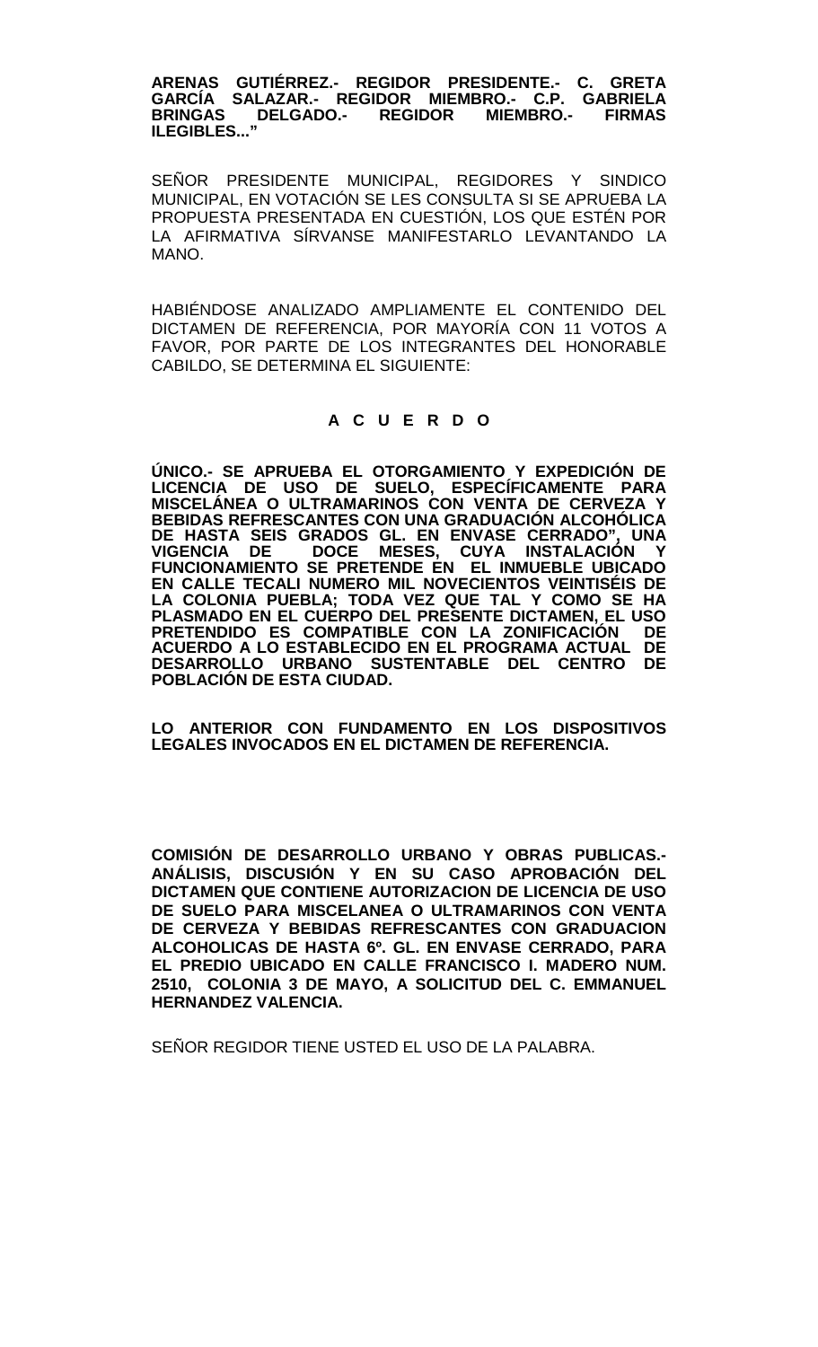**ARENAS GUTIÉRREZ.- REGIDOR PRESIDENTE.- C. GRETA GARCÍA SALAZAR.- REGIDOR MIEMBRO.- C.P. GABRIELA BRINGAS DELGADO.- REGIDOR MIEMBRO.- FIRMAS ILEGIBLES..."**

SEÑOR PRESIDENTE MUNICIPAL, REGIDORES Y SINDICO MUNICIPAL, EN VOTACIÓN SE LES CONSULTA SI SE APRUEBA LA PROPUESTA PRESENTADA EN CUESTIÓN, LOS QUE ESTÉN POR LA AFIRMATIVA SÍRVANSE MANIFESTARLO LEVANTANDO LA MANO.

HABIÉNDOSE ANALIZADO AMPLIAMENTE EL CONTENIDO DEL DICTAMEN DE REFERENCIA, POR MAYORÍA CON 11 VOTOS A FAVOR, POR PARTE DE LOS INTEGRANTES DEL HONORABLE CABILDO, SE DETERMINA EL SIGUIENTE:

**A C U E R D O**

**ÚNICO.- SE APRUEBA EL OTORGAMIENTO Y EXPEDICIÓN DE LICENCIA DE USO DE SUELO, ESPECÍFICAMENTE PARA MISCELÁNEA O ULTRAMARINOS CON VENTA DE CERVEZA Y BEBIDAS REFRESCANTES CON UNA GRADUACIÓN ALCOHÓLICA DE HASTA SEIS GRADOS GL. EN ENVASE CERRADO", UNA VIGENCIA DE DOCE MESES, CUYA INSTALACIÓN Y FUNCIONAMIENTO SE PRETENDE EN EL INMUEBLE UBICADO EN CALLE TECALI NUMERO MIL NOVECIENTOS VEINTISÉIS DE LA COLONIA PUEBLA; TODA VEZ QUE TAL Y COMO SE HA PLASMADO EN EL CUERPO DEL PRESENTE DICTAMEN, EL USO PRETENDIDO ES COMPATIBLE CON LA ZONIFICACIÓN DE ACUERDO A LO ESTABLECIDO EN EL PROGRAMA ACTUAL DE DESARROLLO URBANO SUSTENTABLE DEL CENTRO DE POBLACIÓN DE ESTA CIUDAD.**

**LO ANTERIOR CON FUNDAMENTO EN LOS DISPOSITIVOS LEGALES INVOCADOS EN EL DICTAMEN DE REFERENCIA.**

**COMISIÓN DE DESARROLLO URBANO Y OBRAS PUBLICAS.- ANÁLISIS, DISCUSIÓN Y EN SU CASO APROBACIÓN DEL DICTAMEN QUE CONTIENE AUTORIZACION DE LICENCIA DE USO DE SUELO PARA MISCELANEA O ULTRAMARINOS CON VENTA DE CERVEZA Y BEBIDAS REFRESCANTES CON GRADUACION ALCOHOLICAS DE HASTA 6º. GL. EN ENVASE CERRADO, PARA EL PREDIO UBICADO EN CALLE FRANCISCO I. MADERO NUM. 2510, COLONIA 3 DE MAYO, A SOLICITUD DEL C. EMMANUEL HERNANDEZ VALENCIA.**

SEÑOR REGIDOR TIENE USTED EL USO DE LA PALABRA.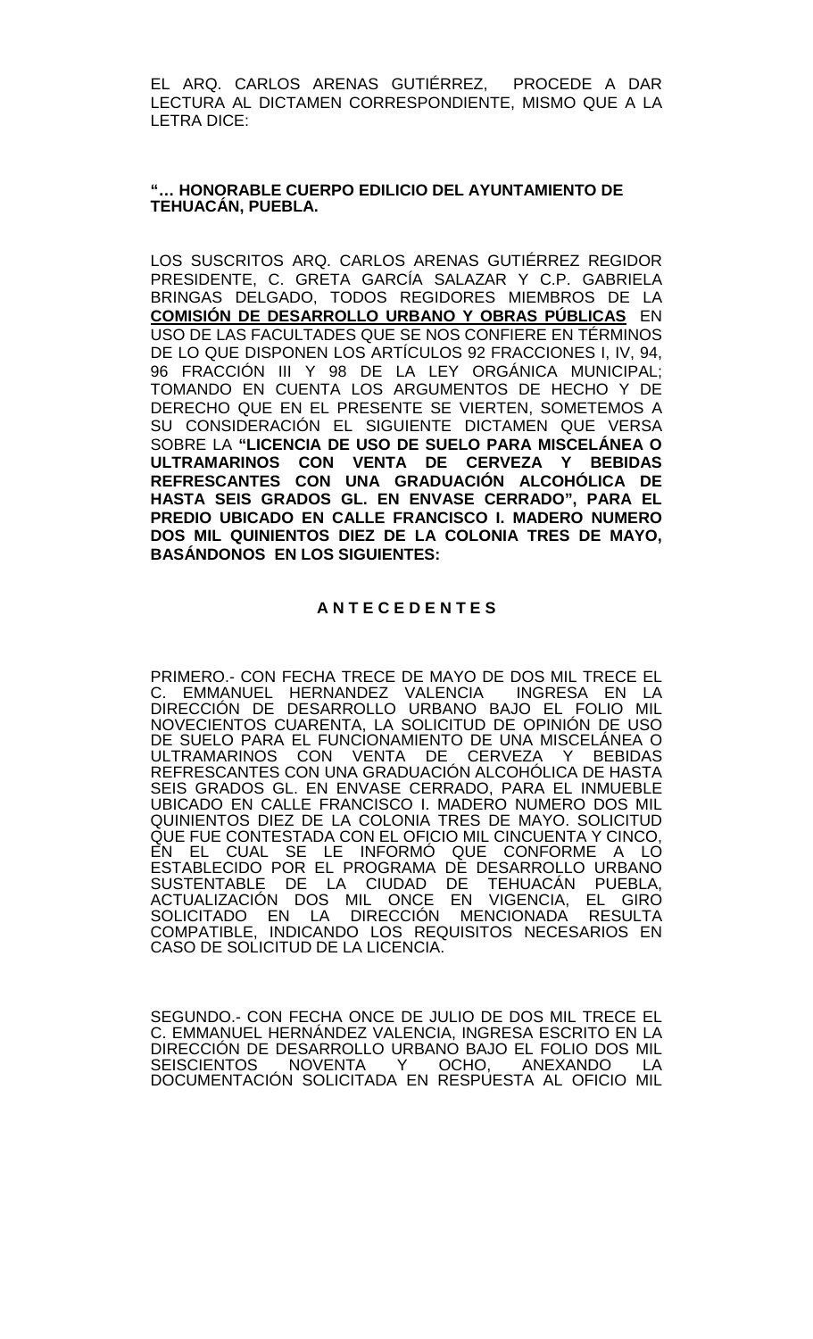EL ARQ. CARLOS ARENAS GUTIÉRREZ, PROCEDE A DAR LECTURA AL DICTAMEN CORRESPONDIENTE, MISMO QUE A LA LETRA DICE:

**"… HONORABLE CUERPO EDILICIO DEL AYUNTAMIENTO DE TEHUACÁN, PUEBLA.**

LOS SUSCRITOS ARQ. CARLOS ARENAS GUTIÉRREZ REGIDOR PRESIDENTE, C. GRETA GARCÍA SALAZAR Y C.P. GABRIELA BRINGAS DELGADO, TODOS REGIDORES MIEMBROS DE LA **COMISIÓN DE DESARROLLO URBANO Y OBRAS PÚBLICAS** EN USO DE LAS FACULTADES QUE SE NOS CONFIERE EN TÉRMINOS DE LO QUE DISPONEN LOS ARTÍCULOS 92 FRACCIONES I, IV, 94, 96 FRACCIÓN III Y 98 DE LA LEY ORGÁNICA MUNICIPAL; TOMANDO EN CUENTA LOS ARGUMENTOS DE HECHO Y DE DERECHO QUE EN EL PRESENTE SE VIERTEN, SOMETEMOS A SU CONSIDERACIÓN EL SIGUIENTE DICTAMEN QUE VERSA SOBRE LA **"LICENCIA DE USO DE SUELO PARA MISCELÁNEA O ULTRAMARINOS CON VENTA DE CERVEZA Y BEBIDAS REFRESCANTES CON UNA GRADUACIÓN ALCOHÓLICA DE HASTA SEIS GRADOS GL. EN ENVASE CERRADO", PARA EL PREDIO UBICADO EN CALLE FRANCISCO I. MADERO NUMERO DOS MIL QUINIENTOS DIEZ DE LA COLONIA TRES DE MAYO, BASÁNDONOS EN LOS SIGUIENTES:**

**A N T E C E D E N T E S**

PRIMERO.- CON FECHA TRECE DE MAYO DE DOS MIL TRECE EL C. EMMANUEL HERNANDEZ VALENCIA INGRESA EN LA DIRECCIÓN DE DESARROLLO URBANO BAJO EL FOLIO MIL NOVECIENTOS CUARENTA, LA SOLICITUD DE OPINIÓN DE USO DE SUELO PARA EL FUNCIONAMIENTO DE UNA MISCELÁNEA O ULTRAMARINOS CON VENTA DE CERVEZA Y BEBIDAS REFRESCANTES CON UNA GRADUACIÓN ALCOHÓLICA DE HASTA SEIS GRADOS GL. EN ENVASE CERRADO, PARA EL INMUEBLE UBICADO EN CALLE FRANCISCO I. MADERO NUMERO DOS MIL QUINIENTOS DIEZ DE LA COLONIA TRES DE MAYO. SOLICITUD QUE FUE CONTESTADA CON EL OFICIO MIL CINCUENTA Y CINCO, EN EL CUAL SE LE INFORMÓ QUE CONFORME A LO ESTABLECIDO POR EL PROGRAMA DE DESARROLLO URBANO SUSTENTABLE DE LA CIUDAD DE TEHUACÁN PUEBLA, ACTUALIZACIÓN DOS MIL ONCE EN VIGENCIA, EL GIRO SOLICITADO EN LA DIRECCIÓN MENCIONADA RESULTA COMPATIBLE, INDICANDO LOS REQUISITOS NECESARIOS EN CASO DE SOLICITUD DE LA LICENCIA.

SEGUNDO.- CON FECHA ONCE DE JULIO DE DOS MIL TRECE EL C. EMMANUEL HERNÁNDEZ VALENCIA, INGRESA ESCRITO EN LA DIRECCIÓN DE DESARROLLO URBANO BAJO EL FOLIO DOS MIL SEISCIENTOS NOVENTA Y OCHO, ANEXANDO LA DOCUMENTACIÓN SOLICITADA EN RESPUESTA AL OFICIO MIL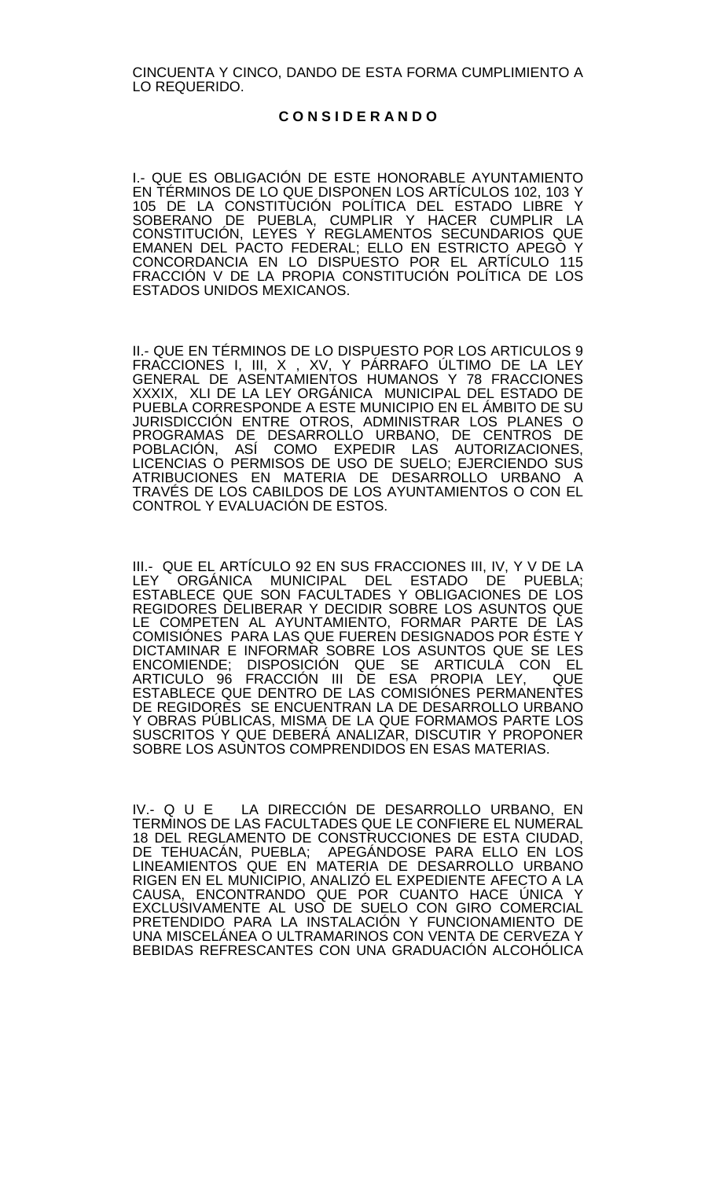CINCUENTA Y CINCO, DANDO DE ESTA FORMA CUMPLIMIENTO A LO REQUERIDO.

**C O N S I D E R A N D O**

I.- QUE ES OBLIGACIÓN DE ESTE HONORABLE AYUNTAMIENTO EN TÉRMINOS DE LO QUE DISPONEN LOS ARTÍCULOS 102, 103 Y 105 DE LA CONSTITUCIÓN POLÍTICA DEL ESTADO LIBRE Y SOBERANO DE PUEBLA, CUMPLIR Y HACER CUMPLIR LA CONSTITUCIÓN, LEYES Y REGLAMENTOS SECUNDARIOS QUE EMANEN DEL PACTO FEDERAL; ELLO EN ESTRICTO APEGO Y CONCORDANCIA EN LO DISPUESTO POR EL ARTÍCULO 115 FRACCIÓN V DE LA PROPIA CONSTITUCIÓN POLÍTICA DE LOS ESTADOS UNIDOS MEXICANOS.

II.- QUE EN TÉRMINOS DE LO DISPUESTO POR LOS ARTICULOS 9 FRACCIONES I, III, X , XV, Y PÁRRAFO ÚLTIMO DE LA LEY GENERAL DE ASENTAMIENTOS HUMANOS Y 78 FRACCIONES XXXIX, XLI DE LA LEY ORGÁNICA MUNICIPAL DEL ESTADO DE PUEBLA CORRESPONDE A ESTE MUNICIPIO EN EL ÁMBITO DE SU JURISDICCIÓN ENTRE OTROS, ADMINISTRAR LOS PLANES O PROGRAMAS DE DESARROLLO URBANO, DE CENTROS DE POBLACIÓN, ASÍ COMO EXPEDIR LAS AUTORIZACIONES, LICENCIAS O PERMISOS DE USO DE SUELO; EJERCIENDO SUS ATRIBUCIONES EN MATERIA DE DESARROLLO URBANO A TRAVÉS DE LOS CABILDOS DE LOS AYUNTAMIENTOS O CON EL CONTROL Y EVALUACIÓN DE ESTOS.

III.- QUE EL ARTÍCULO 92 EN SUS FRACCIONES III, IV, Y V DE LA LEY ORGÁNICA MUNICIPAL DEL ESTADO DE PUEBLA; ESTABLECE QUE SON FACULTADES Y OBLIGACIONES DE LOS REGIDORES DELIBERAR Y DECIDIR SOBRE LOS ASUNTOS QUE LE COMPETEN AL AYUNTAMIENTO, FORMAR PARTE DE LAS COMISIÓNES PARA LAS QUE FUEREN DESIGNADOS POR ÉSTE Y DICTAMINAR E INFORMAR SOBRE LOS ASUNTOS QUE SE LES ENCOMIENDE; DISPOSICIÓN QUE SE ARTICULA CON EL ARTICULO 96 FRACCIÓN III DE ESA PROPIA LEY, QUE ESTABLECE QUE DENTRO DE LAS COMISIÓNES PERMANENTES DE REGIDORES SE ENCUENTRAN LA DE DESARROLLO URBANO Y OBRAS PÚBLICAS, MISMA DE LA QUE FORMAMOS PARTE LOS SUSCRITOS Y QUE DEBERÁ ANALIZAR, DISCUTIR Y PROPONER SOBRE LOS ASUNTOS COMPRENDIDOS EN ESAS MATERIAS.

IV.- Q U E LA DIRECCIÓN DE DESARROLLO URBANO, EN TERMINOS DE LAS FACULTADES QUE LE CONFIERE EL NUMERAL 18 DEL REGLAMENTO DE CONSTRUCCIONES DE ESTA CIUDAD, DE TEHUACÁN, PUEBLA; APEGÁNDOSE PARA ELLO EN LOS LINEAMIENTOS QUE EN MATERIA DE DESARROLLO URBANO RIGEN EN EL MUNICIPIO, ANALIZÓ EL EXPEDIENTE AFECTO A LA CAUSA, ENCONTRANDO QUE POR CUANTO HACE ÚNICA Y EXCLUSIVAMENTE AL USO DE SUELO CON GIRO COMERCIAL PRETENDIDO PARA LA INSTALACIÓN Y FUNCIONAMIENTO DE UNA MISCELÁNEA O ULTRAMARINOS CON VENTA DE CERVEZA Y BEBIDAS REFRESCANTES CON UNA GRADUACIÓN ALCOHÓLICA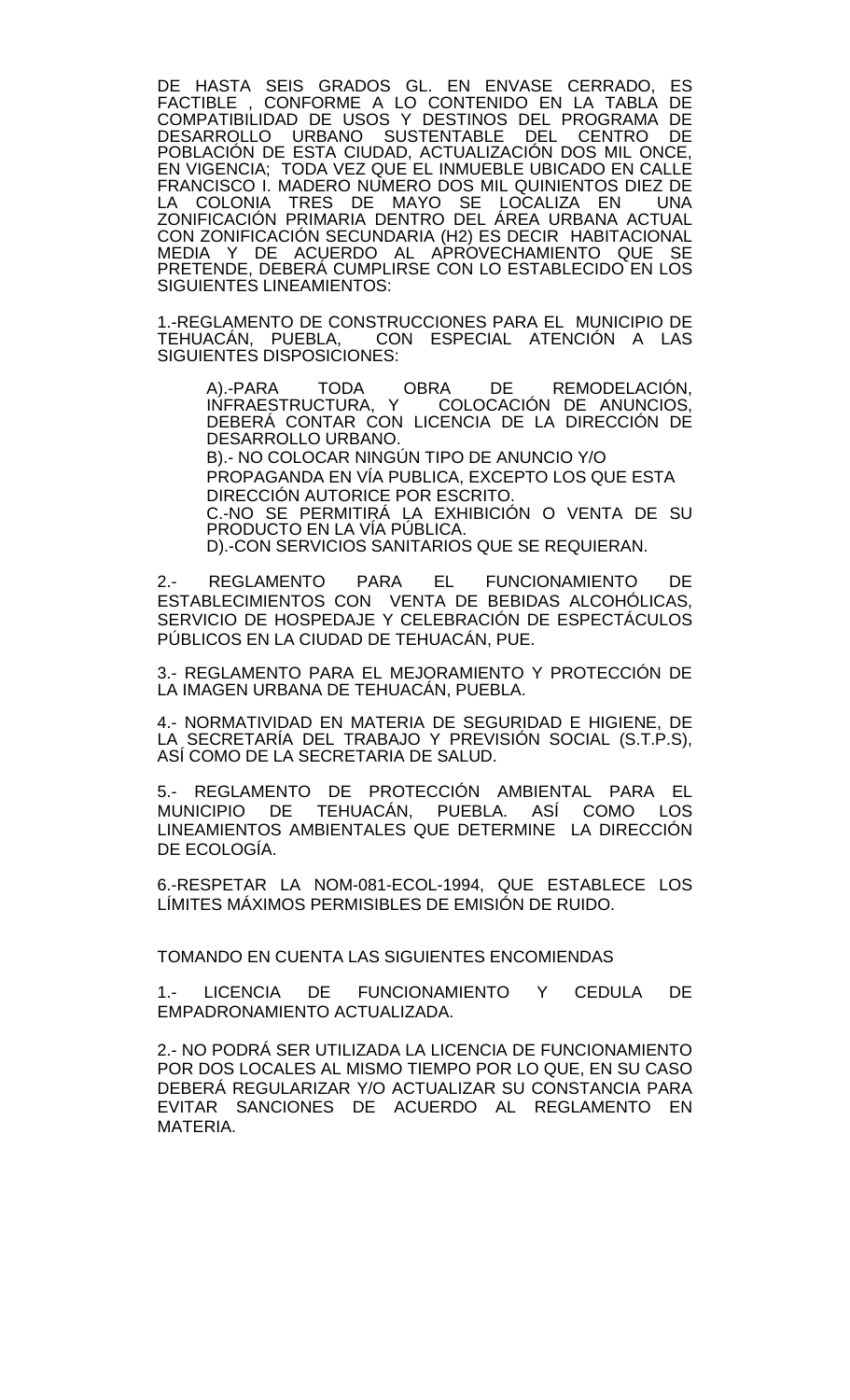DE HASTA SEIS GRADOS GL. EN ENVASE CERRADO, ES FACTIBLE , CONFORME A LO CONTENIDO EN LA TABLA DE COMPATIBILIDAD DE USOS Y DESTINOS DEL PROGRAMA DE DESARROLLO URBANO SUSTENTABLE DEL CENTRO DE POBLACIÓN DE ESTA CIUDAD, ACTUALIZACIÓN DOS MIL ONCE, EN VIGENCIA; TODA VEZ QUE EL INMUEBLE UBICADO EN CALLE FRANCISCO I. MADERO NÚMERO DOS MIL QUINIENTOS DIEZ DE LA COLONIA TRES DE MAYO SE LOCALIZA EN UNA ZONIFICACIÓN PRIMARIA DENTRO DEL ÁREA URBANA ACTUAL CON ZONIFICACIÓN SECUNDARIA (H2) ES DECIR HABITACIONAL MEDIA Y DE ACUERDO AL APROVECHAMIENTO QUE SE PRETENDE, DEBERÁ CUMPLIRSE CON LO ESTABLECIDO EN LOS SIGUIENTES LINEAMIENTOS:

1.-REGLAMENTO DE CONSTRUCCIONES PARA EL MUNICIPIO DE TEHUACÁN, PUEBLA, CON ESPECIAL ATENCIÓN A LAS SIGUIENTES DISPOSICIONES:

A).-PARA TODA OBRA DE REMODELACIÓN, INFRAESTRUCTURA, Y COLOCACIÓN DE ANUNCIOS, DEBERÁ CONTAR CON LICENCIA DE LA DIRECCIÓN DE DESARROLLO URBANO.
B).- NO COLOCAR NINGÚN TIPO DE ANUNCIO Y/O PROPAGANDA EN VÍA PUBLICA, EXCEPTO LOS QUE ESTA DIRECCIÓN AUTORICE POR ESCRITO.
C.-NO SE PERMITIRÁ LA EXHIBICIÓN O VENTA DE SU PRODUCTO EN LA VÍA PÚBLICA.
D).-CON SERVICIOS SANITARIOS QUE SE REQUIERAN.

2.- REGLAMENTO PARA EL FUNCIONAMIENTO DE ESTABLECIMIENTOS CON VENTA DE BEBIDAS ALCOHÓLICAS, SERVICIO DE HOSPEDAJE Y CELEBRACIÓN DE ESPECTÁCULOS PÚBLICOS EN LA CIUDAD DE TEHUACÁN, PUE.

3.- REGLAMENTO PARA EL MEJORAMIENTO Y PROTECCIÓN DE LA IMAGEN URBANA DE TEHUACÁN, PUEBLA.

4.- NORMATIVIDAD EN MATERIA DE SEGURIDAD E HIGIENE, DE LA SECRETARÍA DEL TRABAJO Y PREVISIÓN SOCIAL (S.T.P.S), ASÍ COMO DE LA SECRETARIA DE SALUD.

5.- REGLAMENTO DE PROTECCIÓN AMBIENTAL PARA EL MUNICIPIO DE TEHUACÁN, PUEBLA. ASÍ COMO LOS LINEAMIENTOS AMBIENTALES QUE DETERMINE LA DIRECCIÓN DE ECOLOGÍA.

6.-RESPETAR LA NOM-081-ECOL-1994, QUE ESTABLECE LOS LÍMITES MÁXIMOS PERMISIBLES DE EMISIÓN DE RUIDO.

TOMANDO EN CUENTA LAS SIGUIENTES ENCOMIENDAS

1.- LICENCIA DE FUNCIONAMIENTO Y CEDULA DE EMPADRONAMIENTO ACTUALIZADA.

2.- NO PODRÁ SER UTILIZADA LA LICENCIA DE FUNCIONAMIENTO POR DOS LOCALES AL MISMO TIEMPO POR LO QUE, EN SU CASO DEBERÁ REGULARIZAR Y/O ACTUALIZAR SU CONSTANCIA PARA EVITAR SANCIONES DE ACUERDO AL REGLAMENTO EN MATERIA.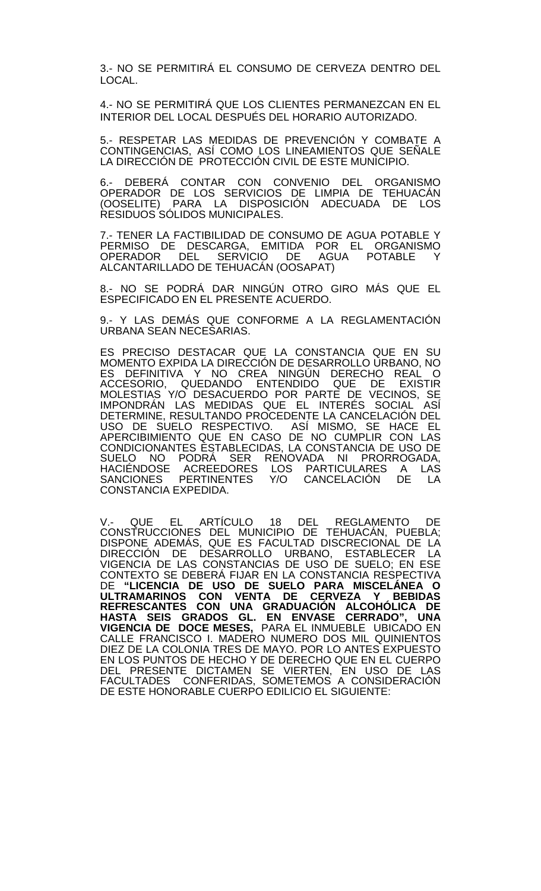3.- NO SE PERMITIRÁ EL CONSUMO DE CERVEZA DENTRO DEL LOCAL.

4.- NO SE PERMITIRÁ QUE LOS CLIENTES PERMANEZCAN EN EL INTERIOR DEL LOCAL DESPUÉS DEL HORARIO AUTORIZADO.

5.- RESPETAR LAS MEDIDAS DE PREVENCIÓN Y COMBATE A CONTINGENCIAS, ASÍ COMO LOS LINEAMIENTOS QUE SEÑALE LA DIRECCIÓN DE PROTECCIÓN CIVIL DE ESTE MUNICIPIO.

6.- DEBERÁ CONTAR CON CONVENIO DEL ORGANISMO OPERADOR DE LOS SERVICIOS DE LIMPIA DE TEHUACÁN (OOSELITE) PARA LA DISPOSICIÓN ADECUADA DE LOS RESIDUOS SÓLIDOS MUNICIPALES.

7.- TENER LA FACTIBILIDAD DE CONSUMO DE AGUA POTABLE Y PERMISO DE DESCARGA, EMITIDA POR EL ORGANISMO OPERADOR DEL SERVICIO DE AGUA POTABLE Y ALCANTARILLADO DE TEHUACÁN (OOSAPAT)

8.- NO SE PODRÁ DAR NINGÚN OTRO GIRO MÁS QUE EL ESPECIFICADO EN EL PRESENTE ACUERDO.

9.- Y LAS DEMÁS QUE CONFORME A LA REGLAMENTACIÓN URBANA SEAN NECESARIAS.

ES PRECISO DESTACAR QUE LA CONSTANCIA QUE EN SU MOMENTO EXPIDA LA DIRECCIÓN DE DESARROLLO URBANO, NO ES DEFINITIVA Y NO CREA NINGÚN DERECHO REAL O ACCESORIO, QUEDANDO ENTENDIDO QUE DE EXISTIR MOLESTIAS Y/O DESACUERDO POR PARTE DE VECINOS, SE IMPONDRÁN LAS MEDIDAS QUE EL INTERÉS SOCIAL ASÍ DETERMINE, RESULTANDO PROCEDENTE LA CANCELACIÓN DEL USO DE SUELO RESPECTIVO. ASÍ MISMO, SE HACE EL APERCIBIMIENTO QUE EN CASO DE NO CUMPLIR CON LAS CONDICIONANTES ESTABLECIDAS, LA CONSTANCIA DE USO DE SUELO NO PODRÁ SER RENOVADA NI PRORROGADA, HACIÉNDOSE ACREEDORES LOS PARTICULARES A LAS SANCIONES PERTINENTES Y/O CANCELACIÓN DE LA CONSTANCIA EXPEDIDA.

V.- QUE EL ARTÍCULO 18 DEL REGLAMENTO DE CONSTRUCCIONES DEL MUNICIPIO DE TEHUACÁN, PUEBLA; DISPONE ADEMÁS, QUE ES FACULTAD DISCRECIONAL DE LA DIRECCIÓN DE DESARROLLO URBANO, ESTABLECER LA VIGENCIA DE LAS CONSTANCIAS DE USO DE SUELO; EN ESE CONTEXTO SE DEBERÁ FIJAR EN LA CONSTANCIA RESPECTIVA DE **"LICENCIA DE USO DE SUELO PARA MISCELÁNEA O ULTRAMARINOS CON VENTA DE CERVEZA Y BEBIDAS REFRESCANTES CON UNA GRADUACIÓN ALCOHÓLICA DE HASTA SEIS GRADOS GL. EN ENVASE CERRADO", UNA VIGENCIA DE DOCE MESES,** PARA EL INMUEBLE UBICADO EN CALLE FRANCISCO I. MADERO NUMERO DOS MIL QUINIENTOS DIEZ DE LA COLONIA TRES DE MAYO. POR LO ANTES EXPUESTO EN LOS PUNTOS DE HECHO Y DE DERECHO QUE EN EL CUERPO DEL PRESENTE DICTAMEN SE VIERTEN, EN USO DE LAS FACULTADES CONFERIDAS, SOMETEMOS A CONSIDERACIÓN DE ESTE HONORABLE CUERPO EDILICIO EL SIGUIENTE: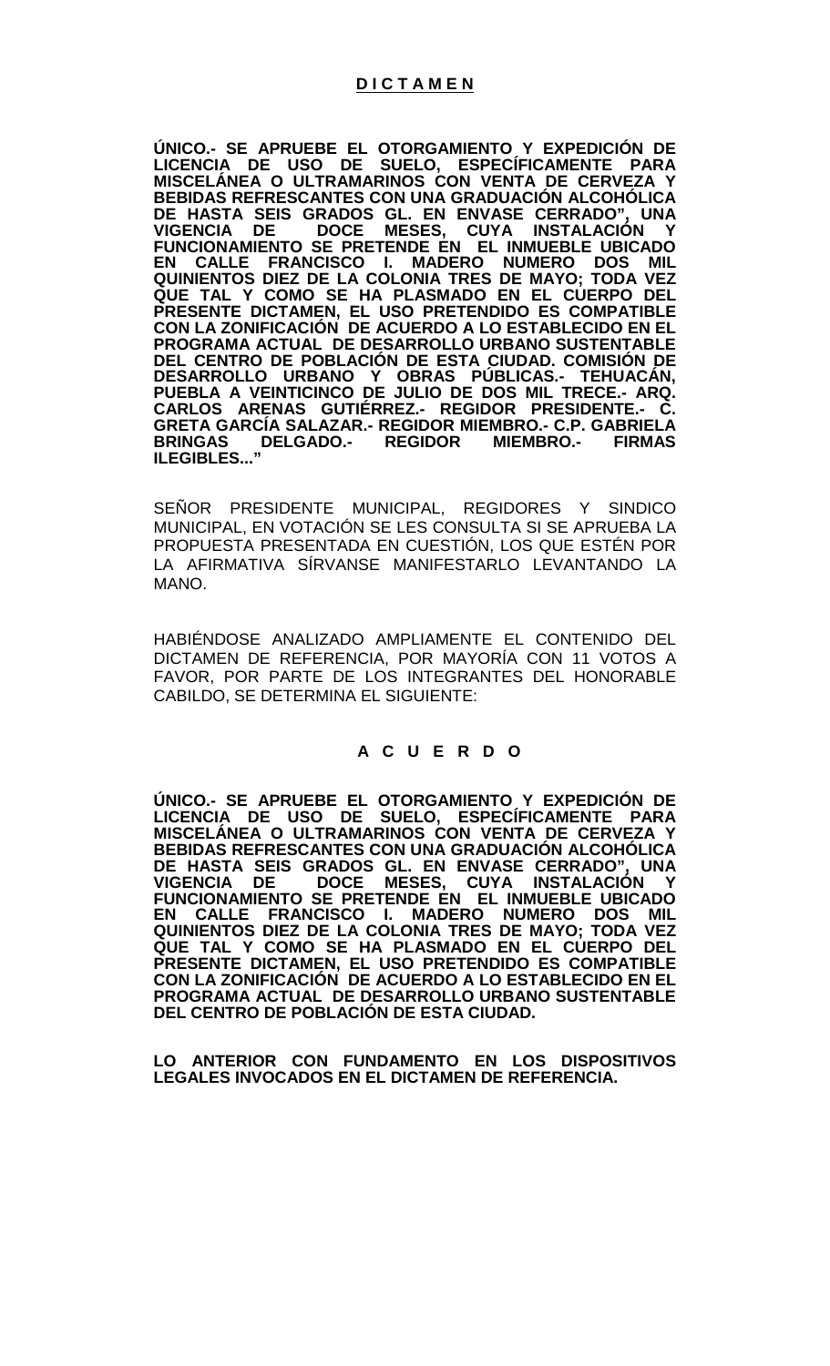**D I C T A M E N**

**ÚNICO.- SE APRUEBE EL OTORGAMIENTO Y EXPEDICIÓN DE LICENCIA DE USO DE SUELO, ESPECÍFICAMENTE PARA MISCELÁNEA O ULTRAMARINOS CON VENTA DE CERVEZA Y BEBIDAS REFRESCANTES CON UNA GRADUACIÓN ALCOHÓLICA DE HASTA SEIS GRADOS GL. EN ENVASE CERRADO", UNA VIGENCIA DE DOCE MESES, CUYA INSTALACIÓN Y FUNCIONAMIENTO SE PRETENDE EN EL INMUEBLE UBICADO EN CALLE FRANCISCO I. MADERO NUMERO DOS MIL QUINIENTOS DIEZ DE LA COLONIA TRES DE MAYO; TODA VEZ QUE TAL Y COMO SE HA PLASMADO EN EL CUERPO DEL PRESENTE DICTAMEN, EL USO PRETENDIDO ES COMPATIBLE CON LA ZONIFICACIÓN DE ACUERDO A LO ESTABLECIDO EN EL PROGRAMA ACTUAL DE DESARROLLO URBANO SUSTENTABLE DEL CENTRO DE POBLACIÓN DE ESTA CIUDAD. COMISIÓN DE DESARROLLO URBANO Y OBRAS PÚBLICAS.- TEHUACÁN, PUEBLA A VEINTICINCO DE JULIO DE DOS MIL TRECE.- ARQ. CARLOS ARENAS GUTIÉRREZ.- REGIDOR PRESIDENTE.- C. GRETA GARCÍA SALAZAR.- REGIDOR MIEMBRO.- C.P. GABRIELA BRINGAS DELGADO.- REGIDOR MIEMBRO.- FIRMAS ILEGIBLES..."**

SEÑOR PRESIDENTE MUNICIPAL, REGIDORES Y SINDICO MUNICIPAL, EN VOTACIÓN SE LES CONSULTA SI SE APRUEBA LA PROPUESTA PRESENTADA EN CUESTIÓN, LOS QUE ESTÉN POR LA AFIRMATIVA SÍRVANSE MANIFESTARLO LEVANTANDO LA MANO.

HABIÉNDOSE ANALIZADO AMPLIAMENTE EL CONTENIDO DEL DICTAMEN DE REFERENCIA, POR MAYORÍA CON 11 VOTOS A FAVOR, POR PARTE DE LOS INTEGRANTES DEL HONORABLE CABILDO, SE DETERMINA EL SIGUIENTE:

**A C U E R D O**

**ÚNICO.- SE APRUEBE EL OTORGAMIENTO Y EXPEDICIÓN DE LICENCIA DE USO DE SUELO, ESPECÍFICAMENTE PARA MISCELÁNEA O ULTRAMARINOS CON VENTA DE CERVEZA Y BEBIDAS REFRESCANTES CON UNA GRADUACIÓN ALCOHÓLICA DE HASTA SEIS GRADOS GL. EN ENVASE CERRADO", UNA VIGENCIA DE DOCE MESES, CUYA INSTALACIÓN Y FUNCIONAMIENTO SE PRETENDE EN EL INMUEBLE UBICADO EN CALLE FRANCISCO I. MADERO NUMERO DOS MIL QUINIENTOS DIEZ DE LA COLONIA TRES DE MAYO; TODA VEZ QUE TAL Y COMO SE HA PLASMADO EN EL CUERPO DEL PRESENTE DICTAMEN, EL USO PRETENDIDO ES COMPATIBLE CON LA ZONIFICACIÓN DE ACUERDO A LO ESTABLECIDO EN EL PROGRAMA ACTUAL DE DESARROLLO URBANO SUSTENTABLE DEL CENTRO DE POBLACIÓN DE ESTA CIUDAD.**

**LO ANTERIOR CON FUNDAMENTO EN LOS DISPOSITIVOS LEGALES INVOCADOS EN EL DICTAMEN DE REFERENCIA.**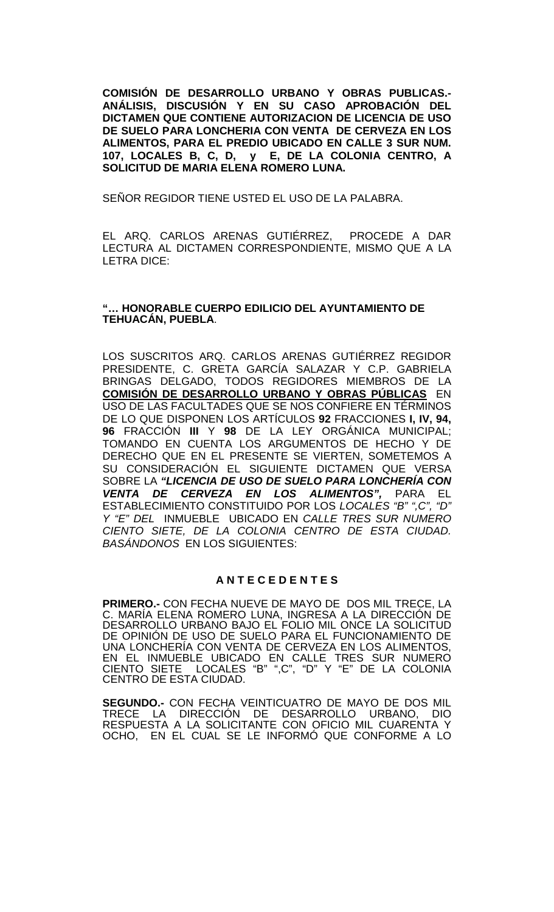**COMISIÓN DE DESARROLLO URBANO Y OBRAS PUBLICAS.- ANÁLISIS, DISCUSIÓN Y EN SU CASO APROBACIÓN DEL DICTAMEN QUE CONTIENE AUTORIZACION DE LICENCIA DE USO DE SUELO PARA LONCHERIA CON VENTA DE CERVEZA EN LOS ALIMENTOS, PARA EL PREDIO UBICADO EN CALLE 3 SUR NUM. 107, LOCALES B, C, D, y E, DE LA COLONIA CENTRO, A SOLICITUD DE MARIA ELENA ROMERO LUNA.**

SEÑOR REGIDOR TIENE USTED EL USO DE LA PALABRA.

EL ARQ. CARLOS ARENAS GUTIÉRREZ, PROCEDE A DAR LECTURA AL DICTAMEN CORRESPONDIENTE, MISMO QUE A LA LETRA DICE:

**"… HONORABLE CUERPO EDILICIO DEL AYUNTAMIENTO DE TEHUACÁN, PUEBLA**.

LOS SUSCRITOS ARQ. CARLOS ARENAS GUTIÉRREZ REGIDOR PRESIDENTE, C. GRETA GARCÍA SALAZAR Y C.P. GABRIELA BRINGAS DELGADO, TODOS REGIDORES MIEMBROS DE LA **COMISIÓN DE DESARROLLO URBANO Y OBRAS PÚBLICAS** EN USO DE LAS FACULTADES QUE SE NOS CONFIERE EN TÉRMINOS DE LO QUE DISPONEN LOS ARTÍCULOS **92** FRACCIONES **I, IV, 94, 96** FRACCIÓN **III** Y **98** DE LA LEY ORGÁNICA MUNICIPAL; TOMANDO EN CUENTA LOS ARGUMENTOS DE HECHO Y DE DERECHO QUE EN EL PRESENTE SE VIERTEN, SOMETEMOS A SU CONSIDERACIÓN EL SIGUIENTE DICTAMEN QUE VERSA SOBRE LA ***"LICENCIA DE USO DE SUELO PARA LONCHERÍA CON VENTA DE CERVEZA EN LOS ALIMENTOS",*** PARA EL ESTABLECIMIENTO CONSTITUIDO POR LOS *LOCALES "B" ",C", "D" Y "E" DEL* INMUEBLE UBICADO EN *CALLE TRES SUR NUMERO CIENTO SIETE, DE LA COLONIA CENTRO DE ESTA CIUDAD. BASÁNDONOS* EN LOS SIGUIENTES:

**A N T E C E D E N T E S**

**PRIMERO.-** CON FECHA NUEVE DE MAYO DE DOS MIL TRECE, LA C. MARÍA ELENA ROMERO LUNA, INGRESA A LA DIRECCIÓN DE DESARROLLO URBANO BAJO EL FOLIO MIL ONCE LA SOLICITUD DE OPINIÓN DE USO DE SUELO PARA EL FUNCIONAMIENTO DE UNA LONCHERÍA CON VENTA DE CERVEZA EN LOS ALIMENTOS, EN EL INMUEBLE UBICADO EN CALLE TRES SUR NUMERO CIENTO SIETE LOCALES "B" ",C", "D" Y "E" DE LA COLONIA CENTRO DE ESTA CIUDAD.

**SEGUNDO.-** CON FECHA VEINTICUATRO DE MAYO DE DOS MIL TRECE LA DIRECCIÓN DE DESARROLLO URBANO, DIO RESPUESTA A LA SOLICITANTE CON OFICIO MIL CUARENTA Y OCHO, EN EL CUAL SE LE INFORMÓ QUE CONFORME A LO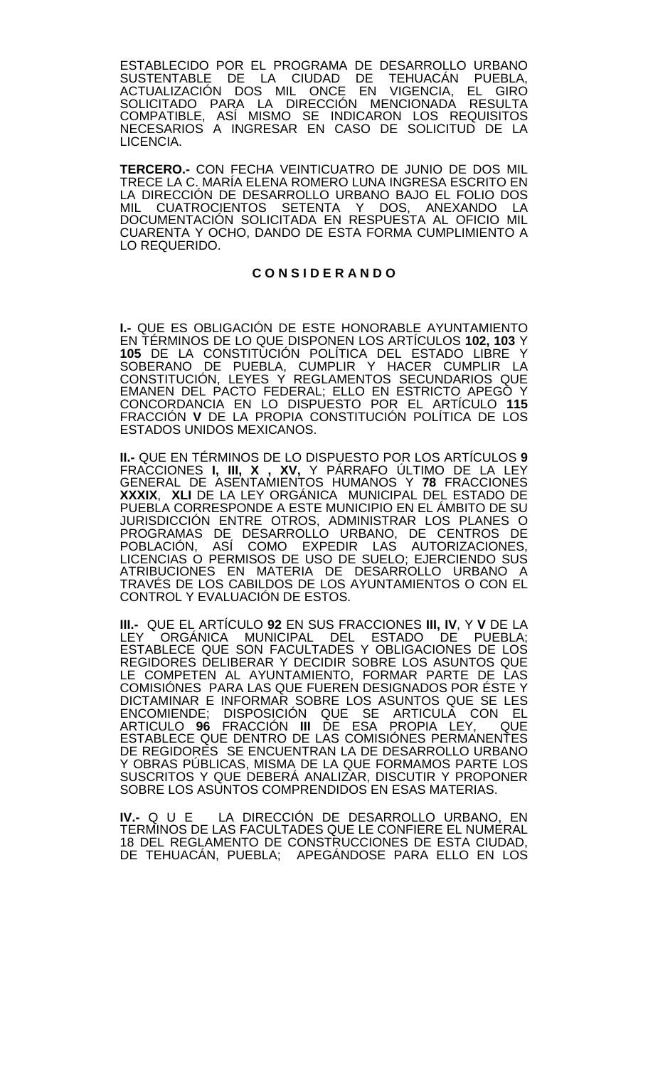ESTABLECIDO POR EL PROGRAMA DE DESARROLLO URBANO SUSTENTABLE DE LA CIUDAD DE TEHUACÁN PUEBLA, ACTUALIZACIÓN DOS MIL ONCE EN VIGENCIA, EL GIRO SOLICITADO PARA LA DIRECCIÓN MENCIONADA RESULTA COMPATIBLE, ASÍ MISMO SE INDICARON LOS REQUISITOS NECESARIOS A INGRESAR EN CASO DE SOLICITUD DE LA LICENCIA.

**TERCERO.-** CON FECHA VEINTICUATRO DE JUNIO DE DOS MIL TRECE LA C. MARÍA ELENA ROMERO LUNA INGRESA ESCRITO EN LA DIRECCIÓN DE DESARROLLO URBANO BAJO EL FOLIO DOS MIL CUATROCIENTOS SETENTA Y DOS, ANEXANDO LA DOCUMENTACIÓN SOLICITADA EN RESPUESTA AL OFICIO MIL CUARENTA Y OCHO, DANDO DE ESTA FORMA CUMPLIMIENTO A LO REQUERIDO.

**C O N S I D E R A N D O**

**I.-** QUE ES OBLIGACIÓN DE ESTE HONORABLE AYUNTAMIENTO EN TÉRMINOS DE LO QUE DISPONEN LOS ARTÍCULOS **102, 103** Y **105** DE LA CONSTITUCIÓN POLÍTICA DEL ESTADO LIBRE Y SOBERANO DE PUEBLA, CUMPLIR Y HACER CUMPLIR LA CONSTITUCIÓN, LEYES Y REGLAMENTOS SECUNDARIOS QUE EMANEN DEL PACTO FEDERAL; ELLO EN ESTRICTO APEGO Y CONCORDANCIA EN LO DISPUESTO POR EL ARTÍCULO **115** FRACCIÓN **V** DE LA PROPIA CONSTITUCIÓN POLÍTICA DE LOS ESTADOS UNIDOS MEXICANOS.

**II.-** QUE EN TÉRMINOS DE LO DISPUESTO POR LOS ARTÍCULOS **9** FRACCIONES **I, III, X , XV,** Y PÁRRAFO ÚLTIMO DE LA LEY GENERAL DE ASENTAMIENTOS HUMANOS Y **78** FRACCIONES **XXXIX**, **XLI** DE LA LEY ORGÁNICA MUNICIPAL DEL ESTADO DE PUEBLA CORRESPONDE A ESTE MUNICIPIO EN EL ÁMBITO DE SU JURISDICCIÓN ENTRE OTROS, ADMINISTRAR LOS PLANES O PROGRAMAS DE DESARROLLO URBANO, DE CENTROS DE POBLACIÓN, ASÍ COMO EXPEDIR LAS AUTORIZACIONES, LICENCIAS O PERMISOS DE USO DE SUELO; EJERCIENDO SUS ATRIBUCIONES EN MATERIA DE DESARROLLO URBANO A TRAVÉS DE LOS CABILDOS DE LOS AYUNTAMIENTOS O CON EL CONTROL Y EVALUACIÓN DE ESTOS.

**III.-** QUE EL ARTÍCULO **92** EN SUS FRACCIONES **III, IV**, Y **V** DE LA LEY ORGÁNICA MUNICIPAL DEL ESTADO DE PUEBLA; ESTABLECE QUE SON FACULTADES Y OBLIGACIONES DE LOS REGIDORES DELIBERAR Y DECIDIR SOBRE LOS ASUNTOS QUE LE COMPETEN AL AYUNTAMIENTO, FORMAR PARTE DE LAS COMISIÓNES PARA LAS QUE FUEREN DESIGNADOS POR ÉSTE Y DICTAMINAR E INFORMAR SOBRE LOS ASUNTOS QUE SE LES ENCOMIENDE; DISPOSICIÓN QUE SE ARTICULA CON EL ARTICULO **96** FRACCIÓN **III** DE ESA PROPIA LEY, QUE ESTABLECE QUE DENTRO DE LAS COMISIÓNES PERMANENTES DE REGIDORES SE ENCUENTRAN LA DE DESARROLLO URBANO Y OBRAS PÚBLICAS, MISMA DE LA QUE FORMAMOS PARTE LOS SUSCRITOS Y QUE DEBERÁ ANALIZAR, DISCUTIR Y PROPONER SOBRE LOS ASUNTOS COMPRENDIDOS EN ESAS MATERIAS.

**IV.-** Q U E LA DIRECCIÓN DE DESARROLLO URBANO, EN TERMINOS DE LAS FACULTADES QUE LE CONFIERE EL NUMERAL 18 DEL REGLAMENTO DE CONSTRUCCIONES DE ESTA CIUDAD, DE TEHUACÁN, PUEBLA; APEGÁNDOSE PARA ELLO EN LOS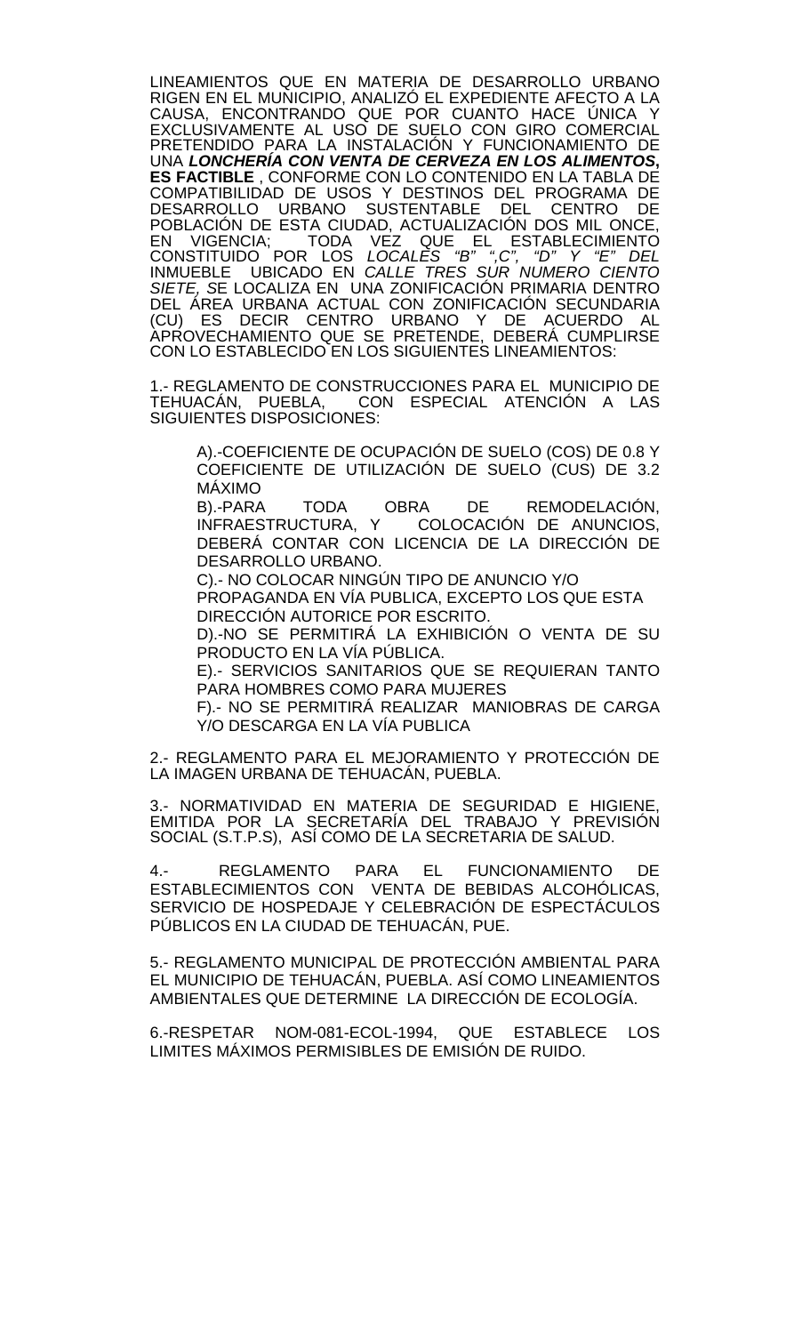LINEAMIENTOS QUE EN MATERIA DE DESARROLLO URBANO RIGEN EN EL MUNICIPIO, ANALIZÓ EL EXPEDIENTE AFECTO A LA CAUSA, ENCONTRANDO QUE POR CUANTO HACE ÚNICA Y EXCLUSIVAMENTE AL USO DE SUELO CON GIRO COMERCIAL PRETENDIDO PARA LA INSTALACIÓN Y FUNCIONAMIENTO DE UNA ***LONCHERÍA CON VENTA DE CERVEZA EN LOS ALIMENTOS*, ES FACTIBLE** , CONFORME CON LO CONTENIDO EN LA TABLA DE COMPATIBILIDAD DE USOS Y DESTINOS DEL PROGRAMA DE DESARROLLO URBANO SUSTENTABLE DEL CENTRO DE POBLACIÓN DE ESTA CIUDAD, ACTUALIZACIÓN DOS MIL ONCE, EN VIGENCIA; TODA VEZ QUE EL ESTABLECIMIENTO CONSTITUIDO POR LOS *LOCALES "B" ",C", "D" Y "E" DEL* INMUEBLE UBICADO EN *CALLE TRES SUR NUMERO CIENTO SIETE, S*E LOCALIZA EN UNA ZONIFICACIÓN PRIMARIA DENTRO DEL ÁREA URBANA ACTUAL CON ZONIFICACIÓN SECUNDARIA (CU) ES DECIR CENTRO URBANO Y DE ACUERDO AL APROVECHAMIENTO QUE SE PRETENDE, DEBERÁ CUMPLIRSE CON LO ESTABLECIDO EN LOS SIGUIENTES LINEAMIENTOS:

1.- REGLAMENTO DE CONSTRUCCIONES PARA EL MUNICIPIO DE TEHUACÁN, PUEBLA, CON ESPECIAL ATENCIÓN A LAS SIGUIENTES DISPOSICIONES:

A).-COEFICIENTE DE OCUPACIÓN DE SUELO (COS) DE 0.8 Y COEFICIENTE DE UTILIZACIÓN DE SUELO (CUS) DE 3.2 MÁXIMO
B).-PARA TODA OBRA DE REMODELACIÓN, INFRAESTRUCTURA, Y COLOCACIÓN DE ANUNCIOS, DEBERÁ CONTAR CON LICENCIA DE LA DIRECCIÓN DE DESARROLLO URBANO.
C).- NO COLOCAR NINGÚN TIPO DE ANUNCIO Y/O PROPAGANDA EN VÍA PUBLICA, EXCEPTO LOS QUE ESTA DIRECCIÓN AUTORICE POR ESCRITO.
D).-NO SE PERMITIRÁ LA EXHIBICIÓN O VENTA DE SU PRODUCTO EN LA VÍA PÚBLICA.
E).- SERVICIOS SANITARIOS QUE SE REQUIERAN TANTO PARA HOMBRES COMO PARA MUJERES
F).- NO SE PERMITIRÁ REALIZAR MANIOBRAS DE CARGA Y/O DESCARGA EN LA VÍA PUBLICA

2.- REGLAMENTO PARA EL MEJORAMIENTO Y PROTECCIÓN DE LA IMAGEN URBANA DE TEHUACÁN, PUEBLA.

3.- NORMATIVIDAD EN MATERIA DE SEGURIDAD E HIGIENE, EMITIDA POR LA SECRETARÍA DEL TRABAJO Y PREVISIÓN SOCIAL (S.T.P.S), ASÍ COMO DE LA SECRETARIA DE SALUD.

4.- REGLAMENTO PARA EL FUNCIONAMIENTO DE ESTABLECIMIENTOS CON VENTA DE BEBIDAS ALCOHÓLICAS, SERVICIO DE HOSPEDAJE Y CELEBRACIÓN DE ESPECTÁCULOS PÚBLICOS EN LA CIUDAD DE TEHUACÁN, PUE.

5.- REGLAMENTO MUNICIPAL DE PROTECCIÓN AMBIENTAL PARA EL MUNICIPIO DE TEHUACÁN, PUEBLA. ASÍ COMO LINEAMIENTOS AMBIENTALES QUE DETERMINE LA DIRECCIÓN DE ECOLOGÍA.

6.-RESPETAR NOM-081-ECOL-1994, QUE ESTABLECE LOS LIMITES MÁXIMOS PERMISIBLES DE EMISIÓN DE RUIDO.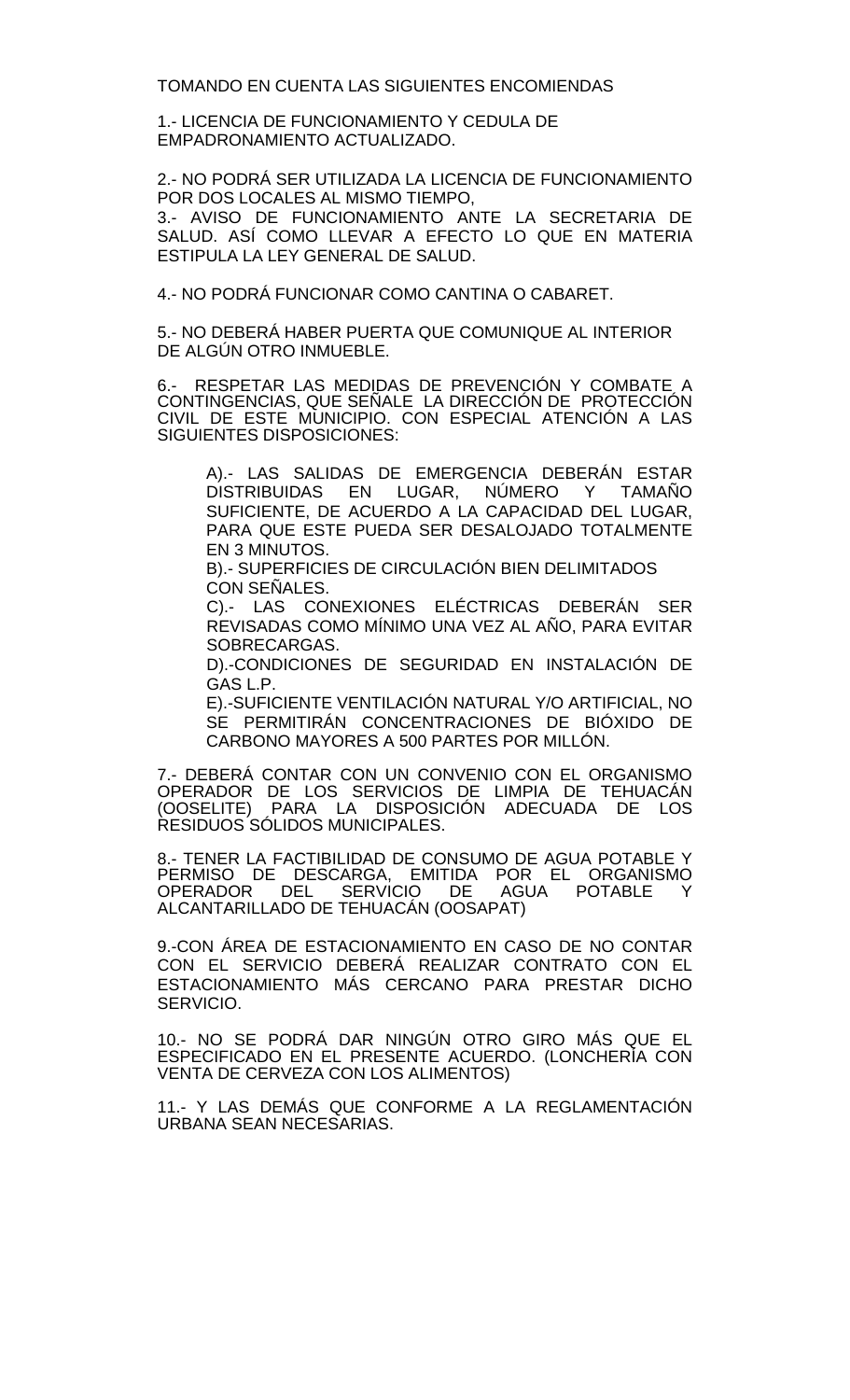TOMANDO EN CUENTA LAS SIGUIENTES ENCOMIENDAS

1.- LICENCIA DE FUNCIONAMIENTO Y CEDULA DE EMPADRONAMIENTO ACTUALIZADO.

2.- NO PODRÁ SER UTILIZADA LA LICENCIA DE FUNCIONAMIENTO POR DOS LOCALES AL MISMO TIEMPO,

3.- AVISO DE FUNCIONAMIENTO ANTE LA SECRETARIA DE SALUD. ASÍ COMO LLEVAR A EFECTO LO QUE EN MATERIA ESTIPULA LA LEY GENERAL DE SALUD.

4.- NO PODRÁ FUNCIONAR COMO CANTINA O CABARET.

5.- NO DEBERÁ HABER PUERTA QUE COMUNIQUE AL INTERIOR DE ALGÚN OTRO INMUEBLE.

6.- RESPETAR LAS MEDIDAS DE PREVENCIÓN Y COMBATE A CONTINGENCIAS, QUE SEÑALE LA DIRECCIÓN DE PROTECCIÓN CIVIL DE ESTE MUNICIPIO. CON ESPECIAL ATENCIÓN A LAS SIGUIENTES DISPOSICIONES:

> A).- LAS SALIDAS DE EMERGENCIA DEBERÁN ESTAR DISTRIBUIDAS EN LUGAR, NÚMERO Y TAMAÑO SUFICIENTE, DE ACUERDO A LA CAPACIDAD DEL LUGAR, PARA QUE ESTE PUEDA SER DESALOJADO TOTALMENTE EN 3 MINUTOS.
>
> B).- SUPERFICIES DE CIRCULACIÓN BIEN DELIMITADOS CON SEÑALES.
>
> C).- LAS CONEXIONES ELÉCTRICAS DEBERÁN SER REVISADAS COMO MÍNIMO UNA VEZ AL AÑO, PARA EVITAR SOBRECARGAS.
>
> D).-CONDICIONES DE SEGURIDAD EN INSTALACIÓN DE GAS L.P.
>
> E).-SUFICIENTE VENTILACIÓN NATURAL Y/O ARTIFICIAL, NO SE PERMITIRÁN CONCENTRACIONES DE BIÓXIDO DE CARBONO MAYORES A 500 PARTES POR MILLÓN.

7.- DEBERÁ CONTAR CON UN CONVENIO CON EL ORGANISMO OPERADOR DE LOS SERVICIOS DE LIMPIA DE TEHUACÁN (OOSELITE) PARA LA DISPOSICIÓN ADECUADA DE LOS RESIDUOS SÓLIDOS MUNICIPALES.

8.- TENER LA FACTIBILIDAD DE CONSUMO DE AGUA POTABLE Y PERMISO DE DESCARGA, EMITIDA POR EL ORGANISMO OPERADOR DEL SERVICIO DE AGUA POTABLE Y ALCANTARILLADO DE TEHUACÁN (OOSAPAT)

9.-CON ÁREA DE ESTACIONAMIENTO EN CASO DE NO CONTAR CON EL SERVICIO DEBERÁ REALIZAR CONTRATO CON EL ESTACIONAMIENTO MÁS CERCANO PARA PRESTAR DICHO SERVICIO.

10.- NO SE PODRÁ DAR NINGÚN OTRO GIRO MÁS QUE EL ESPECIFICADO EN EL PRESENTE ACUERDO. (LONCHERÍA CON VENTA DE CERVEZA CON LOS ALIMENTOS)

11.- Y LAS DEMÁS QUE CONFORME A LA REGLAMENTACIÓN URBANA SEAN NECESARIAS.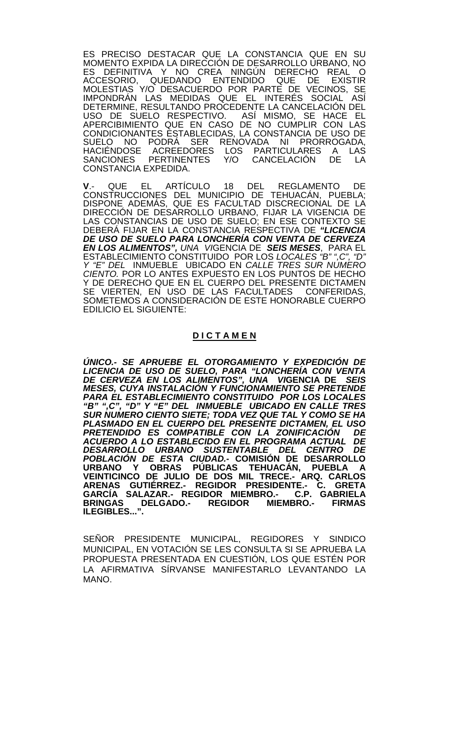ES PRECISO DESTACAR QUE LA CONSTANCIA QUE EN SU MOMENTO EXPIDA LA DIRECCIÓN DE DESARROLLO URBANO, NO ES DEFINITIVA Y NO CREA NINGÚN DERECHO REAL O ACCESORIO, QUEDANDO ENTENDIDO QUE DE EXISTIR MOLESTIAS Y/O DESACUERDO POR PARTE DE VECINOS, SE IMPONDRÁN LAS MEDIDAS QUE EL INTERÉS SOCIAL ASÍ DETERMINE, RESULTANDO PROCEDENTE LA CANCELACIÓN DEL USO DE SUELO RESPECTIVO. ASÍ MISMO, SE HACE EL APERCIBIMIENTO QUE EN CASO DE NO CUMPLIR CON LAS CONDICIONANTES ESTABLECIDAS, LA CONSTANCIA DE USO DE SUELO NO PODRÁ SER RENOVADA NI PRORROGADA, HACIÉNDOSE ACREEDORES LOS PARTICULARES A LAS SANCIONES PERTINENTES Y/O CANCELACIÓN DE LA CONSTANCIA EXPEDIDA.

**V**.- QUE EL ARTÍCULO 18 DEL REGLAMENTO DE CONSTRUCCIONES DEL MUNICIPIO DE TEHUACÁN, PUEBLA; DISPONE ADEMÁS, QUE ES FACULTAD DISCRECIONAL DE LA DIRECCIÓN DE DESARROLLO URBANO, FIJAR LA VIGENCIA DE LAS CONSTANCIAS DE USO DE SUELO; EN ESE CONTEXTO SE DEBERÁ FIJAR EN LA CONSTANCIA RESPECTIVA DE ***"LICENCIA DE USO DE SUELO PARA LONCHERÍA CON VENTA DE CERVEZA EN LOS ALIMENTOS",*** *UNA VI*GENCIA DE ***SEIS MESES***, PARA EL ESTABLECIMIENTO CONSTITUIDO POR LOS *LOCALES "B" ",C", "D" Y "E" DEL* INMUEBLE UBICADO EN *CALLE TRES SUR NÚMERO CIENTO.* POR LO ANTES EXPUESTO EN LOS PUNTOS DE HECHO Y DE DERECHO QUE EN EL CUERPO DEL PRESENTE DICTAMEN SE VIERTEN, EN USO DE LAS FACULTADES CONFERIDAS, SOMETEMOS A CONSIDERACIÓN DE ESTE HONORABLE CUERPO EDILICIO EL SIGUIENTE:

**D I C T A M E N**

***ÚNICO.- SE APRUEBE EL OTORGAMIENTO Y EXPEDICIÓN DE LICENCIA DE USO DE SUELO, PARA "LONCHERÍA CON VENTA DE CERVEZA EN LOS ALIMENTOS", UNA VI*GENCIA DE *SEIS MESES, CUYA INSTALACIÓN Y FUNCIONAMIENTO SE PRETENDE PARA EL ESTABLECIMIENTO CONSTITUIDO POR LOS LOCALES "B" ",C", "D" Y "E" DEL INMUEBLE UBICADO EN CALLE TRES SUR NUMERO CIENTO SIETE; TODA VEZ QUE TAL Y COMO SE HA PLASMADO EN EL CUERPO DEL PRESENTE DICTAMEN, EL USO PRETENDIDO ES COMPATIBLE CON LA ZONIFICACIÓN DE ACUERDO A LO ESTABLECIDO EN EL PROGRAMA ACTUAL DE DESARROLLO URBANO SUSTENTABLE DEL CENTRO DE POBLACIÓN DE ESTA CIUDAD.-* COMISIÓN DE DESARROLLO URBANO Y OBRAS PÚBLICAS TEHUACÁN, PUEBLA A VEINTICINCO DE JULIO DE DOS MIL TRECE.- ARQ. CARLOS ARENAS GUTIÉRREZ.- REGIDOR PRESIDENTE.- C. GRETA GARCÍA SALAZAR.- REGIDOR MIEMBRO.- C.P. GABRIELA BRINGAS DELGADO.- REGIDOR MIEMBRO.- FIRMAS ILEGIBLES...".**

SEÑOR PRESIDENTE MUNICIPAL, REGIDORES Y SINDICO MUNICIPAL, EN VOTACIÓN SE LES CONSULTA SI SE APRUEBA LA PROPUESTA PRESENTADA EN CUESTIÓN, LOS QUE ESTÉN POR LA AFIRMATIVA SÍRVANSE MANIFESTARLO LEVANTANDO LA MANO.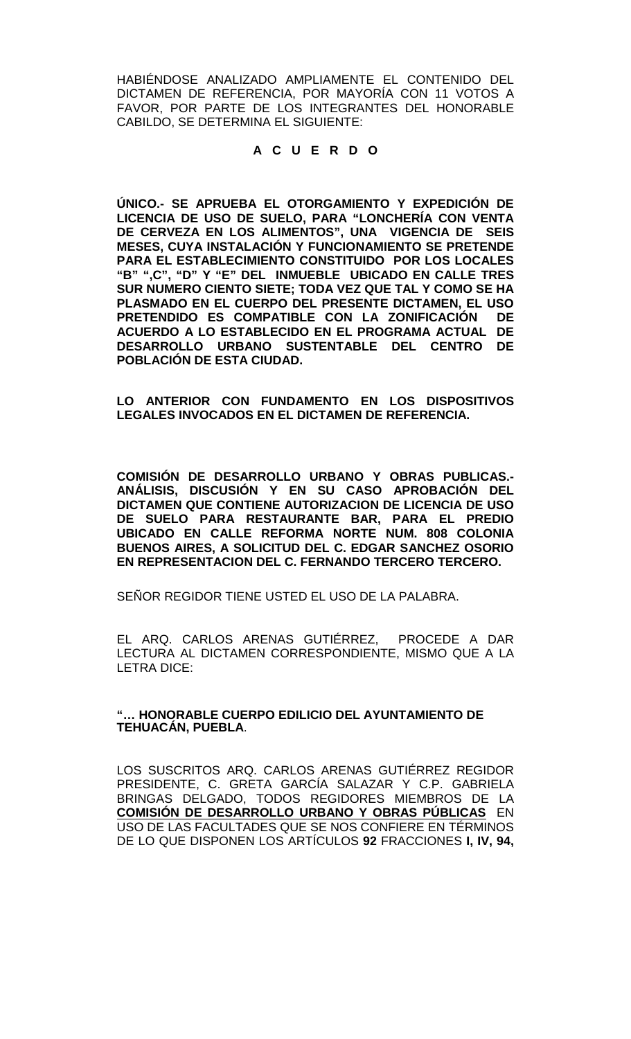HABIÉNDOSE ANALIZADO AMPLIAMENTE EL CONTENIDO DEL DICTAMEN DE REFERENCIA, POR MAYORÍA CON 11 VOTOS A FAVOR, POR PARTE DE LOS INTEGRANTES DEL HONORABLE CABILDO, SE DETERMINA EL SIGUIENTE:

**A C U E R D O**

**ÚNICO.- SE APRUEBA EL OTORGAMIENTO Y EXPEDICIÓN DE LICENCIA DE USO DE SUELO, PARA "LONCHERÍA CON VENTA DE CERVEZA EN LOS ALIMENTOS", UNA VIGENCIA DE SEIS MESES, CUYA INSTALACIÓN Y FUNCIONAMIENTO SE PRETENDE PARA EL ESTABLECIMIENTO CONSTITUIDO POR LOS LOCALES "B" ",C", "D" Y "E" DEL INMUEBLE UBICADO EN CALLE TRES SUR NUMERO CIENTO SIETE; TODA VEZ QUE TAL Y COMO SE HA PLASMADO EN EL CUERPO DEL PRESENTE DICTAMEN, EL USO PRETENDIDO ES COMPATIBLE CON LA ZONIFICACIÓN DE ACUERDO A LO ESTABLECIDO EN EL PROGRAMA ACTUAL DE DESARROLLO URBANO SUSTENTABLE DEL CENTRO DE POBLACIÓN DE ESTA CIUDAD.**

**LO ANTERIOR CON FUNDAMENTO EN LOS DISPOSITIVOS LEGALES INVOCADOS EN EL DICTAMEN DE REFERENCIA.**

**COMISIÓN DE DESARROLLO URBANO Y OBRAS PUBLICAS.- ANÁLISIS, DISCUSIÓN Y EN SU CASO APROBACIÓN DEL DICTAMEN QUE CONTIENE AUTORIZACION DE LICENCIA DE USO DE SUELO PARA RESTAURANTE BAR, PARA EL PREDIO UBICADO EN CALLE REFORMA NORTE NUM. 808 COLONIA BUENOS AIRES, A SOLICITUD DEL C. EDGAR SANCHEZ OSORIO EN REPRESENTACION DEL C. FERNANDO TERCERO TERCERO.**

SEÑOR REGIDOR TIENE USTED EL USO DE LA PALABRA.

EL ARQ. CARLOS ARENAS GUTIÉRREZ, PROCEDE A DAR LECTURA AL DICTAMEN CORRESPONDIENTE, MISMO QUE A LA LETRA DICE:

**"… HONORABLE CUERPO EDILICIO DEL AYUNTAMIENTO DE TEHUACÁN, PUEBLA**.

LOS SUSCRITOS ARQ. CARLOS ARENAS GUTIÉRREZ REGIDOR PRESIDENTE, C. GRETA GARCÍA SALAZAR Y C.P. GABRIELA BRINGAS DELGADO, TODOS REGIDORES MIEMBROS DE LA **COMISIÓN DE DESARROLLO URBANO Y OBRAS PÚBLICAS** EN USO DE LAS FACULTADES QUE SE NOS CONFIERE EN TÉRMINOS DE LO QUE DISPONEN LOS ARTÍCULOS **92** FRACCIONES **I, IV, 94,**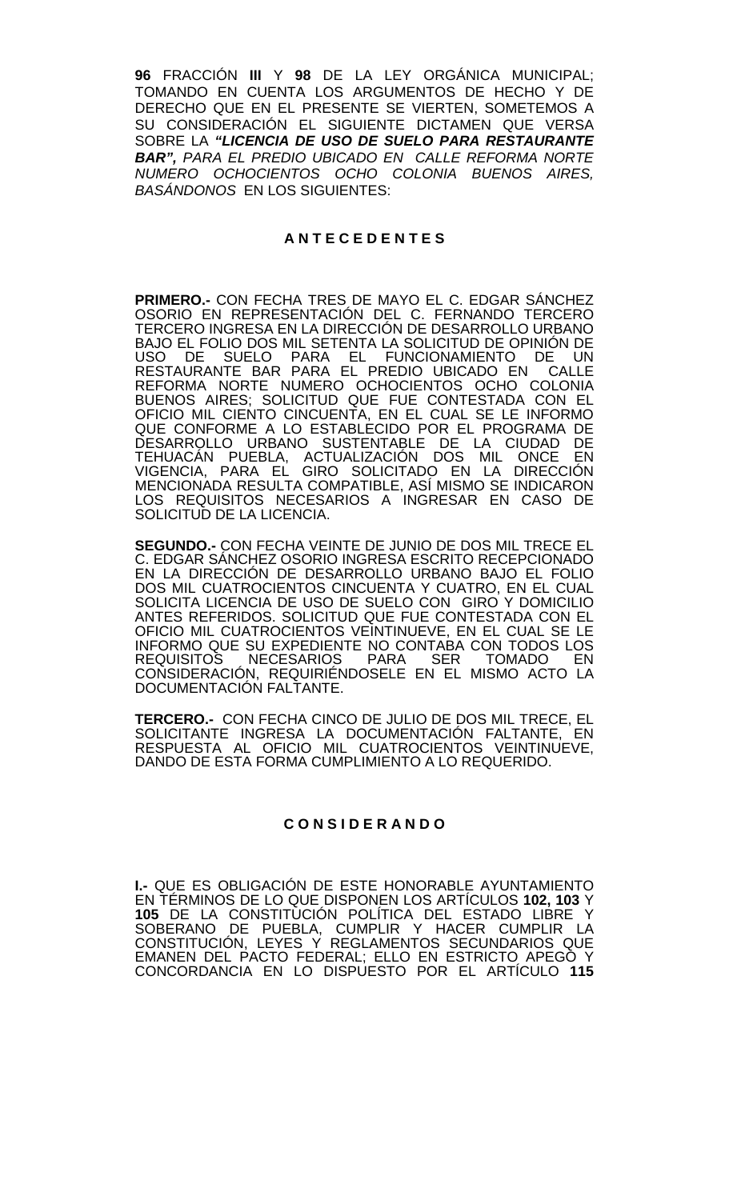**96** FRACCIÓN **III** Y **98** DE LA LEY ORGÁNICA MUNICIPAL; TOMANDO EN CUENTA LOS ARGUMENTOS DE HECHO Y DE DERECHO QUE EN EL PRESENTE SE VIERTEN, SOMETEMOS A SU CONSIDERACIÓN EL SIGUIENTE DICTAMEN QUE VERSA SOBRE LA ***"LICENCIA DE USO DE SUELO PARA RESTAURANTE BAR",*** *PARA EL PREDIO UBICADO EN CALLE REFORMA NORTE NUMERO OCHOCIENTOS OCHO COLONIA BUENOS AIRES, BASÁNDONOS* EN LOS SIGUIENTES:

## A N T E C E D E N T E S

**PRIMERO.-** CON FECHA TRES DE MAYO EL C. EDGAR SÁNCHEZ OSORIO EN REPRESENTACIÓN DEL C. FERNANDO TERCERO TERCERO INGRESA EN LA DIRECCIÓN DE DESARROLLO URBANO BAJO EL FOLIO DOS MIL SETENTA LA SOLICITUD DE OPINIÓN DE USO DE SUELO PARA EL FUNCIONAMIENTO DE UN RESTAURANTE BAR PARA EL PREDIO UBICADO EN CALLE REFORMA NORTE NUMERO OCHOCIENTOS OCHO COLONIA BUENOS AIRES; SOLICITUD QUE FUE CONTESTADA CON EL OFICIO MIL CIENTO CINCUENTA, EN EL CUAL SE LE INFORMO QUE CONFORME A LO ESTABLECIDO POR EL PROGRAMA DE DESARROLLO URBANO SUSTENTABLE DE LA CIUDAD DE TEHUACÁN PUEBLA, ACTUALIZACIÓN DOS MIL ONCE EN VIGENCIA, PARA EL GIRO SOLICITADO EN LA DIRECCIÓN MENCIONADA RESULTA COMPATIBLE, ASÍ MISMO SE INDICARON LOS REQUISITOS NECESARIOS A INGRESAR EN CASO DE SOLICITUD DE LA LICENCIA.

**SEGUNDO.-** CON FECHA VEINTE DE JUNIO DE DOS MIL TRECE EL C. EDGAR SÁNCHEZ OSORIO INGRESA ESCRITO RECEPCIONADO EN LA DIRECCIÓN DE DESARROLLO URBANO BAJO EL FOLIO DOS MIL CUATROCIENTOS CINCUENTA Y CUATRO, EN EL CUAL SOLICITA LICENCIA DE USO DE SUELO CON GIRO Y DOMICILIO ANTES REFERIDOS. SOLICITUD QUE FUE CONTESTADA CON EL OFICIO MIL CUATROCIENTOS VEINTINUEVE, EN EL CUAL SE LE INFORMO QUE SU EXPEDIENTE NO CONTABA CON TODOS LOS REQUISITOS NECESARIOS PARA SER TOMADO EN CONSIDERACIÓN, REQUIRIÉNDOSELE EN EL MISMO ACTO LA DOCUMENTACIÓN FALTANTE.

**TERCERO.-** CON FECHA CINCO DE JULIO DE DOS MIL TRECE, EL SOLICITANTE INGRESA LA DOCUMENTACIÓN FALTANTE, EN RESPUESTA AL OFICIO MIL CUATROCIENTOS VEINTINUEVE, DANDO DE ESTA FORMA CUMPLIMIENTO A LO REQUERIDO.

## C O N S I D E R A N D O

**I.-** QUE ES OBLIGACIÓN DE ESTE HONORABLE AYUNTAMIENTO EN TÉRMINOS DE LO QUE DISPONEN LOS ARTÍCULOS **102, 103** Y **105** DE LA CONSTITUCIÓN POLÍTICA DEL ESTADO LIBRE Y SOBERANO DE PUEBLA, CUMPLIR Y HACER CUMPLIR LA CONSTITUCIÓN, LEYES Y REGLAMENTOS SECUNDARIOS QUE EMANEN DEL PACTO FEDERAL; ELLO EN ESTRICTO APEGO Y CONCORDANCIA EN LO DISPUESTO POR EL ARTÍCULO **115**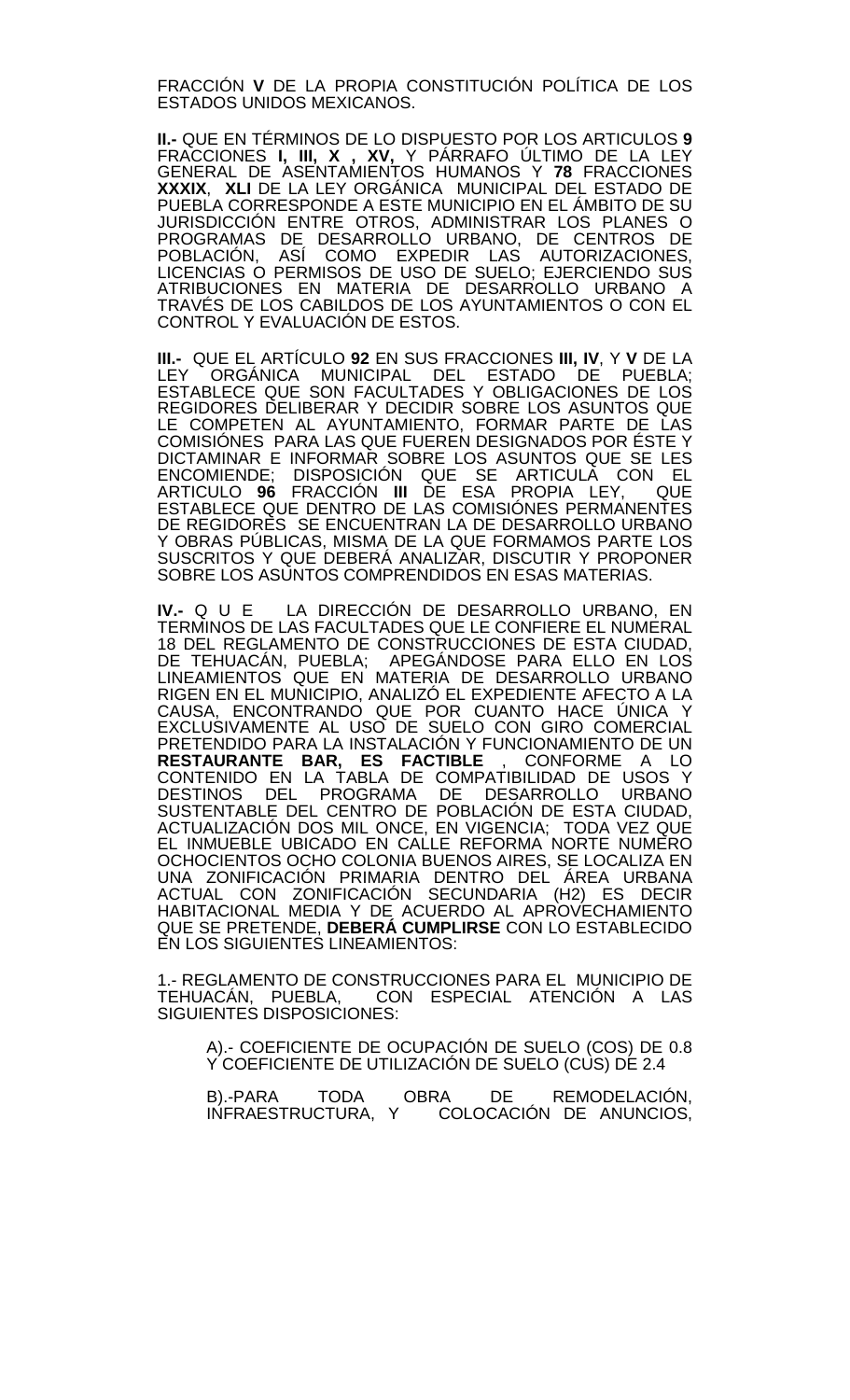FRACCIÓN **V** DE LA PROPIA CONSTITUCIÓN POLÍTICA DE LOS ESTADOS UNIDOS MEXICANOS.

**II.-** QUE EN TÉRMINOS DE LO DISPUESTO POR LOS ARTICULOS **9** FRACCIONES **I, III, X , XV,** Y PÁRRAFO ÚLTIMO DE LA LEY GENERAL DE ASENTAMIENTOS HUMANOS Y **78** FRACCIONES **XXXIX**, **XLI** DE LA LEY ORGÁNICA MUNICIPAL DEL ESTADO DE PUEBLA CORRESPONDE A ESTE MUNICIPIO EN EL ÁMBITO DE SU JURISDICCIÓN ENTRE OTROS, ADMINISTRAR LOS PLANES O PROGRAMAS DE DESARROLLO URBANO, DE CENTROS DE POBLACIÓN, ASÍ COMO EXPEDIR LAS AUTORIZACIONES, LICENCIAS O PERMISOS DE USO DE SUELO; EJERCIENDO SUS ATRIBUCIONES EN MATERIA DE DESARROLLO URBANO A TRAVÉS DE LOS CABILDOS DE LOS AYUNTAMIENTOS O CON EL CONTROL Y EVALUACIÓN DE ESTOS.

**III.-** QUE EL ARTÍCULO **92** EN SUS FRACCIONES **III, IV**, Y **V** DE LA LEY ORGÁNICA MUNICIPAL DEL ESTADO DE PUEBLA; ESTABLECE QUE SON FACULTADES Y OBLIGACIONES DE LOS REGIDORES DELIBERAR Y DECIDIR SOBRE LOS ASUNTOS QUE LE COMPETEN AL AYUNTAMIENTO, FORMAR PARTE DE LAS COMISIÓNES PARA LAS QUE FUEREN DESIGNADOS POR ÉSTE Y DICTAMINAR E INFORMAR SOBRE LOS ASUNTOS QUE SE LES ENCOMIENDE; DISPOSICIÓN QUE SE ARTICULA CON EL ARTICULO **96** FRACCIÓN **III** DE ESA PROPIA LEY, QUE ESTABLECE QUE DENTRO DE LAS COMISIÓNES PERMANENTES DE REGIDORES SE ENCUENTRAN LA DE DESARROLLO URBANO Y OBRAS PÚBLICAS, MISMA DE LA QUE FORMAMOS PARTE LOS SUSCRITOS Y QUE DEBERÁ ANALIZAR, DISCUTIR Y PROPONER SOBRE LOS ASUNTOS COMPRENDIDOS EN ESAS MATERIAS.

**IV.-** Q U E LA DIRECCIÓN DE DESARROLLO URBANO, EN TERMINOS DE LAS FACULTADES QUE LE CONFIERE EL NUMERAL 18 DEL REGLAMENTO DE CONSTRUCCIONES DE ESTA CIUDAD, DE TEHUACÁN, PUEBLA; APEGÁNDOSE PARA ELLO EN LOS LINEAMIENTOS QUE EN MATERIA DE DESARROLLO URBANO RIGEN EN EL MUNICIPIO, ANALIZÓ EL EXPEDIENTE AFECTO A LA CAUSA, ENCONTRANDO QUE POR CUANTO HACE ÚNICA Y EXCLUSIVAMENTE AL USO DE SUELO CON GIRO COMERCIAL PRETENDIDO PARA LA INSTALACIÓN Y FUNCIONAMIENTO DE UN **RESTAURANTE BAR, ES FACTIBLE** , CONFORME A LO CONTENIDO EN LA TABLA DE COMPATIBILIDAD DE USOS Y DESTINOS DEL PROGRAMA DE DESARROLLO URBANO SUSTENTABLE DEL CENTRO DE POBLACIÓN DE ESTA CIUDAD, ACTUALIZACIÓN DOS MIL ONCE, EN VIGENCIA; TODA VEZ QUE EL INMUEBLE UBICADO EN CALLE REFORMA NORTE NUMERO OCHOCIENTOS OCHO COLONIA BUENOS AIRES, SE LOCALIZA EN UNA ZONIFICACIÓN PRIMARIA DENTRO DEL ÁREA URBANA ACTUAL CON ZONIFICACIÓN SECUNDARIA (H2) ES DECIR HABITACIONAL MEDIA Y DE ACUERDO AL APROVECHAMIENTO QUE SE PRETENDE, **DEBERÁ CUMPLIRSE** CON LO ESTABLECIDO EN LOS SIGUIENTES LINEAMIENTOS:

1.- REGLAMENTO DE CONSTRUCCIONES PARA EL MUNICIPIO DE TEHUACÁN, PUEBLA, CON ESPECIAL ATENCIÓN A LAS SIGUIENTES DISPOSICIONES:

A).- COEFICIENTE DE OCUPACIÓN DE SUELO (COS) DE 0.8 Y COEFICIENTE DE UTILIZACIÓN DE SUELO (CUS) DE 2.4

B).-PARA TODA OBRA DE REMODELACIÓN, INFRAESTRUCTURA, Y COLOCACIÓN DE ANUNCIOS,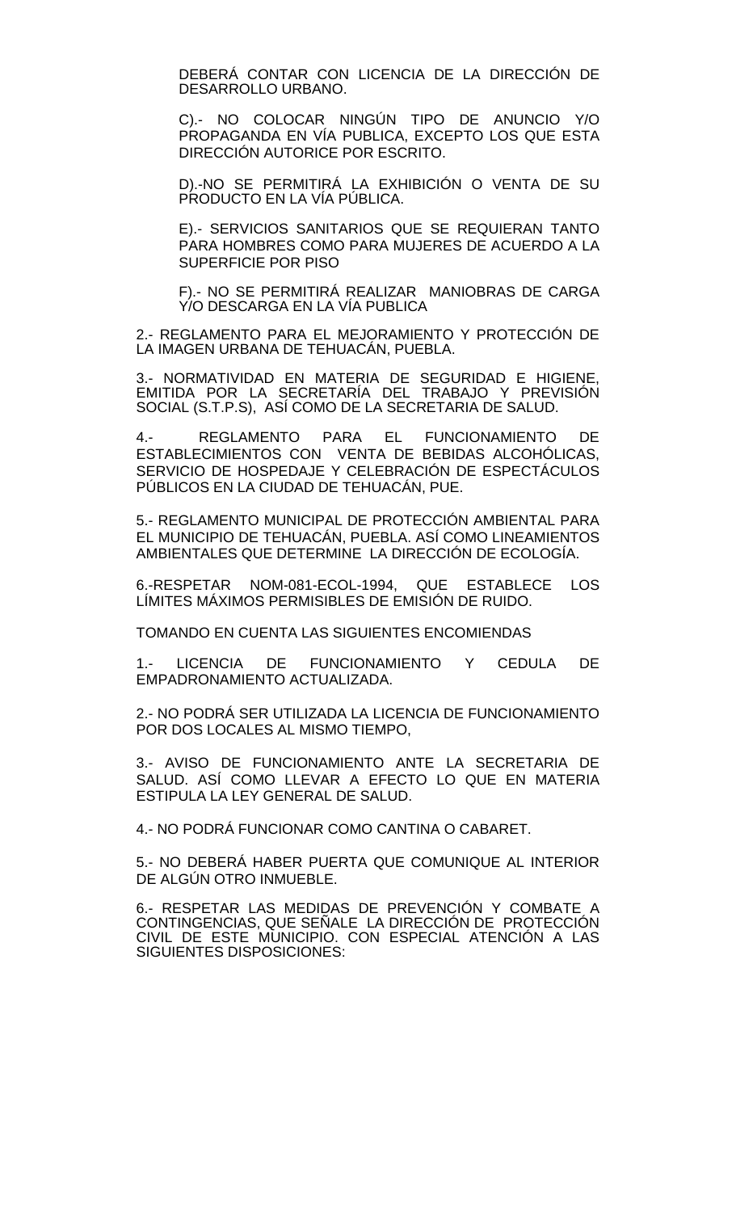DEBERÁ CONTAR CON LICENCIA DE LA DIRECCIÓN DE DESARROLLO URBANO.

C).- NO COLOCAR NINGÚN TIPO DE ANUNCIO Y/O PROPAGANDA EN VÍA PUBLICA, EXCEPTO LOS QUE ESTA DIRECCIÓN AUTORICE POR ESCRITO.

D).-NO SE PERMITIRÁ LA EXHIBICIÓN O VENTA DE SU PRODUCTO EN LA VÍA PÚBLICA.

E).- SERVICIOS SANITARIOS QUE SE REQUIERAN TANTO PARA HOMBRES COMO PARA MUJERES DE ACUERDO A LA SUPERFICIE POR PISO

F).- NO SE PERMITIRÁ REALIZAR MANIOBRAS DE CARGA Y/O DESCARGA EN LA VÍA PUBLICA

2.- REGLAMENTO PARA EL MEJORAMIENTO Y PROTECCIÓN DE LA IMAGEN URBANA DE TEHUACÁN, PUEBLA.

3.- NORMATIVIDAD EN MATERIA DE SEGURIDAD E HIGIENE, EMITIDA POR LA SECRETARÍA DEL TRABAJO Y PREVISIÓN SOCIAL (S.T.P.S), ASÍ COMO DE LA SECRETARIA DE SALUD.

4.- REGLAMENTO PARA EL FUNCIONAMIENTO DE ESTABLECIMIENTOS CON VENTA DE BEBIDAS ALCOHÓLICAS, SERVICIO DE HOSPEDAJE Y CELEBRACIÓN DE ESPECTÁCULOS PÚBLICOS EN LA CIUDAD DE TEHUACÁN, PUE.

5.- REGLAMENTO MUNICIPAL DE PROTECCIÓN AMBIENTAL PARA EL MUNICIPIO DE TEHUACÁN, PUEBLA. ASÍ COMO LINEAMIENTOS AMBIENTALES QUE DETERMINE LA DIRECCIÓN DE ECOLOGÍA.

6.-RESPETAR NOM-081-ECOL-1994, QUE ESTABLECE LOS LÍMITES MÁXIMOS PERMISIBLES DE EMISIÓN DE RUIDO.

TOMANDO EN CUENTA LAS SIGUIENTES ENCOMIENDAS

1.- LICENCIA DE FUNCIONAMIENTO Y CEDULA DE EMPADRONAMIENTO ACTUALIZADA.

2.- NO PODRÁ SER UTILIZADA LA LICENCIA DE FUNCIONAMIENTO POR DOS LOCALES AL MISMO TIEMPO,

3.- AVISO DE FUNCIONAMIENTO ANTE LA SECRETARIA DE SALUD. ASÍ COMO LLEVAR A EFECTO LO QUE EN MATERIA ESTIPULA LA LEY GENERAL DE SALUD.

4.- NO PODRÁ FUNCIONAR COMO CANTINA O CABARET.

5.- NO DEBERÁ HABER PUERTA QUE COMUNIQUE AL INTERIOR DE ALGÚN OTRO INMUEBLE.

6.- RESPETAR LAS MEDIDAS DE PREVENCIÓN Y COMBATE A CONTINGENCIAS, QUE SEÑALE LA DIRECCIÓN DE PROTECCIÓN CIVIL DE ESTE MUNICIPIO. CON ESPECIAL ATENCIÓN A LAS SIGUIENTES DISPOSICIONES: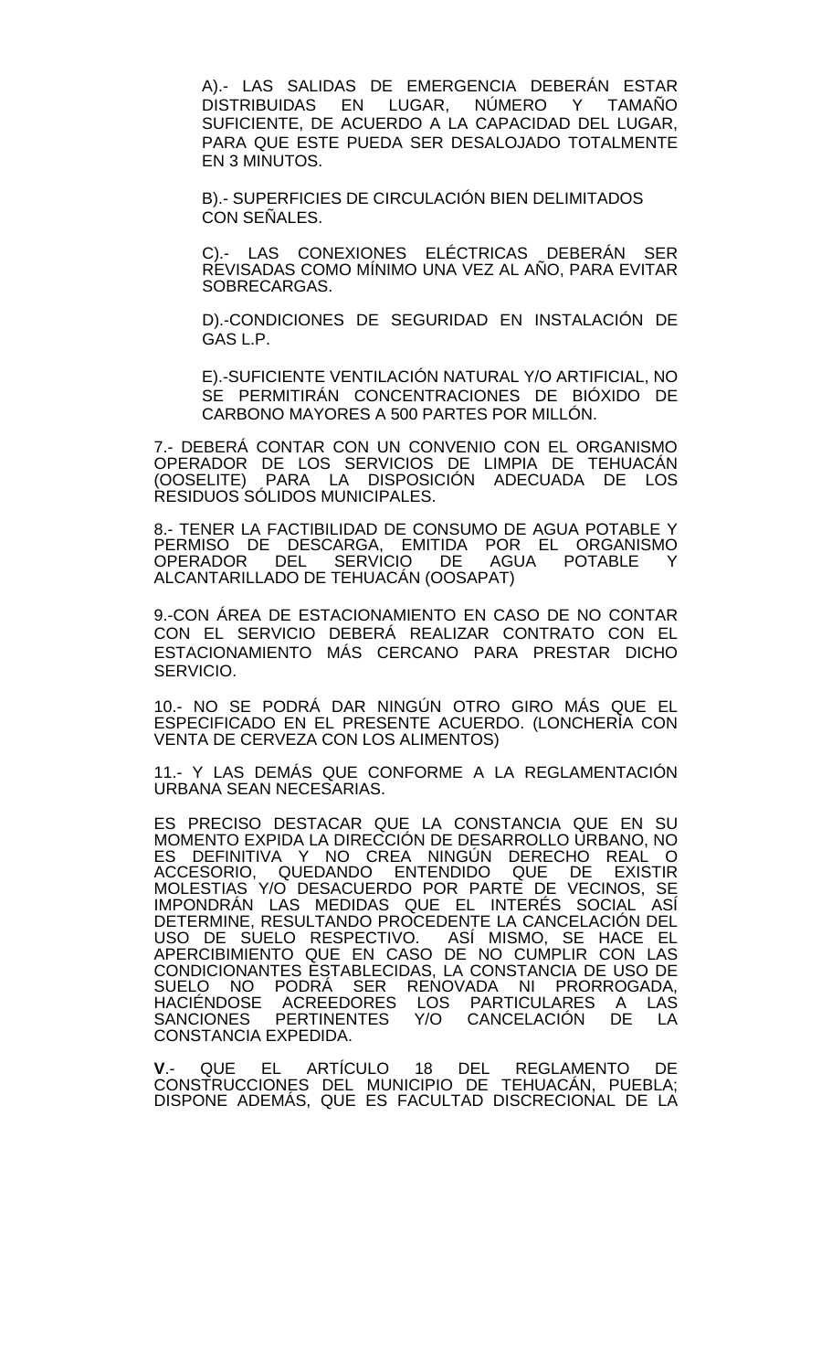A).- LAS SALIDAS DE EMERGENCIA DEBERÁN ESTAR DISTRIBUIDAS EN LUGAR, NÚMERO Y TAMAÑO SUFICIENTE, DE ACUERDO A LA CAPACIDAD DEL LUGAR, PARA QUE ESTE PUEDA SER DESALOJADO TOTALMENTE EN 3 MINUTOS.

B).- SUPERFICIES DE CIRCULACIÓN BIEN DELIMITADOS CON SEÑALES.

C).- LAS CONEXIONES ELÉCTRICAS DEBERÁN SER REVISADAS COMO MÍNIMO UNA VEZ AL AÑO, PARA EVITAR SOBRECARGAS.

D).-CONDICIONES DE SEGURIDAD EN INSTALACIÓN DE GAS L.P.

E).-SUFICIENTE VENTILACIÓN NATURAL Y/O ARTIFICIAL, NO SE PERMITIRÁN CONCENTRACIONES DE BIÓXIDO DE CARBONO MAYORES A 500 PARTES POR MILLÓN.

7.- DEBERÁ CONTAR CON UN CONVENIO CON EL ORGANISMO OPERADOR DE LOS SERVICIOS DE LIMPIA DE TEHUACÁN (OOSELITE) PARA LA DISPOSICIÓN ADECUADA DE LOS RESIDUOS SÓLIDOS MUNICIPALES.

8.- TENER LA FACTIBILIDAD DE CONSUMO DE AGUA POTABLE Y PERMISO DE DESCARGA, EMITIDA POR EL ORGANISMO OPERADOR DEL SERVICIO DE AGUA POTABLE Y ALCANTARILLADO DE TEHUACÁN (OOSAPAT)

9.-CON ÁREA DE ESTACIONAMIENTO EN CASO DE NO CONTAR CON EL SERVICIO DEBERÁ REALIZAR CONTRATO CON EL ESTACIONAMIENTO MÁS CERCANO PARA PRESTAR DICHO SERVICIO.

10.- NO SE PODRÁ DAR NINGÚN OTRO GIRO MÁS QUE EL ESPECIFICADO EN EL PRESENTE ACUERDO. (LONCHERÍA CON VENTA DE CERVEZA CON LOS ALIMENTOS)

11.- Y LAS DEMÁS QUE CONFORME A LA REGLAMENTACIÓN URBANA SEAN NECESARIAS.

ES PRECISO DESTACAR QUE LA CONSTANCIA QUE EN SU MOMENTO EXPIDA LA DIRECCIÓN DE DESARROLLO URBANO, NO ES DEFINITIVA Y NO CREA NINGÚN DERECHO REAL O ACCESORIO, QUEDANDO ENTENDIDO QUE DE EXISTIR MOLESTIAS Y/O DESACUERDO POR PARTE DE VECINOS, SE IMPONDRÁN LAS MEDIDAS QUE EL INTERÉS SOCIAL ASÍ DETERMINE, RESULTANDO PROCEDENTE LA CANCELACIÓN DEL USO DE SUELO RESPECTIVO. ASÍ MISMO, SE HACE EL APERCIBIMIENTO QUE EN CASO DE NO CUMPLIR CON LAS CONDICIONANTES ESTABLECIDAS, LA CONSTANCIA DE USO DE SUELO NO PODRÁ SER RENOVADA NI PRORROGADA, HACIÉNDOSE ACREEDORES LOS PARTICULARES A LAS SANCIONES PERTINENTES Y/O CANCELACIÓN DE LA CONSTANCIA EXPEDIDA.

**V**.- QUE EL ARTÍCULO 18 DEL REGLAMENTO DE CONSTRUCCIONES DEL MUNICIPIO DE TEHUACÁN, PUEBLA; DISPONE ADEMÁS, QUE ES FACULTAD DISCRECIONAL DE LA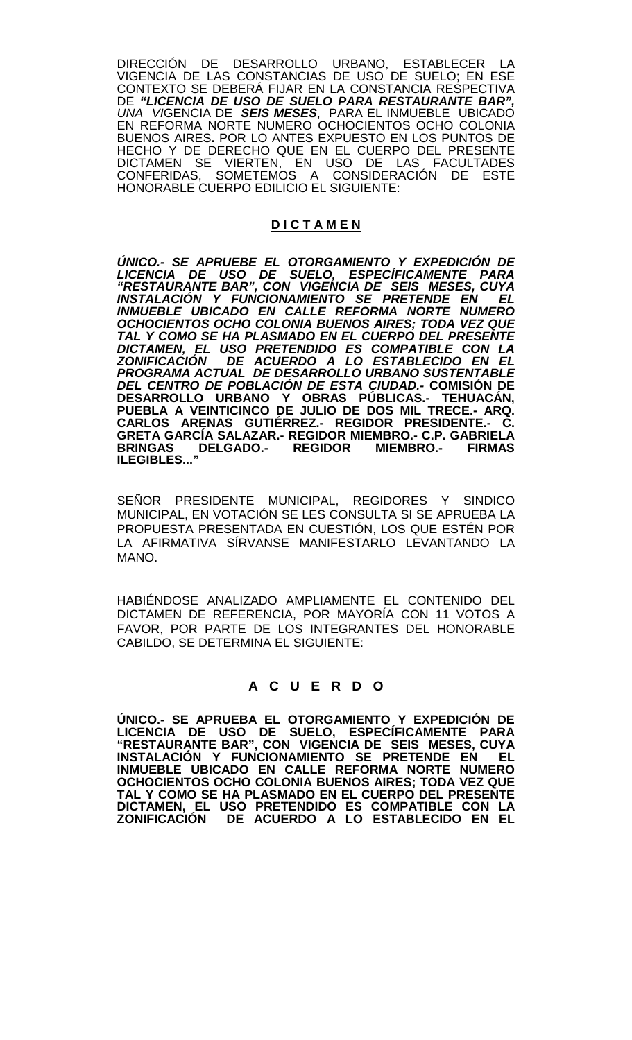DIRECCIÓN DE DESARROLLO URBANO, ESTABLECER LA VIGENCIA DE LAS CONSTANCIAS DE USO DE SUELO; EN ESE CONTEXTO SE DEBERÁ FIJAR EN LA CONSTANCIA RESPECTIVA DE ***"LICENCIA DE USO DE SUELO PARA RESTAURANTE BAR",*** *UNA VI*GENCIA DE ***SEIS MESES***, PARA EL INMUEBLE UBICADO EN REFORMA NORTE NUMERO OCHOCIENTOS OCHO COLONIA BUENOS AIRES**.** POR LO ANTES EXPUESTO EN LOS PUNTOS DE HECHO Y DE DERECHO QUE EN EL CUERPO DEL PRESENTE DICTAMEN SE VIERTEN, EN USO DE LAS FACULTADES CONFERIDAS, SOMETEMOS A CONSIDERACIÓN DE ESTE HONORABLE CUERPO EDILICIO EL SIGUIENTE:

**D I C T A M E N**

***ÚNICO.- SE APRUEBE EL OTORGAMIENTO Y EXPEDICIÓN DE LICENCIA DE USO DE SUELO, ESPECÍFICAMENTE PARA "RESTAURANTE BAR", CON VIGENCIA DE SEIS MESES, CUYA INSTALACIÓN Y FUNCIONAMIENTO SE PRETENDE EN EL INMUEBLE UBICADO EN CALLE REFORMA NORTE NUMERO OCHOCIENTOS OCHO COLONIA BUENOS AIRES; TODA VEZ QUE TAL Y COMO SE HA PLASMADO EN EL CUERPO DEL PRESENTE DICTAMEN, EL USO PRETENDIDO ES COMPATIBLE CON LA ZONIFICACIÓN DE ACUERDO A LO ESTABLECIDO EN EL PROGRAMA ACTUAL DE DESARROLLO URBANO SUSTENTABLE DEL CENTRO DE POBLACIÓN DE ESTA CIUDAD.-*** **COMISIÓN DE DESARROLLO URBANO Y OBRAS PÚBLICAS.- TEHUACÁN, PUEBLA A VEINTICINCO DE JULIO DE DOS MIL TRECE.- ARQ. CARLOS ARENAS GUTIÉRREZ.- REGIDOR PRESIDENTE.- C. GRETA GARCÍA SALAZAR.- REGIDOR MIEMBRO.- C.P. GABRIELA BRINGAS DELGADO.- REGIDOR MIEMBRO.- FIRMAS ILEGIBLES..."**

SEÑOR PRESIDENTE MUNICIPAL, REGIDORES Y SINDICO MUNICIPAL, EN VOTACIÓN SE LES CONSULTA SI SE APRUEBA LA PROPUESTA PRESENTADA EN CUESTIÓN, LOS QUE ESTÉN POR LA AFIRMATIVA SÍRVANSE MANIFESTARLO LEVANTANDO LA MANO.

HABIÉNDOSE ANALIZADO AMPLIAMENTE EL CONTENIDO DEL DICTAMEN DE REFERENCIA, POR MAYORÍA CON 11 VOTOS A FAVOR, POR PARTE DE LOS INTEGRANTES DEL HONORABLE CABILDO, SE DETERMINA EL SIGUIENTE:

**A C U E R D O**

**ÚNICO.- SE APRUEBA EL OTORGAMIENTO Y EXPEDICIÓN DE LICENCIA DE USO DE SUELO, ESPECÍFICAMENTE PARA "RESTAURANTE BAR", CON VIGENCIA DE SEIS MESES, CUYA INSTALACIÓN Y FUNCIONAMIENTO SE PRETENDE EN EL INMUEBLE UBICADO EN CALLE REFORMA NORTE NUMERO OCHOCIENTOS OCHO COLONIA BUENOS AIRES; TODA VEZ QUE TAL Y COMO SE HA PLASMADO EN EL CUERPO DEL PRESENTE DICTAMEN, EL USO PRETENDIDO ES COMPATIBLE CON LA ZONIFICACIÓN DE ACUERDO A LO ESTABLECIDO EN EL**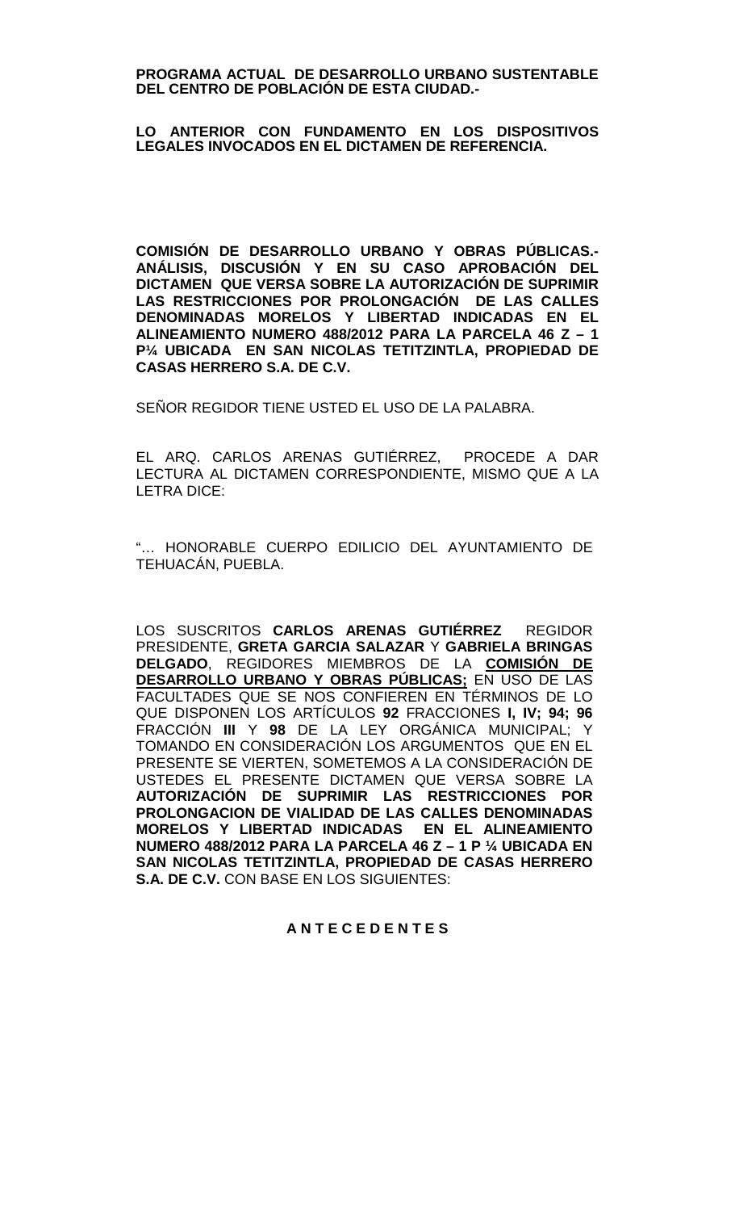**PROGRAMA ACTUAL DE DESARROLLO URBANO SUSTENTABLE DEL CENTRO DE POBLACIÓN DE ESTA CIUDAD.-**

**LO ANTERIOR CON FUNDAMENTO EN LOS DISPOSITIVOS LEGALES INVOCADOS EN EL DICTAMEN DE REFERENCIA.**

**COMISIÓN DE DESARROLLO URBANO Y OBRAS PÚBLICAS.- ANÁLISIS, DISCUSIÓN Y EN SU CASO APROBACIÓN DEL DICTAMEN QUE VERSA SOBRE LA AUTORIZACIÓN DE SUPRIMIR LAS RESTRICCIONES POR PROLONGACIÓN DE LAS CALLES DENOMINADAS MORELOS Y LIBERTAD INDICADAS EN EL ALINEAMIENTO NUMERO 488/2012 PARA LA PARCELA 46 Z – 1 P¼ UBICADA EN SAN NICOLAS TETITZINTLA, PROPIEDAD DE CASAS HERRERO S.A. DE C.V.**

SEÑOR REGIDOR TIENE USTED EL USO DE LA PALABRA.

EL ARQ. CARLOS ARENAS GUTIÉRREZ, PROCEDE A DAR LECTURA AL DICTAMEN CORRESPONDIENTE, MISMO QUE A LA LETRA DICE:

"… HONORABLE CUERPO EDILICIO DEL AYUNTAMIENTO DE TEHUACÁN, PUEBLA.

LOS SUSCRITOS **CARLOS ARENAS GUTIÉRREZ** REGIDOR PRESIDENTE, **GRETA GARCIA SALAZAR** Y **GABRIELA BRINGAS DELGADO**, REGIDORES MIEMBROS DE LA **COMISIÓN DE DESARROLLO URBANO Y OBRAS PÚBLICAS;** EN USO DE LAS FACULTADES QUE SE NOS CONFIEREN EN TÉRMINOS DE LO QUE DISPONEN LOS ARTÍCULOS **92** FRACCIONES **I, IV; 94; 96** FRACCIÓN **III** Y **98** DE LA LEY ORGÁNICA MUNICIPAL; Y TOMANDO EN CONSIDERACIÓN LOS ARGUMENTOS QUE EN EL PRESENTE SE VIERTEN, SOMETEMOS A LA CONSIDERACIÓN DE USTEDES EL PRESENTE DICTAMEN QUE VERSA SOBRE LA **AUTORIZACIÓN DE SUPRIMIR LAS RESTRICCIONES POR PROLONGACION DE VIALIDAD DE LAS CALLES DENOMINADAS MORELOS Y LIBERTAD INDICADAS EN EL ALINEAMIENTO NUMERO 488/2012 PARA LA PARCELA 46 Z – 1 P ¼ UBICADA EN SAN NICOLAS TETITZINTLA, PROPIEDAD DE CASAS HERRERO S.A. DE C.V.** CON BASE EN LOS SIGUIENTES:

**A N T E C E D E N T E S**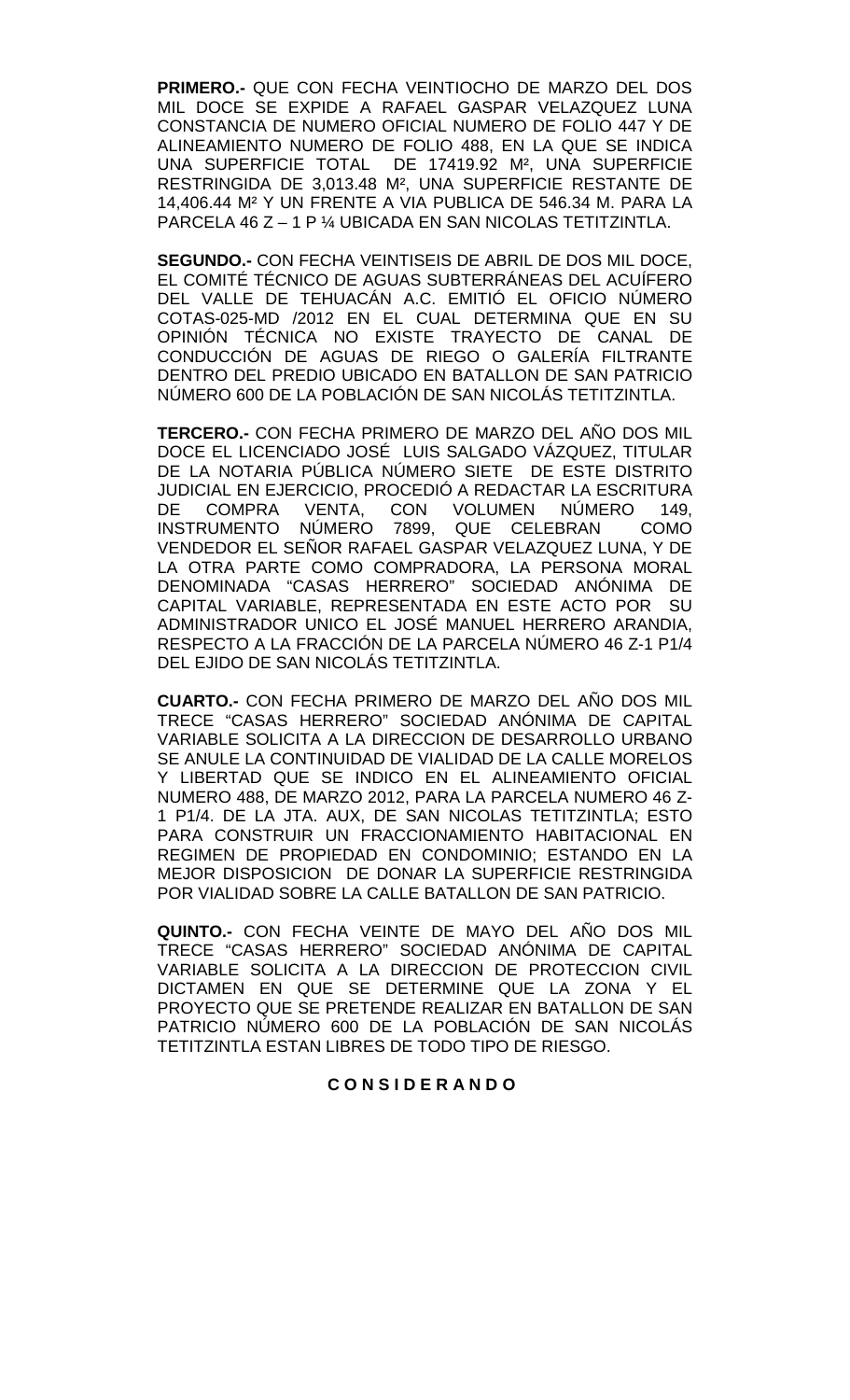**PRIMERO.-** QUE CON FECHA VEINTIOCHO DE MARZO DEL DOS MIL DOCE SE EXPIDE A RAFAEL GASPAR VELAZQUEZ LUNA CONSTANCIA DE NUMERO OFICIAL NUMERO DE FOLIO 447 Y DE ALINEAMIENTO NUMERO DE FOLIO 488, EN LA QUE SE INDICA UNA SUPERFICIE TOTAL DE 17419.92 M², UNA SUPERFICIE RESTRINGIDA DE 3,013.48 M², UNA SUPERFICIE RESTANTE DE 14,406.44 M² Y UN FRENTE A VIA PUBLICA DE 546.34 M. PARA LA PARCELA 46 Z – 1 P ¼ UBICADA EN SAN NICOLAS TETITZINTLA.

**SEGUNDO.-** CON FECHA VEINTISEIS DE ABRIL DE DOS MIL DOCE, EL COMITÉ TÉCNICO DE AGUAS SUBTERRÁNEAS DEL ACUÍFERO DEL VALLE DE TEHUACÁN A.C. EMITIÓ EL OFICIO NÚMERO COTAS-025-MD /2012 EN EL CUAL DETERMINA QUE EN SU OPINIÓN TÉCNICA NO EXISTE TRAYECTO DE CANAL DE CONDUCCIÓN DE AGUAS DE RIEGO O GALERÍA FILTRANTE DENTRO DEL PREDIO UBICADO EN BATALLON DE SAN PATRICIO NÚMERO 600 DE LA POBLACIÓN DE SAN NICOLÁS TETITZINTLA.

**TERCERO.-** CON FECHA PRIMERO DE MARZO DEL AÑO DOS MIL DOCE EL LICENCIADO JOSÉ LUIS SALGADO VÁZQUEZ, TITULAR DE LA NOTARIA PÚBLICA NÚMERO SIETE DE ESTE DISTRITO JUDICIAL EN EJERCICIO, PROCEDIÓ A REDACTAR LA ESCRITURA DE COMPRA VENTA, CON VOLUMEN NÚMERO 149, INSTRUMENTO NÚMERO 7899, QUE CELEBRAN COMO VENDEDOR EL SEÑOR RAFAEL GASPAR VELAZQUEZ LUNA, Y DE LA OTRA PARTE COMO COMPRADORA, LA PERSONA MORAL DENOMINADA "CASAS HERRERO" SOCIEDAD ANÓNIMA DE CAPITAL VARIABLE, REPRESENTADA EN ESTE ACTO POR SU ADMINISTRADOR UNICO EL JOSÉ MANUEL HERRERO ARANDIA, RESPECTO A LA FRACCIÓN DE LA PARCELA NÚMERO 46 Z-1 P1/4 DEL EJIDO DE SAN NICOLÁS TETITZINTLA.

**CUARTO.-** CON FECHA PRIMERO DE MARZO DEL AÑO DOS MIL TRECE "CASAS HERRERO" SOCIEDAD ANÓNIMA DE CAPITAL VARIABLE SOLICITA A LA DIRECCION DE DESARROLLO URBANO SE ANULE LA CONTINUIDAD DE VIALIDAD DE LA CALLE MORELOS Y LIBERTAD QUE SE INDICO EN EL ALINEAMIENTO OFICIAL NUMERO 488, DE MARZO 2012, PARA LA PARCELA NUMERO 46 Z-1 P1/4. DE LA JTA. AUX, DE SAN NICOLAS TETITZINTLA; ESTO PARA CONSTRUIR UN FRACCIONAMIENTO HABITACIONAL EN REGIMEN DE PROPIEDAD EN CONDOMINIO; ESTANDO EN LA MEJOR DISPOSICION DE DONAR LA SUPERFICIE RESTRINGIDA POR VIALIDAD SOBRE LA CALLE BATALLON DE SAN PATRICIO.

**QUINTO.-** CON FECHA VEINTE DE MAYO DEL AÑO DOS MIL TRECE "CASAS HERRERO" SOCIEDAD ANÓNIMA DE CAPITAL VARIABLE SOLICITA A LA DIRECCION DE PROTECCION CIVIL DICTAMEN EN QUE SE DETERMINE QUE LA ZONA Y EL PROYECTO QUE SE PRETENDE REALIZAR EN BATALLON DE SAN PATRICIO NÚMERO 600 DE LA POBLACIÓN DE SAN NICOLÁS TETITZINTLA ESTAN LIBRES DE TODO TIPO DE RIESGO.

## C O N S I D E R A N D O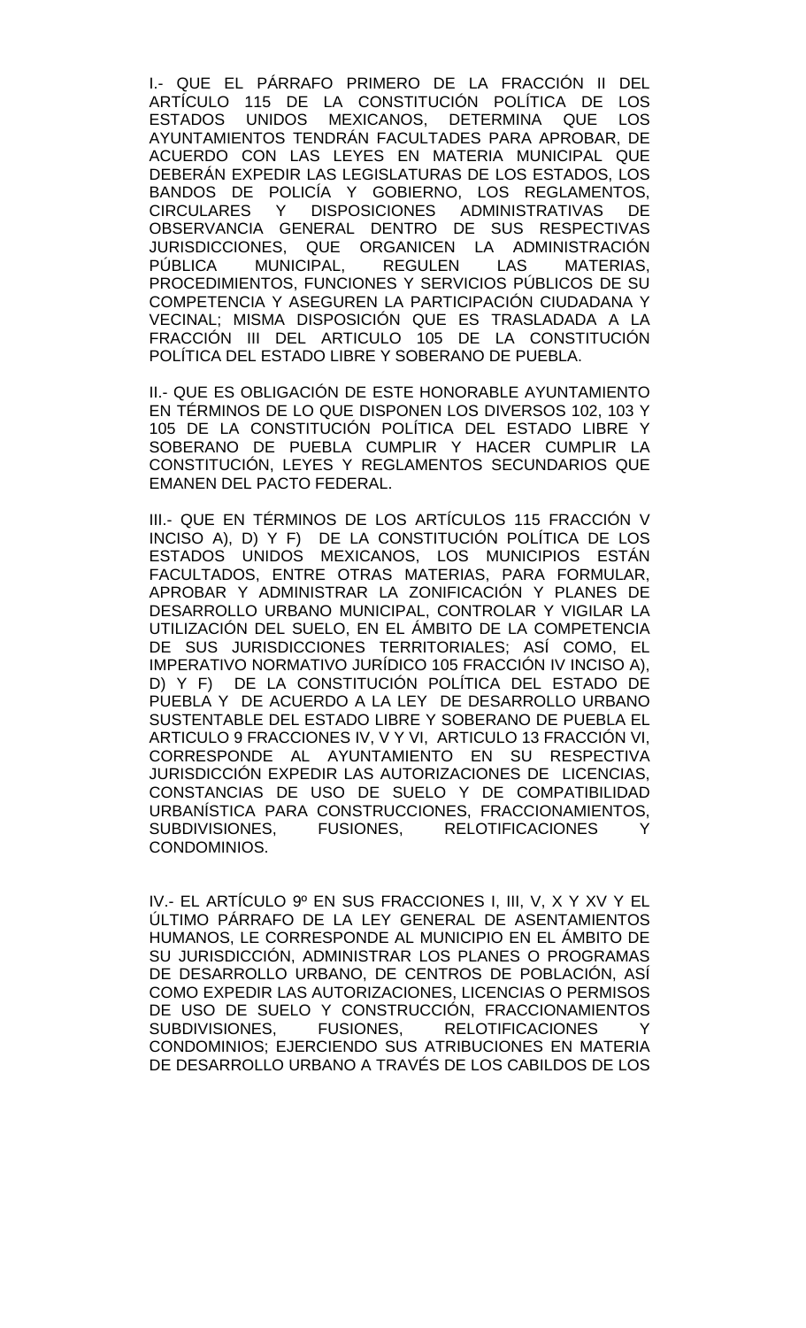I.- QUE EL PÁRRAFO PRIMERO DE LA FRACCIÓN II DEL ARTÍCULO 115 DE LA CONSTITUCIÓN POLÍTICA DE LOS ESTADOS UNIDOS MEXICANOS, DETERMINA QUE LOS AYUNTAMIENTOS TENDRÁN FACULTADES PARA APROBAR, DE ACUERDO CON LAS LEYES EN MATERIA MUNICIPAL QUE DEBERÁN EXPEDIR LAS LEGISLATURAS DE LOS ESTADOS, LOS BANDOS DE POLICÍA Y GOBIERNO, LOS REGLAMENTOS, CIRCULARES Y DISPOSICIONES ADMINISTRATIVAS DE OBSERVANCIA GENERAL DENTRO DE SUS RESPECTIVAS JURISDICCIONES, QUE ORGANICEN LA ADMINISTRACIÓN PÚBLICA MUNICIPAL, REGULEN LAS MATERIAS, PROCEDIMIENTOS, FUNCIONES Y SERVICIOS PÚBLICOS DE SU COMPETENCIA Y ASEGUREN LA PARTICIPACIÓN CIUDADANA Y VECINAL; MISMA DISPOSICIÓN QUE ES TRASLADADA A LA FRACCIÓN III DEL ARTICULO 105 DE LA CONSTITUCIÓN POLÍTICA DEL ESTADO LIBRE Y SOBERANO DE PUEBLA.

II.- QUE ES OBLIGACIÓN DE ESTE HONORABLE AYUNTAMIENTO EN TÉRMINOS DE LO QUE DISPONEN LOS DIVERSOS 102, 103 Y 105 DE LA CONSTITUCIÓN POLÍTICA DEL ESTADO LIBRE Y SOBERANO DE PUEBLA CUMPLIR Y HACER CUMPLIR LA CONSTITUCIÓN, LEYES Y REGLAMENTOS SECUNDARIOS QUE EMANEN DEL PACTO FEDERAL.

III.- QUE EN TÉRMINOS DE LOS ARTÍCULOS 115 FRACCIÓN V INCISO A), D) Y F) DE LA CONSTITUCIÓN POLÍTICA DE LOS ESTADOS UNIDOS MEXICANOS, LOS MUNICIPIOS ESTÁN FACULTADOS, ENTRE OTRAS MATERIAS, PARA FORMULAR, APROBAR Y ADMINISTRAR LA ZONIFICACIÓN Y PLANES DE DESARROLLO URBANO MUNICIPAL, CONTROLAR Y VIGILAR LA UTILIZACIÓN DEL SUELO, EN EL ÁMBITO DE LA COMPETENCIA DE SUS JURISDICCIONES TERRITORIALES; ASÍ COMO, EL IMPERATIVO NORMATIVO JURÍDICO 105 FRACCIÓN IV INCISO A), D) Y F) DE LA CONSTITUCIÓN POLÍTICA DEL ESTADO DE PUEBLA Y DE ACUERDO A LA LEY DE DESARROLLO URBANO SUSTENTABLE DEL ESTADO LIBRE Y SOBERANO DE PUEBLA EL ARTICULO 9 FRACCIONES IV, V Y VI, ARTICULO 13 FRACCIÓN VI, CORRESPONDE AL AYUNTAMIENTO EN SU RESPECTIVA JURISDICCIÓN EXPEDIR LAS AUTORIZACIONES DE LICENCIAS, CONSTANCIAS DE USO DE SUELO Y DE COMPATIBILIDAD URBANÍSTICA PARA CONSTRUCCIONES, FRACCIONAMIENTOS, SUBDIVISIONES, FUSIONES, RELOTIFICACIONES Y CONDOMINIOS.

IV.- EL ARTÍCULO 9º EN SUS FRACCIONES I, III, V, X Y XV Y EL ÚLTIMO PÁRRAFO DE LA LEY GENERAL DE ASENTAMIENTOS HUMANOS, LE CORRESPONDE AL MUNICIPIO EN EL ÁMBITO DE SU JURISDICCIÓN, ADMINISTRAR LOS PLANES O PROGRAMAS DE DESARROLLO URBANO, DE CENTROS DE POBLACIÓN, ASÍ COMO EXPEDIR LAS AUTORIZACIONES, LICENCIAS O PERMISOS DE USO DE SUELO Y CONSTRUCCIÓN, FRACCIONAMIENTOS SUBDIVISIONES, FUSIONES, RELOTIFICACIONES Y CONDOMINIOS; EJERCIENDO SUS ATRIBUCIONES EN MATERIA DE DESARROLLO URBANO A TRAVÉS DE LOS CABILDOS DE LOS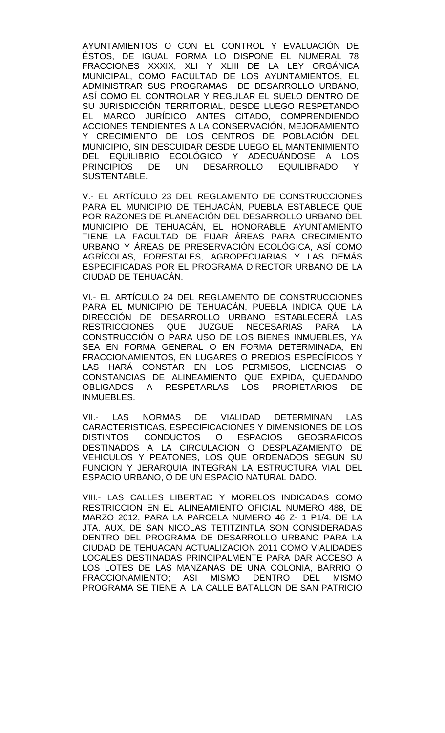AYUNTAMIENTOS O CON EL CONTROL Y EVALUACIÓN DE ÉSTOS, DE IGUAL FORMA LO DISPONE EL NUMERAL 78 FRACCIONES XXXIX, XLI Y XLIII DE LA LEY ORGÁNICA MUNICIPAL, COMO FACULTAD DE LOS AYUNTAMIENTOS, EL ADMINISTRAR SUS PROGRAMAS DE DESARROLLO URBANO, ASÍ COMO EL CONTROLAR Y REGULAR EL SUELO DENTRO DE SU JURISDICCIÓN TERRITORIAL, DESDE LUEGO RESPETANDO EL MARCO JURÍDICO ANTES CITADO, COMPRENDIENDO ACCIONES TENDIENTES A LA CONSERVACIÓN, MEJORAMIENTO Y CRECIMIENTO DE LOS CENTROS DE POBLACIÓN DEL MUNICIPIO, SIN DESCUIDAR DESDE LUEGO EL MANTENIMIENTO DEL EQUILIBRIO ECOLÓGICO Y ADECUÁNDOSE A LOS PRINCIPIOS DE UN DESARROLLO EQUILIBRADO Y SUSTENTABLE.

V.- EL ARTÍCULO 23 DEL REGLAMENTO DE CONSTRUCCIONES PARA EL MUNICIPIO DE TEHUACÁN, PUEBLA ESTABLECE QUE POR RAZONES DE PLANEACIÓN DEL DESARROLLO URBANO DEL MUNICIPIO DE TEHUACÁN, EL HONORABLE AYUNTAMIENTO TIENE LA FACULTAD DE FIJAR ÁREAS PARA CRECIMIENTO URBANO Y ÁREAS DE PRESERVACIÓN ECOLÓGICA, ASÍ COMO AGRÍCOLAS, FORESTALES, AGROPECUARIAS Y LAS DEMÁS ESPECIFICADAS POR EL PROGRAMA DIRECTOR URBANO DE LA CIUDAD DE TEHUACÁN.

VI.- EL ARTÍCULO 24 DEL REGLAMENTO DE CONSTRUCCIONES PARA EL MUNICIPIO DE TEHUACÁN, PUEBLA INDICA QUE LA DIRECCIÓN DE DESARROLLO URBANO ESTABLECERÁ LAS RESTRICCIONES QUE JUZGUE NECESARIAS PARA LA CONSTRUCCIÓN O PARA USO DE LOS BIENES INMUEBLES, YA SEA EN FORMA GENERAL O EN FORMA DETERMINADA, EN FRACCIONAMIENTOS, EN LUGARES O PREDIOS ESPECÍFICOS Y LAS HARÁ CONSTAR EN LOS PERMISOS, LICENCIAS O CONSTANCIAS DE ALINEAMIENTO QUE EXPIDA, QUEDANDO OBLIGADOS A RESPETARLAS LOS PROPIETARIOS DE INMUEBLES.

VII.- LAS NORMAS DE VIALIDAD DETERMINAN LAS CARACTERISTICAS, ESPECIFICACIONES Y DIMENSIONES DE LOS DISTINTOS CONDUCTOS O ESPACIOS GEOGRAFICOS DESTINADOS A LA CIRCULACION O DESPLAZAMIENTO DE VEHICULOS Y PEATONES, LOS QUE ORDENADOS SEGUN SU FUNCION Y JERARQUIA INTEGRAN LA ESTRUCTURA VIAL DEL ESPACIO URBANO, O DE UN ESPACIO NATURAL DADO.

VIII.- LAS CALLES LIBERTAD Y MORELOS INDICADAS COMO RESTRICCION EN EL ALINEAMIENTO OFICIAL NUMERO 488, DE MARZO 2012, PARA LA PARCELA NUMERO 46 Z- 1 P1/4. DE LA JTA. AUX, DE SAN NICOLAS TETITZINTLA SON CONSIDERADAS DENTRO DEL PROGRAMA DE DESARROLLO URBANO PARA LA CIUDAD DE TEHUACAN ACTUALIZACION 2011 COMO VIALIDADES LOCALES DESTINADAS PRINCIPALMENTE PARA DAR ACCESO A LOS LOTES DE LAS MANZANAS DE UNA COLONIA, BARRIO O FRACCIONAMIENTO; ASI MISMO DENTRO DEL MISMO PROGRAMA SE TIENE A LA CALLE BATALLON DE SAN PATRICIO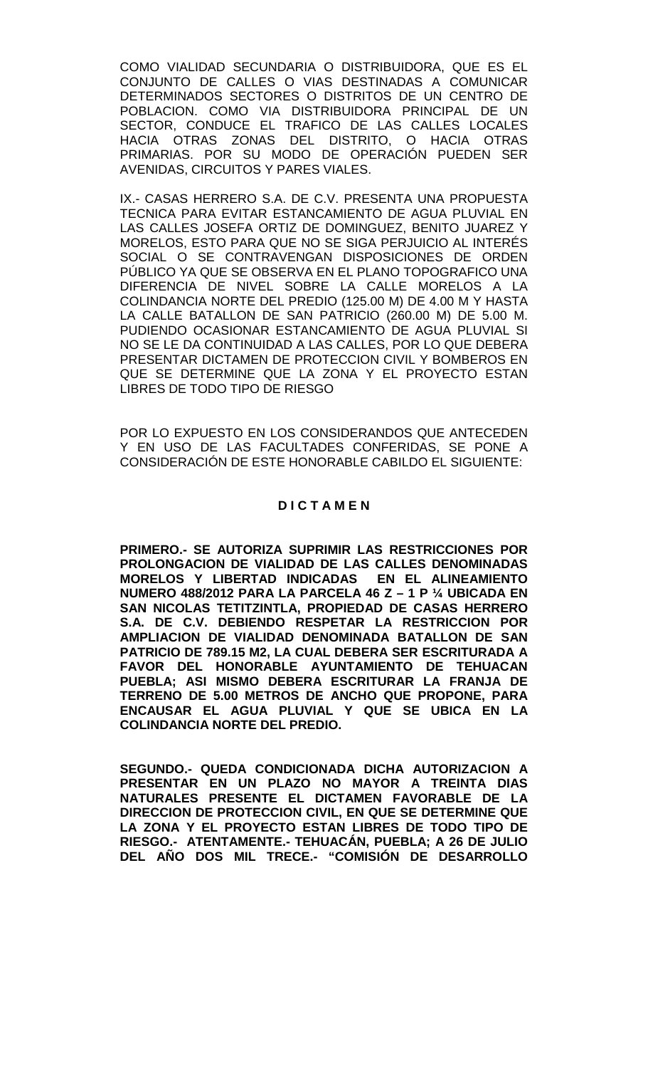COMO VIALIDAD SECUNDARIA O DISTRIBUIDORA, QUE ES EL CONJUNTO DE CALLES O VIAS DESTINADAS A COMUNICAR DETERMINADOS SECTORES O DISTRITOS DE UN CENTRO DE POBLACION. COMO VIA DISTRIBUIDORA PRINCIPAL DE UN SECTOR, CONDUCE EL TRAFICO DE LAS CALLES LOCALES HACIA OTRAS ZONAS DEL DISTRITO, O HACIA OTRAS PRIMARIAS. POR SU MODO DE OPERACIÓN PUEDEN SER AVENIDAS, CIRCUITOS Y PARES VIALES.

IX.- CASAS HERRERO S.A. DE C.V. PRESENTA UNA PROPUESTA TECNICA PARA EVITAR ESTANCAMIENTO DE AGUA PLUVIAL EN LAS CALLES JOSEFA ORTIZ DE DOMINGUEZ, BENITO JUAREZ Y MORELOS, ESTO PARA QUE NO SE SIGA PERJUICIO AL INTERÉS SOCIAL O SE CONTRAVENGAN DISPOSICIONES DE ORDEN PÚBLICO YA QUE SE OBSERVA EN EL PLANO TOPOGRAFICO UNA DIFERENCIA DE NIVEL SOBRE LA CALLE MORELOS A LA COLINDANCIA NORTE DEL PREDIO (125.00 M) DE 4.00 M Y HASTA LA CALLE BATALLON DE SAN PATRICIO (260.00 M) DE 5.00 M. PUDIENDO OCASIONAR ESTANCAMIENTO DE AGUA PLUVIAL SI NO SE LE DA CONTINUIDAD A LAS CALLES, POR LO QUE DEBERA PRESENTAR DICTAMEN DE PROTECCION CIVIL Y BOMBEROS EN QUE SE DETERMINE QUE LA ZONA Y EL PROYECTO ESTAN LIBRES DE TODO TIPO DE RIESGO

POR LO EXPUESTO EN LOS CONSIDERANDOS QUE ANTECEDEN Y EN USO DE LAS FACULTADES CONFERIDAS, SE PONE A CONSIDERACIÓN DE ESTE HONORABLE CABILDO EL SIGUIENTE:

**D I C T A M E N**

**PRIMERO.- SE AUTORIZA SUPRIMIR LAS RESTRICCIONES POR PROLONGACION DE VIALIDAD DE LAS CALLES DENOMINADAS MORELOS Y LIBERTAD INDICADAS EN EL ALINEAMIENTO NUMERO 488/2012 PARA LA PARCELA 46 Z – 1 P ¼ UBICADA EN SAN NICOLAS TETITZINTLA, PROPIEDAD DE CASAS HERRERO S.A. DE C.V. DEBIENDO RESPETAR LA RESTRICCION POR AMPLIACION DE VIALIDAD DENOMINADA BATALLON DE SAN PATRICIO DE 789.15 M2, LA CUAL DEBERA SER ESCRITURADA A FAVOR DEL HONORABLE AYUNTAMIENTO DE TEHUACAN PUEBLA; ASI MISMO DEBERA ESCRITURAR LA FRANJA DE TERRENO DE 5.00 METROS DE ANCHO QUE PROPONE, PARA ENCAUSAR EL AGUA PLUVIAL Y QUE SE UBICA EN LA COLINDANCIA NORTE DEL PREDIO.**

**SEGUNDO.- QUEDA CONDICIONADA DICHA AUTORIZACION A PRESENTAR EN UN PLAZO NO MAYOR A TREINTA DIAS NATURALES PRESENTE EL DICTAMEN FAVORABLE DE LA DIRECCION DE PROTECCION CIVIL, EN QUE SE DETERMINE QUE LA ZONA Y EL PROYECTO ESTAN LIBRES DE TODO TIPO DE RIESGO.- ATENTAMENTE.- TEHUACÁN, PUEBLA; A 26 DE JULIO DEL AÑO DOS MIL TRECE.- "COMISIÓN DE DESARROLLO**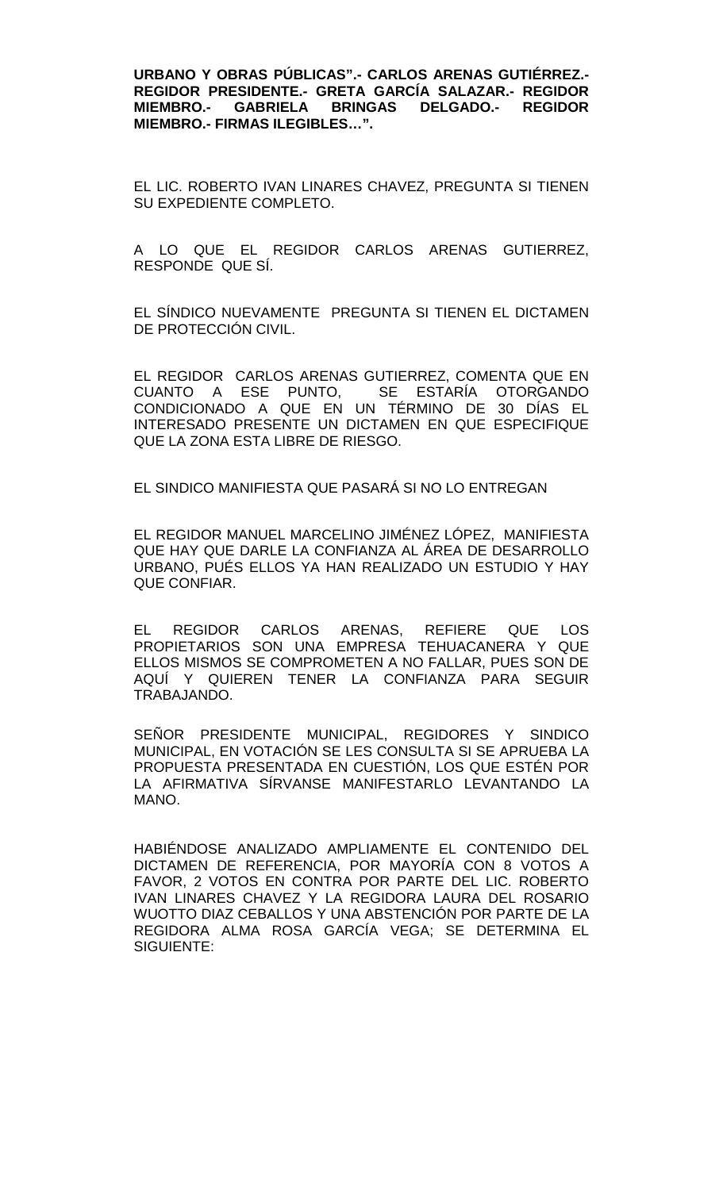**URBANO Y OBRAS PÚBLICAS".- CARLOS ARENAS GUTIÉRREZ.- REGIDOR PRESIDENTE.- GRETA GARCÍA SALAZAR.- REGIDOR MIEMBRO.- GABRIELA BRINGAS DELGADO.- REGIDOR MIEMBRO.- FIRMAS ILEGIBLES…".**

EL LIC. ROBERTO IVAN LINARES CHAVEZ, PREGUNTA SI TIENEN SU EXPEDIENTE COMPLETO.

A LO QUE EL REGIDOR CARLOS ARENAS GUTIERREZ, RESPONDE QUE SÍ.

EL SÍNDICO NUEVAMENTE PREGUNTA SI TIENEN EL DICTAMEN DE PROTECCIÓN CIVIL.

EL REGIDOR CARLOS ARENAS GUTIERREZ, COMENTA QUE EN CUANTO A ESE PUNTO, SE ESTARÍA OTORGANDO CONDICIONADO A QUE EN UN TÉRMINO DE 30 DÍAS EL INTERESADO PRESENTE UN DICTAMEN EN QUE ESPECIFIQUE QUE LA ZONA ESTA LIBRE DE RIESGO.

EL SINDICO MANIFIESTA QUE PASARÁ SI NO LO ENTREGAN

EL REGIDOR MANUEL MARCELINO JIMÉNEZ LÓPEZ, MANIFIESTA QUE HAY QUE DARLE LA CONFIANZA AL ÁREA DE DESARROLLO URBANO, PUÉS ELLOS YA HAN REALIZADO UN ESTUDIO Y HAY QUE CONFIAR.

EL REGIDOR CARLOS ARENAS, REFIERE QUE LOS PROPIETARIOS SON UNA EMPRESA TEHUACANERA Y QUE ELLOS MISMOS SE COMPROMETEN A NO FALLAR, PUES SON DE AQUÍ Y QUIEREN TENER LA CONFIANZA PARA SEGUIR TRABAJANDO.

SEÑOR PRESIDENTE MUNICIPAL, REGIDORES Y SINDICO MUNICIPAL, EN VOTACIÓN SE LES CONSULTA SI SE APRUEBA LA PROPUESTA PRESENTADA EN CUESTIÓN, LOS QUE ESTÉN POR LA AFIRMATIVA SÍRVANSE MANIFESTARLO LEVANTANDO LA MANO.

HABIÉNDOSE ANALIZADO AMPLIAMENTE EL CONTENIDO DEL DICTAMEN DE REFERENCIA, POR MAYORÍA CON 8 VOTOS A FAVOR, 2 VOTOS EN CONTRA POR PARTE DEL LIC. ROBERTO IVAN LINARES CHAVEZ Y LA REGIDORA LAURA DEL ROSARIO WUOTTO DIAZ CEBALLOS Y UNA ABSTENCIÓN POR PARTE DE LA REGIDORA ALMA ROSA GARCÍA VEGA; SE DETERMINA EL SIGUIENTE: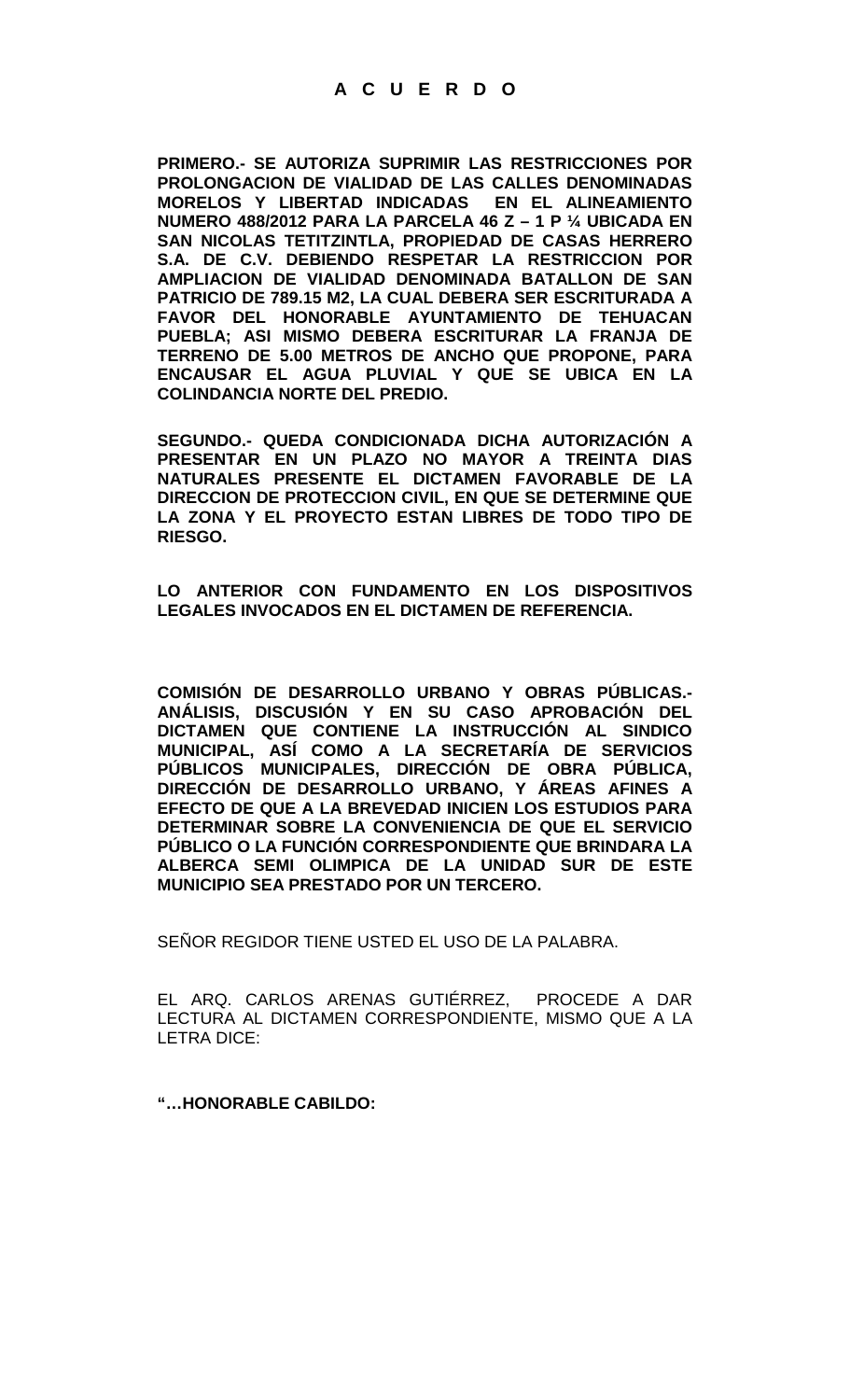# A C U E R D O

**PRIMERO.- SE AUTORIZA SUPRIMIR LAS RESTRICCIONES POR PROLONGACION DE VIALIDAD DE LAS CALLES DENOMINADAS MORELOS Y LIBERTAD INDICADAS EN EL ALINEAMIENTO NUMERO 488/2012 PARA LA PARCELA 46 Z – 1 P ¼ UBICADA EN SAN NICOLAS TETITZINTLA, PROPIEDAD DE CASAS HERRERO S.A. DE C.V. DEBIENDO RESPETAR LA RESTRICCION POR AMPLIACION DE VIALIDAD DENOMINADA BATALLON DE SAN PATRICIO DE 789.15 M2, LA CUAL DEBERA SER ESCRITURADA A FAVOR DEL HONORABLE AYUNTAMIENTO DE TEHUACAN PUEBLA; ASI MISMO DEBERA ESCRITURAR LA FRANJA DE TERRENO DE 5.00 METROS DE ANCHO QUE PROPONE, PARA ENCAUSAR EL AGUA PLUVIAL Y QUE SE UBICA EN LA COLINDANCIA NORTE DEL PREDIO.**

**SEGUNDO.- QUEDA CONDICIONADA DICHA AUTORIZACIÓN A PRESENTAR EN UN PLAZO NO MAYOR A TREINTA DIAS NATURALES PRESENTE EL DICTAMEN FAVORABLE DE LA DIRECCION DE PROTECCION CIVIL, EN QUE SE DETERMINE QUE LA ZONA Y EL PROYECTO ESTAN LIBRES DE TODO TIPO DE RIESGO.**

**LO ANTERIOR CON FUNDAMENTO EN LOS DISPOSITIVOS LEGALES INVOCADOS EN EL DICTAMEN DE REFERENCIA.**

**COMISIÓN DE DESARROLLO URBANO Y OBRAS PÚBLICAS.- ANÁLISIS, DISCUSIÓN Y EN SU CASO APROBACIÓN DEL DICTAMEN QUE CONTIENE LA INSTRUCCIÓN AL SINDICO MUNICIPAL, ASÍ COMO A LA SECRETARÍA DE SERVICIOS PÚBLICOS MUNICIPALES, DIRECCIÓN DE OBRA PÚBLICA, DIRECCIÓN DE DESARROLLO URBANO, Y ÁREAS AFINES A EFECTO DE QUE A LA BREVEDAD INICIEN LOS ESTUDIOS PARA DETERMINAR SOBRE LA CONVENIENCIA DE QUE EL SERVICIO PÚBLICO O LA FUNCIÓN CORRESPONDIENTE QUE BRINDARA LA ALBERCA SEMI OLIMPICA DE LA UNIDAD SUR DE ESTE MUNICIPIO SEA PRESTADO POR UN TERCERO.**

SEÑOR REGIDOR TIENE USTED EL USO DE LA PALABRA.

EL ARQ. CARLOS ARENAS GUTIÉRREZ, PROCEDE A DAR LECTURA AL DICTAMEN CORRESPONDIENTE, MISMO QUE A LA LETRA DICE:

**"…HONORABLE CABILDO:**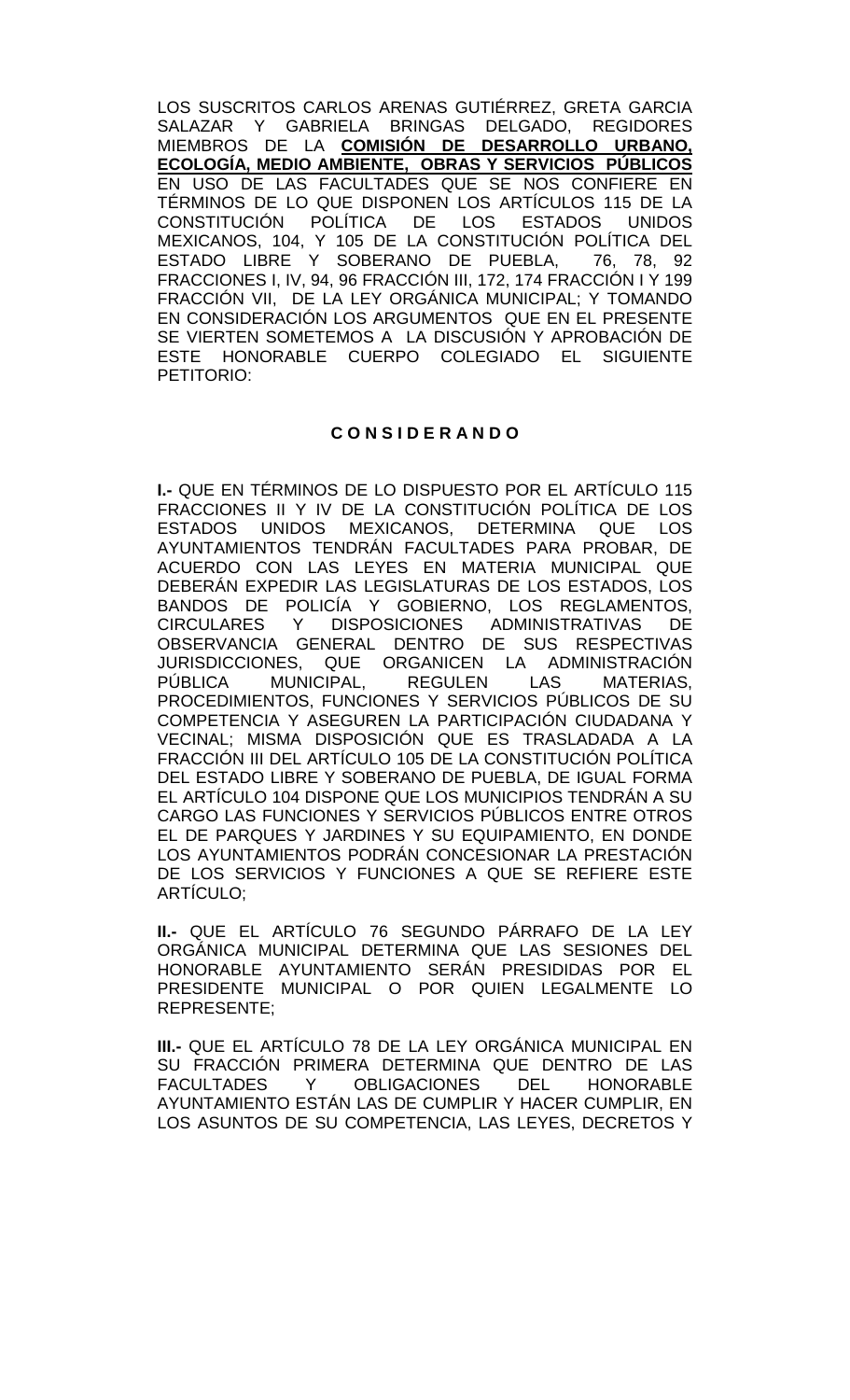LOS SUSCRITOS CARLOS ARENAS GUTIÉRREZ, GRETA GARCIA SALAZAR Y GABRIELA BRINGAS DELGADO, REGIDORES MIEMBROS DE LA **COMISIÓN DE DESARROLLO URBANO, ECOLOGÍA, MEDIO AMBIENTE, OBRAS Y SERVICIOS PÚBLICOS** EN USO DE LAS FACULTADES QUE SE NOS CONFIERE EN TÉRMINOS DE LO QUE DISPONEN LOS ARTÍCULOS 115 DE LA CONSTITUCIÓN POLÍTICA DE LOS ESTADOS UNIDOS MEXICANOS, 104, Y 105 DE LA CONSTITUCIÓN POLÍTICA DEL ESTADO LIBRE Y SOBERANO DE PUEBLA, 76, 78, 92 FRACCIONES I, IV, 94, 96 FRACCIÓN III, 172, 174 FRACCIÓN I Y 199 FRACCIÓN VII, DE LA LEY ORGÁNICA MUNICIPAL; Y TOMANDO EN CONSIDERACIÓN LOS ARGUMENTOS QUE EN EL PRESENTE SE VIERTEN SOMETEMOS A LA DISCUSIÓN Y APROBACIÓN DE ESTE HONORABLE CUERPO COLEGIADO EL SIGUIENTE PETITORIO:

**C O N S I D E R A N D O**

**I.-** QUE EN TÉRMINOS DE LO DISPUESTO POR EL ARTÍCULO 115 FRACCIONES II Y IV DE LA CONSTITUCIÓN POLÍTICA DE LOS ESTADOS UNIDOS MEXICANOS, DETERMINA QUE LOS AYUNTAMIENTOS TENDRÁN FACULTADES PARA PROBAR, DE ACUERDO CON LAS LEYES EN MATERIA MUNICIPAL QUE DEBERÁN EXPEDIR LAS LEGISLATURAS DE LOS ESTADOS, LOS BANDOS DE POLICÍA Y GOBIERNO, LOS REGLAMENTOS, CIRCULARES Y DISPOSICIONES ADMINISTRATIVAS DE OBSERVANCIA GENERAL DENTRO DE SUS RESPECTIVAS JURISDICCIONES, QUE ORGANICEN LA ADMINISTRACIÓN PÚBLICA MUNICIPAL, REGULEN LAS MATERIAS, PROCEDIMIENTOS, FUNCIONES Y SERVICIOS PÚBLICOS DE SU COMPETENCIA Y ASEGUREN LA PARTICIPACIÓN CIUDADANA Y VECINAL; MISMA DISPOSICIÓN QUE ES TRASLADADA A LA FRACCIÓN III DEL ARTÍCULO 105 DE LA CONSTITUCIÓN POLÍTICA DEL ESTADO LIBRE Y SOBERANO DE PUEBLA, DE IGUAL FORMA EL ARTÍCULO 104 DISPONE QUE LOS MUNICIPIOS TENDRÁN A SU CARGO LAS FUNCIONES Y SERVICIOS PÚBLICOS ENTRE OTROS EL DE PARQUES Y JARDINES Y SU EQUIPAMIENTO, EN DONDE LOS AYUNTAMIENTOS PODRÁN CONCESIONAR LA PRESTACIÓN DE LOS SERVICIOS Y FUNCIONES A QUE SE REFIERE ESTE ARTÍCULO;

**II.-** QUE EL ARTÍCULO 76 SEGUNDO PÁRRAFO DE LA LEY ORGÁNICA MUNICIPAL DETERMINA QUE LAS SESIONES DEL HONORABLE AYUNTAMIENTO SERÁN PRESIDIDAS POR EL PRESIDENTE MUNICIPAL O POR QUIEN LEGALMENTE LO REPRESENTE;

**III.-** QUE EL ARTÍCULO 78 DE LA LEY ORGÁNICA MUNICIPAL EN SU FRACCIÓN PRIMERA DETERMINA QUE DENTRO DE LAS FACULTADES Y OBLIGACIONES DEL HONORABLE AYUNTAMIENTO ESTÁN LAS DE CUMPLIR Y HACER CUMPLIR, EN LOS ASUNTOS DE SU COMPETENCIA, LAS LEYES, DECRETOS Y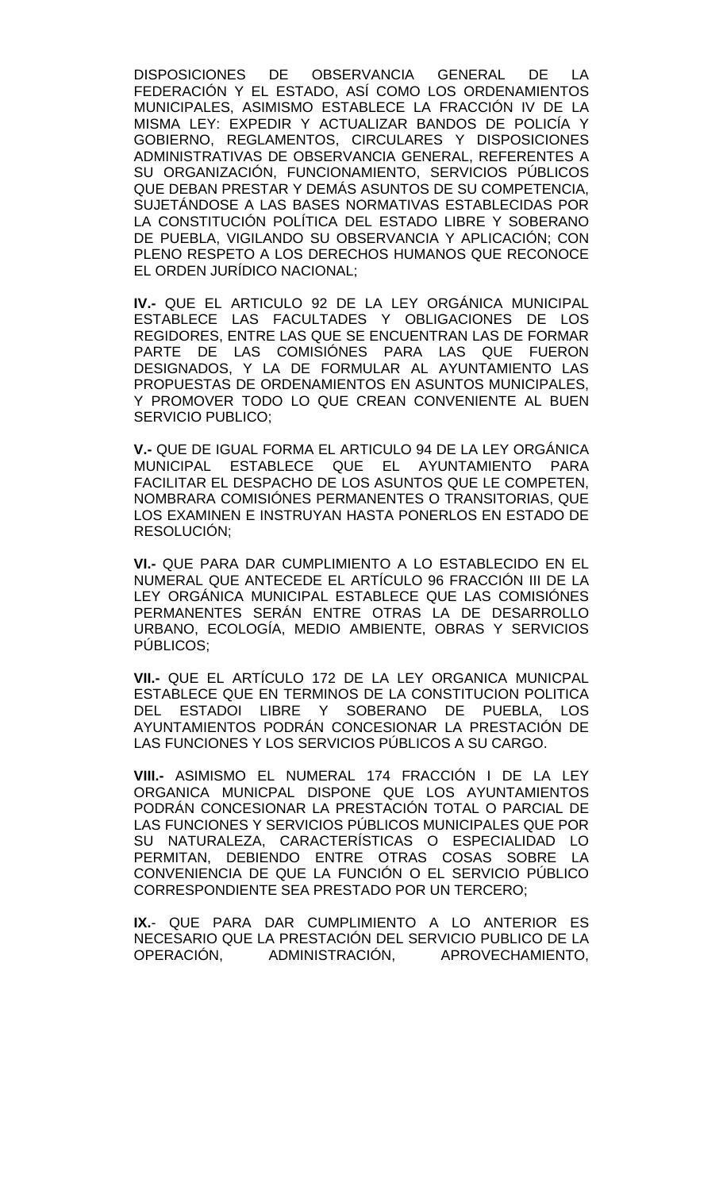DISPOSICIONES DE OBSERVANCIA GENERAL DE LA FEDERACIÓN Y EL ESTADO, ASÍ COMO LOS ORDENAMIENTOS MUNICIPALES, ASIMISMO ESTABLECE LA FRACCIÓN IV DE LA MISMA LEY: EXPEDIR Y ACTUALIZAR BANDOS DE POLICÍA Y GOBIERNO, REGLAMENTOS, CIRCULARES Y DISPOSICIONES ADMINISTRATIVAS DE OBSERVANCIA GENERAL, REFERENTES A SU ORGANIZACIÓN, FUNCIONAMIENTO, SERVICIOS PÚBLICOS QUE DEBAN PRESTAR Y DEMÁS ASUNTOS DE SU COMPETENCIA, SUJETÁNDOSE A LAS BASES NORMATIVAS ESTABLECIDAS POR LA CONSTITUCIÓN POLÍTICA DEL ESTADO LIBRE Y SOBERANO DE PUEBLA, VIGILANDO SU OBSERVANCIA Y APLICACIÓN; CON PLENO RESPETO A LOS DERECHOS HUMANOS QUE RECONOCE EL ORDEN JURÍDICO NACIONAL;

**IV.-** QUE EL ARTICULO 92 DE LA LEY ORGÁNICA MUNICIPAL ESTABLECE LAS FACULTADES Y OBLIGACIONES DE LOS REGIDORES, ENTRE LAS QUE SE ENCUENTRAN LAS DE FORMAR PARTE DE LAS COMISIÓNES PARA LAS QUE FUERON DESIGNADOS, Y LA DE FORMULAR AL AYUNTAMIENTO LAS PROPUESTAS DE ORDENAMIENTOS EN ASUNTOS MUNICIPALES, Y PROMOVER TODO LO QUE CREAN CONVENIENTE AL BUEN SERVICIO PUBLICO;

**V.-** QUE DE IGUAL FORMA EL ARTICULO 94 DE LA LEY ORGÁNICA MUNICIPAL ESTABLECE QUE EL AYUNTAMIENTO PARA FACILITAR EL DESPACHO DE LOS ASUNTOS QUE LE COMPETEN, NOMBRARA COMISIÓNES PERMANENTES O TRANSITORIAS, QUE LOS EXAMINEN E INSTRUYAN HASTA PONERLOS EN ESTADO DE RESOLUCIÓN;

**VI.-** QUE PARA DAR CUMPLIMIENTO A LO ESTABLECIDO EN EL NUMERAL QUE ANTECEDE EL ARTÍCULO 96 FRACCIÓN III DE LA LEY ORGÁNICA MUNICIPAL ESTABLECE QUE LAS COMISIÓNES PERMANENTES SERÁN ENTRE OTRAS LA DE DESARROLLO URBANO, ECOLOGÍA, MEDIO AMBIENTE, OBRAS Y SERVICIOS PÚBLICOS;

**VII.-** QUE EL ARTÍCULO 172 DE LA LEY ORGANICA MUNICPAL ESTABLECE QUE EN TERMINOS DE LA CONSTITUCION POLITICA DEL ESTADOI LIBRE Y SOBERANO DE PUEBLA, LOS AYUNTAMIENTOS PODRÁN CONCESIONAR LA PRESTACIÓN DE LAS FUNCIONES Y LOS SERVICIOS PÚBLICOS A SU CARGO.

**VIII.-** ASIMISMO EL NUMERAL 174 FRACCIÓN I DE LA LEY ORGANICA MUNICPAL DISPONE QUE LOS AYUNTAMIENTOS PODRÁN CONCESIONAR LA PRESTACIÓN TOTAL O PARCIAL DE LAS FUNCIONES Y SERVICIOS PÚBLICOS MUNICIPALES QUE POR SU NATURALEZA, CARACTERÍSTICAS O ESPECIALIDAD LO PERMITAN, DEBIENDO ENTRE OTRAS COSAS SOBRE LA CONVENIENCIA DE QUE LA FUNCIÓN O EL SERVICIO PÚBLICO CORRESPONDIENTE SEA PRESTADO POR UN TERCERO;

**IX.**- QUE PARA DAR CUMPLIMIENTO A LO ANTERIOR ES NECESARIO QUE LA PRESTACIÓN DEL SERVICIO PUBLICO DE LA OPERACIÓN, ADMINISTRACIÓN, APROVECHAMIENTO,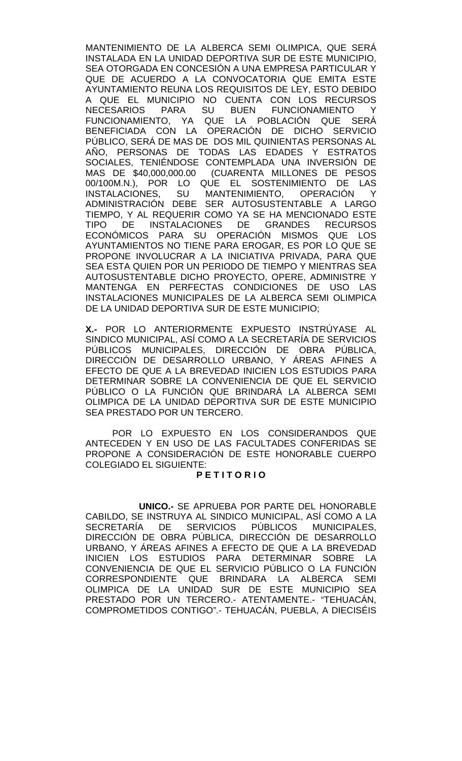MANTENIMIENTO DE LA ALBERCA SEMI OLIMPICA, QUE SERÁ INSTALADA EN LA UNIDAD DEPORTIVA SUR DE ESTE MUNICIPIO, SEA OTORGADA EN CONCESIÓN A UNA EMPRESA PARTICULAR Y QUE DE ACUERDO A LA CONVOCATORIA QUE EMITA ESTE AYUNTAMIENTO REUNA LOS REQUISITOS DE LEY, ESTO DEBIDO A QUE EL MUNICIPIO NO CUENTA CON LOS RECURSOS NECESARIOS PARA SU BUEN FUNCIONAMIENTO Y FUNCIONAMIENTO, YA QUE LA POBLACIÓN QUE SERÁ BENEFICIADA CON LA OPERACIÓN DE DICHO SERVICIO PÚBLICO, SERÁ DE MAS DE DOS MIL QUINIENTAS PERSONAS AL AÑO, PERSONAS DE TODAS LAS EDADES Y ESTRATOS SOCIALES, TENIÉNDOSE CONTEMPLADA UNA INVERSIÓN DE MAS DE $40,000,000.00 (CUARENTA MILLONES DE PESOS 00/100M.N.), POR LO QUE EL SOSTENIMIENTO DE LAS INSTALACIONES, SU MANTENIMIENTO, OPERACIÓN Y ADMINISTRACIÓN DEBE SER AUTOSUSTENTABLE A LARGO TIEMPO, Y AL REQUERIR COMO YA SE HA MENCIONADO ESTE TIPO DE INSTALACIONES DE GRANDES RECURSOS ECONÓMICOS PARA SU OPERACIÓN MISMOS QUE LOS AYUNTAMIENTOS NO TIENE PARA EROGAR, ES POR LO QUE SE PROPONE INVOLUCRAR A LA INICIATIVA PRIVADA, PARA QUE SEA ESTA QUIEN POR UN PERIODO DE TIEMPO Y MIENTRAS SEA AUTOSUSTENTABLE DICHO PROYECTO, OPERE, ADMINISTRE Y MANTENGA EN PERFECTAS CONDICIONES DE USO LAS INSTALACIONES MUNICIPALES DE LA ALBERCA SEMI OLIMPICA DE LA UNIDAD DEPORTIVA SUR DE ESTE MUNICIPIO;

**X.-** POR LO ANTERIORMENTE EXPUESTO INSTRÚYASE AL SINDICO MUNICIPAL, ASÍ COMO A LA SECRETARÍA DE SERVICIOS PÚBLICOS MUNICIPALES, DIRECCIÓN DE OBRA PÚBLICA, DIRECCIÓN DE DESARROLLO URBANO, Y ÁREAS AFINES A EFECTO DE QUE A LA BREVEDAD INICIEN LOS ESTUDIOS PARA DETERMINAR SOBRE LA CONVENIENCIA DE QUE EL SERVICIO PÚBLICO O LA FUNCIÓN QUE BRINDARÁ LA ALBERCA SEMI OLIMPICA DE LA UNIDAD DEPORTIVA SUR DE ESTE MUNICIPIO SEA PRESTADO POR UN TERCERO.

POR LO EXPUESTO EN LOS CONSIDERANDOS QUE ANTECEDEN Y EN USO DE LAS FACULTADES CONFERIDAS SE PROPONE A CONSIDERACIÓN DE ESTE HONORABLE CUERPO COLEGIADO EL SIGUIENTE:

**P E T I T O R I O**

**UNICO.-** SE APRUEBA POR PARTE DEL HONORABLE CABILDO, SE INSTRUYA AL SINDICO MUNICIPAL, ASÍ COMO A LA SECRETARÍA DE SERVICIOS PÚBLICOS MUNICIPALES, DIRECCIÓN DE OBRA PÚBLICA, DIRECCIÓN DE DESARROLLO URBANO, Y ÁREAS AFINES A EFECTO DE QUE A LA BREVEDAD INICIEN LOS ESTUDIOS PARA DETERMINAR SOBRE LA CONVENIENCIA DE QUE EL SERVICIO PÚBLICO O LA FUNCIÓN CORRESPONDIENTE QUE BRINDARA LA ALBERCA SEMI OLIMPICA DE LA UNIDAD SUR DE ESTE MUNICIPIO SEA PRESTADO POR UN TERCERO.- ATENTAMENTE.- "TEHUACÁN, COMPROMETIDOS CONTIGO".- TEHUACÁN, PUEBLA, A DIECISÉIS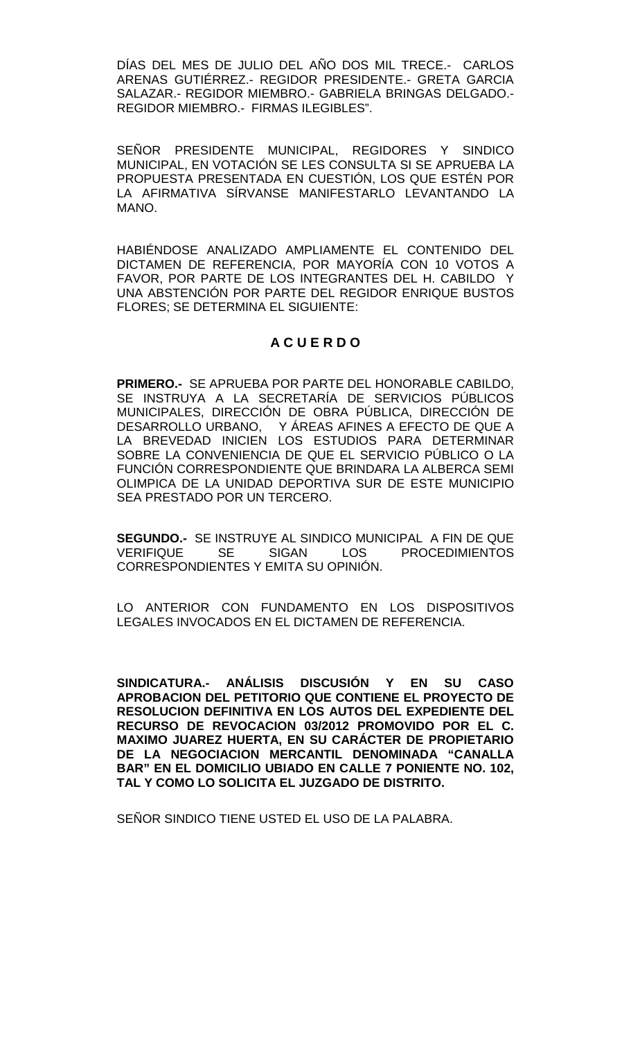DÍAS DEL MES DE JULIO DEL AÑO DOS MIL TRECE.- CARLOS ARENAS GUTIÉRREZ.- REGIDOR PRESIDENTE.- GRETA GARCIA SALAZAR.- REGIDOR MIEMBRO.- GABRIELA BRINGAS DELGADO.- REGIDOR MIEMBRO.- FIRMAS ILEGIBLES".

SEÑOR PRESIDENTE MUNICIPAL, REGIDORES Y SINDICO MUNICIPAL, EN VOTACIÓN SE LES CONSULTA SI SE APRUEBA LA PROPUESTA PRESENTADA EN CUESTIÓN, LOS QUE ESTÉN POR LA AFIRMATIVA SÍRVANSE MANIFESTARLO LEVANTANDO LA MANO.

HABIÉNDOSE ANALIZADO AMPLIAMENTE EL CONTENIDO DEL DICTAMEN DE REFERENCIA, POR MAYORÍA CON 10 VOTOS A FAVOR, POR PARTE DE LOS INTEGRANTES DEL H. CABILDO Y UNA ABSTENCIÓN POR PARTE DEL REGIDOR ENRIQUE BUSTOS FLORES; SE DETERMINA EL SIGUIENTE:

**A C U E R D O**

**PRIMERO.-** SE APRUEBA POR PARTE DEL HONORABLE CABILDO, SE INSTRUYA A LA SECRETARÍA DE SERVICIOS PÚBLICOS MUNICIPALES, DIRECCIÓN DE OBRA PÚBLICA, DIRECCIÓN DE DESARROLLO URBANO, Y ÁREAS AFINES A EFECTO DE QUE A LA BREVEDAD INICIEN LOS ESTUDIOS PARA DETERMINAR SOBRE LA CONVENIENCIA DE QUE EL SERVICIO PÚBLICO O LA FUNCIÓN CORRESPONDIENTE QUE BRINDARA LA ALBERCA SEMI OLIMPICA DE LA UNIDAD DEPORTIVA SUR DE ESTE MUNICIPIO SEA PRESTADO POR UN TERCERO.

**SEGUNDO.-** SE INSTRUYE AL SINDICO MUNICIPAL A FIN DE QUE VERIFIQUE SE SIGAN LOS PROCEDIMIENTOS CORRESPONDIENTES Y EMITA SU OPINIÓN.

LO ANTERIOR CON FUNDAMENTO EN LOS DISPOSITIVOS LEGALES INVOCADOS EN EL DICTAMEN DE REFERENCIA.

**SINDICATURA.- ANÁLISIS DISCUSIÓN Y EN SU CASO APROBACION DEL PETITORIO QUE CONTIENE EL PROYECTO DE RESOLUCION DEFINITIVA EN LOS AUTOS DEL EXPEDIENTE DEL RECURSO DE REVOCACION 03/2012 PROMOVIDO POR EL C. MAXIMO JUAREZ HUERTA, EN SU CARÁCTER DE PROPIETARIO DE LA NEGOCIACION MERCANTIL DENOMINADA "CANALLA BAR" EN EL DOMICILIO UBIADO EN CALLE 7 PONIENTE NO. 102, TAL Y COMO LO SOLICITA EL JUZGADO DE DISTRITO.**

SEÑOR SINDICO TIENE USTED EL USO DE LA PALABRA.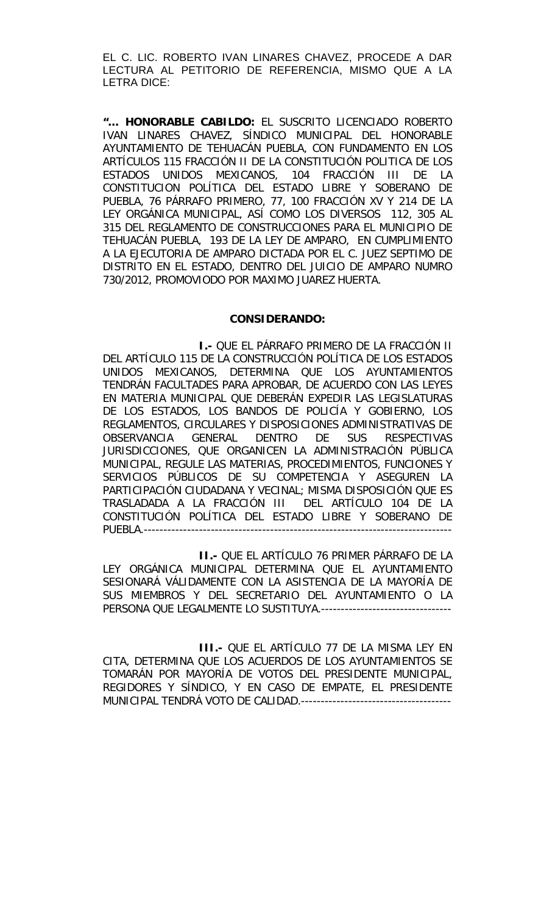EL C. LIC. ROBERTO IVAN LINARES CHAVEZ, PROCEDE A DAR LECTURA AL PETITORIO DE REFERENCIA, MISMO QUE A LA LETRA DICE:

**"… HONORABLE CABILDO:** EL SUSCRITO LICENCIADO ROBERTO IVAN LINARES CHAVEZ, SÍNDICO MUNICIPAL DEL HONORABLE AYUNTAMIENTO DE TEHUACÁN PUEBLA, CON FUNDAMENTO EN LOS ARTÍCULOS 115 FRACCIÓN II DE LA CONSTITUCIÓN POLITICA DE LOS ESTADOS UNIDOS MEXICANOS, 104 FRACCIÓN III DE LA CONSTITUCION POLÍTICA DEL ESTADO LIBRE Y SOBERANO DE PUEBLA, 76 PÁRRAFO PRIMERO, 77, 100 FRACCIÓN XV Y 214 DE LA LEY ORGÁNICA MUNICIPAL, ASÍ COMO LOS DIVERSOS 112, 305 AL 315 DEL REGLAMENTO DE CONSTRUCCIONES PARA EL MUNICIPIO DE TEHUACÁN PUEBLA, 193 DE LA LEY DE AMPARO, EN CUMPLIMIENTO A LA EJECUTORIA DE AMPARO DICTADA POR EL C. JUEZ SEPTIMO DE DISTRITO EN EL ESTADO, DENTRO DEL JUICIO DE AMPARO NUMRO 730/2012, PROMOVIODO POR MAXIMO JUAREZ HUERTA.

**CONSIDERANDO:**

**I.-** QUE EL PÁRRAFO PRIMERO DE LA FRACCIÓN II DEL ARTÍCULO 115 DE LA CONSTRUCCIÓN POLÍTICA DE LOS ESTADOS UNIDOS MEXICANOS, DETERMINA QUE LOS AYUNTAMIENTOS TENDRÁN FACULTADES PARA APROBAR, DE ACUERDO CON LAS LEYES EN MATERIA MUNICIPAL QUE DEBERÁN EXPEDIR LAS LEGISLATURAS DE LOS ESTADOS, LOS BANDOS DE POLICÍA Y GOBIERNO, LOS REGLAMENTOS, CIRCULARES Y DISPOSICIONES ADMINISTRATIVAS DE OBSERVANCIA GENERAL DENTRO DE SUS RESPECTIVAS JURISDICCIONES, QUE ORGANICEN LA ADMINISTRACIÓN PÚBLICA MUNICIPAL, REGULE LAS MATERIAS, PROCEDIMIENTOS, FUNCIONES Y SERVICIOS PÚBLICOS DE SU COMPETENCIA Y ASEGUREN LA PARTICIPACIÓN CIUDADANA Y VECINAL; MISMA DISPOSICIÓN QUE ES TRASLADADA A LA FRACCIÓN III DEL ARTÍCULO 104 DE LA CONSTITUCIÓN POLÍTICA DEL ESTADO LIBRE Y SOBERANO DE PUEBLA.-------------------------------------------------------------------------------

**II.-** QUE EL ARTÍCULO 76 PRIMER PÁRRAFO DE LA LEY ORGÁNICA MUNICIPAL DETERMINA QUE EL AYUNTAMIENTO SESIONARÁ VÁLIDAMENTE CON LA ASISTENCIA DE LA MAYORÍA DE SUS MIEMBROS Y DEL SECRETARIO DEL AYUNTAMIENTO O LA PERSONA QUE LEGALMENTE LO SUSTITUYA.---------------------------------

**III.-** QUE EL ARTÍCULO 77 DE LA MISMA LEY EN CITA, DETERMINA QUE LOS ACUERDOS DE LOS AYUNTAMIENTOS SE TOMARÁN POR MAYORÍA DE VOTOS DEL PRESIDENTE MUNICIPAL, REGIDORES Y SÍNDICO, Y EN CASO DE EMPATE, EL PRESIDENTE MUNICIPAL TENDRÁ VOTO DE CALIDAD.--------------------------------------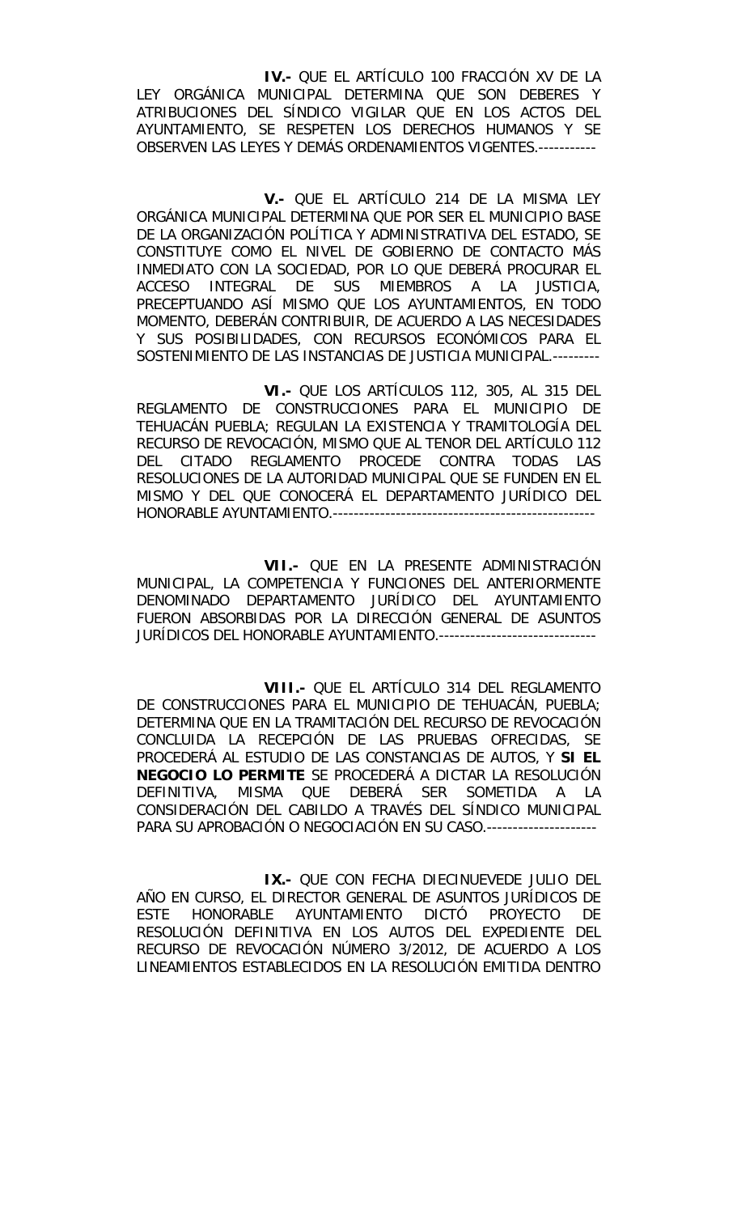**IV.-** QUE EL ARTÍCULO 100 FRACCIÓN XV DE LA LEY ORGÁNICA MUNICIPAL DETERMINA QUE SON DEBERES Y ATRIBUCIONES DEL SÍNDICO VIGILAR QUE EN LOS ACTOS DEL AYUNTAMIENTO, SE RESPETEN LOS DERECHOS HUMANOS Y SE OBSERVEN LAS LEYES Y DEMÁS ORDENAMIENTOS VIGENTES.-----------

**V.-** QUE EL ARTÍCULO 214 DE LA MISMA LEY ORGÁNICA MUNICIPAL DETERMINA QUE POR SER EL MUNICIPIO BASE DE LA ORGANIZACIÓN POLÍTICA Y ADMINISTRATIVA DEL ESTADO, SE CONSTITUYE COMO EL NIVEL DE GOBIERNO DE CONTACTO MÁS INMEDIATO CON LA SOCIEDAD, POR LO QUE DEBERÁ PROCURAR EL ACCESO INTEGRAL DE SUS MIEMBROS A LA JUSTICIA, PRECEPTUANDO ASÍ MISMO QUE LOS AYUNTAMIENTOS, EN TODO MOMENTO, DEBERÁN CONTRIBUIR, DE ACUERDO A LAS NECESIDADES Y SUS POSIBILIDADES, CON RECURSOS ECONÓMICOS PARA EL SOSTENIMIENTO DE LAS INSTANCIAS DE JUSTICIA MUNICIPAL.---------

**VI.-** QUE LOS ARTÍCULOS 112, 305, AL 315 DEL REGLAMENTO DE CONSTRUCCIONES PARA EL MUNICIPIO DE TEHUACÁN PUEBLA; REGULAN LA EXISTENCIA Y TRAMITOLOGÍA DEL RECURSO DE REVOCACIÓN, MISMO QUE AL TENOR DEL ARTÍCULO 112 DEL CITADO REGLAMENTO PROCEDE CONTRA TODAS LAS RESOLUCIONES DE LA AUTORIDAD MUNICIPAL QUE SE FUNDEN EN EL MISMO Y DEL QUE CONOCERÁ EL DEPARTAMENTO JURÍDICO DEL HONORABLE AYUNTAMIENTO.--------------------------------------------------

**VII.-** QUE EN LA PRESENTE ADMINISTRACIÓN MUNICIPAL, LA COMPETENCIA Y FUNCIONES DEL ANTERIORMENTE DENOMINADO DEPARTAMENTO JURÍDICO DEL AYUNTAMIENTO FUERON ABSORBIDAS POR LA DIRECCIÓN GENERAL DE ASUNTOS JURÍDICOS DEL HONORABLE AYUNTAMIENTO.------------------------------

**VIII.-** QUE EL ARTÍCULO 314 DEL REGLAMENTO DE CONSTRUCCIONES PARA EL MUNICIPIO DE TEHUACÁN, PUEBLA; DETERMINA QUE EN LA TRAMITACIÓN DEL RECURSO DE REVOCACIÓN CONCLUIDA LA RECEPCIÓN DE LAS PRUEBAS OFRECIDAS, SE PROCEDERÁ AL ESTUDIO DE LAS CONSTANCIAS DE AUTOS, Y **SI EL NEGOCIO LO PERMITE** SE PROCEDERÁ A DICTAR LA RESOLUCIÓN DEFINITIVA, MISMA QUE DEBERÁ SER SOMETIDA A LA CONSIDERACIÓN DEL CABILDO A TRAVÉS DEL SÍNDICO MUNICIPAL PARA SU APROBACIÓN O NEGOCIACIÓN EN SU CASO.---------------------

**IX.-** QUE CON FECHA DIECINUEVEDE JULIO DEL AÑO EN CURSO, EL DIRECTOR GENERAL DE ASUNTOS JURÍDICOS DE ESTE HONORABLE AYUNTAMIENTO DICTÓ PROYECTO DE RESOLUCIÓN DEFINITIVA EN LOS AUTOS DEL EXPEDIENTE DEL RECURSO DE REVOCACIÓN NÚMERO 3/2012, DE ACUERDO A LOS LINEAMIENTOS ESTABLECIDOS EN LA RESOLUCIÓN EMITIDA DENTRO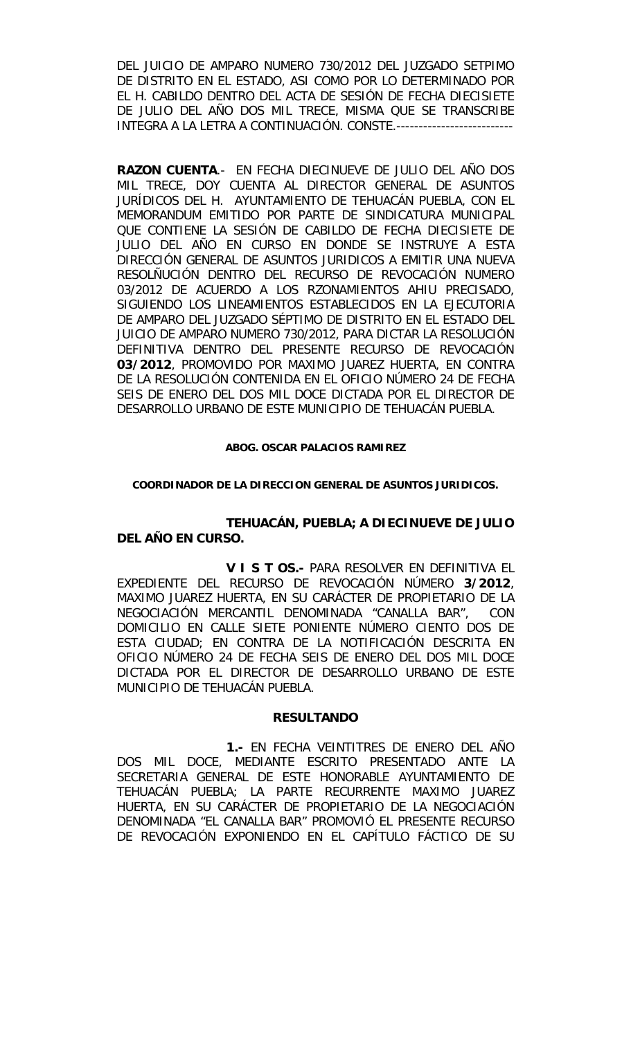DEL JUICIO DE AMPARO NUMERO 730/2012 DEL JUZGADO SETPIMO DE DISTRITO EN EL ESTADO, ASI COMO POR LO DETERMINADO POR EL H. CABILDO DENTRO DEL ACTA DE SESIÓN DE FECHA DIECISIETE DE JULIO DEL AÑO DOS MIL TRECE, MISMA QUE SE TRANSCRIBE INTEGRA A LA LETRA A CONTINUACIÓN. CONSTE.--------------------------

**RAZON CUENTA**.- EN FECHA DIECINUEVE DE JULIO DEL AÑO DOS MIL TRECE, DOY CUENTA AL DIRECTOR GENERAL DE ASUNTOS JURÍDICOS DEL H. AYUNTAMIENTO DE TEHUACÁN PUEBLA, CON EL MEMORANDUM EMITIDO POR PARTE DE SINDICATURA MUNICIPAL QUE CONTIENE LA SESIÓN DE CABILDO DE FECHA DIECISIETE DE JULIO DEL AÑO EN CURSO EN DONDE SE INSTRUYE A ESTA DIRECCIÓN GENERAL DE ASUNTOS JURIDICOS A EMITIR UNA NUEVA RESOLÑUCIÓN DENTRO DEL RECURSO DE REVOCACIÓN NUMERO 03/2012 DE ACUERDO A LOS RZONAMIENTOS AHIU PRECISADO, SIGUIENDO LOS LINEAMIENTOS ESTABLECIDOS EN LA EJECUTORIA DE AMPARO DEL JUZGADO SÉPTIMO DE DISTRITO EN EL ESTADO DEL JUICIO DE AMPARO NUMERO 730/2012, PARA DICTAR LA RESOLUCIÓN DEFINITIVA DENTRO DEL PRESENTE RECURSO DE REVOCACIÓN **03/2012**, PROMOVIDO POR MAXIMO JUAREZ HUERTA, EN CONTRA DE LA RESOLUCIÓN CONTENIDA EN EL OFICIO NÚMERO 24 DE FECHA SEIS DE ENERO DEL DOS MIL DOCE DICTADA POR EL DIRECTOR DE DESARROLLO URBANO DE ESTE MUNICIPIO DE TEHUACÁN PUEBLA.

**ABOG. OSCAR PALACIOS RAMIREZ**

**COORDINADOR DE LA DIRECCION GENERAL DE ASUNTOS JURIDICOS.**

**TEHUACÁN, PUEBLA; A DIECINUEVE DE JULIO DEL AÑO EN CURSO.**

**V I S T OS.-** PARA RESOLVER EN DEFINITIVA EL EXPEDIENTE DEL RECURSO DE REVOCACIÓN NÚMERO **3/2012**, MAXIMO JUAREZ HUERTA, EN SU CARÁCTER DE PROPIETARIO DE LA NEGOCIACIÓN MERCANTIL DENOMINADA "CANALLA BAR", CON DOMICILIO EN CALLE SIETE PONIENTE NÚMERO CIENTO DOS DE ESTA CIUDAD; EN CONTRA DE LA NOTIFICACIÓN DESCRITA EN OFICIO NÚMERO 24 DE FECHA SEIS DE ENERO DEL DOS MIL DOCE DICTADA POR EL DIRECTOR DE DESARROLLO URBANO DE ESTE MUNICIPIO DE TEHUACÁN PUEBLA.

**RESULTANDO**

**1.-** EN FECHA VEINTITRES DE ENERO DEL AÑO DOS MIL DOCE, MEDIANTE ESCRITO PRESENTADO ANTE LA SECRETARIA GENERAL DE ESTE HONORABLE AYUNTAMIENTO DE TEHUACÁN PUEBLA; LA PARTE RECURRENTE MAXIMO JUAREZ HUERTA, EN SU CARÁCTER DE PROPIETARIO DE LA NEGOCIACIÓN DENOMINADA "EL CANALLA BAR" PROMOVIÓ EL PRESENTE RECURSO DE REVOCACIÓN EXPONIENDO EN EL CAPÍTULO FÁCTICO DE SU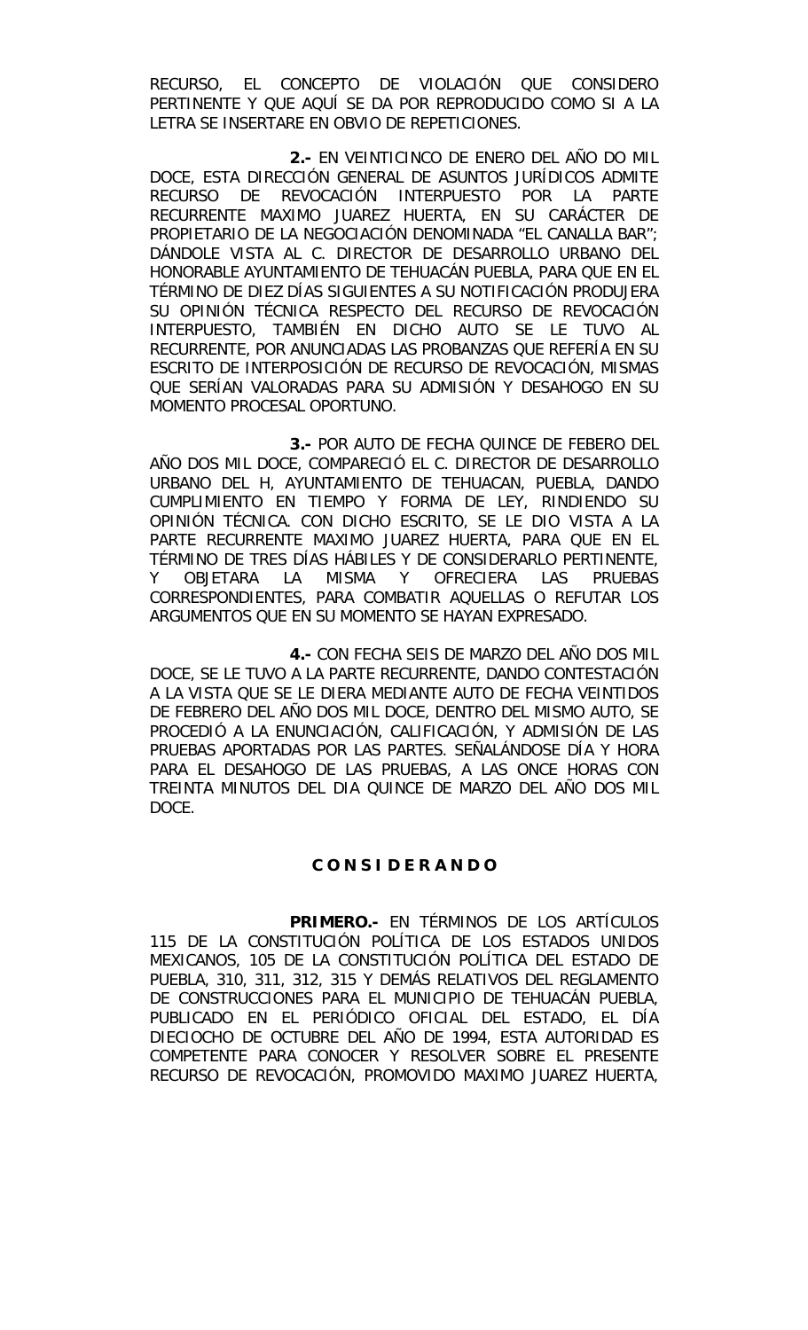RECURSO, EL CONCEPTO DE VIOLACIÓN QUE CONSIDERO PERTINENTE Y QUE AQUÍ SE DA POR REPRODUCIDO COMO SI A LA LETRA SE INSERTARE EN OBVIO DE REPETICIONES.

**2.-** EN VEINTICINCO DE ENERO DEL AÑO DO MIL DOCE, ESTA DIRECCIÓN GENERAL DE ASUNTOS JURÍDICOS ADMITE RECURSO DE REVOCACIÓN INTERPUESTO POR LA PARTE RECURRENTE MAXIMO JUAREZ HUERTA, EN SU CARÁCTER DE PROPIETARIO DE LA NEGOCIACIÓN DENOMINADA "EL CANALLA BAR"; DÁNDOLE VISTA AL C. DIRECTOR DE DESARROLLO URBANO DEL HONORABLE AYUNTAMIENTO DE TEHUACÁN PUEBLA, PARA QUE EN EL TÉRMINO DE DIEZ DÍAS SIGUIENTES A SU NOTIFICACIÓN PRODUJERA SU OPINIÓN TÉCNICA RESPECTO DEL RECURSO DE REVOCACIÓN INTERPUESTO, TAMBIÉN EN DICHO AUTO SE LE TUVO AL RECURRENTE, POR ANUNCIADAS LAS PROBANZAS QUE REFERÍA EN SU ESCRITO DE INTERPOSICIÓN DE RECURSO DE REVOCACIÓN, MISMAS QUE SERÍAN VALORADAS PARA SU ADMISIÓN Y DESAHOGO EN SU MOMENTO PROCESAL OPORTUNO.

**3.-** POR AUTO DE FECHA QUINCE DE FEBERO DEL AÑO DOS MIL DOCE, COMPARECIÓ EL C. DIRECTOR DE DESARROLLO URBANO DEL H, AYUNTAMIENTO DE TEHUACAN, PUEBLA, DANDO CUMPLIMIENTO EN TIEMPO Y FORMA DE LEY, RINDIENDO SU OPINIÓN TÉCNICA. CON DICHO ESCRITO, SE LE DIO VISTA A LA PARTE RECURRENTE MAXIMO JUAREZ HUERTA, PARA QUE EN EL TÉRMINO DE TRES DÍAS HÁBILES Y DE CONSIDERARLO PERTINENTE, Y OBJETARA LA MISMA Y OFRECIERA LAS PRUEBAS CORRESPONDIENTES, PARA COMBATIR AQUELLAS O REFUTAR LOS ARGUMENTOS QUE EN SU MOMENTO SE HAYAN EXPRESADO.

**4.-** CON FECHA SEIS DE MARZO DEL AÑO DOS MIL DOCE, SE LE TUVO A LA PARTE RECURRENTE, DANDO CONTESTACIÓN A LA VISTA QUE SE LE DIERA MEDIANTE AUTO DE FECHA VEINTIDOS DE FEBRERO DEL AÑO DOS MIL DOCE, DENTRO DEL MISMO AUTO, SE PROCEDIÓ A LA ENUNCIACIÓN, CALIFICACIÓN, Y ADMISIÓN DE LAS PRUEBAS APORTADAS POR LAS PARTES. SEÑALÁNDOSE DÍA Y HORA PARA EL DESAHOGO DE LAS PRUEBAS, A LAS ONCE HORAS CON TREINTA MINUTOS DEL DIA QUINCE DE MARZO DEL AÑO DOS MIL DOCE.

## C O N S I D E R A N D O

**PRIMERO.-** EN TÉRMINOS DE LOS ARTÍCULOS 115 DE LA CONSTITUCIÓN POLÍTICA DE LOS ESTADOS UNIDOS MEXICANOS, 105 DE LA CONSTITUCIÓN POLÍTICA DEL ESTADO DE PUEBLA, 310, 311, 312, 315 Y DEMÁS RELATIVOS DEL REGLAMENTO DE CONSTRUCCIONES PARA EL MUNICIPIO DE TEHUACÁN PUEBLA, PUBLICADO EN EL PERIÓDICO OFICIAL DEL ESTADO, EL DÍA DIECIOCHO DE OCTUBRE DEL AÑO DE 1994, ESTA AUTORIDAD ES COMPETENTE PARA CONOCER Y RESOLVER SOBRE EL PRESENTE RECURSO DE REVOCACIÓN, PROMOVIDO MAXIMO JUAREZ HUERTA,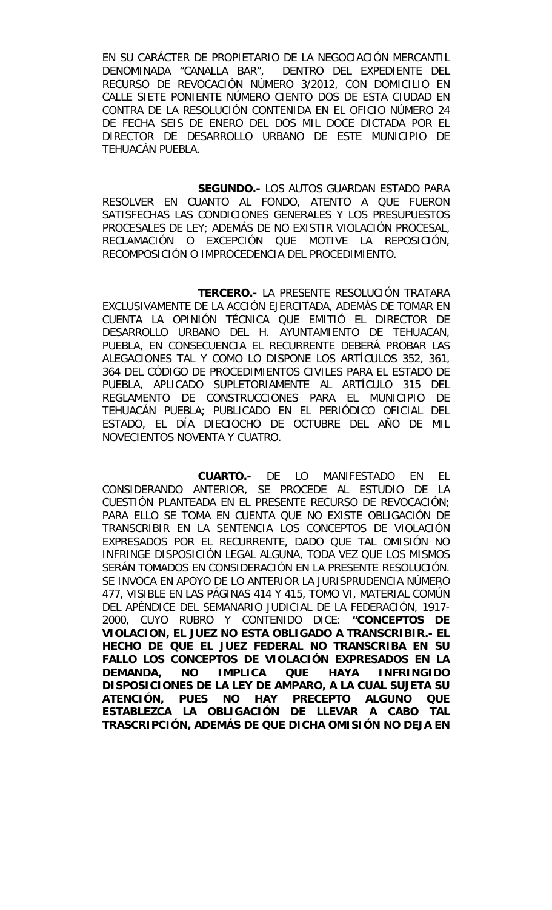EN SU CARÁCTER DE PROPIETARIO DE LA NEGOCIACIÓN MERCANTIL DENOMINADA "CANALLA BAR", DENTRO DEL EXPEDIENTE DEL RECURSO DE REVOCACIÓN NÚMERO 3/2012, CON DOMICILIO EN CALLE SIETE PONIENTE NÚMERO CIENTO DOS DE ESTA CIUDAD EN CONTRA DE LA RESOLUCIÓN CONTENIDA EN EL OFICIO NÚMERO 24 DE FECHA SEIS DE ENERO DEL DOS MIL DOCE DICTADA POR EL DIRECTOR DE DESARROLLO URBANO DE ESTE MUNICIPIO DE TEHUACÁN PUEBLA.

**SEGUNDO.-** LOS AUTOS GUARDAN ESTADO PARA RESOLVER EN CUANTO AL FONDO, ATENTO A QUE FUERON SATISFECHAS LAS CONDICIONES GENERALES Y LOS PRESUPUESTOS PROCESALES DE LEY; ADEMÁS DE NO EXISTIR VIOLACIÓN PROCESAL, RECLAMACIÓN O EXCEPCIÓN QUE MOTIVE LA REPOSICIÓN, RECOMPOSICIÓN O IMPROCEDENCIA DEL PROCEDIMIENTO.

**TERCERO.-** LA PRESENTE RESOLUCIÓN TRATARA EXCLUSIVAMENTE DE LA ACCIÓN EJERCITADA, ADEMÁS DE TOMAR EN CUENTA LA OPINIÓN TÉCNICA QUE EMITIÓ EL DIRECTOR DE DESARROLLO URBANO DEL H. AYUNTAMIENTO DE TEHUACAN, PUEBLA, EN CONSECUENCIA EL RECURRENTE DEBERÁ PROBAR LAS ALEGACIONES TAL Y COMO LO DISPONE LOS ARTÍCULOS 352, 361, 364 DEL CÓDIGO DE PROCEDIMIENTOS CIVILES PARA EL ESTADO DE PUEBLA, APLICADO SUPLETORIAMENTE AL ARTÍCULO 315 DEL REGLAMENTO DE CONSTRUCCIONES PARA EL MUNICIPIO DE TEHUACÁN PUEBLA; PUBLICADO EN EL PERIÓDICO OFICIAL DEL ESTADO, EL DÍA DIECIOCHO DE OCTUBRE DEL AÑO DE MIL NOVECIENTOS NOVENTA Y CUATRO.

**CUARTO.-** DE LO MANIFESTADO EN EL CONSIDERANDO ANTERIOR, SE PROCEDE AL ESTUDIO DE LA CUESTIÓN PLANTEADA EN EL PRESENTE RECURSO DE REVOCACIÓN; PARA ELLO SE TOMA EN CUENTA QUE NO EXISTE OBLIGACIÓN DE TRANSCRIBIR EN LA SENTENCIA LOS CONCEPTOS DE VIOLACIÓN EXPRESADOS POR EL RECURRENTE, DADO QUE TAL OMISIÓN NO INFRINGE DISPOSICIÓN LEGAL ALGUNA, TODA VEZ QUE LOS MISMOS SERÁN TOMADOS EN CONSIDERACIÓN EN LA PRESENTE RESOLUCIÓN. SE INVOCA EN APOYO DE LO ANTERIOR LA JURISPRUDENCIA NÚMERO 477, VISIBLE EN LAS PÁGINAS 414 Y 415, TOMO VI, MATERIAL COMÚN DEL APÉNDICE DEL SEMANARIO JUDICIAL DE LA FEDERACIÓN, 1917-2000, CUYO RUBRO Y CONTENIDO DICE: **"CONCEPTOS DE VIOLACION, EL JUEZ NO ESTA OBLIGADO A TRANSCRIBIR.- EL HECHO DE QUE EL JUEZ FEDERAL NO TRANSCRIBA EN SU FALLO LOS CONCEPTOS DE VIOLACIÓN EXPRESADOS EN LA DEMANDA, NO IMPLICA QUE HAYA INFRINGIDO DISPOSICIONES DE LA LEY DE AMPARO, A LA CUAL SUJETA SU ATENCIÓN, PUES NO HAY PRECEPTO ALGUNO QUE ESTABLEZCA LA OBLIGACIÓN DE LLEVAR A CABO TAL TRASCRIPCIÓN, ADEMÁS DE QUE DICHA OMISIÓN NO DEJA EN**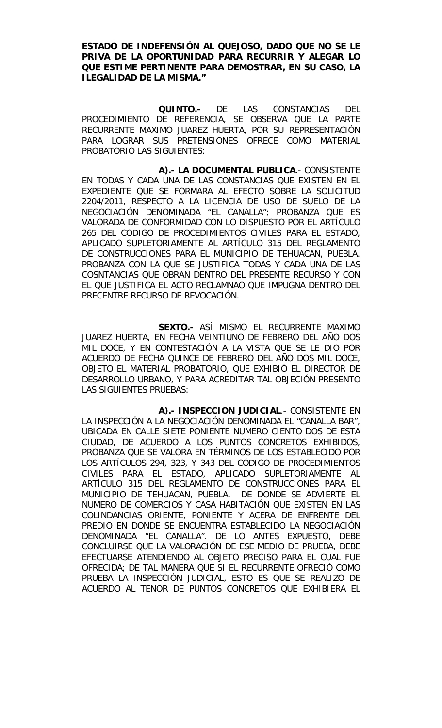**ESTADO DE INDEFENSIÓN AL QUEJOSO, DADO QUE NO SE LE PRIVA DE LA OPORTUNIDAD PARA RECURRIR Y ALEGAR LO QUE ESTIME PERTINENTE PARA DEMOSTRAR, EN SU CASO, LA ILEGALIDAD DE LA MISMA."**

**QUINTO.-** DE LAS CONSTANCIAS DEL PROCEDIMIENTO DE REFERENCIA, SE OBSERVA QUE LA PARTE RECURRENTE MAXIMO JUAREZ HUERTA, POR SU REPRESENTACIÓN PARA LOGRAR SUS PRETENSIONES OFRECE COMO MATERIAL PROBATORIO LAS SIGUIENTES:

**A).- LA DOCUMENTAL PUBLICA**.- CONSISTENTE EN TODAS Y CADA UNA DE LAS CONSTANCIAS QUE EXISTEN EN EL EXPEDIENTE QUE SE FORMARA AL EFECTO SOBRE LA SOLICITUD 2204/2011, RESPECTO A LA LICENCIA DE USO DE SUELO DE LA NEGOCIACIÓN DENOMINADA "EL CANALLA"; PROBANZA QUE ES VALORADA DE CONFORMIDAD CON LO DISPUESTO POR EL ARTÍCULO 265 DEL CODIGO DE PROCEDIMIENTOS CIVILES PARA EL ESTADO, APLICADO SUPLETORIAMENTE AL ARTÍCULO 315 DEL REGLAMENTO DE CONSTRUCCIONES PARA EL MUNICIPIO DE TEHUACAN, PUEBLA. PROBANZA CON LA QUE SE JUSTIFICA TODAS Y CADA UNA DE LAS COSNTANCIAS QUE OBRAN DENTRO DEL PRESENTE RECURSO Y CON EL QUE JUSTIFICA EL ACTO RECLAMNAO QUE IMPUGNA DENTRO DEL PRECENTRE RECURSO DE REVOCACIÓN.

**SEXTO.-** ASÍ MISMO EL RECURRENTE MAXIMO JUAREZ HUERTA, EN FECHA VEINTIUNO DE FEBRERO DEL AÑO DOS MIL DOCE, Y EN CONTESTACIÓN A LA VISTA QUE SE LE DIO POR ACUERDO DE FECHA QUINCE DE FEBRERO DEL AÑO DOS MIL DOCE, OBJETO EL MATERIAL PROBATORIO, QUE EXHIBIÓ EL DIRECTOR DE DESARROLLO URBANO, Y PARA ACREDITAR TAL OBJECIÓN PRESENTO LAS SIGUIENTES PRUEBAS:

**A).- INSPECCION JUDICIAL**.- CONSISTENTE EN LA INSPECCIÓN A LA NEGOCIACIÓN DENOMINADA EL "CANALLA BAR", UBICADA EN CALLE SIETE PONIENTE NUMERO CIENTO DOS DE ESTA CIUDAD, DE ACUERDO A LOS PUNTOS CONCRETOS EXHIBIDOS, PROBANZA QUE SE VALORA EN TÉRMINOS DE LOS ESTABLECIDO POR LOS ARTÍCULOS 294, 323, Y 343 DEL CÓDIGO DE PROCEDIMIENTOS CIVILES PARA EL ESTADO, APLICADO SUPLETORIAMENTE AL ARTÍCULO 315 DEL REGLAMENTO DE CONSTRUCCIONES PARA EL MUNICIPIO DE TEHUACAN, PUEBLA, DE DONDE SE ADVIERTE EL NUMERO DE COMERCIOS Y CASA HABITACIÓN QUE EXISTEN EN LAS COLINDANCIAS ORIENTE, PONIENTE Y ACERA DE ENFRENTE DEL PREDIO EN DONDE SE ENCUENTRA ESTABLECIDO LA NEGOCIACIÓN DENOMINADA "EL CANALLA". DE LO ANTES EXPUESTO, DEBE CONCLUIRSE QUE LA VALORACIÓN DE ESE MEDIO DE PRUEBA, DEBE EFECTUARSE ATENDIENDO AL OBJETO PRECISO PARA EL CUAL FUE OFRECIDA; DE TAL MANERA QUE SI EL RECURRENTE OFRECIÓ COMO PRUEBA LA INSPECCIÓN JUDICIAL, ESTO ES QUE SE REALIZO DE ACUERDO AL TENOR DE PUNTOS CONCRETOS QUE EXHIBIERA EL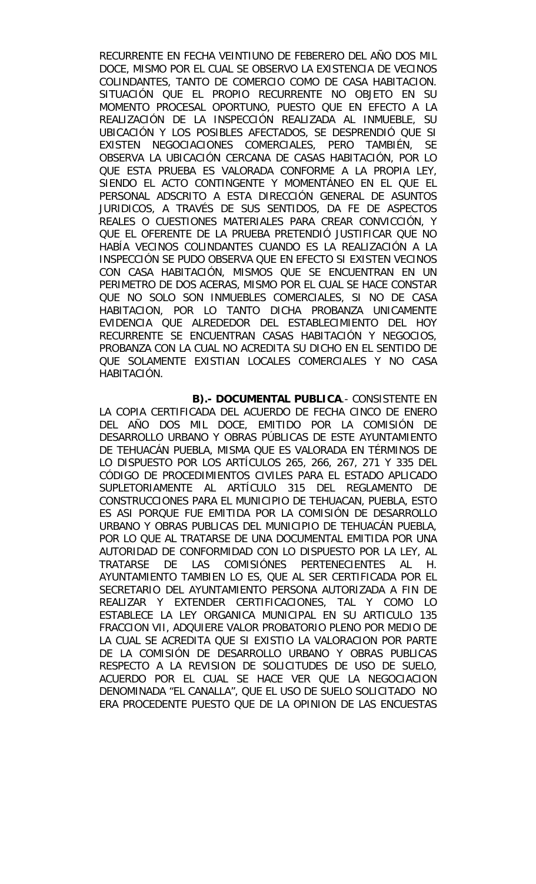RECURRENTE EN FECHA VEINTIUNO DE FEBERERO DEL AÑO DOS MIL DOCE, MISMO POR EL CUAL SE OBSERVO LA EXISTENCIA DE VECINOS COLINDANTES, TANTO DE COMERCIO COMO DE CASA HABITACION. SITUACIÓN QUE EL PROPIO RECURRENTE NO OBJETO EN SU MOMENTO PROCESAL OPORTUNO, PUESTO QUE EN EFECTO A LA REALIZACIÓN DE LA INSPECCIÓN REALIZADA AL INMUEBLE, SU UBICACIÓN Y LOS POSIBLES AFECTADOS, SE DESPRENDIÓ QUE SI EXISTEN NEGOCIACIONES COMERCIALES, PERO TAMBIÉN, SE OBSERVA LA UBICACIÓN CERCANA DE CASAS HABITACIÓN, POR LO QUE ESTA PRUEBA ES VALORADA CONFORME A LA PROPIA LEY, SIENDO EL ACTO CONTINGENTE Y MOMENTÁNEO EN EL QUE EL PERSONAL ADSCRITO A ESTA DIRECCIÓN GENERAL DE ASUNTOS JURIDICOS, A TRAVÉS DE SUS SENTIDOS, DA FE DE ASPECTOS REALES O CUESTIONES MATERIALES PARA CREAR CONVICCIÓN, Y QUE EL OFERENTE DE LA PRUEBA PRETENDIÓ JUSTIFICAR QUE NO HABÍA VECINOS COLINDANTES CUANDO ES LA REALIZACIÓN A LA INSPECCIÓN SE PUDO OBSERVA QUE EN EFECTO SI EXISTEN VECINOS CON CASA HABITACIÓN, MISMOS QUE SE ENCUENTRAN EN UN PERIMETRO DE DOS ACERAS, MISMO POR EL CUAL SE HACE CONSTAR QUE NO SOLO SON INMUEBLES COMERCIALES, SI NO DE CASA HABITACION, POR LO TANTO DICHA PROBANZA UNICAMENTE EVIDENCIA QUE ALREDEDOR DEL ESTABLECIMIENTO DEL HOY RECURRENTE SE ENCUENTRAN CASAS HABITACIÓN Y NEGOCIOS, PROBANZA CON LA CUAL NO ACREDITA SU DICHO EN EL SENTIDO DE QUE SOLAMENTE EXISTIAN LOCALES COMERCIALES Y NO CASA HABITACIÓN.

**B).- DOCUMENTAL PUBLICA**.- CONSISTENTE EN LA COPIA CERTIFICADA DEL ACUERDO DE FECHA CINCO DE ENERO DEL AÑO DOS MIL DOCE, EMITIDO POR LA COMISIÓN DE DESARROLLO URBANO Y OBRAS PÚBLICAS DE ESTE AYUNTAMIENTO DE TEHUACÁN PUEBLA, MISMA QUE ES VALORADA EN TÉRMINOS DE LO DISPUESTO POR LOS ARTÍCULOS 265, 266, 267, 271 Y 335 DEL CÓDIGO DE PROCEDIMIENTOS CIVILES PARA EL ESTADO APLICADO SUPLETORIAMENTE AL ARTÍCULO 315 DEL REGLAMENTO DE CONSTRUCCIONES PARA EL MUNICIPIO DE TEHUACAN, PUEBLA, ESTO ES ASI PORQUE FUE EMITIDA POR LA COMISIÓN DE DESARROLLO URBANO Y OBRAS PUBLICAS DEL MUNICIPIO DE TEHUACÁN PUEBLA, POR LO QUE AL TRATARSE DE UNA DOCUMENTAL EMITIDA POR UNA AUTORIDAD DE CONFORMIDAD CON LO DISPUESTO POR LA LEY, AL TRATARSE DE LAS COMISIÓNES PERTENECIENTES AL H. AYUNTAMIENTO TAMBIEN LO ES, QUE AL SER CERTIFICADA POR EL SECRETARIO DEL AYUNTAMIENTO PERSONA AUTORIZADA A FIN DE REALIZAR Y EXTENDER CERTIFICACIONES, TAL Y COMO LO ESTABLECE LA LEY ORGANICA MUNICIPAL EN SU ARTICULO 135 FRACCION VII, ADQUIERE VALOR PROBATORIO PLENO POR MEDIO DE LA CUAL SE ACREDITA QUE SI EXISTIO LA VALORACION POR PARTE DE LA COMISIÓN DE DESARROLLO URBANO Y OBRAS PUBLICAS RESPECTO A LA REVISION DE SOLICITUDES DE USO DE SUELO, ACUERDO POR EL CUAL SE HACE VER QUE LA NEGOCIACION DENOMINADA "EL CANALLA", QUE EL USO DE SUELO SOLICITADO NO ERA PROCEDENTE PUESTO QUE DE LA OPINION DE LAS ENCUESTAS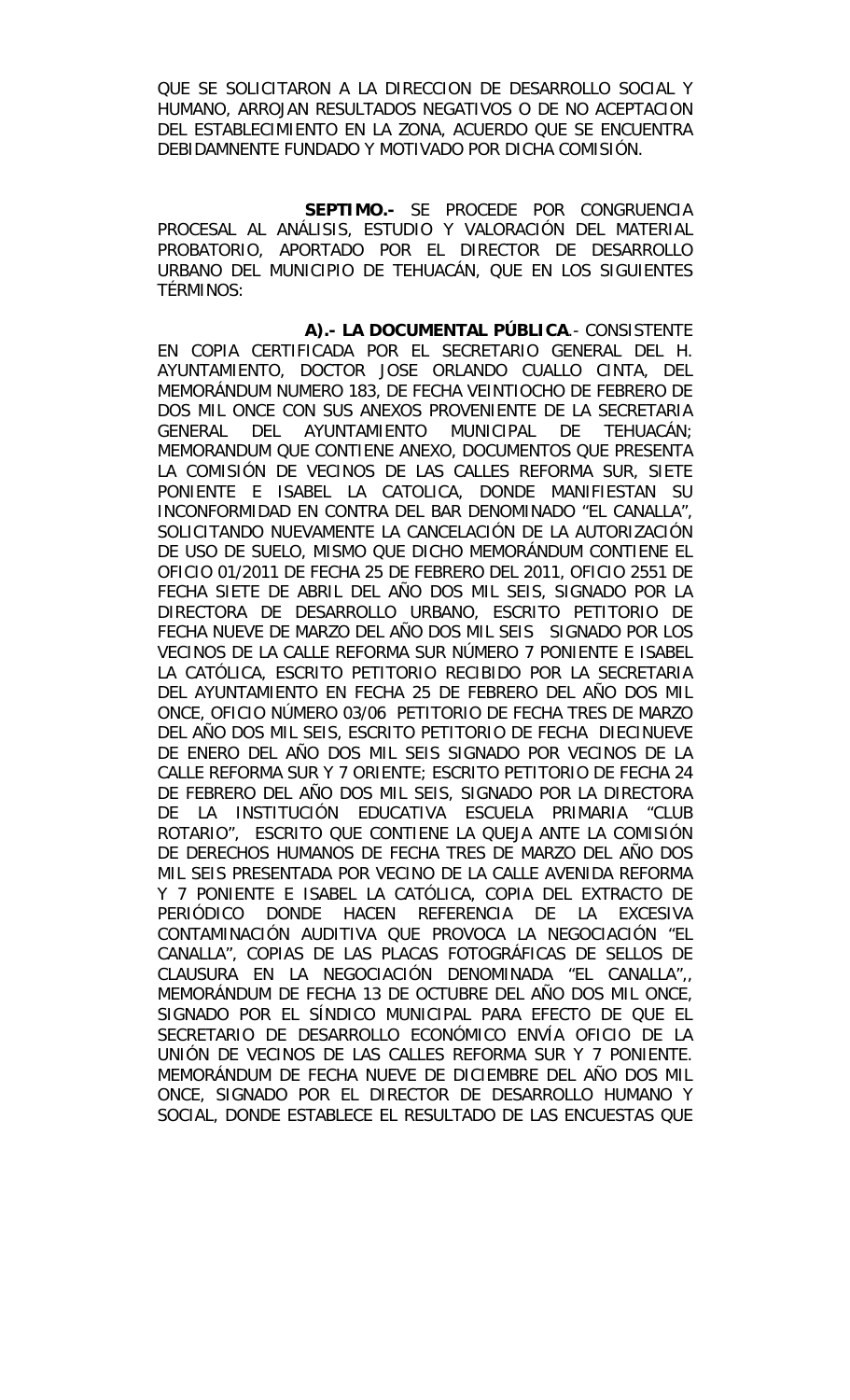QUE SE SOLICITARON A LA DIRECCION DE DESARROLLO SOCIAL Y HUMANO, ARROJAN RESULTADOS NEGATIVOS O DE NO ACEPTACION DEL ESTABLECIMIENTO EN LA ZONA, ACUERDO QUE SE ENCUENTRA DEBIDAMNENTE FUNDADO Y MOTIVADO POR DICHA COMISIÓN.

**SEPTIMO.-** SE PROCEDE POR CONGRUENCIA PROCESAL AL ANÁLISIS, ESTUDIO Y VALORACIÓN DEL MATERIAL PROBATORIO, APORTADO POR EL DIRECTOR DE DESARROLLO URBANO DEL MUNICIPIO DE TEHUACÁN, QUE EN LOS SIGUIENTES TÉRMINOS:

**A).- LA DOCUMENTAL PÚBLICA**.- CONSISTENTE EN COPIA CERTIFICADA POR EL SECRETARIO GENERAL DEL H. AYUNTAMIENTO, DOCTOR JOSE ORLANDO CUALLO CINTA, DEL MEMORÁNDUM NUMERO 183, DE FECHA VEINTIOCHO DE FEBRERO DE DOS MIL ONCE CON SUS ANEXOS PROVENIENTE DE LA SECRETARIA GENERAL DEL AYUNTAMIENTO MUNICIPAL DE TEHUACÁN; MEMORANDUM QUE CONTIENE ANEXO, DOCUMENTOS QUE PRESENTA LA COMISIÓN DE VECINOS DE LAS CALLES REFORMA SUR, SIETE PONIENTE E ISABEL LA CATOLICA, DONDE MANIFIESTAN SU INCONFORMIDAD EN CONTRA DEL BAR DENOMINADO "EL CANALLA", SOLICITANDO NUEVAMENTE LA CANCELACIÓN DE LA AUTORIZACIÓN DE USO DE SUELO, MISMO QUE DICHO MEMORÁNDUM CONTIENE EL OFICIO 01/2011 DE FECHA 25 DE FEBRERO DEL 2011, OFICIO 2551 DE FECHA SIETE DE ABRIL DEL AÑO DOS MIL SEIS, SIGNADO POR LA DIRECTORA DE DESARROLLO URBANO, ESCRITO PETITORIO DE FECHA NUEVE DE MARZO DEL AÑO DOS MIL SEIS SIGNADO POR LOS VECINOS DE LA CALLE REFORMA SUR NÚMERO 7 PONIENTE E ISABEL LA CATÓLICA, ESCRITO PETITORIO RECIBIDO POR LA SECRETARIA DEL AYUNTAMIENTO EN FECHA 25 DE FEBRERO DEL AÑO DOS MIL ONCE, OFICIO NÚMERO 03/06 PETITORIO DE FECHA TRES DE MARZO DEL AÑO DOS MIL SEIS, ESCRITO PETITORIO DE FECHA DIECINUEVE DE ENERO DEL AÑO DOS MIL SEIS SIGNADO POR VECINOS DE LA CALLE REFORMA SUR Y 7 ORIENTE; ESCRITO PETITORIO DE FECHA 24 DE FEBRERO DEL AÑO DOS MIL SEIS, SIGNADO POR LA DIRECTORA DE LA INSTITUCIÓN EDUCATIVA ESCUELA PRIMARIA "CLUB ROTARIO", ESCRITO QUE CONTIENE LA QUEJA ANTE LA COMISIÓN DE DERECHOS HUMANOS DE FECHA TRES DE MARZO DEL AÑO DOS MIL SEIS PRESENTADA POR VECINO DE LA CALLE AVENIDA REFORMA Y 7 PONIENTE E ISABEL LA CATÓLICA, COPIA DEL EXTRACTO DE PERIÓDICO DONDE HACEN REFERENCIA DE LA EXCESIVA CONTAMINACIÓN AUDITIVA QUE PROVOCA LA NEGOCIACIÓN "EL CANALLA", COPIAS DE LAS PLACAS FOTOGRÁFICAS DE SELLOS DE CLAUSURA EN LA NEGOCIACIÓN DENOMINADA "EL CANALLA",, MEMORÁNDUM DE FECHA 13 DE OCTUBRE DEL AÑO DOS MIL ONCE, SIGNADO POR EL SÍNDICO MUNICIPAL PARA EFECTO DE QUE EL SECRETARIO DE DESARROLLO ECONÓMICO ENVÍA OFICIO DE LA UNIÓN DE VECINOS DE LAS CALLES REFORMA SUR Y 7 PONIENTE. MEMORÁNDUM DE FECHA NUEVE DE DICIEMBRE DEL AÑO DOS MIL ONCE, SIGNADO POR EL DIRECTOR DE DESARROLLO HUMANO Y SOCIAL, DONDE ESTABLECE EL RESULTADO DE LAS ENCUESTAS QUE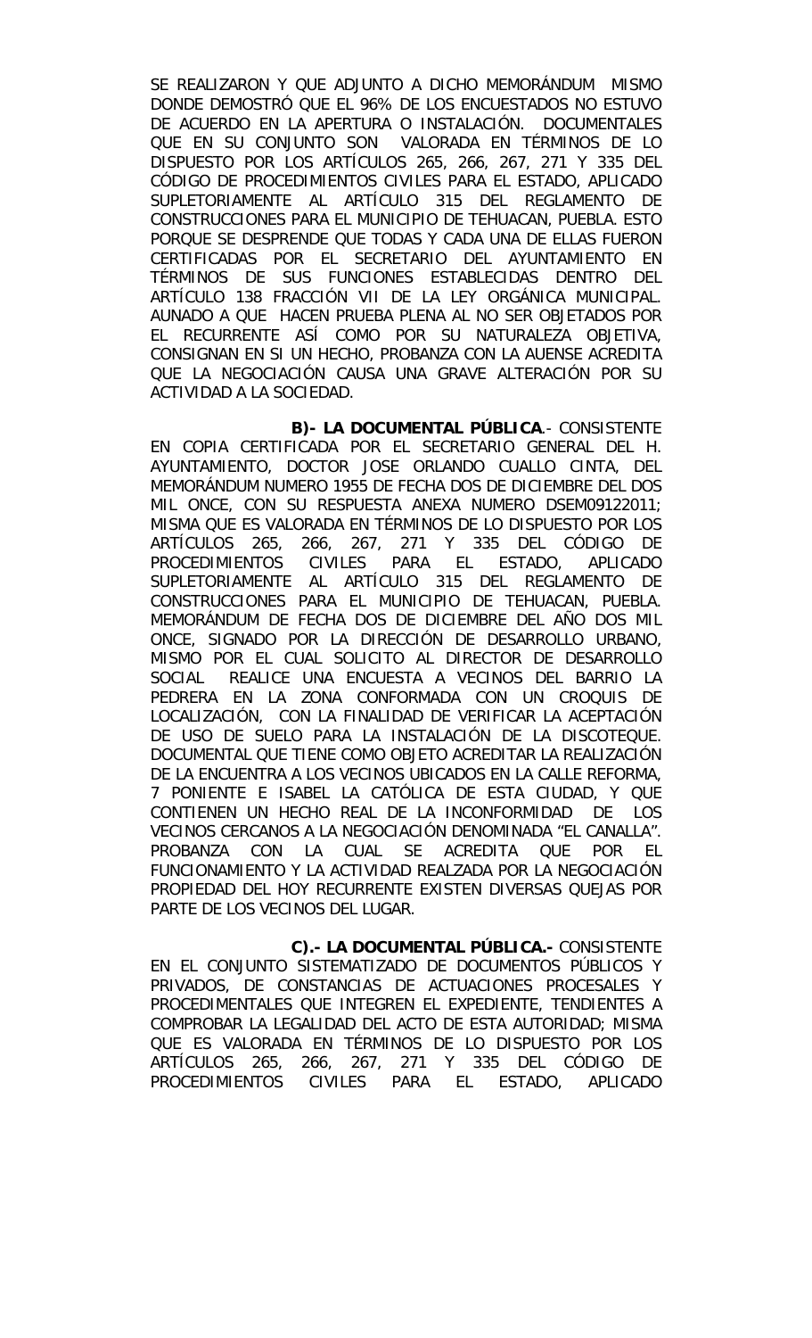SE REALIZARON Y QUE ADJUNTO A DICHO MEMORÁNDUM MISMO DONDE DEMOSTRÓ QUE EL 96% DE LOS ENCUESTADOS NO ESTUVO DE ACUERDO EN LA APERTURA O INSTALACIÓN. DOCUMENTALES QUE EN SU CONJUNTO SON VALORADA EN TÉRMINOS DE LO DISPUESTO POR LOS ARTÍCULOS 265, 266, 267, 271 Y 335 DEL CÓDIGO DE PROCEDIMIENTOS CIVILES PARA EL ESTADO, APLICADO SUPLETORIAMENTE AL ARTÍCULO 315 DEL REGLAMENTO DE CONSTRUCCIONES PARA EL MUNICIPIO DE TEHUACAN, PUEBLA. ESTO PORQUE SE DESPRENDE QUE TODAS Y CADA UNA DE ELLAS FUERON CERTIFICADAS POR EL SECRETARIO DEL AYUNTAMIENTO EN TÉRMINOS DE SUS FUNCIONES ESTABLECIDAS DENTRO DEL ARTÍCULO 138 FRACCIÓN VII DE LA LEY ORGÁNICA MUNICIPAL. AUNADO A QUE HACEN PRUEBA PLENA AL NO SER OBJETADOS POR EL RECURRENTE ASÍ COMO POR SU NATURALEZA OBJETIVA, CONSIGNAN EN SI UN HECHO, PROBANZA CON LA AUENSE ACREDITA QUE LA NEGOCIACIÓN CAUSA UNA GRAVE ALTERACIÓN POR SU ACTIVIDAD A LA SOCIEDAD.

**B)- LA DOCUMENTAL PÚBLICA**.- CONSISTENTE EN COPIA CERTIFICADA POR EL SECRETARIO GENERAL DEL H. AYUNTAMIENTO, DOCTOR JOSE ORLANDO CUALLO CINTA, DEL MEMORÁNDUM NUMERO 1955 DE FECHA DOS DE DICIEMBRE DEL DOS MIL ONCE, CON SU RESPUESTA ANEXA NUMERO DSEM09122011; MISMA QUE ES VALORADA EN TÉRMINOS DE LO DISPUESTO POR LOS ARTÍCULOS 265, 266, 267, 271 Y 335 DEL CÓDIGO DE PROCEDIMIENTOS CIVILES PARA EL ESTADO, APLICADO SUPLETORIAMENTE AL ARTÍCULO 315 DEL REGLAMENTO DE CONSTRUCCIONES PARA EL MUNICIPIO DE TEHUACAN, PUEBLA. MEMORÁNDUM DE FECHA DOS DE DICIEMBRE DEL AÑO DOS MIL ONCE, SIGNADO POR LA DIRECCIÓN DE DESARROLLO URBANO, MISMO POR EL CUAL SOLICITO AL DIRECTOR DE DESARROLLO SOCIAL REALICE UNA ENCUESTA A VECINOS DEL BARRIO LA PEDRERA EN LA ZONA CONFORMADA CON UN CROQUIS DE LOCALIZACIÓN, CON LA FINALIDAD DE VERIFICAR LA ACEPTACIÓN DE USO DE SUELO PARA LA INSTALACIÓN DE LA DISCOTEQUE. DOCUMENTAL QUE TIENE COMO OBJETO ACREDITAR LA REALIZACIÓN DE LA ENCUENTRA A LOS VECINOS UBICADOS EN LA CALLE REFORMA, 7 PONIENTE E ISABEL LA CATÓLICA DE ESTA CIUDAD, Y QUE CONTIENEN UN HECHO REAL DE LA INCONFORMIDAD DE LOS VECINOS CERCANOS A LA NEGOCIACIÓN DENOMINADA "EL CANALLA". PROBANZA CON LA CUAL SE ACREDITA QUE POR EL FUNCIONAMIENTO Y LA ACTIVIDAD REALZADA POR LA NEGOCIACIÓN PROPIEDAD DEL HOY RECURRENTE EXISTEN DIVERSAS QUEJAS POR PARTE DE LOS VECINOS DEL LUGAR.

**C).- LA DOCUMENTAL PÚBLICA.-** CONSISTENTE EN EL CONJUNTO SISTEMATIZADO DE DOCUMENTOS PÚBLICOS Y PRIVADOS, DE CONSTANCIAS DE ACTUACIONES PROCESALES Y PROCEDIMENTALES QUE INTEGREN EL EXPEDIENTE, TENDIENTES A COMPROBAR LA LEGALIDAD DEL ACTO DE ESTA AUTORIDAD; MISMA QUE ES VALORADA EN TÉRMINOS DE LO DISPUESTO POR LOS ARTÍCULOS 265, 266, 267, 271 Y 335 DEL CÓDIGO DE PROCEDIMIENTOS CIVILES PARA EL ESTADO, APLICADO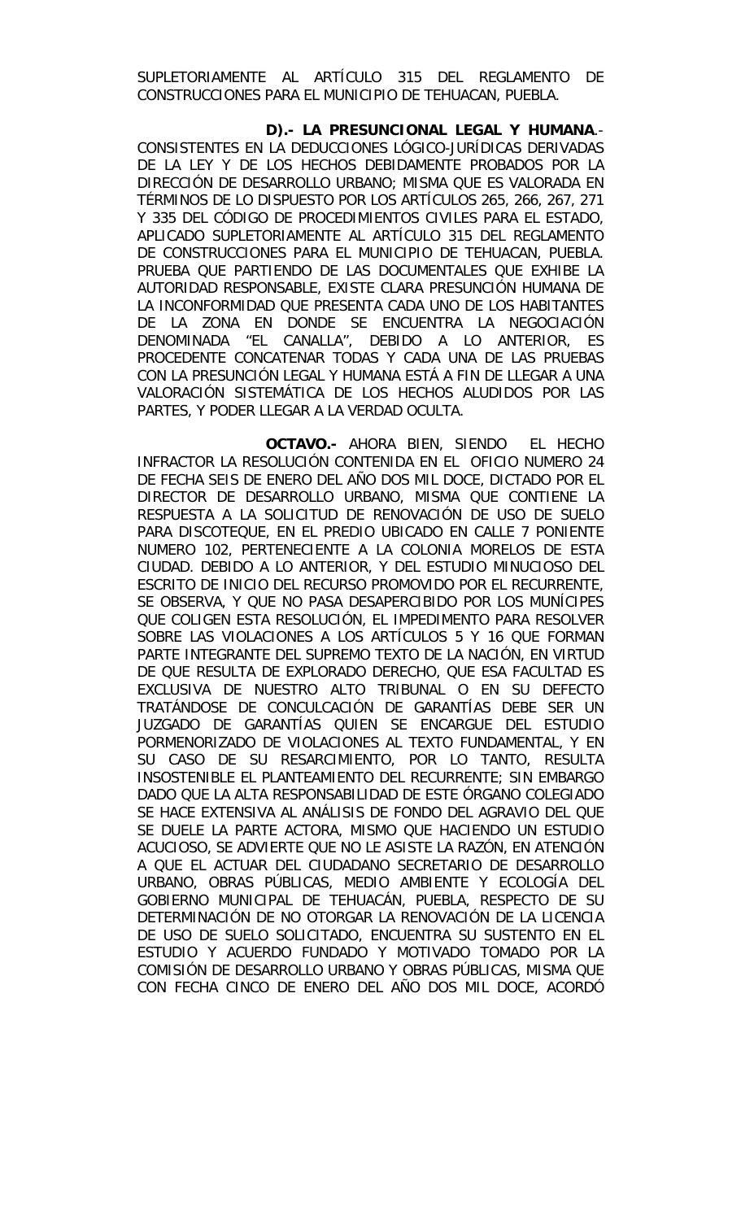SUPLETORIAMENTE AL ARTÍCULO 315 DEL REGLAMENTO DE CONSTRUCCIONES PARA EL MUNICIPIO DE TEHUACAN, PUEBLA.

**D).- LA PRESUNCIONAL LEGAL Y HUMANA**.- CONSISTENTES EN LA DEDUCCIONES LÓGICO-JURÍDICAS DERIVADAS DE LA LEY Y DE LOS HECHOS DEBIDAMENTE PROBADOS POR LA DIRECCIÓN DE DESARROLLO URBANO; MISMA QUE ES VALORADA EN TÉRMINOS DE LO DISPUESTO POR LOS ARTÍCULOS 265, 266, 267, 271 Y 335 DEL CÓDIGO DE PROCEDIMIENTOS CIVILES PARA EL ESTADO, APLICADO SUPLETORIAMENTE AL ARTÍCULO 315 DEL REGLAMENTO DE CONSTRUCCIONES PARA EL MUNICIPIO DE TEHUACAN, PUEBLA. PRUEBA QUE PARTIENDO DE LAS DOCUMENTALES QUE EXHIBE LA AUTORIDAD RESPONSABLE, EXISTE CLARA PRESUNCIÓN HUMANA DE LA INCONFORMIDAD QUE PRESENTA CADA UNO DE LOS HABITANTES DE LA ZONA EN DONDE SE ENCUENTRA LA NEGOCIACIÓN DENOMINADA "EL CANALLA", DEBIDO A LO ANTERIOR, ES PROCEDENTE CONCATENAR TODAS Y CADA UNA DE LAS PRUEBAS CON LA PRESUNCIÓN LEGAL Y HUMANA ESTÁ A FIN DE LLEGAR A UNA VALORACIÓN SISTEMÁTICA DE LOS HECHOS ALUDIDOS POR LAS PARTES, Y PODER LLEGAR A LA VERDAD OCULTA.

**OCTAVO.-** AHORA BIEN, SIENDO EL HECHO INFRACTOR LA RESOLUCIÓN CONTENIDA EN EL OFICIO NUMERO 24 DE FECHA SEIS DE ENERO DEL AÑO DOS MIL DOCE, DICTADO POR EL DIRECTOR DE DESARROLLO URBANO, MISMA QUE CONTIENE LA RESPUESTA A LA SOLICITUD DE RENOVACIÓN DE USO DE SUELO PARA DISCOTEQUE, EN EL PREDIO UBICADO EN CALLE 7 PONIENTE NUMERO 102, PERTENECIENTE A LA COLONIA MORELOS DE ESTA CIUDAD. DEBIDO A LO ANTERIOR, Y DEL ESTUDIO MINUCIOSO DEL ESCRITO DE INICIO DEL RECURSO PROMOVIDO POR EL RECURRENTE, SE OBSERVA, Y QUE NO PASA DESAPERCIBIDO POR LOS MUNÍCIPES QUE COLIGEN ESTA RESOLUCIÓN, EL IMPEDIMENTO PARA RESOLVER SOBRE LAS VIOLACIONES A LOS ARTÍCULOS 5 Y 16 QUE FORMAN PARTE INTEGRANTE DEL SUPREMO TEXTO DE LA NACIÓN, EN VIRTUD DE QUE RESULTA DE EXPLORADO DERECHO, QUE ESA FACULTAD ES EXCLUSIVA DE NUESTRO ALTO TRIBUNAL O EN SU DEFECTO TRATÁNDOSE DE CONCULCACIÓN DE GARANTÍAS DEBE SER UN JUZGADO DE GARANTÍAS QUIEN SE ENCARGUE DEL ESTUDIO PORMENORIZADO DE VIOLACIONES AL TEXTO FUNDAMENTAL, Y EN SU CASO DE SU RESARCIMIENTO, POR LO TANTO, RESULTA INSOSTENIBLE EL PLANTEAMIENTO DEL RECURRENTE; SIN EMBARGO DADO QUE LA ALTA RESPONSABILIDAD DE ESTE ÓRGANO COLEGIADO SE HACE EXTENSIVA AL ANÁLISIS DE FONDO DEL AGRAVIO DEL QUE SE DUELE LA PARTE ACTORA, MISMO QUE HACIENDO UN ESTUDIO ACUCIOSO, SE ADVIERTE QUE NO LE ASISTE LA RAZÓN, EN ATENCIÓN A QUE EL ACTUAR DEL CIUDADANO SECRETARIO DE DESARROLLO URBANO, OBRAS PÚBLICAS, MEDIO AMBIENTE Y ECOLOGÍA DEL GOBIERNO MUNICIPAL DE TEHUACÁN, PUEBLA, RESPECTO DE SU DETERMINACIÓN DE NO OTORGAR LA RENOVACIÓN DE LA LICENCIA DE USO DE SUELO SOLICITADO, ENCUENTRA SU SUSTENTO EN EL ESTUDIO Y ACUERDO FUNDADO Y MOTIVADO TOMADO POR LA COMISIÓN DE DESARROLLO URBANO Y OBRAS PÚBLICAS, MISMA QUE CON FECHA CINCO DE ENERO DEL AÑO DOS MIL DOCE, ACORDÓ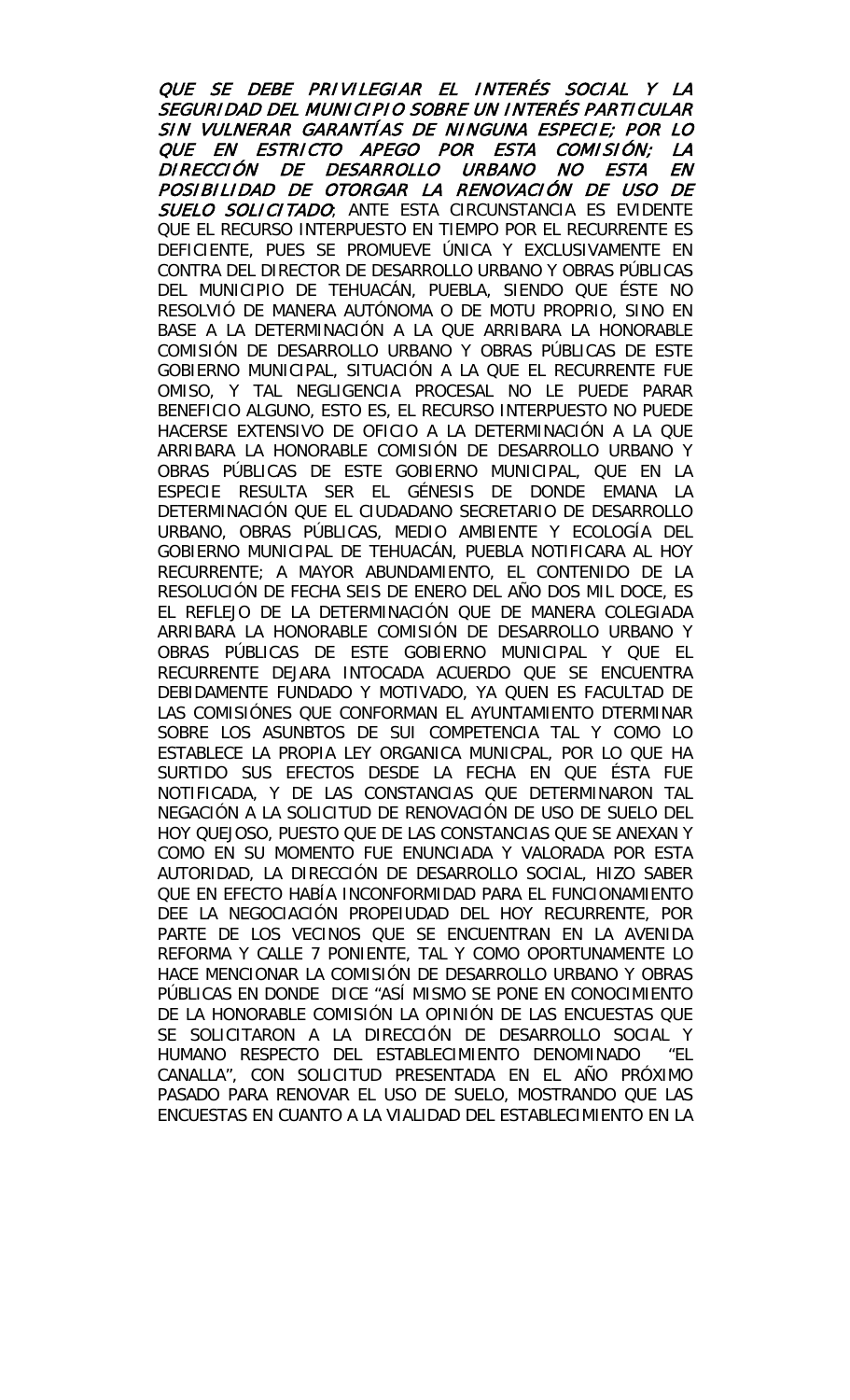*QUE SE DEBE PRIVILEGIAR EL INTERÉS SOCIAL Y LA SEGURIDAD DEL MUNICIPIO SOBRE UN INTERÉS PARTICULAR SIN VULNERAR GARANTÍAS DE NINGUNA ESPECIE; POR LO QUE EN ESTRICTO APEGO POR ESTA COMISIÓN; LA DIRECCIÓN DE DESARROLLO URBANO NO ESTA EN POSIBILIDAD DE OTORGAR LA RENOVACIÓN DE USO DE SUELO SOLICITADO*; ANTE ESTA CIRCUNSTANCIA ES EVIDENTE QUE EL RECURSO INTERPUESTO EN TIEMPO POR EL RECURRENTE ES DEFICIENTE, PUES SE PROMUEVE ÚNICA Y EXCLUSIVAMENTE EN CONTRA DEL DIRECTOR DE DESARROLLO URBANO Y OBRAS PÚBLICAS DEL MUNICIPIO DE TEHUACÁN, PUEBLA, SIENDO QUE ÉSTE NO RESOLVIÓ DE MANERA AUTÓNOMA O DE MOTU PROPRIO, SINO EN BASE A LA DETERMINACIÓN A LA QUE ARRIBARA LA HONORABLE COMISIÓN DE DESARROLLO URBANO Y OBRAS PÚBLICAS DE ESTE GOBIERNO MUNICIPAL, SITUACIÓN A LA QUE EL RECURRENTE FUE OMISO, Y TAL NEGLIGENCIA PROCESAL NO LE PUEDE PARAR BENEFICIO ALGUNO, ESTO ES, EL RECURSO INTERPUESTO NO PUEDE HACERSE EXTENSIVO DE OFICIO A LA DETERMINACIÓN A LA QUE ARRIBARA LA HONORABLE COMISIÓN DE DESARROLLO URBANO Y OBRAS PÚBLICAS DE ESTE GOBIERNO MUNICIPAL, QUE EN LA ESPECIE RESULTA SER EL GÉNESIS DE DONDE EMANA LA DETERMINACIÓN QUE EL CIUDADANO SECRETARIO DE DESARROLLO URBANO, OBRAS PÚBLICAS, MEDIO AMBIENTE Y ECOLOGÍA DEL GOBIERNO MUNICIPAL DE TEHUACÁN, PUEBLA NOTIFICARA AL HOY RECURRENTE; A MAYOR ABUNDAMIENTO, EL CONTENIDO DE LA RESOLUCIÓN DE FECHA SEIS DE ENERO DEL AÑO DOS MIL DOCE, ES EL REFLEJO DE LA DETERMINACIÓN QUE DE MANERA COLEGIADA ARRIBARA LA HONORABLE COMISIÓN DE DESARROLLO URBANO Y OBRAS PÚBLICAS DE ESTE GOBIERNO MUNICIPAL Y QUE EL RECURRENTE DEJARA INTOCADA ACUERDO QUE SE ENCUENTRA DEBIDAMENTE FUNDADO Y MOTIVADO, YA QUEN ES FACULTAD DE LAS COMISIÓNES QUE CONFORMAN EL AYUNTAMIENTO DTERMINAR SOBRE LOS ASUNBTOS DE SUI COMPETENCIA TAL Y COMO LO ESTABLECE LA PROPIA LEY ORGANICA MUNICPAL, POR LO QUE HA SURTIDO SUS EFECTOS DESDE LA FECHA EN QUE ÉSTA FUE NOTIFICADA, Y DE LAS CONSTANCIAS QUE DETERMINARON TAL NEGACIÓN A LA SOLICITUD DE RENOVACIÓN DE USO DE SUELO DEL HOY QUEJOSO, PUESTO QUE DE LAS CONSTANCIAS QUE SE ANEXAN Y COMO EN SU MOMENTO FUE ENUNCIADA Y VALORADA POR ESTA AUTORIDAD, LA DIRECCIÓN DE DESARROLLO SOCIAL, HIZO SABER QUE EN EFECTO HABÍA INCONFORMIDAD PARA EL FUNCIONAMIENTO DEE LA NEGOCIACIÓN PROPEIUDAD DEL HOY RECURRENTE, POR PARTE DE LOS VECINOS QUE SE ENCUENTRAN EN LA AVENIDA REFORMA Y CALLE 7 PONIENTE, TAL Y COMO OPORTUNAMENTE LO HACE MENCIONAR LA COMISIÓN DE DESARROLLO URBANO Y OBRAS PÚBLICAS EN DONDE DICE "ASÍ MISMO SE PONE EN CONOCIMIENTO DE LA HONORABLE COMISIÓN LA OPINIÓN DE LAS ENCUESTAS QUE SE SOLICITARON A LA DIRECCIÓN DE DESARROLLO SOCIAL Y HUMANO RESPECTO DEL ESTABLECIMIENTO DENOMINADO "EL CANALLA", CON SOLICITUD PRESENTADA EN EL AÑO PRÓXIMO PASADO PARA RENOVAR EL USO DE SUELO, MOSTRANDO QUE LAS ENCUESTAS EN CUANTO A LA VIALIDAD DEL ESTABLECIMIENTO EN LA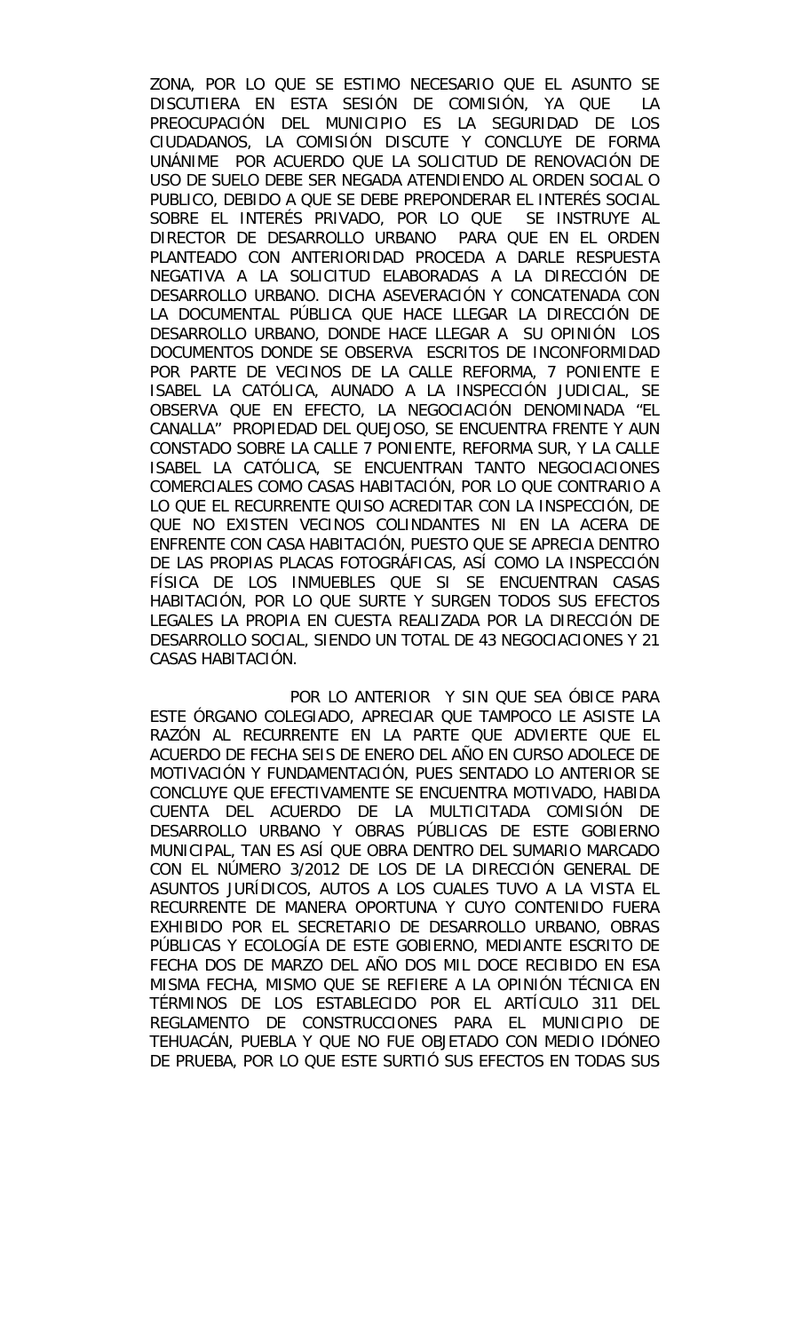ZONA, POR LO QUE SE ESTIMO NECESARIO QUE EL ASUNTO SE DISCUTIERA EN ESTA SESIÓN DE COMISIÓN, YA QUE LA PREOCUPACIÓN DEL MUNICIPIO ES LA SEGURIDAD DE LOS CIUDADANOS, LA COMISIÓN DISCUTE Y CONCLUYE DE FORMA UNÁNIME POR ACUERDO QUE LA SOLICITUD DE RENOVACIÓN DE USO DE SUELO DEBE SER NEGADA ATENDIENDO AL ORDEN SOCIAL O PUBLICO, DEBIDO A QUE SE DEBE PREPONDERAR EL INTERÉS SOCIAL SOBRE EL INTERÉS PRIVADO, POR LO QUE SE INSTRUYE AL DIRECTOR DE DESARROLLO URBANO PARA QUE EN EL ORDEN PLANTEADO CON ANTERIORIDAD PROCEDA A DARLE RESPUESTA NEGATIVA A LA SOLICITUD ELABORADAS A LA DIRECCIÓN DE DESARROLLO URBANO. DICHA ASEVERACIÓN Y CONCATENADA CON LA DOCUMENTAL PÚBLICA QUE HACE LLEGAR LA DIRECCIÓN DE DESARROLLO URBANO, DONDE HACE LLEGAR A SU OPINIÓN LOS DOCUMENTOS DONDE SE OBSERVA ESCRITOS DE INCONFORMIDAD POR PARTE DE VECINOS DE LA CALLE REFORMA, 7 PONIENTE E ISABEL LA CATÓLICA, AUNADO A LA INSPECCIÓN JUDICIAL, SE OBSERVA QUE EN EFECTO, LA NEGOCIACIÓN DENOMINADA "EL CANALLA" PROPIEDAD DEL QUEJOSO, SE ENCUENTRA FRENTE Y AUN CONSTADO SOBRE LA CALLE 7 PONIENTE, REFORMA SUR, Y LA CALLE ISABEL LA CATÓLICA, SE ENCUENTRAN TANTO NEGOCIACIONES COMERCIALES COMO CASAS HABITACIÓN, POR LO QUE CONTRARIO A LO QUE EL RECURRENTE QUISO ACREDITAR CON LA INSPECCIÓN, DE QUE NO EXISTEN VECINOS COLINDANTES NI EN LA ACERA DE ENFRENTE CON CASA HABITACIÓN, PUESTO QUE SE APRECIA DENTRO DE LAS PROPIAS PLACAS FOTOGRÁFICAS, ASÍ COMO LA INSPECCIÓN FÍSICA DE LOS INMUEBLES QUE SI SE ENCUENTRAN CASAS HABITACIÓN, POR LO QUE SURTE Y SURGEN TODOS SUS EFECTOS LEGALES LA PROPIA EN CUESTA REALIZADA POR LA DIRECCIÓN DE DESARROLLO SOCIAL, SIENDO UN TOTAL DE 43 NEGOCIACIONES Y 21 CASAS HABITACIÓN.

POR LO ANTERIOR Y SIN QUE SEA ÓBICE PARA ESTE ÓRGANO COLEGIADO, APRECIAR QUE TAMPOCO LE ASISTE LA RAZÓN AL RECURRENTE EN LA PARTE QUE ADVIERTE QUE EL ACUERDO DE FECHA SEIS DE ENERO DEL AÑO EN CURSO ADOLECE DE MOTIVACIÓN Y FUNDAMENTACIÓN, PUES SENTADO LO ANTERIOR SE CONCLUYE QUE EFECTIVAMENTE SE ENCUENTRA MOTIVADO, HABIDA CUENTA DEL ACUERDO DE LA MULTICITADA COMISIÓN DE DESARROLLO URBANO Y OBRAS PÚBLICAS DE ESTE GOBIERNO MUNICIPAL, TAN ES ASÍ QUE OBRA DENTRO DEL SUMARIO MARCADO CON EL NÚMERO 3/2012 DE LOS DE LA DIRECCIÓN GENERAL DE ASUNTOS JURÍDICOS, AUTOS A LOS CUALES TUVO A LA VISTA EL RECURRENTE DE MANERA OPORTUNA Y CUYO CONTENIDO FUERA EXHIBIDO POR EL SECRETARIO DE DESARROLLO URBANO, OBRAS PÚBLICAS Y ECOLOGÍA DE ESTE GOBIERNO, MEDIANTE ESCRITO DE FECHA DOS DE MARZO DEL AÑO DOS MIL DOCE RECIBIDO EN ESA MISMA FECHA, MISMO QUE SE REFIERE A LA OPINIÓN TÉCNICA EN TÉRMINOS DE LOS ESTABLECIDO POR EL ARTÍCULO 311 DEL REGLAMENTO DE CONSTRUCCIONES PARA EL MUNICIPIO DE TEHUACÁN, PUEBLA Y QUE NO FUE OBJETADO CON MEDIO IDÓNEO DE PRUEBA, POR LO QUE ESTE SURTIÓ SUS EFECTOS EN TODAS SUS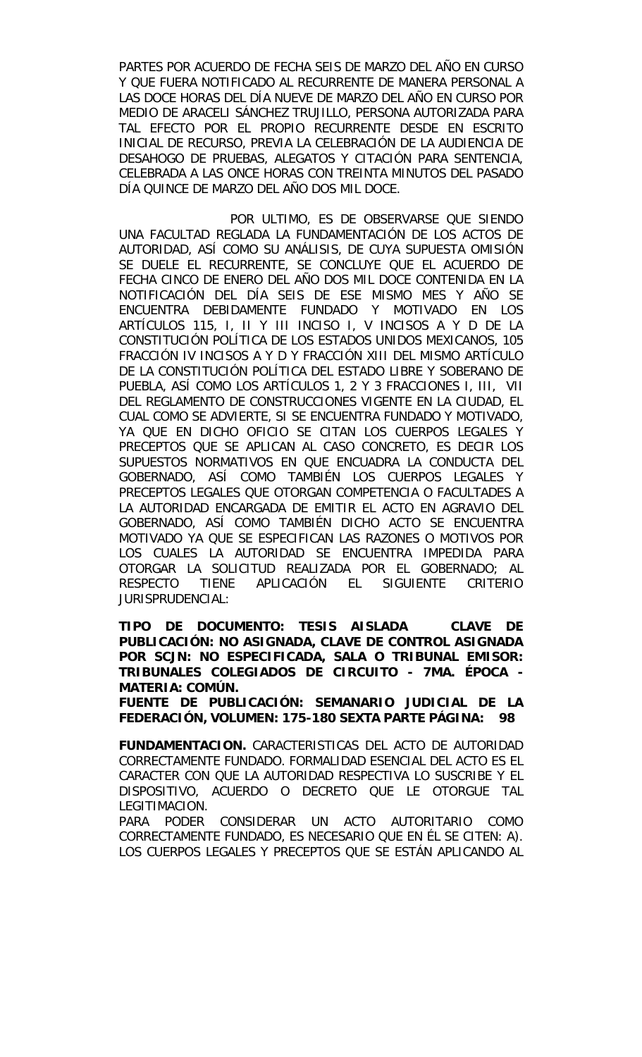PARTES POR ACUERDO DE FECHA SEIS DE MARZO DEL AÑO EN CURSO Y QUE FUERA NOTIFICADO AL RECURRENTE DE MANERA PERSONAL A LAS DOCE HORAS DEL DÍA NUEVE DE MARZO DEL AÑO EN CURSO POR MEDIO DE ARACELI SÁNCHEZ TRUJILLO, PERSONA AUTORIZADA PARA TAL EFECTO POR EL PROPIO RECURRENTE DESDE EN ESCRITO INICIAL DE RECURSO, PREVIA LA CELEBRACIÓN DE LA AUDIENCIA DE DESAHOGO DE PRUEBAS, ALEGATOS Y CITACIÓN PARA SENTENCIA, CELEBRADA A LAS ONCE HORAS CON TREINTA MINUTOS DEL PASADO DÍA QUINCE DE MARZO DEL AÑO DOS MIL DOCE.

POR ULTIMO, ES DE OBSERVARSE QUE SIENDO UNA FACULTAD REGLADA LA FUNDAMENTACIÓN DE LOS ACTOS DE AUTORIDAD, ASÍ COMO SU ANÁLISIS, DE CUYA SUPUESTA OMISIÓN SE DUELE EL RECURRENTE, SE CONCLUYE QUE EL ACUERDO DE FECHA CINCO DE ENERO DEL AÑO DOS MIL DOCE CONTENIDA EN LA NOTIFICACIÓN DEL DÍA SEIS DE ESE MISMO MES Y AÑO SE ENCUENTRA DEBIDAMENTE FUNDADO Y MOTIVADO EN LOS ARTÍCULOS 115, I, II Y III INCISO I, V INCISOS A Y D DE LA CONSTITUCIÓN POLÍTICA DE LOS ESTADOS UNIDOS MEXICANOS, 105 FRACCIÓN IV INCISOS A Y D Y FRACCIÓN XIII DEL MISMO ARTÍCULO DE LA CONSTITUCIÓN POLÍTICA DEL ESTADO LIBRE Y SOBERANO DE PUEBLA, ASÍ COMO LOS ARTÍCULOS 1, 2 Y 3 FRACCIONES I, III, VII DEL REGLAMENTO DE CONSTRUCCIONES VIGENTE EN LA CIUDAD, EL CUAL COMO SE ADVIERTE, SI SE ENCUENTRA FUNDADO Y MOTIVADO, YA QUE EN DICHO OFICIO SE CITAN LOS CUERPOS LEGALES Y PRECEPTOS QUE SE APLICAN AL CASO CONCRETO, ES DECIR LOS SUPUESTOS NORMATIVOS EN QUE ENCUADRA LA CONDUCTA DEL GOBERNADO, ASÍ COMO TAMBIÉN LOS CUERPOS LEGALES Y PRECEPTOS LEGALES QUE OTORGAN COMPETENCIA O FACULTADES A LA AUTORIDAD ENCARGADA DE EMITIR EL ACTO EN AGRAVIO DEL GOBERNADO, ASÍ COMO TAMBIÉN DICHO ACTO SE ENCUENTRA MOTIVADO YA QUE SE ESPECIFICAN LAS RAZONES O MOTIVOS POR LOS CUALES LA AUTORIDAD SE ENCUENTRA IMPEDIDA PARA OTORGAR LA SOLICITUD REALIZADA POR EL GOBERNADO; AL RESPECTO TIENE APLICACIÓN EL SIGUIENTE CRITERIO JURISPRUDENCIAL:

**TIPO DE DOCUMENTO: TESIS AISLADA CLAVE DE PUBLICACIÓN: NO ASIGNADA, CLAVE DE CONTROL ASIGNADA POR SCJN: NO ESPECIFICADA, SALA O TRIBUNAL EMISOR: TRIBUNALES COLEGIADOS DE CIRCUITO - 7MA. ÉPOCA - MATERIA: COMÚN.**
**FUENTE DE PUBLICACIÓN: SEMANARIO JUDICIAL DE LA FEDERACIÓN, VOLUMEN: 175-180 SEXTA PARTE PÁGINA: 98**

**FUNDAMENTACION.** CARACTERISTICAS DEL ACTO DE AUTORIDAD CORRECTAMENTE FUNDADO. FORMALIDAD ESENCIAL DEL ACTO ES EL CARACTER CON QUE LA AUTORIDAD RESPECTIVA LO SUSCRIBE Y EL DISPOSITIVO, ACUERDO O DECRETO QUE LE OTORGUE TAL LEGITIMACION.
PARA PODER CONSIDERAR UN ACTO AUTORITARIO COMO CORRECTAMENTE FUNDADO, ES NECESARIO QUE EN ÉL SE CITEN: A). LOS CUERPOS LEGALES Y PRECEPTOS QUE SE ESTÁN APLICANDO AL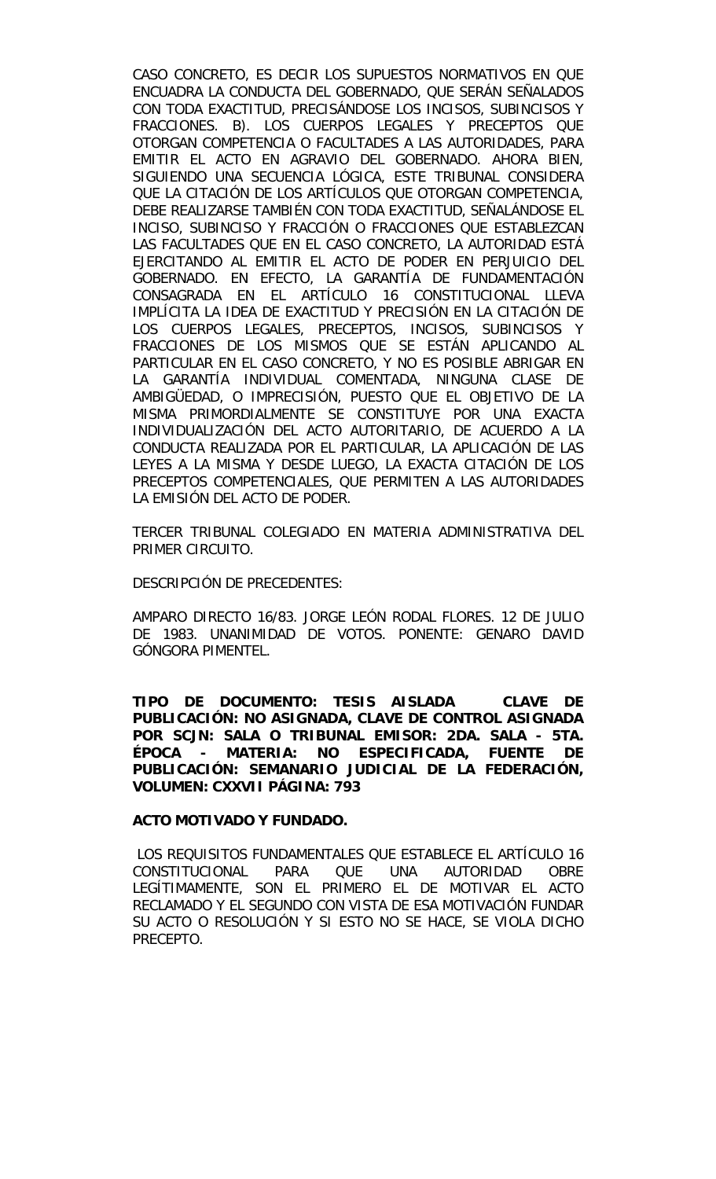CASO CONCRETO, ES DECIR LOS SUPUESTOS NORMATIVOS EN QUE ENCUADRA LA CONDUCTA DEL GOBERNADO, QUE SERÁN SEÑALADOS CON TODA EXACTITUD, PRECISÁNDOSE LOS INCISOS, SUBINCISOS Y FRACCIONES. B). LOS CUERPOS LEGALES Y PRECEPTOS QUE OTORGAN COMPETENCIA O FACULTADES A LAS AUTORIDADES, PARA EMITIR EL ACTO EN AGRAVIO DEL GOBERNADO. AHORA BIEN, SIGUIENDO UNA SECUENCIA LÓGICA, ESTE TRIBUNAL CONSIDERA QUE LA CITACIÓN DE LOS ARTÍCULOS QUE OTORGAN COMPETENCIA, DEBE REALIZARSE TAMBIÉN CON TODA EXACTITUD, SEÑALÁNDOSE EL INCISO, SUBINCISO Y FRACCIÓN O FRACCIONES QUE ESTABLEZCAN LAS FACULTADES QUE EN EL CASO CONCRETO, LA AUTORIDAD ESTÁ EJERCITANDO AL EMITIR EL ACTO DE PODER EN PERJUICIO DEL GOBERNADO. EN EFECTO, LA GARANTÍA DE FUNDAMENTACIÓN CONSAGRADA EN EL ARTÍCULO 16 CONSTITUCIONAL LLEVA IMPLÍCITA LA IDEA DE EXACTITUD Y PRECISIÓN EN LA CITACIÓN DE LOS CUERPOS LEGALES, PRECEPTOS, INCISOS, SUBINCISOS Y FRACCIONES DE LOS MISMOS QUE SE ESTÁN APLICANDO AL PARTICULAR EN EL CASO CONCRETO, Y NO ES POSIBLE ABRIGAR EN LA GARANTÍA INDIVIDUAL COMENTADA, NINGUNA CLASE DE AMBIGÜEDAD, O IMPRECISIÓN, PUESTO QUE EL OBJETIVO DE LA MISMA PRIMORDIALMENTE SE CONSTITUYE POR UNA EXACTA INDIVIDUALIZACIÓN DEL ACTO AUTORITARIO, DE ACUERDO A LA CONDUCTA REALIZADA POR EL PARTICULAR, LA APLICACIÓN DE LAS LEYES A LA MISMA Y DESDE LUEGO, LA EXACTA CITACIÓN DE LOS PRECEPTOS COMPETENCIALES, QUE PERMITEN A LAS AUTORIDADES LA EMISIÓN DEL ACTO DE PODER.

TERCER TRIBUNAL COLEGIADO EN MATERIA ADMINISTRATIVA DEL PRIMER CIRCUITO.

DESCRIPCIÓN DE PRECEDENTES:

AMPARO DIRECTO 16/83. JORGE LEÓN RODAL FLORES. 12 DE JULIO DE 1983. UNANIMIDAD DE VOTOS. PONENTE: GENARO DAVID GÓNGORA PIMENTEL.

**TIPO DE DOCUMENTO: TESIS AISLADA CLAVE DE PUBLICACIÓN: NO ASIGNADA, CLAVE DE CONTROL ASIGNADA POR SCJN: SALA O TRIBUNAL EMISOR: 2DA. SALA - 5TA. ÉPOCA - MATERIA: NO ESPECIFICADA, FUENTE DE PUBLICACIÓN: SEMANARIO JUDICIAL DE LA FEDERACIÓN, VOLUMEN: CXXVII PÁGINA: 793**

**ACTO MOTIVADO Y FUNDADO.**

LOS REQUISITOS FUNDAMENTALES QUE ESTABLECE EL ARTÍCULO 16 CONSTITUCIONAL PARA QUE UNA AUTORIDAD OBRE LEGÍTIMAMENTE, SON EL PRIMERO EL DE MOTIVAR EL ACTO RECLAMADO Y EL SEGUNDO CON VISTA DE ESA MOTIVACIÓN FUNDAR SU ACTO O RESOLUCIÓN Y SI ESTO NO SE HACE, SE VIOLA DICHO PRECEPTO.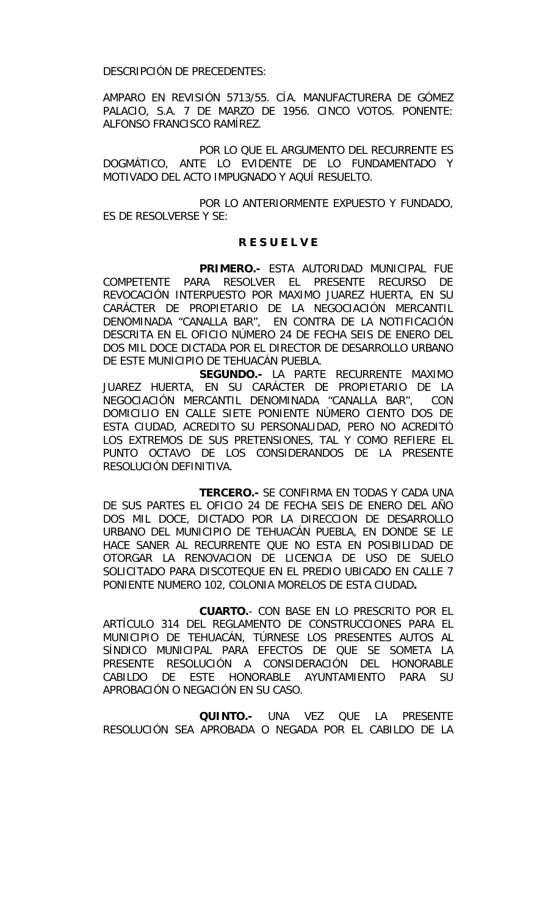DESCRIPCIÓN DE PRECEDENTES:

AMPARO EN REVISIÓN 5713/55. CÍA. MANUFACTURERA DE GÓMEZ PALACIO, S.A. 7 DE MARZO DE 1956. CINCO VOTOS. PONENTE: ALFONSO FRANCISCO RAMÍREZ.

POR LO QUE EL ARGUMENTO DEL RECURRENTE ES DOGMÁTICO, ANTE LO EVIDENTE DE LO FUNDAMENTADO Y MOTIVADO DEL ACTO IMPUGNADO Y AQUÍ RESUELTO.

POR LO ANTERIORMENTE EXPUESTO Y FUNDADO, ES DE RESOLVERSE Y SE:

**R E S U E L V E**

**PRIMERO.-** ESTA AUTORIDAD MUNICIPAL FUE COMPETENTE PARA RESOLVER EL PRESENTE RECURSO DE REVOCACIÓN INTERPUESTO POR MAXIMO JUAREZ HUERTA, EN SU CARÁCTER DE PROPIETARIO DE LA NEGOCIACIÓN MERCANTIL DENOMINADA "CANALLA BAR", EN CONTRA DE LA NOTIFICACIÓN DESCRITA EN EL OFICIO NÚMERO 24 DE FECHA SEIS DE ENERO DEL DOS MIL DOCE DICTADA POR EL DIRECTOR DE DESARROLLO URBANO DE ESTE MUNICIPIO DE TEHUACÁN PUEBLA.

**SEGUNDO.-** LA PARTE RECURRENTE MAXIMO JUAREZ HUERTA, EN SU CARÁCTER DE PROPIETARIO DE LA NEGOCIACIÓN MERCANTIL DENOMINADA "CANALLA BAR", CON DOMICILIO EN CALLE SIETE PONIENTE NÚMERO CIENTO DOS DE ESTA CIUDAD, ACREDITO SU PERSONALIDAD, PERO NO ACREDITÓ LOS EXTREMOS DE SUS PRETENSIONES, TAL Y COMO REFIERE EL PUNTO OCTAVO DE LOS CONSIDERANDOS DE LA PRESENTE RESOLUCIÓN DEFINITIVA.

**TERCERO.-** SE CONFIRMA EN TODAS Y CADA UNA DE SUS PARTES EL OFICIO 24 DE FECHA SEIS DE ENERO DEL AÑO DOS MIL DOCE, DICTADO POR LA DIRECCION DE DESARROLLO URBANO DEL MUNICIPIO DE TEHUACÁN PUEBLA, EN DONDE SE LE HACE SANER AL RECURRENTE QUE NO ESTA EN POSIBILIDAD DE OTORGAR LA RENOVACION DE LICENCIA DE USO DE SUELO SOLICITADO PARA DISCOTEQUE EN EL PREDIO UBICADO EN CALLE 7 PONIENTE NUMERO 102, COLONIA MORELOS DE ESTA CIUDAD**.**

**CUARTO.**- CON BASE EN LO PRESCRITO POR EL ARTÍCULO 314 DEL REGLAMENTO DE CONSTRUCCIONES PARA EL MUNICIPIO DE TEHUACÁN, TÚRNESE LOS PRESENTES AUTOS AL SÍNDICO MUNICIPAL PARA EFECTOS DE QUE SE SOMETA LA PRESENTE RESOLUCIÓN A CONSIDERACIÓN DEL HONORABLE CABILDO DE ESTE HONORABLE AYUNTAMIENTO PARA SU APROBACIÓN O NEGACIÓN EN SU CASO.

**QUINTO.-** UNA VEZ QUE LA PRESENTE RESOLUCIÓN SEA APROBADA O NEGADA POR EL CABILDO DE LA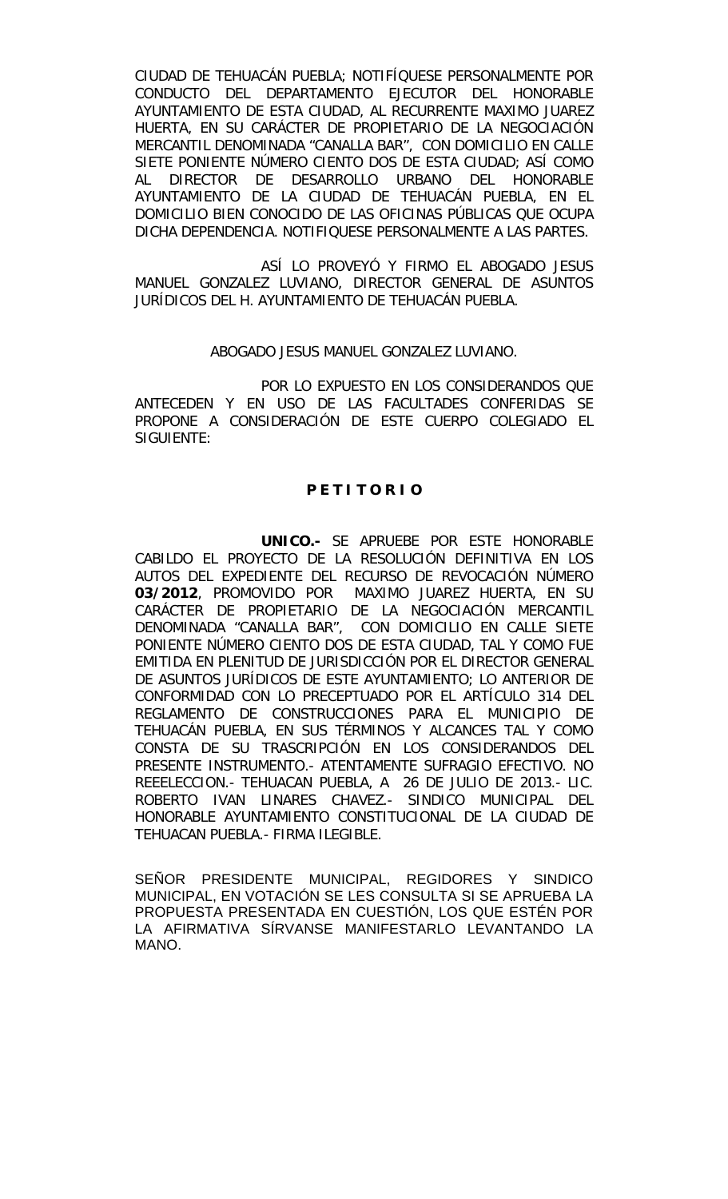CIUDAD DE TEHUACÁN PUEBLA; NOTIFÍQUESE PERSONALMENTE POR CONDUCTO DEL DEPARTAMENTO EJECUTOR DEL HONORABLE AYUNTAMIENTO DE ESTA CIUDAD, AL RECURRENTE MAXIMO JUAREZ HUERTA, EN SU CARÁCTER DE PROPIETARIO DE LA NEGOCIACIÓN MERCANTIL DENOMINADA "CANALLA BAR", CON DOMICILIO EN CALLE SIETE PONIENTE NÚMERO CIENTO DOS DE ESTA CIUDAD; ASÍ COMO AL DIRECTOR DE DESARROLLO URBANO DEL HONORABLE AYUNTAMIENTO DE LA CIUDAD DE TEHUACÁN PUEBLA, EN EL DOMICILIO BIEN CONOCIDO DE LAS OFICINAS PÚBLICAS QUE OCUPA DICHA DEPENDENCIA. NOTIFIQUESE PERSONALMENTE A LAS PARTES.

ASÍ LO PROVEYÓ Y FIRMO EL ABOGADO JESUS MANUEL GONZALEZ LUVIANO, DIRECTOR GENERAL DE ASUNTOS JURÍDICOS DEL H. AYUNTAMIENTO DE TEHUACÁN PUEBLA.

ABOGADO JESUS MANUEL GONZALEZ LUVIANO.

POR LO EXPUESTO EN LOS CONSIDERANDOS QUE ANTECEDEN Y EN USO DE LAS FACULTADES CONFERIDAS SE PROPONE A CONSIDERACIÓN DE ESTE CUERPO COLEGIADO EL SIGUIENTE:

**P E T I T O R I O**

**UNICO.-** SE APRUEBE POR ESTE HONORABLE CABILDO EL PROYECTO DE LA RESOLUCIÓN DEFINITIVA EN LOS AUTOS DEL EXPEDIENTE DEL RECURSO DE REVOCACIÓN NÚMERO **03/2012**, PROMOVIDO POR MAXIMO JUAREZ HUERTA, EN SU CARÁCTER DE PROPIETARIO DE LA NEGOCIACIÓN MERCANTIL DENOMINADA "CANALLA BAR", CON DOMICILIO EN CALLE SIETE PONIENTE NÚMERO CIENTO DOS DE ESTA CIUDAD, TAL Y COMO FUE EMITIDA EN PLENITUD DE JURISDICCIÓN POR EL DIRECTOR GENERAL DE ASUNTOS JURÍDICOS DE ESTE AYUNTAMIENTO; LO ANTERIOR DE CONFORMIDAD CON LO PRECEPTUADO POR EL ARTÍCULO 314 DEL REGLAMENTO DE CONSTRUCCIONES PARA EL MUNICIPIO DE TEHUACÁN PUEBLA, EN SUS TÉRMINOS Y ALCANCES TAL Y COMO CONSTA DE SU TRASCRIPCIÓN EN LOS CONSIDERANDOS DEL PRESENTE INSTRUMENTO.- ATENTAMENTE SUFRAGIO EFECTIVO. NO REEELECCION.- TEHUACAN PUEBLA, A 26 DE JULIO DE 2013.- LIC. ROBERTO IVAN LINARES CHAVEZ.- SINDICO MUNICIPAL DEL HONORABLE AYUNTAMIENTO CONSTITUCIONAL DE LA CIUDAD DE TEHUACAN PUEBLA.- FIRMA ILEGIBLE.

SEÑOR PRESIDENTE MUNICIPAL, REGIDORES Y SINDICO MUNICIPAL, EN VOTACIÓN SE LES CONSULTA SI SE APRUEBA LA PROPUESTA PRESENTADA EN CUESTIÓN, LOS QUE ESTÉN POR LA AFIRMATIVA SÍRVANSE MANIFESTARLO LEVANTANDO LA MANO.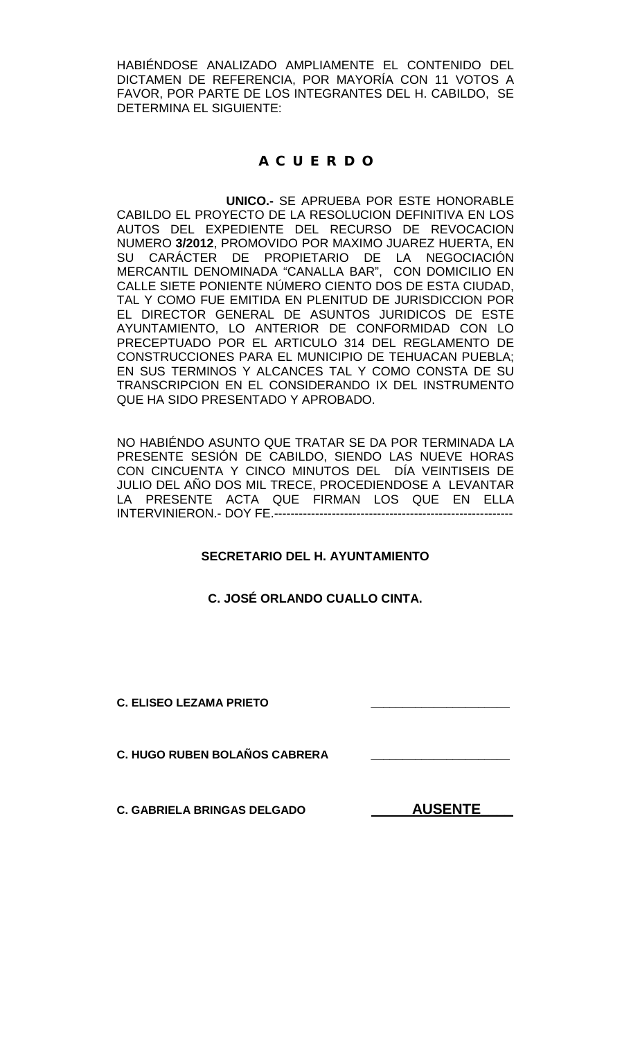HABIÉNDOSE ANALIZADO AMPLIAMENTE EL CONTENIDO DEL DICTAMEN DE REFERENCIA, POR MAYORÍA CON 11 VOTOS A FAVOR, POR PARTE DE LOS INTEGRANTES DEL H. CABILDO, SE DETERMINA EL SIGUIENTE:

## A C U E R D O

**UNICO.-** SE APRUEBA POR ESTE HONORABLE CABILDO EL PROYECTO DE LA RESOLUCION DEFINITIVA EN LOS AUTOS DEL EXPEDIENTE DEL RECURSO DE REVOCACION NUMERO **3/2012**, PROMOVIDO POR MAXIMO JUAREZ HUERTA, EN SU CARÁCTER DE PROPIETARIO DE LA NEGOCIACIÓN MERCANTIL DENOMINADA "CANALLA BAR", CON DOMICILIO EN CALLE SIETE PONIENTE NÚMERO CIENTO DOS DE ESTA CIUDAD, TAL Y COMO FUE EMITIDA EN PLENITUD DE JURISDICCION POR EL DIRECTOR GENERAL DE ASUNTOS JURIDICOS DE ESTE AYUNTAMIENTO, LO ANTERIOR DE CONFORMIDAD CON LO PRECEPTUADO POR EL ARTICULO 314 DEL REGLAMENTO DE CONSTRUCCIONES PARA EL MUNICIPIO DE TEHUACAN PUEBLA; EN SUS TERMINOS Y ALCANCES TAL Y COMO CONSTA DE SU TRANSCRIPCION EN EL CONSIDERANDO IX DEL INSTRUMENTO QUE HA SIDO PRESENTADO Y APROBADO.

NO HABIÉNDO ASUNTO QUE TRATAR SE DA POR TERMINADA LA PRESENTE SESIÓN DE CABILDO, SIENDO LAS NUEVE HORAS CON CINCUENTA Y CINCO MINUTOS DEL DÍA VEINTISEIS DE JULIO DEL AÑO DOS MIL TRECE, PROCEDIENDOSE A LEVANTAR LA PRESENTE ACTA QUE FIRMAN LOS QUE EN ELLA INTERVINIERON.- DOY FE.-----------------------------------------------------------

**SECRETARIO DEL H. AYUNTAMIENTO**

**C. JOSÉ ORLANDO CUALLO CINTA.**

**C. ELISEO LEZAMA PRIETO** _____________________

**C. HUGO RUBEN BOLAÑOS CABRERA** _____________________

**C. GABRIELA BRINGAS DELGADO** **AUSENTE**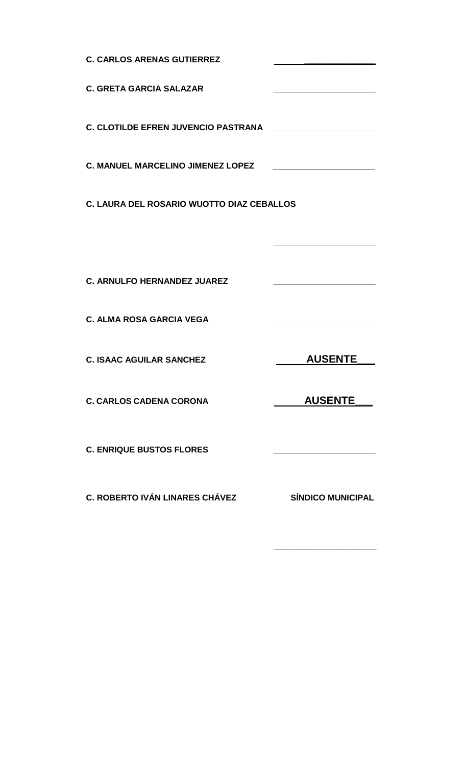**C. CARLOS ARENAS GUTIERREZ** _______________

**C. GRETA GARCIA SALAZAR** _______________

**C. CLOTILDE EFREN JUVENCIO PASTRANA** _______________

**C. MANUEL MARCELINO JIMENEZ LOPEZ** _______________

**C. LAURA DEL ROSARIO WUOTTO DIAZ CEBALLOS**

_______________

**C. ARNULFO HERNANDEZ JUAREZ** _______________

**C. ALMA ROSA GARCIA VEGA** _______________

**C. ISAAC AGUILAR SANCHEZ** **AUSENTE**

**C. CARLOS CADENA CORONA** **AUSENTE**

**C. ENRIQUE BUSTOS FLORES** _______________

**C. ROBERTO IVÁN LINARES CHÁVEZ** **SÍNDICO MUNICIPAL**

_______________